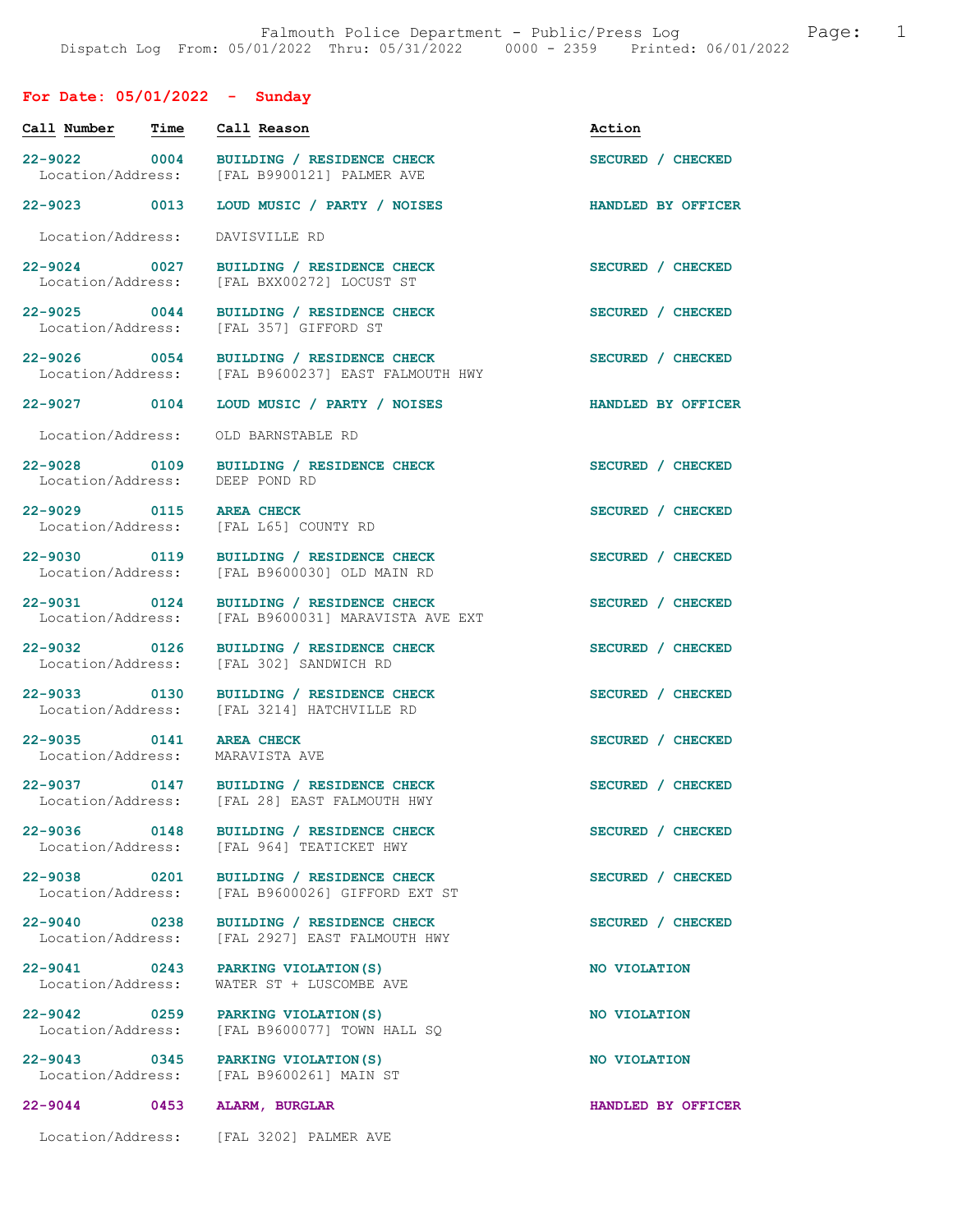Falmouth Police Department - Public/Press Log

Dispatch Log From: 05/01/2022 Thru: 05/31/2022 0000 - 2359 Printed: 06/01/2022

## For Date: 05/01/2022 - Sunday

| Call Number | Time | Call Reason | Action |
|---|---|---|---|
| 22-9022 | 0004 | BUILDING / RESIDENCE CHECK<br>Location/Address: [FAL B9900121] PALMER AVE | SECURED / CHECKED |
| 22-9023 | 0013 | LOUD MUSIC / PARTY / NOISES<br>Location/Address: DAVISVILLE RD | HANDLED BY OFFICER |
| 22-9024 | 0027 | BUILDING / RESIDENCE CHECK<br>Location/Address: [FAL BXX00272] LOCUST ST | SECURED / CHECKED |
| 22-9025 | 0044 | BUILDING / RESIDENCE CHECK<br>Location/Address: [FAL 357] GIFFORD ST | SECURED / CHECKED |
| 22-9026 | 0054 | BUILDING / RESIDENCE CHECK<br>Location/Address: [FAL B9600237] EAST FALMOUTH HWY | SECURED / CHECKED |
| 22-9027 | 0104 | LOUD MUSIC / PARTY / NOISES<br>Location/Address: OLD BARNSTABLE RD | HANDLED BY OFFICER |
| 22-9028 | 0109 | BUILDING / RESIDENCE CHECK<br>Location/Address: DEEP POND RD | SECURED / CHECKED |
| 22-9029 | 0115 | AREA CHECK<br>Location/Address: [FAL L65] COUNTY RD | SECURED / CHECKED |
| 22-9030 | 0119 | BUILDING / RESIDENCE CHECK<br>Location/Address: [FAL B9600030] OLD MAIN RD | SECURED / CHECKED |
| 22-9031 | 0124 | BUILDING / RESIDENCE CHECK<br>Location/Address: [FAL B9600031] MARAVISTA AVE EXT | SECURED / CHECKED |
| 22-9032 | 0126 | BUILDING / RESIDENCE CHECK<br>Location/Address: [FAL 302] SANDWICH RD | SECURED / CHECKED |
| 22-9033 | 0130 | BUILDING / RESIDENCE CHECK<br>Location/Address: [FAL 3214] HATCHVILLE RD | SECURED / CHECKED |
| 22-9035 | 0141 | AREA CHECK<br>Location/Address: MARAVISTA AVE | SECURED / CHECKED |
| 22-9037 | 0147 | BUILDING / RESIDENCE CHECK<br>Location/Address: [FAL 28] EAST FALMOUTH HWY | SECURED / CHECKED |
| 22-9036 | 0148 | BUILDING / RESIDENCE CHECK<br>Location/Address: [FAL 964] TEATICKET HWY | SECURED / CHECKED |
| 22-9038 | 0201 | BUILDING / RESIDENCE CHECK<br>Location/Address: [FAL B9600026] GIFFORD EXT ST | SECURED / CHECKED |
| 22-9040 | 0238 | BUILDING / RESIDENCE CHECK<br>Location/Address: [FAL 2927] EAST FALMOUTH HWY | SECURED / CHECKED |
| 22-9041 | 0243 | PARKING VIOLATION(S)<br>Location/Address: WATER ST + LUSCOMBE AVE | NO VIOLATION |
| 22-9042 | 0259 | PARKING VIOLATION(S)<br>Location/Address: [FAL B9600077] TOWN HALL SQ | NO VIOLATION |
| 22-9043 | 0345 | PARKING VIOLATION(S)<br>Location/Address: [FAL B9600261] MAIN ST | NO VIOLATION |
| 22-9044 | 0453 | ALARM, BURGLAR<br>Location/Address: [FAL 3202] PALMER AVE | HANDLED BY OFFICER |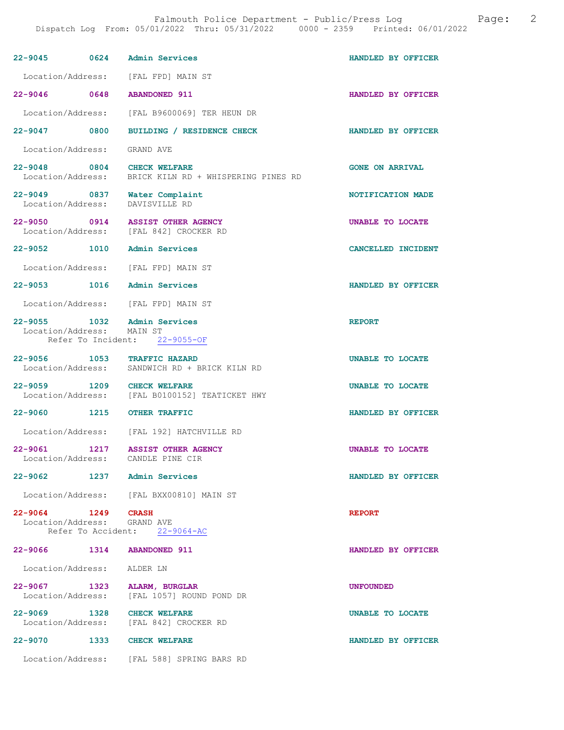22-9045 0624 Admin Services HANDLED BY OFFICER

Location/Address: [FAL FPD] MAIN ST

22-9046 0648 ABANDONED 911 HANDLED BY OFFICER

Location/Address: [FAL B9600069] TER HEUN DR

22-9047 0800 BUILDING / RESIDENCE CHECK HANDLED BY OFFICER

Location/Address: GRAND AVE

22-9048 0804 CHECK WELFARE GONE ON ARRIVAL
Location/Address: BRICK KILN RD + WHISPERING PINES RD

22-9049 0837 Water Complaint NOTIFICATION MADE
Location/Address: DAVISVILLE RD

22-9050 0914 ASSIST OTHER AGENCY UNABLE TO LOCATE
Location/Address: [FAL 842] CROCKER RD

22-9052 1010 Admin Services CANCELLED INCIDENT

Location/Address: [FAL FPD] MAIN ST

22-9053 1016 Admin Services HANDLED BY OFFICER

Location/Address: [FAL FPD] MAIN ST

22-9055 1032 Admin Services REPORT
Location/Address: MAIN ST
Refer To Incident: 22-9055-OF

22-9056 1053 TRAFFIC HAZARD UNABLE TO LOCATE
Location/Address: SANDWICH RD + BRICK KILN RD

22-9059 1209 CHECK WELFARE UNABLE TO LOCATE
Location/Address: [FAL B0100152] TEATICKET HWY

22-9060 1215 OTHER TRAFFIC HANDLED BY OFFICER

Location/Address: [FAL 192] HATCHVILLE RD

22-9061 1217 ASSIST OTHER AGENCY UNABLE TO LOCATE
Location/Address: CANDLE PINE CIR

22-9062 1237 Admin Services HANDLED BY OFFICER

Location/Address: [FAL BXX00810] MAIN ST

22-9064 1249 CRASH REPORT
Location/Address: GRAND AVE
Refer To Accident: 22-9064-AC

22-9066 1314 ABANDONED 911 HANDLED BY OFFICER

Location/Address: ALDER LN

22-9067 1323 ALARM, BURGLAR UNFOUNDED
Location/Address: [FAL 1057] ROUND POND DR

22-9069 1328 CHECK WELFARE UNABLE TO LOCATE
Location/Address: [FAL 842] CROCKER RD

22-9070 1333 CHECK WELFARE HANDLED BY OFFICER

Location/Address: [FAL 588] SPRING BARS RD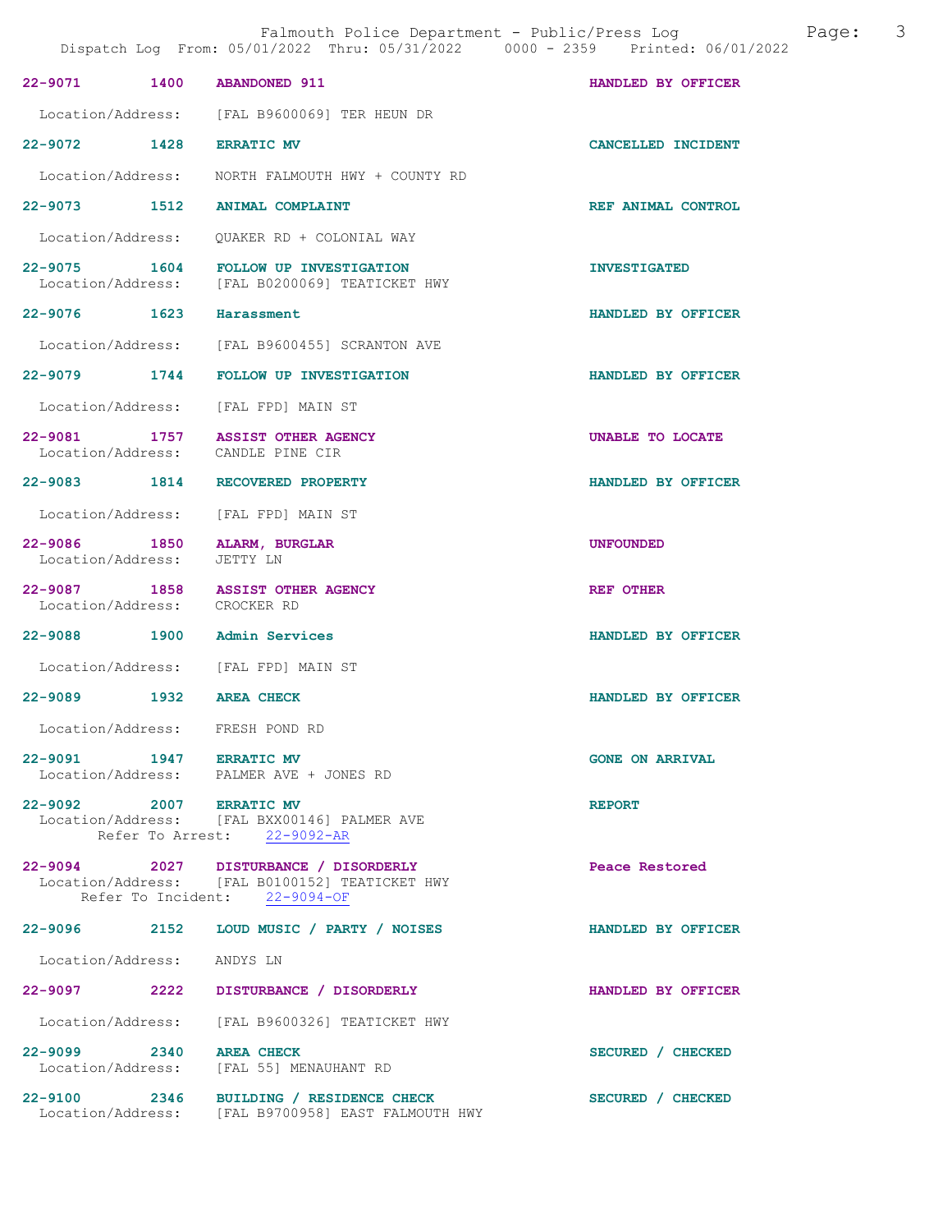| Call # | Time | Call Reason | Action |
|---|---|---|---|
| 22-9071 | 1400 | ABANDONED 911 | HANDLED BY OFFICER |

Location/Address: [FAL B9600069] TER HEUN DR

| Call # | Time | Call Reason | Action |
|---|---|---|---|
| 22-9072 | 1428 | ERRATIC MV | CANCELLED INCIDENT |

Location/Address: NORTH FALMOUTH HWY + COUNTY RD

| Call # | Time | Call Reason | Action |
|---|---|---|---|
| 22-9073 | 1512 | ANIMAL COMPLAINT | REF ANIMAL CONTROL |

Location/Address: QUAKER RD + COLONIAL WAY

| Call # | Time | Call Reason | Action |
|---|---|---|---|
| 22-9075 | 1604 | FOLLOW UP INVESTIGATION | INVESTIGATED |

Location/Address: [FAL B0200069] TEATICKET HWY

| Call # | Time | Call Reason | Action |
|---|---|---|---|
| 22-9076 | 1623 | Harassment | HANDLED BY OFFICER |

Location/Address: [FAL B9600455] SCRANTON AVE

| Call # | Time | Call Reason | Action |
|---|---|---|---|
| 22-9079 | 1744 | FOLLOW UP INVESTIGATION | HANDLED BY OFFICER |

Location/Address: [FAL FPD] MAIN ST

| Call # | Time | Call Reason | Action |
|---|---|---|---|
| 22-9081 | 1757 | ASSIST OTHER AGENCY | UNABLE TO LOCATE |

Location/Address: CANDLE PINE CIR

| Call # | Time | Call Reason | Action |
|---|---|---|---|
| 22-9083 | 1814 | RECOVERED PROPERTY | HANDLED BY OFFICER |

Location/Address: [FAL FPD] MAIN ST

| Call # | Time | Call Reason | Action |
|---|---|---|---|
| 22-9086 | 1850 | ALARM, BURGLAR | UNFOUNDED |

Location/Address: JETTY LN

| Call # | Time | Call Reason | Action |
|---|---|---|---|
| 22-9087 | 1858 | ASSIST OTHER AGENCY | REF OTHER |

Location/Address: CROCKER RD

| Call # | Time | Call Reason | Action |
|---|---|---|---|
| 22-9088 | 1900 | Admin Services | HANDLED BY OFFICER |

Location/Address: [FAL FPD] MAIN ST

| Call # | Time | Call Reason | Action |
|---|---|---|---|
| 22-9089 | 1932 | AREA CHECK | HANDLED BY OFFICER |

Location/Address: FRESH POND RD

| Call # | Time | Call Reason | Action |
|---|---|---|---|
| 22-9091 | 1947 | ERRATIC MV | GONE ON ARRIVAL |

Location/Address: PALMER AVE + JONES RD

| Call # | Time | Call Reason | Action |
|---|---|---|---|
| 22-9092 | 2007 | ERRATIC MV | REPORT |

Location/Address: [FAL BXX00146] PALMER AVE
Refer To Arrest: 22-9092-AR

| Call # | Time | Call Reason | Action |
|---|---|---|---|
| 22-9094 | 2027 | DISTURBANCE / DISORDERLY | Peace Restored |

Location/Address: [FAL B0100152] TEATICKET HWY
Refer To Incident: 22-9094-OF

| Call # | Time | Call Reason | Action |
|---|---|---|---|
| 22-9096 | 2152 | LOUD MUSIC / PARTY / NOISES | HANDLED BY OFFICER |

Location/Address: ANDYS LN

| Call # | Time | Call Reason | Action |
|---|---|---|---|
| 22-9097 | 2222 | DISTURBANCE / DISORDERLY | HANDLED BY OFFICER |

Location/Address: [FAL B9600326] TEATICKET HWY

| Call # | Time | Call Reason | Action |
|---|---|---|---|
| 22-9099 | 2340 | AREA CHECK | SECURED / CHECKED |

Location/Address: [FAL 55] MENAUHANT RD

| Call # | Time | Call Reason | Action |
|---|---|---|---|
| 22-9100 | 2346 | BUILDING / RESIDENCE CHECK | SECURED / CHECKED |

Location/Address: [FAL B9700958] EAST FALMOUTH HWY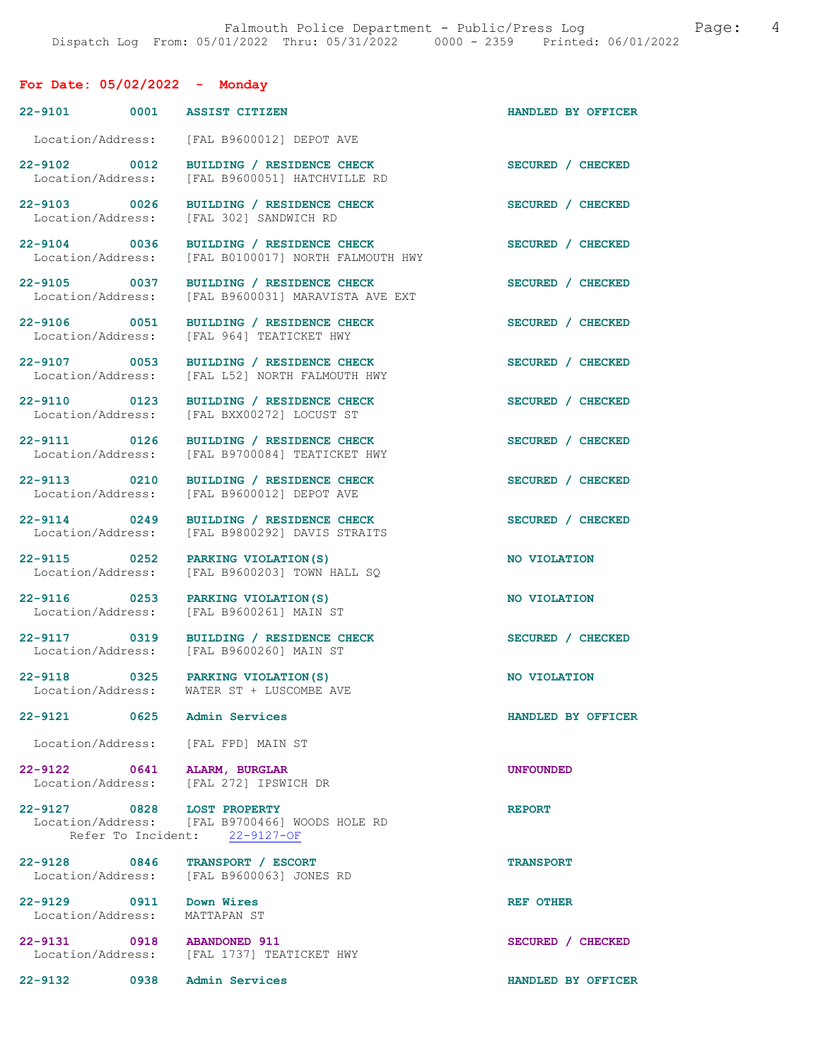## For Date: 05/02/2022 - Monday

**22-9101 0001 ASSIST CITIZEN** — HANDLED BY OFFICER
Location/Address: [FAL B9600012] DEPOT AVE

**22-9102 0012 BUILDING / RESIDENCE CHECK** — SECURED / CHECKED
Location/Address: [FAL B9600051] HATCHVILLE RD

**22-9103 0026 BUILDING / RESIDENCE CHECK** — SECURED / CHECKED
Location/Address: [FAL 302] SANDWICH RD

**22-9104 0036 BUILDING / RESIDENCE CHECK** — SECURED / CHECKED
Location/Address: [FAL B0100017] NORTH FALMOUTH HWY

**22-9105 0037 BUILDING / RESIDENCE CHECK** — SECURED / CHECKED
Location/Address: [FAL B9600031] MARAVISTA AVE EXT

**22-9106 0051 BUILDING / RESIDENCE CHECK** — SECURED / CHECKED
Location/Address: [FAL 964] TEATICKET HWY

**22-9107 0053 BUILDING / RESIDENCE CHECK** — SECURED / CHECKED
Location/Address: [FAL L52] NORTH FALMOUTH HWY

**22-9110 0123 BUILDING / RESIDENCE CHECK** — SECURED / CHECKED
Location/Address: [FAL BXX00272] LOCUST ST

**22-9111 0126 BUILDING / RESIDENCE CHECK** — SECURED / CHECKED
Location/Address: [FAL B9700084] TEATICKET HWY

**22-9113 0210 BUILDING / RESIDENCE CHECK** — SECURED / CHECKED
Location/Address: [FAL B9600012] DEPOT AVE

**22-9114 0249 BUILDING / RESIDENCE CHECK** — SECURED / CHECKED
Location/Address: [FAL B9800292] DAVIS STRAITS

**22-9115 0252 PARKING VIOLATION(S)** — NO VIOLATION
Location/Address: [FAL B9600203] TOWN HALL SQ

**22-9116 0253 PARKING VIOLATION(S)** — NO VIOLATION
Location/Address: [FAL B9600261] MAIN ST

**22-9117 0319 BUILDING / RESIDENCE CHECK** — SECURED / CHECKED
Location/Address: [FAL B9600260] MAIN ST

**22-9118 0325 PARKING VIOLATION(S)** — NO VIOLATION
Location/Address: WATER ST + LUSCOMBE AVE

**22-9121 0625 Admin Services** — HANDLED BY OFFICER
Location/Address: [FAL FPD] MAIN ST

**22-9122 0641 ALARM, BURGLAR** — UNFOUNDED
Location/Address: [FAL 272] IPSWICH DR

**22-9127 0828 LOST PROPERTY** — REPORT
Location/Address: [FAL B9700466] WOODS HOLE RD
Refer To Incident: 22-9127-OF

**22-9128 0846 TRANSPORT / ESCORT** — TRANSPORT
Location/Address: [FAL B9600063] JONES RD

**22-9129 0911 Down Wires** — REF OTHER
Location/Address: MATTAPAN ST

**22-9131 0918 ABANDONED 911** — SECURED / CHECKED
Location/Address: [FAL 1737] TEATICKET HWY

**22-9132 0938 Admin Services** — HANDLED BY OFFICER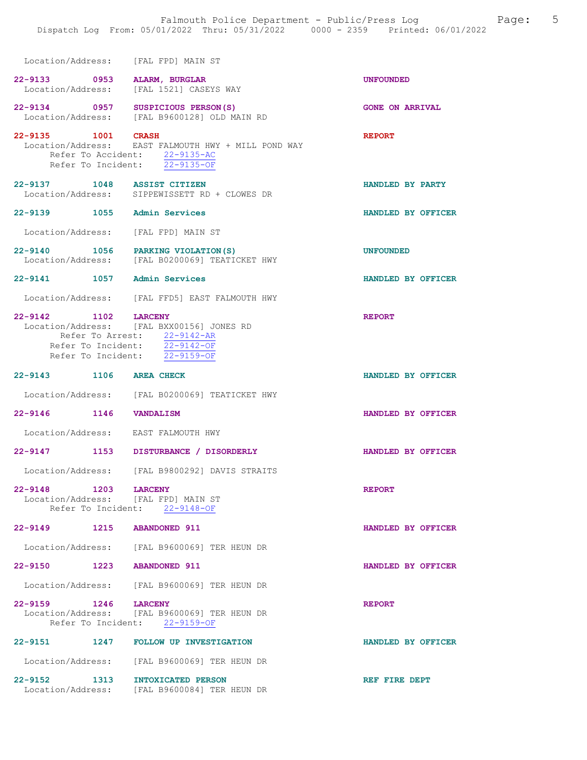Location/Address: [FAL FPD] MAIN ST

22-9133 0953 ALARM, BURGLAR UNFOUNDED
Location/Address: [FAL 1521] CASEYS WAY

22-9134 0957 SUSPICIOUS PERSON(S) GONE ON ARRIVAL
Location/Address: [FAL B9600128] OLD MAIN RD

22-9135 1001 CRASH REPORT
Location/Address: EAST FALMOUTH HWY + MILL POND WAY
Refer To Accident: 22-9135-AC
Refer To Incident: 22-9135-OF

22-9137 1048 ASSIST CITIZEN HANDLED BY PARTY
Location/Address: SIPPEWISSETT RD + CLOWES DR

22-9139 1055 Admin Services HANDLED BY OFFICER
Location/Address: [FAL FPD] MAIN ST

22-9140 1056 PARKING VIOLATION(S) UNFOUNDED
Location/Address: [FAL B0200069] TEATICKET HWY

22-9141 1057 Admin Services HANDLED BY OFFICER
Location/Address: [FAL FFD5] EAST FALMOUTH HWY

22-9142 1102 LARCENY REPORT
Location/Address: [FAL BXX00156] JONES RD
Refer To Arrest: 22-9142-AR
Refer To Incident: 22-9142-OF
Refer To Incident: 22-9159-OF

22-9143 1106 AREA CHECK HANDLED BY OFFICER
Location/Address: [FAL B0200069] TEATICKET HWY

22-9146 1146 VANDALISM HANDLED BY OFFICER
Location/Address: EAST FALMOUTH HWY

22-9147 1153 DISTURBANCE / DISORDERLY HANDLED BY OFFICER
Location/Address: [FAL B9800292] DAVIS STRAITS

22-9148 1203 LARCENY REPORT
Location/Address: [FAL FPD] MAIN ST
Refer To Incident: 22-9148-OF

22-9149 1215 ABANDONED 911 HANDLED BY OFFICER
Location/Address: [FAL B9600069] TER HEUN DR

22-9150 1223 ABANDONED 911 HANDLED BY OFFICER
Location/Address: [FAL B9600069] TER HEUN DR

22-9159 1246 LARCENY REPORT
Location/Address: [FAL B9600069] TER HEUN DR
Refer To Incident: 22-9159-OF

22-9151 1247 FOLLOW UP INVESTIGATION HANDLED BY OFFICER
Location/Address: [FAL B9600069] TER HEUN DR

22-9152 1313 INTOXICATED PERSON REF FIRE DEPT
Location/Address: [FAL B9600084] TER HEUN DR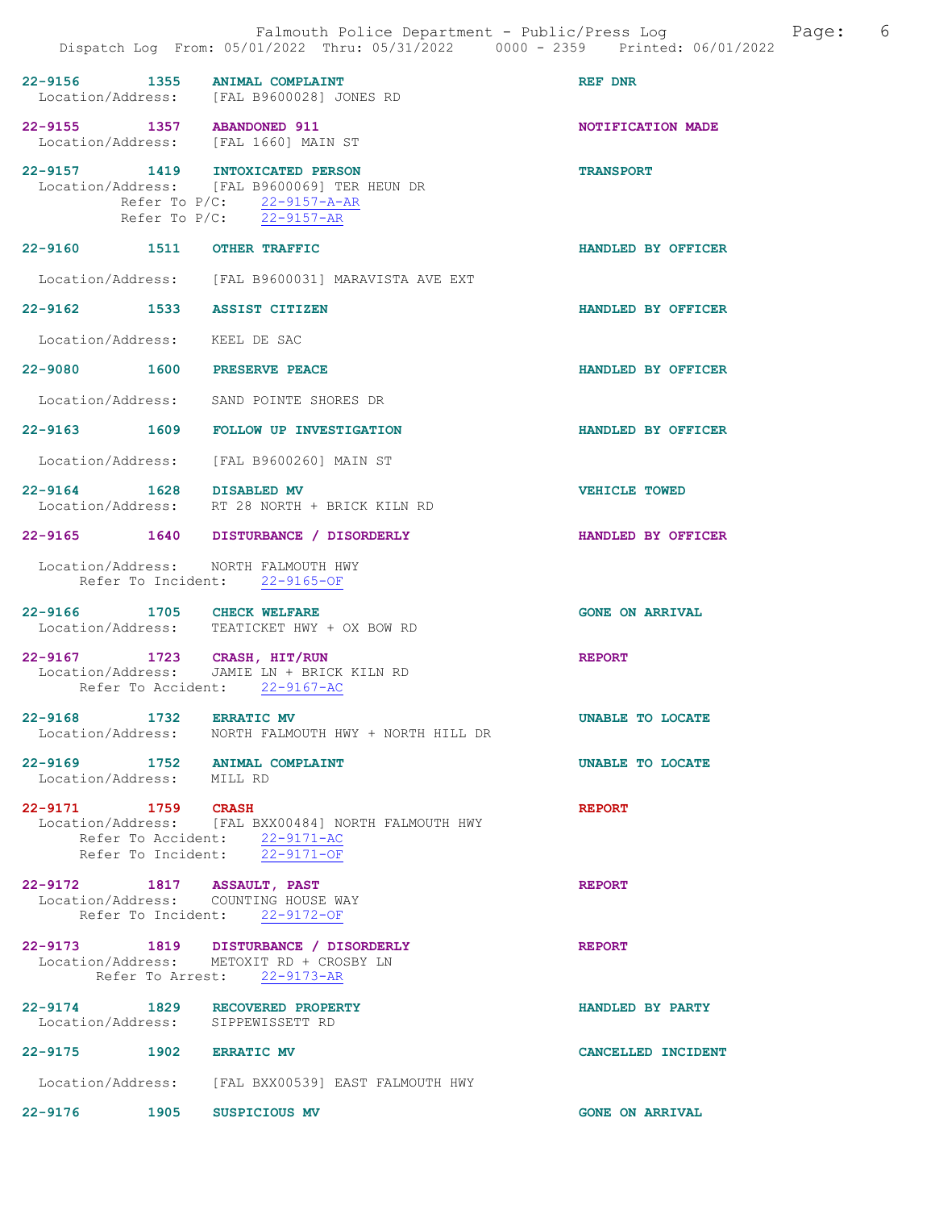**22-9156** 1355 **ANIMAL COMPLAINT** — **REF DNR**
Location/Address: [FAL B9600028] JONES RD

**22-9155** 1357 **ABANDONED 911** — **NOTIFICATION MADE**
Location/Address: [FAL 1660] MAIN ST

**22-9157** 1419 **INTOXICATED PERSON** — **TRANSPORT**
Location/Address: [FAL B9600069] TER HEUN DR
Refer To P/C: 22-9157-A-AR
Refer To P/C: 22-9157-AR

**22-9160** 1511 **OTHER TRAFFIC** — **HANDLED BY OFFICER**
Location/Address: [FAL B9600031] MARAVISTA AVE EXT

**22-9162** 1533 **ASSIST CITIZEN** — **HANDLED BY OFFICER**
Location/Address: KEEL DE SAC

**22-9080** 1600 **PRESERVE PEACE** — **HANDLED BY OFFICER**
Location/Address: SAND POINTE SHORES DR

**22-9163** 1609 **FOLLOW UP INVESTIGATION** — **HANDLED BY OFFICER**
Location/Address: [FAL B9600260] MAIN ST

**22-9164** 1628 **DISABLED MV** — **VEHICLE TOWED**
Location/Address: RT 28 NORTH + BRICK KILN RD

**22-9165** 1640 **DISTURBANCE / DISORDERLY** — **HANDLED BY OFFICER**
Location/Address: NORTH FALMOUTH HWY
Refer To Incident: 22-9165-OF

**22-9166** 1705 **CHECK WELFARE** — **GONE ON ARRIVAL**
Location/Address: TEATICKET HWY + OX BOW RD

**22-9167** 1723 **CRASH, HIT/RUN** — **REPORT**
Location/Address: JAMIE LN + BRICK KILN RD
Refer To Accident: 22-9167-AC

**22-9168** 1732 **ERRATIC MV** — **UNABLE TO LOCATE**
Location/Address: NORTH FALMOUTH HWY + NORTH HILL DR

**22-9169** 1752 **ANIMAL COMPLAINT** — **UNABLE TO LOCATE**
Location/Address: MILL RD

**22-9171** 1759 **CRASH** — **REPORT**
Location/Address: [FAL BXX00484] NORTH FALMOUTH HWY
Refer To Accident: 22-9171-AC
Refer To Incident: 22-9171-OF

**22-9172** 1817 **ASSAULT, PAST** — **REPORT**
Location/Address: COUNTING HOUSE WAY
Refer To Incident: 22-9172-OF

**22-9173** 1819 **DISTURBANCE / DISORDERLY** — **REPORT**
Location/Address: METOXIT RD + CROSBY LN
Refer To Arrest: 22-9173-AR

**22-9174** 1829 **RECOVERED PROPERTY** — **HANDLED BY PARTY**
Location/Address: SIPPEWISSETT RD

**22-9175** 1902 **ERRATIC MV** — **CANCELLED INCIDENT**
Location/Address: [FAL BXX00539] EAST FALMOUTH HWY

**22-9176** 1905 **SUSPICIOUS MV** — **GONE ON ARRIVAL**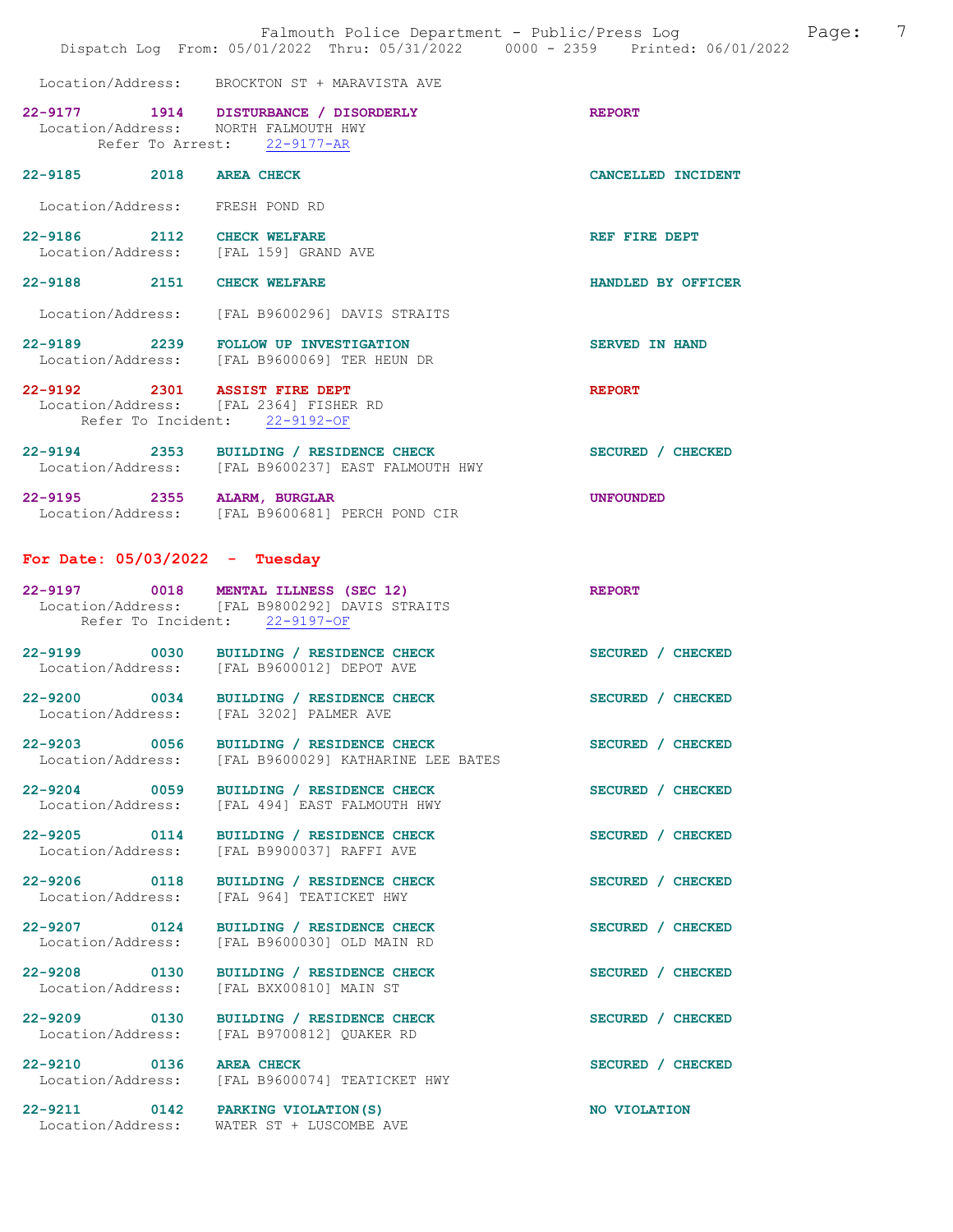Location/Address: BROCKTON ST + MARAVISTA AVE

**22-9177** 1914 **DISTURBANCE / DISORDERLY** **REPORT**
Location/Address: NORTH FALMOUTH HWY
Refer To Arrest: 22-9177-AR

**22-9185** 2018 **AREA CHECK** **CANCELLED INCIDENT**
Location/Address: FRESH POND RD

**22-9186** 2112 **CHECK WELFARE** **REF FIRE DEPT**
Location/Address: [FAL 159] GRAND AVE

**22-9188** 2151 **CHECK WELFARE** **HANDLED BY OFFICER**
Location/Address: [FAL B9600296] DAVIS STRAITS

**22-9189** 2239 **FOLLOW UP INVESTIGATION** **SERVED IN HAND**
Location/Address: [FAL B9600069] TER HEUN DR

**22-9192** 2301 **ASSIST FIRE DEPT** **REPORT**
Location/Address: [FAL 2364] FISHER RD
Refer To Incident: 22-9192-OF

**22-9194** 2353 **BUILDING / RESIDENCE CHECK** **SECURED / CHECKED**
Location/Address: [FAL B9600237] EAST FALMOUTH HWY

**22-9195** 2355 **ALARM, BURGLAR** **UNFOUNDED**
Location/Address: [FAL B9600681] PERCH POND CIR

## For Date: 05/03/2022 - Tuesday

**22-9197** 0018 **MENTAL ILLNESS (SEC 12)** **REPORT**
Location/Address: [FAL B9800292] DAVIS STRAITS
Refer To Incident: 22-9197-OF

**22-9199** 0030 **BUILDING / RESIDENCE CHECK** **SECURED / CHECKED**
Location/Address: [FAL B9600012] DEPOT AVE

**22-9200** 0034 **BUILDING / RESIDENCE CHECK** **SECURED / CHECKED**
Location/Address: [FAL 3202] PALMER AVE

**22-9203** 0056 **BUILDING / RESIDENCE CHECK** **SECURED / CHECKED**
Location/Address: [FAL B9600029] KATHARINE LEE BATES

**22-9204** 0059 **BUILDING / RESIDENCE CHECK** **SECURED / CHECKED**
Location/Address: [FAL 494] EAST FALMOUTH HWY

**22-9205** 0114 **BUILDING / RESIDENCE CHECK** **SECURED / CHECKED**
Location/Address: [FAL B9900037] RAFFI AVE

**22-9206** 0118 **BUILDING / RESIDENCE CHECK** **SECURED / CHECKED**
Location/Address: [FAL 964] TEATICKET HWY

**22-9207** 0124 **BUILDING / RESIDENCE CHECK** **SECURED / CHECKED**
Location/Address: [FAL B9600030] OLD MAIN RD

**22-9208** 0130 **BUILDING / RESIDENCE CHECK** **SECURED / CHECKED**
Location/Address: [FAL BXX00810] MAIN ST

**22-9209** 0130 **BUILDING / RESIDENCE CHECK** **SECURED / CHECKED**
Location/Address: [FAL B9700812] QUAKER RD

**22-9210** 0136 **AREA CHECK** **SECURED / CHECKED**
Location/Address: [FAL B9600074] TEATICKET HWY

**22-9211** 0142 **PARKING VIOLATION(S)** **NO VIOLATION**
Location/Address: WATER ST + LUSCOMBE AVE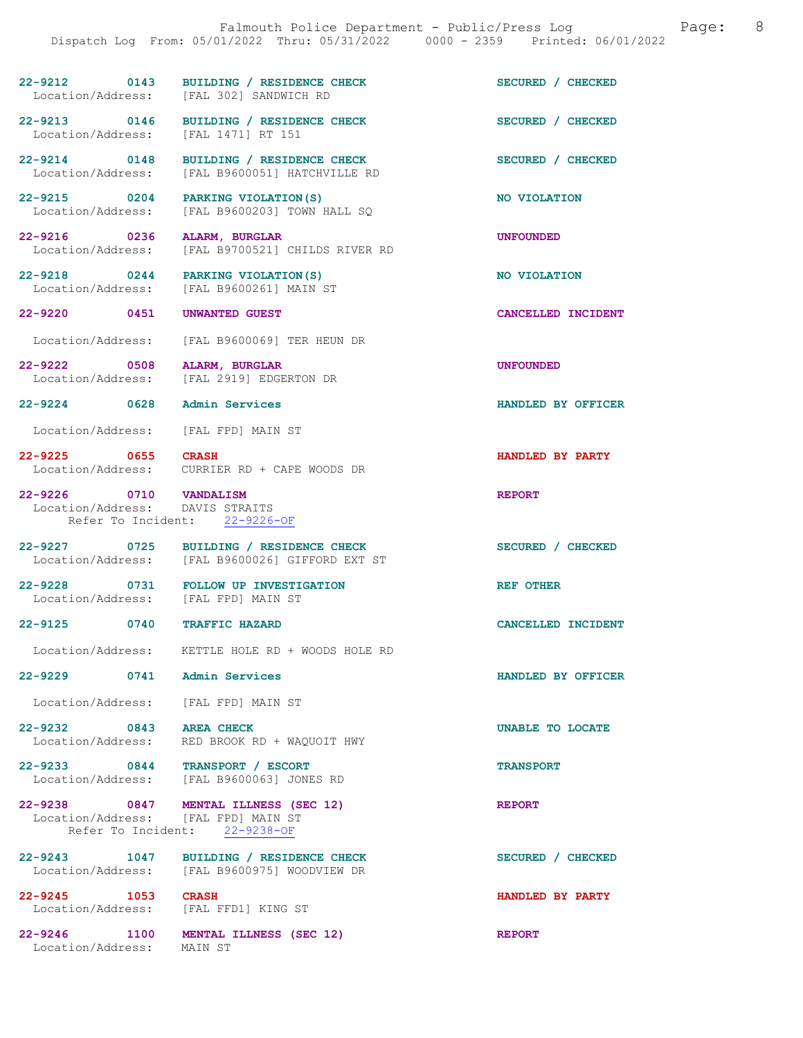22-9212 0143 BUILDING / RESIDENCE CHECK SECURED / CHECKED
Location/Address: [FAL 302] SANDWICH RD

22-9213 0146 BUILDING / RESIDENCE CHECK SECURED / CHECKED
Location/Address: [FAL 1471] RT 151

22-9214 0148 BUILDING / RESIDENCE CHECK SECURED / CHECKED
Location/Address: [FAL B9600051] HATCHVILLE RD

22-9215 0204 PARKING VIOLATION(S) NO VIOLATION
Location/Address: [FAL B9600203] TOWN HALL SQ

22-9216 0236 ALARM, BURGLAR UNFOUNDED
Location/Address: [FAL B9700521] CHILDS RIVER RD

22-9218 0244 PARKING VIOLATION(S) NO VIOLATION
Location/Address: [FAL B9600261] MAIN ST

22-9220 0451 UNWANTED GUEST CANCELLED INCIDENT

Location/Address: [FAL B9600069] TER HEUN DR

22-9222 0508 ALARM, BURGLAR UNFOUNDED
Location/Address: [FAL 2919] EDGERTON DR

22-9224 0628 Admin Services HANDLED BY OFFICER

Location/Address: [FAL FPD] MAIN ST

22-9225 0655 CRASH HANDLED BY PARTY
Location/Address: CURRIER RD + CAPE WOODS DR

22-9226 0710 VANDALISM REPORT
Location/Address: DAVIS STRAITS
Refer To Incident: 22-9226-OF

22-9227 0725 BUILDING / RESIDENCE CHECK SECURED / CHECKED
Location/Address: [FAL B9600026] GIFFORD EXT ST

22-9228 0731 FOLLOW UP INVESTIGATION REF OTHER
Location/Address: [FAL FPD] MAIN ST

22-9125 0740 TRAFFIC HAZARD CANCELLED INCIDENT

Location/Address: KETTLE HOLE RD + WOODS HOLE RD

22-9229 0741 Admin Services HANDLED BY OFFICER

Location/Address: [FAL FPD] MAIN ST

22-9232 0843 AREA CHECK UNABLE TO LOCATE
Location/Address: RED BROOK RD + WAQUOIT HWY

22-9233 0844 TRANSPORT / ESCORT TRANSPORT
Location/Address: [FAL B9600063] JONES RD

22-9238 0847 MENTAL ILLNESS (SEC 12) REPORT
Location/Address: [FAL FPD] MAIN ST
Refer To Incident: 22-9238-OF

22-9243 1047 BUILDING / RESIDENCE CHECK SECURED / CHECKED
Location/Address: [FAL B9600975] WOODVIEW DR

22-9245 1053 CRASH HANDLED BY PARTY
Location/Address: [FAL FFD1] KING ST

22-9246 1100 MENTAL ILLNESS (SEC 12) REPORT
Location/Address: MAIN ST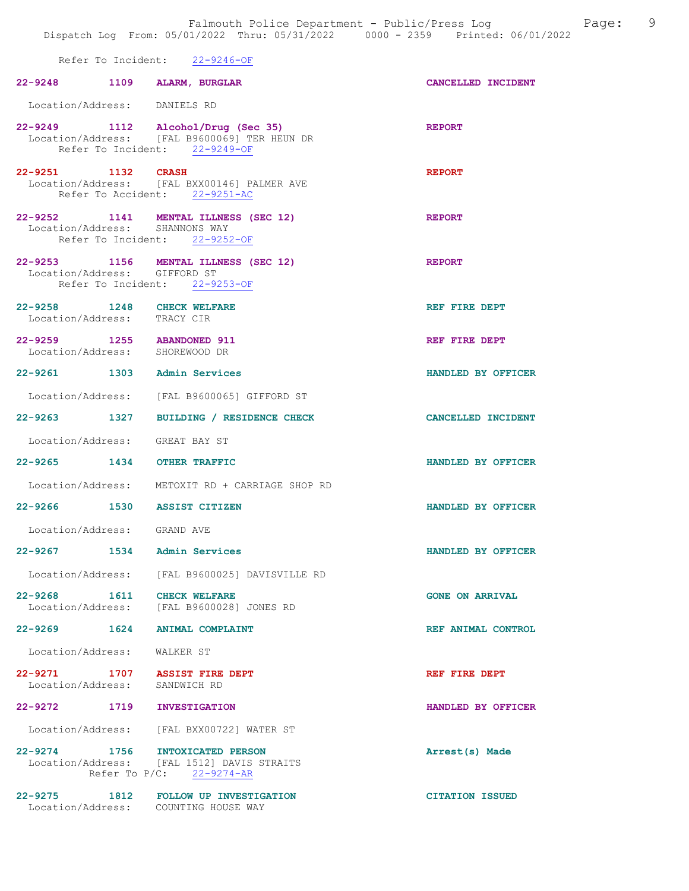Refer To Incident: 22-9246-OF

**22-9248 1109 ALARM, BURGLAR** CANCELLED INCIDENT
Location/Address: DANIELS RD

**22-9249 1112 Alcohol/Drug (Sec 35)** REPORT
Location/Address: [FAL B9600069] TER HEUN DR
Refer To Incident: 22-9249-OF

**22-9251 1132 CRASH** REPORT
Location/Address: [FAL BXX00146] PALMER AVE
Refer To Accident: 22-9251-AC

**22-9252 1141 MENTAL ILLNESS (SEC 12)** REPORT
Location/Address: SHANNONS WAY
Refer To Incident: 22-9252-OF

**22-9253 1156 MENTAL ILLNESS (SEC 12)** REPORT
Location/Address: GIFFORD ST
Refer To Incident: 22-9253-OF

**22-9258 1248 CHECK WELFARE** REF FIRE DEPT
Location/Address: TRACY CIR

**22-9259 1255 ABANDONED 911** REF FIRE DEPT
Location/Address: SHOREWOOD DR

**22-9261 1303 Admin Services** HANDLED BY OFFICER
Location/Address: [FAL B9600065] GIFFORD ST

**22-9263 1327 BUILDING / RESIDENCE CHECK** CANCELLED INCIDENT
Location/Address: GREAT BAY ST

**22-9265 1434 OTHER TRAFFIC** HANDLED BY OFFICER
Location/Address: METOXIT RD + CARRIAGE SHOP RD

**22-9266 1530 ASSIST CITIZEN** HANDLED BY OFFICER
Location/Address: GRAND AVE

**22-9267 1534 Admin Services** HANDLED BY OFFICER
Location/Address: [FAL B9600025] DAVISVILLE RD

**22-9268 1611 CHECK WELFARE** GONE ON ARRIVAL
Location/Address: [FAL B9600028] JONES RD

**22-9269 1624 ANIMAL COMPLAINT** REF ANIMAL CONTROL
Location/Address: WALKER ST

**22-9271 1707 ASSIST FIRE DEPT** REF FIRE DEPT
Location/Address: SANDWICH RD

**22-9272 1719 INVESTIGATION** HANDLED BY OFFICER
Location/Address: [FAL BXX00722] WATER ST

**22-9274 1756 INTOXICATED PERSON** Arrest(s) Made
Location/Address: [FAL 1512] DAVIS STRAITS
Refer To P/C: 22-9274-AR

**22-9275 1812 FOLLOW UP INVESTIGATION** CITATION ISSUED
Location/Address: COUNTING HOUSE WAY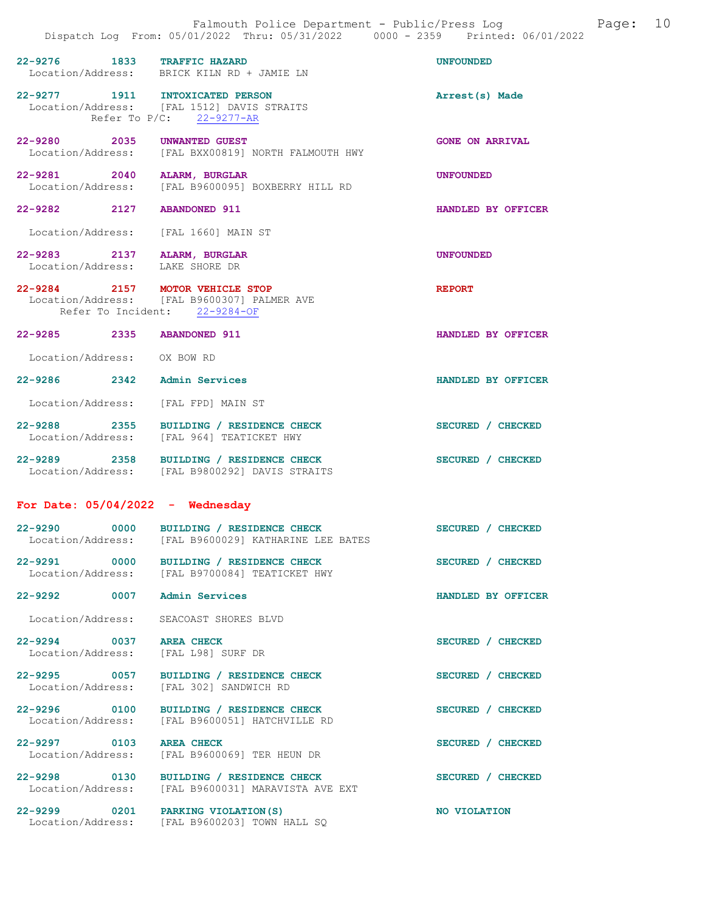22-9276 1833 **TRAFFIC HAZARD** UNFOUNDED
Location/Address: BRICK KILN RD + JAMIE LN

22-9277 1911 **INTOXICATED PERSON** Arrest(s) Made
Location/Address: [FAL 1512] DAVIS STRAITS
Refer To P/C: 22-9277-AR

22-9280 2035 **UNWANTED GUEST** GONE ON ARRIVAL
Location/Address: [FAL BXX00819] NORTH FALMOUTH HWY

22-9281 2040 **ALARM, BURGLAR** UNFOUNDED
Location/Address: [FAL B9600095] BOXBERRY HILL RD

22-9282 2127 **ABANDONED 911** HANDLED BY OFFICER
Location/Address: [FAL 1660] MAIN ST

22-9283 2137 **ALARM, BURGLAR** UNFOUNDED
Location/Address: LAKE SHORE DR

22-9284 2157 **MOTOR VEHICLE STOP** REPORT
Location/Address: [FAL B9600307] PALMER AVE
Refer To Incident: 22-9284-OF

22-9285 2335 **ABANDONED 911** HANDLED BY OFFICER
Location/Address: OX BOW RD

22-9286 2342 **Admin Services** HANDLED BY OFFICER
Location/Address: [FAL FPD] MAIN ST

22-9288 2355 **BUILDING / RESIDENCE CHECK** SECURED / CHECKED
Location/Address: [FAL 964] TEATICKET HWY

22-9289 2358 **BUILDING / RESIDENCE CHECK** SECURED / CHECKED
Location/Address: [FAL B9800292] DAVIS STRAITS

## For Date: 05/04/2022 - Wednesday

22-9290 0000 **BUILDING / RESIDENCE CHECK** SECURED / CHECKED
Location/Address: [FAL B9600029] KATHARINE LEE BATES

22-9291 0000 **BUILDING / RESIDENCE CHECK** SECURED / CHECKED
Location/Address: [FAL B9700084] TEATICKET HWY

22-9292 0007 **Admin Services** HANDLED BY OFFICER
Location/Address: SEACOAST SHORES BLVD

22-9294 0037 **AREA CHECK** SECURED / CHECKED
Location/Address: [FAL L98] SURF DR

22-9295 0057 **BUILDING / RESIDENCE CHECK** SECURED / CHECKED
Location/Address: [FAL 302] SANDWICH RD

22-9296 0100 **BUILDING / RESIDENCE CHECK** SECURED / CHECKED
Location/Address: [FAL B9600051] HATCHVILLE RD

22-9297 0103 **AREA CHECK** SECURED / CHECKED
Location/Address: [FAL B9600069] TER HEUN DR

22-9298 0130 **BUILDING / RESIDENCE CHECK** SECURED / CHECKED
Location/Address: [FAL B9600031] MARAVISTA AVE EXT

22-9299 0201 **PARKING VIOLATION(S)** NO VIOLATION
Location/Address: [FAL B9600203] TOWN HALL SQ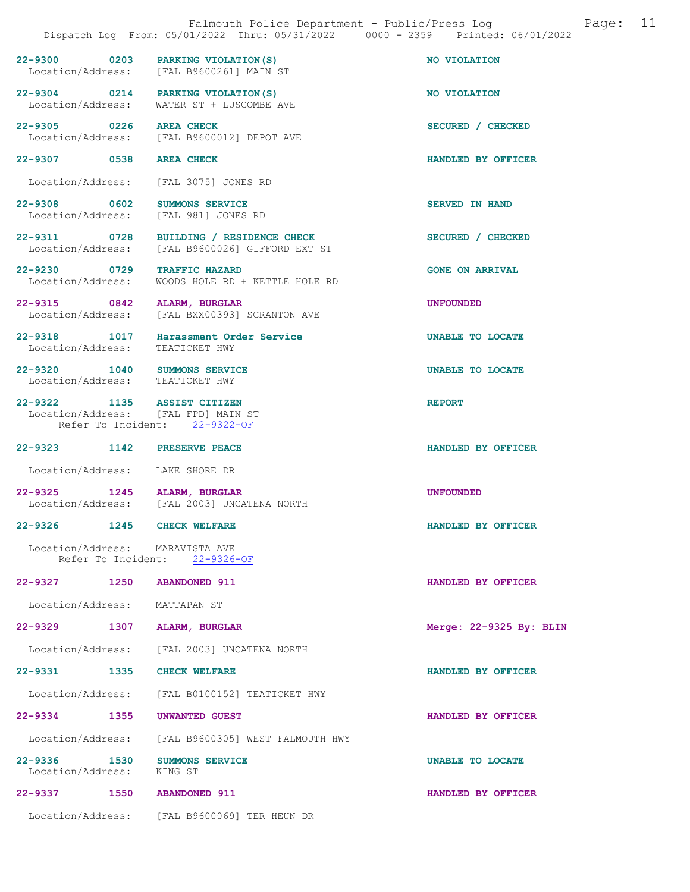22-9300 0203 PARKING VIOLATION(S) NO VIOLATION
Location/Address: [FAL B9600261] MAIN ST

22-9304 0214 PARKING VIOLATION(S) NO VIOLATION
Location/Address: WATER ST + LUSCOMBE AVE

22-9305 0226 AREA CHECK SECURED / CHECKED
Location/Address: [FAL B9600012] DEPOT AVE

22-9307 0538 AREA CHECK HANDLED BY OFFICER
Location/Address: [FAL 3075] JONES RD

22-9308 0602 SUMMONS SERVICE SERVED IN HAND
Location/Address: [FAL 981] JONES RD

22-9311 0728 BUILDING / RESIDENCE CHECK SECURED / CHECKED
Location/Address: [FAL B9600026] GIFFORD EXT ST

22-9230 0729 TRAFFIC HAZARD GONE ON ARRIVAL
Location/Address: WOODS HOLE RD + KETTLE HOLE RD

22-9315 0842 ALARM, BURGLAR UNFOUNDED
Location/Address: [FAL BXX00393] SCRANTON AVE

22-9318 1017 Harassment Order Service UNABLE TO LOCATE
Location/Address: TEATICKET HWY

22-9320 1040 SUMMONS SERVICE UNABLE TO LOCATE
Location/Address: TEATICKET HWY

22-9322 1135 ASSIST CITIZEN REPORT
Location/Address: [FAL FPD] MAIN ST
Refer To Incident: 22-9322-OF

22-9323 1142 PRESERVE PEACE HANDLED BY OFFICER
Location/Address: LAKE SHORE DR

22-9325 1245 ALARM, BURGLAR UNFOUNDED
Location/Address: [FAL 2003] UNCATENA NORTH

22-9326 1245 CHECK WELFARE HANDLED BY OFFICER
Location/Address: MARAVISTA AVE
Refer To Incident: 22-9326-OF

22-9327 1250 ABANDONED 911 HANDLED BY OFFICER
Location/Address: MATTAPAN ST

22-9329 1307 ALARM, BURGLAR Merge: 22-9325 By: BLIN
Location/Address: [FAL 2003] UNCATENA NORTH

22-9331 1335 CHECK WELFARE HANDLED BY OFFICER
Location/Address: [FAL B0100152] TEATICKET HWY

22-9334 1355 UNWANTED GUEST HANDLED BY OFFICER
Location/Address: [FAL B9600305] WEST FALMOUTH HWY

22-9336 1530 SUMMONS SERVICE UNABLE TO LOCATE
Location/Address: KING ST

22-9337 1550 ABANDONED 911 HANDLED BY OFFICER
Location/Address: [FAL B9600069] TER HEUN DR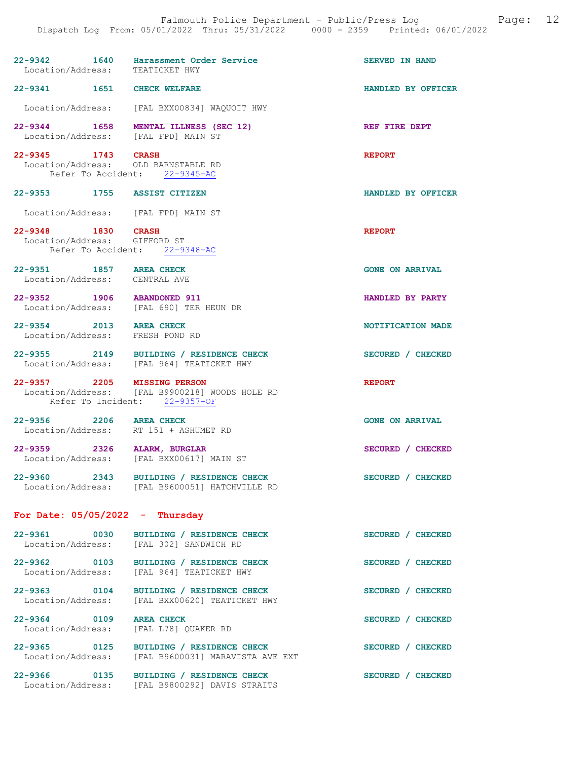22-9342 1640 **Harassment Order Service** SERVED IN HAND
Location/Address: TEATICKET HWY

22-9341 1651 **CHECK WELFARE** HANDLED BY OFFICER
Location/Address: [FAL BXX00834] WAQUOIT HWY

22-9344 1658 **MENTAL ILLNESS (SEC 12)** REF FIRE DEPT
Location/Address: [FAL FPD] MAIN ST

22-9345 1743 **CRASH** REPORT
Location/Address: OLD BARNSTABLE RD
Refer To Accident: 22-9345-AC

22-9353 1755 **ASSIST CITIZEN** HANDLED BY OFFICER
Location/Address: [FAL FPD] MAIN ST

22-9348 1830 **CRASH** REPORT
Location/Address: GIFFORD ST
Refer To Accident: 22-9348-AC

22-9351 1857 **AREA CHECK** GONE ON ARRIVAL
Location/Address: CENTRAL AVE

22-9352 1906 **ABANDONED 911** HANDLED BY PARTY
Location/Address: [FAL 690] TER HEUN DR

22-9354 2013 **AREA CHECK** NOTIFICATION MADE
Location/Address: FRESH POND RD

22-9355 2149 **BUILDING / RESIDENCE CHECK** SECURED / CHECKED
Location/Address: [FAL 964] TEATICKET HWY

22-9357 2205 **MISSING PERSON** REPORT
Location/Address: [FAL B9900218] WOODS HOLE RD
Refer To Incident: 22-9357-OF

22-9356 2206 **AREA CHECK** GONE ON ARRIVAL
Location/Address: RT 151 + ASHUMET RD

22-9359 2326 **ALARM, BURGLAR** SECURED / CHECKED
Location/Address: [FAL BXX00617] MAIN ST

22-9360 2343 **BUILDING / RESIDENCE CHECK** SECURED / CHECKED
Location/Address: [FAL B9600051] HATCHVILLE RD

## For Date: 05/05/2022 - Thursday

22-9361 0030 **BUILDING / RESIDENCE CHECK** SECURED / CHECKED
Location/Address: [FAL 302] SANDWICH RD

22-9362 0103 **BUILDING / RESIDENCE CHECK** SECURED / CHECKED
Location/Address: [FAL 964] TEATICKET HWY

22-9363 0104 **BUILDING / RESIDENCE CHECK** SECURED / CHECKED
Location/Address: [FAL BXX00620] TEATICKET HWY

22-9364 0109 **AREA CHECK** SECURED / CHECKED
Location/Address: [FAL L78] QUAKER RD

22-9365 0125 **BUILDING / RESIDENCE CHECK** SECURED / CHECKED
Location/Address: [FAL B9600031] MARAVISTA AVE EXT

22-9366 0135 **BUILDING / RESIDENCE CHECK** SECURED / CHECKED
Location/Address: [FAL B9800292] DAVIS STRAITS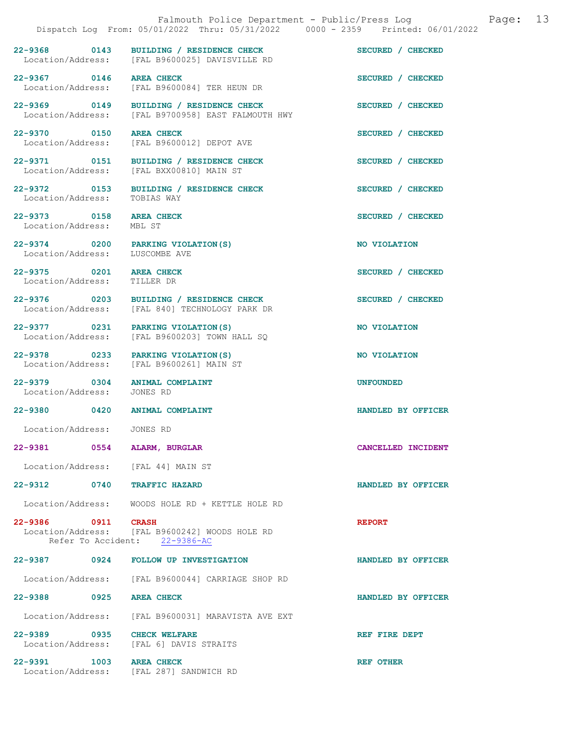| Call # | Time | Call Reason | Action |
|---|---|---|---|
| 22-9368 | 0143 | BUILDING / RESIDENCE CHECK | SECURED / CHECKED |
| Location/Address: | | [FAL B9600025] DAVISVILLE RD | |
| 22-9367 | 0146 | AREA CHECK | SECURED / CHECKED |
| Location/Address: | | [FAL B9600084] TER HEUN DR | |
| 22-9369 | 0149 | BUILDING / RESIDENCE CHECK | SECURED / CHECKED |
| Location/Address: | | [FAL B9700958] EAST FALMOUTH HWY | |
| 22-9370 | 0150 | AREA CHECK | SECURED / CHECKED |
| Location/Address: | | [FAL B9600012] DEPOT AVE | |
| 22-9371 | 0151 | BUILDING / RESIDENCE CHECK | SECURED / CHECKED |
| Location/Address: | | [FAL BXX00810] MAIN ST | |
| 22-9372 | 0153 | BUILDING / RESIDENCE CHECK | SECURED / CHECKED |
| Location/Address: | | TOBIAS WAY | |
| 22-9373 | 0158 | AREA CHECK | SECURED / CHECKED |
| Location/Address: | | MBL ST | |
| 22-9374 | 0200 | PARKING VIOLATION(S) | NO VIOLATION |
| Location/Address: | | LUSCOMBE AVE | |
| 22-9375 | 0201 | AREA CHECK | SECURED / CHECKED |
| Location/Address: | | TILLER DR | |
| 22-9376 | 0203 | BUILDING / RESIDENCE CHECK | SECURED / CHECKED |
| Location/Address: | | [FAL 840] TECHNOLOGY PARK DR | |
| 22-9377 | 0231 | PARKING VIOLATION(S) | NO VIOLATION |
| Location/Address: | | [FAL B9600203] TOWN HALL SQ | |
| 22-9378 | 0233 | PARKING VIOLATION(S) | NO VIOLATION |
| Location/Address: | | [FAL B9600261] MAIN ST | |
| 22-9379 | 0304 | ANIMAL COMPLAINT | UNFOUNDED |
| Location/Address: | | JONES RD | |
| 22-9380 | 0420 | ANIMAL COMPLAINT | HANDLED BY OFFICER |
| Location/Address: | | JONES RD | |
| 22-9381 | 0554 | ALARM, BURGLAR | CANCELLED INCIDENT |
| Location/Address: | | [FAL 44] MAIN ST | |
| 22-9312 | 0740 | TRAFFIC HAZARD | HANDLED BY OFFICER |
| Location/Address: | | WOODS HOLE RD + KETTLE HOLE RD | |
| 22-9386 | 0911 | CRASH | REPORT |
| Location/Address: | | [FAL B9600242] WOODS HOLE RD | |
| Refer To Accident: | | 22-9386-AC | |
| 22-9387 | 0924 | FOLLOW UP INVESTIGATION | HANDLED BY OFFICER |
| Location/Address: | | [FAL B9600044] CARRIAGE SHOP RD | |
| 22-9388 | 0925 | AREA CHECK | HANDLED BY OFFICER |
| Location/Address: | | [FAL B9600031] MARAVISTA AVE EXT | |
| 22-9389 | 0935 | CHECK WELFARE | REF FIRE DEPT |
| Location/Address: | | [FAL 6] DAVIS STRAITS | |
| 22-9391 | 1003 | AREA CHECK | REF OTHER |
| Location/Address: | | [FAL 287] SANDWICH RD | |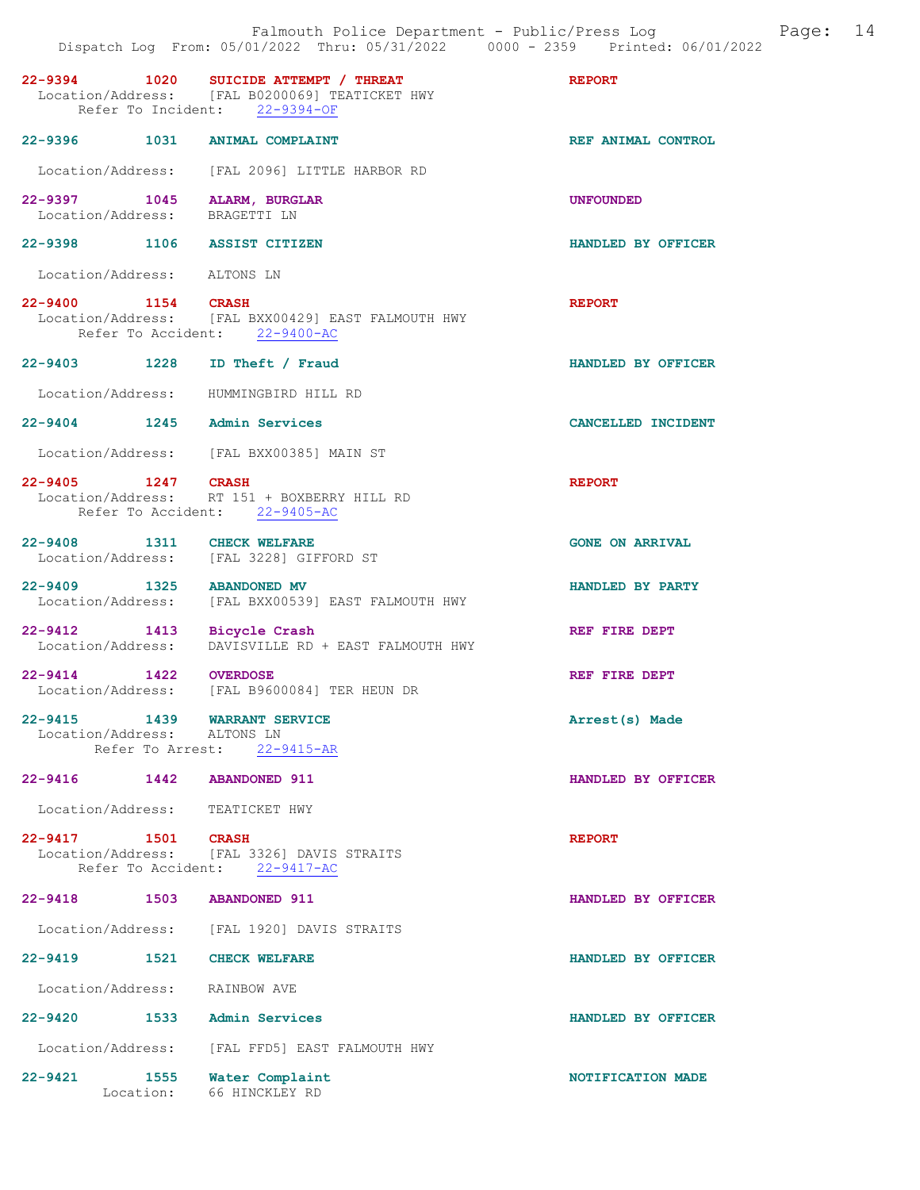**22-9394 1020 SUICIDE ATTEMPT / THREAT** — REPORT
Location/Address: [FAL B0200069] TEATICKET HWY
Refer To Incident: 22-9394-OF

**22-9396 1031 ANIMAL COMPLAINT** — REF ANIMAL CONTROL
Location/Address: [FAL 2096] LITTLE HARBOR RD

**22-9397 1045 ALARM, BURGLAR** — UNFOUNDED
Location/Address: BRAGETTI LN

**22-9398 1106 ASSIST CITIZEN** — HANDLED BY OFFICER
Location/Address: ALTONS LN

**22-9400 1154 CRASH** — REPORT
Location/Address: [FAL BXX00429] EAST FALMOUTH HWY
Refer To Accident: 22-9400-AC

**22-9403 1228 ID Theft / Fraud** — HANDLED BY OFFICER
Location/Address: HUMMINGBIRD HILL RD

**22-9404 1245 Admin Services** — CANCELLED INCIDENT
Location/Address: [FAL BXX00385] MAIN ST

**22-9405 1247 CRASH** — REPORT
Location/Address: RT 151 + BOXBERRY HILL RD
Refer To Accident: 22-9405-AC

**22-9408 1311 CHECK WELFARE** — GONE ON ARRIVAL
Location/Address: [FAL 3228] GIFFORD ST

**22-9409 1325 ABANDONED MV** — HANDLED BY PARTY
Location/Address: [FAL BXX00539] EAST FALMOUTH HWY

**22-9412 1413 Bicycle Crash** — REF FIRE DEPT
Location/Address: DAVISVILLE RD + EAST FALMOUTH HWY

**22-9414 1422 OVERDOSE** — REF FIRE DEPT
Location/Address: [FAL B9600084] TER HEUN DR

**22-9415 1439 WARRANT SERVICE** — Arrest(s) Made
Location/Address: ALTONS LN
Refer To Arrest: 22-9415-AR

**22-9416 1442 ABANDONED 911** — HANDLED BY OFFICER
Location/Address: TEATICKET HWY

**22-9417 1501 CRASH** — REPORT
Location/Address: [FAL 3326] DAVIS STRAITS
Refer To Accident: 22-9417-AC

**22-9418 1503 ABANDONED 911** — HANDLED BY OFFICER
Location/Address: [FAL 1920] DAVIS STRAITS

**22-9419 1521 CHECK WELFARE** — HANDLED BY OFFICER
Location/Address: RAINBOW AVE

**22-9420 1533 Admin Services** — HANDLED BY OFFICER
Location/Address: [FAL FFD5] EAST FALMOUTH HWY

**22-9421 1555 Water Complaint** — NOTIFICATION MADE
Location: 66 HINCKLEY RD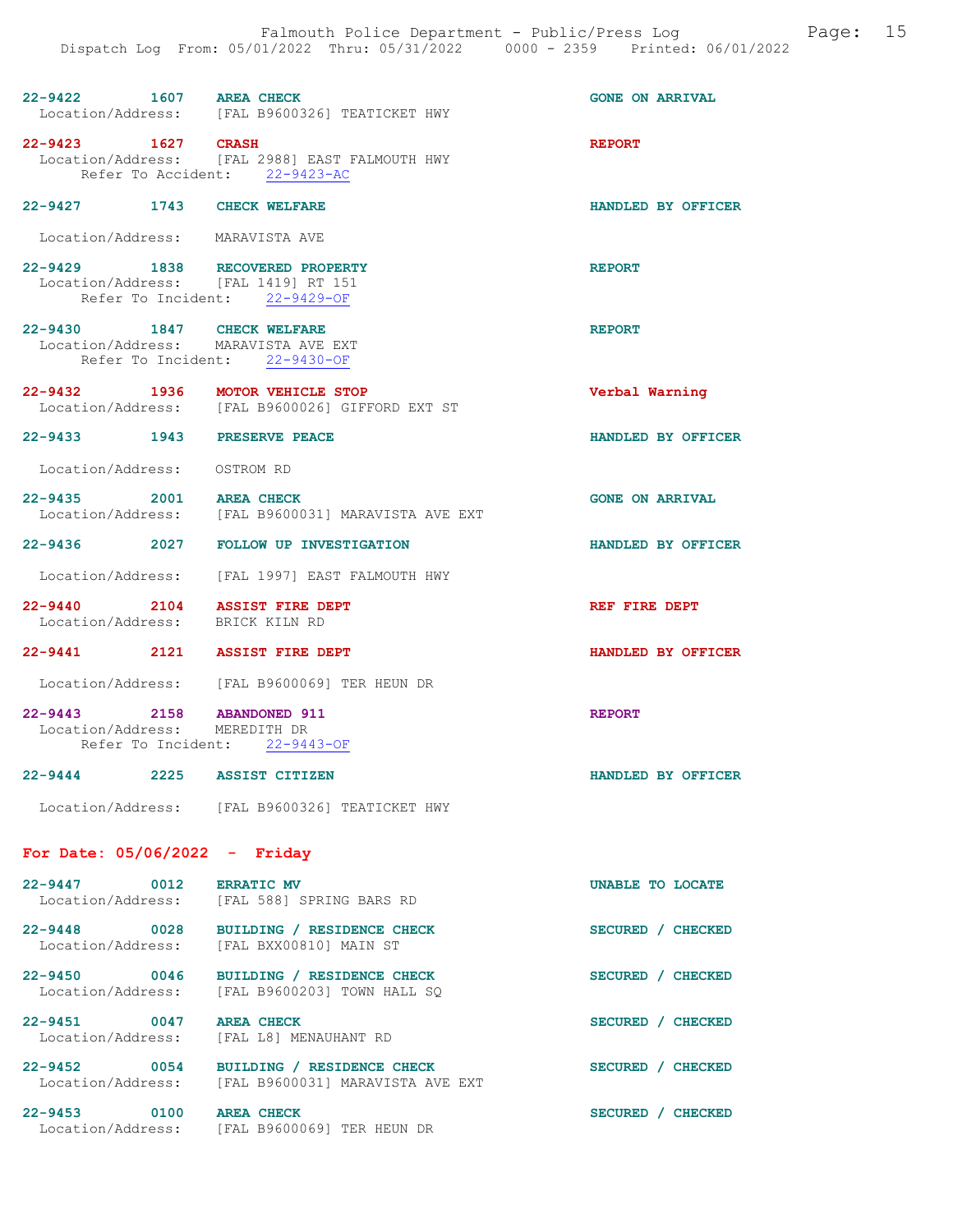**22-9422** 1607 **AREA CHECK** — GONE ON ARRIVAL
Location/Address: [FAL B9600326] TEATICKET HWY

**22-9423** 1627 **CRASH** — REPORT
Location/Address: [FAL 2988] EAST FALMOUTH HWY
Refer To Accident: 22-9423-AC

**22-9427** 1743 **CHECK WELFARE** — HANDLED BY OFFICER
Location/Address: MARAVISTA AVE

**22-9429** 1838 **RECOVERED PROPERTY** — REPORT
Location/Address: [FAL 1419] RT 151
Refer To Incident: 22-9429-OF

**22-9430** 1847 **CHECK WELFARE** — REPORT
Location/Address: MARAVISTA AVE EXT
Refer To Incident: 22-9430-OF

**22-9432** 1936 **MOTOR VEHICLE STOP** — Verbal Warning
Location/Address: [FAL B9600026] GIFFORD EXT ST

**22-9433** 1943 **PRESERVE PEACE** — HANDLED BY OFFICER
Location/Address: OSTROM RD

**22-9435** 2001 **AREA CHECK** — GONE ON ARRIVAL
Location/Address: [FAL B9600031] MARAVISTA AVE EXT

**22-9436** 2027 **FOLLOW UP INVESTIGATION** — HANDLED BY OFFICER
Location/Address: [FAL 1997] EAST FALMOUTH HWY

**22-9440** 2104 **ASSIST FIRE DEPT** — REF FIRE DEPT
Location/Address: BRICK KILN RD

**22-9441** 2121 **ASSIST FIRE DEPT** — HANDLED BY OFFICER
Location/Address: [FAL B9600069] TER HEUN DR

**22-9443** 2158 **ABANDONED 911** — REPORT
Location/Address: MEREDITH DR
Refer To Incident: 22-9443-OF

**22-9444** 2225 **ASSIST CITIZEN** — HANDLED BY OFFICER
Location/Address: [FAL B9600326] TEATICKET HWY

## For Date: 05/06/2022 - Friday

**22-9447** 0012 **ERRATIC MV** — UNABLE TO LOCATE
Location/Address: [FAL 588] SPRING BARS RD

**22-9448** 0028 **BUILDING / RESIDENCE CHECK** — SECURED / CHECKED
Location/Address: [FAL BXX00810] MAIN ST

**22-9450** 0046 **BUILDING / RESIDENCE CHECK** — SECURED / CHECKED
Location/Address: [FAL B9600203] TOWN HALL SQ

**22-9451** 0047 **AREA CHECK** — SECURED / CHECKED
Location/Address: [FAL L8] MENAUHANT RD

**22-9452** 0054 **BUILDING / RESIDENCE CHECK** — SECURED / CHECKED
Location/Address: [FAL B9600031] MARAVISTA AVE EXT

**22-9453** 0100 **AREA CHECK** — SECURED / CHECKED
Location/Address: [FAL B9600069] TER HEUN DR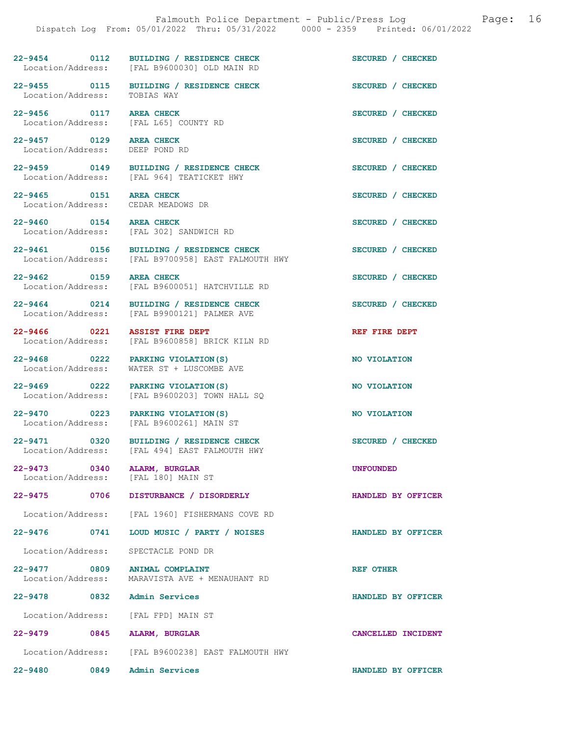22-9454 0112 BUILDING / RESIDENCE CHECK SECURED / CHECKED
Location/Address: [FAL B9600030] OLD MAIN RD

22-9455 0115 BUILDING / RESIDENCE CHECK SECURED / CHECKED
Location/Address: TOBIAS WAY

22-9456 0117 AREA CHECK SECURED / CHECKED
Location/Address: [FAL L65] COUNTY RD

22-9457 0129 AREA CHECK SECURED / CHECKED
Location/Address: DEEP POND RD

22-9459 0149 BUILDING / RESIDENCE CHECK SECURED / CHECKED
Location/Address: [FAL 964] TEATICKET HWY

22-9465 0151 AREA CHECK SECURED / CHECKED
Location/Address: CEDAR MEADOWS DR

22-9460 0154 AREA CHECK SECURED / CHECKED
Location/Address: [FAL 302] SANDWICH RD

22-9461 0156 BUILDING / RESIDENCE CHECK SECURED / CHECKED
Location/Address: [FAL B9700958] EAST FALMOUTH HWY

22-9462 0159 AREA CHECK SECURED / CHECKED
Location/Address: [FAL B9600051] HATCHVILLE RD

22-9464 0214 BUILDING / RESIDENCE CHECK SECURED / CHECKED
Location/Address: [FAL B9900121] PALMER AVE

22-9466 0221 ASSIST FIRE DEPT REF FIRE DEPT
Location/Address: [FAL B9600858] BRICK KILN RD

22-9468 0222 PARKING VIOLATION(S) NO VIOLATION
Location/Address: WATER ST + LUSCOMBE AVE

22-9469 0222 PARKING VIOLATION(S) NO VIOLATION
Location/Address: [FAL B9600203] TOWN HALL SQ

22-9470 0223 PARKING VIOLATION(S) NO VIOLATION
Location/Address: [FAL B9600261] MAIN ST

22-9471 0320 BUILDING / RESIDENCE CHECK SECURED / CHECKED
Location/Address: [FAL 494] EAST FALMOUTH HWY

22-9473 0340 ALARM, BURGLAR UNFOUNDED
Location/Address: [FAL 180] MAIN ST

22-9475 0706 DISTURBANCE / DISORDERLY HANDLED BY OFFICER
Location/Address: [FAL 1960] FISHERMANS COVE RD

22-9476 0741 LOUD MUSIC / PARTY / NOISES HANDLED BY OFFICER
Location/Address: SPECTACLE POND DR

22-9477 0809 ANIMAL COMPLAINT REF OTHER
Location/Address: MARAVISTA AVE + MENAUHANT RD

22-9478 0832 Admin Services HANDLED BY OFFICER
Location/Address: [FAL FPD] MAIN ST

22-9479 0845 ALARM, BURGLAR CANCELLED INCIDENT
Location/Address: [FAL B9600238] EAST FALMOUTH HWY

22-9480 0849 Admin Services HANDLED BY OFFICER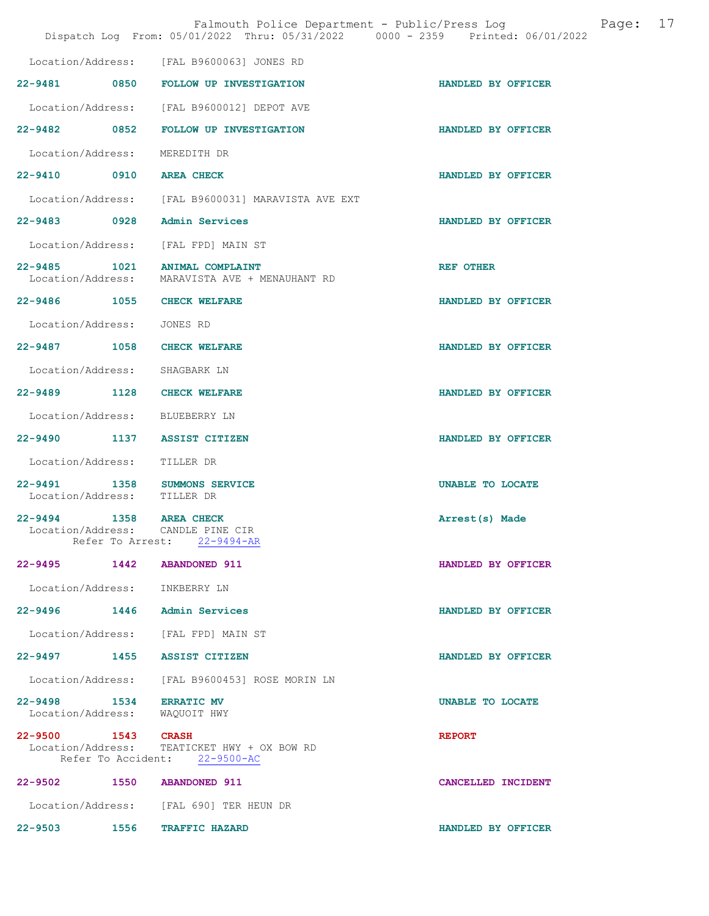Location/Address: [FAL B9600063] JONES RD

**22-9481 0850 FOLLOW UP INVESTIGATION** HANDLED BY OFFICER

Location/Address: [FAL B9600012] DEPOT AVE

**22-9482 0852 FOLLOW UP INVESTIGATION** HANDLED BY OFFICER

Location/Address: MEREDITH DR

**22-9410 0910 AREA CHECK** HANDLED BY OFFICER

Location/Address: [FAL B9600031] MARAVISTA AVE EXT

**22-9483 0928 Admin Services** HANDLED BY OFFICER

Location/Address: [FAL FPD] MAIN ST

**22-9485 1021 ANIMAL COMPLAINT** REF OTHER
Location/Address: MARAVISTA AVE + MENAUHANT RD

**22-9486 1055 CHECK WELFARE** HANDLED BY OFFICER

Location/Address: JONES RD

**22-9487 1058 CHECK WELFARE** HANDLED BY OFFICER

Location/Address: SHAGBARK LN

**22-9489 1128 CHECK WELFARE** HANDLED BY OFFICER

Location/Address: BLUEBERRY LN

**22-9490 1137 ASSIST CITIZEN** HANDLED BY OFFICER

Location/Address: TILLER DR

**22-9491 1358 SUMMONS SERVICE** UNABLE TO LOCATE
Location/Address: TILLER DR

**22-9494 1358 AREA CHECK** Arrest(s) Made
Location/Address: CANDLE PINE CIR
Refer To Arrest: 22-9494-AR

**22-9495 1442 ABANDONED 911** HANDLED BY OFFICER

Location/Address: INKBERRY LN

**22-9496 1446 Admin Services** HANDLED BY OFFICER

Location/Address: [FAL FPD] MAIN ST

**22-9497 1455 ASSIST CITIZEN** HANDLED BY OFFICER

Location/Address: [FAL B9600453] ROSE MORIN LN

**22-9498 1534 ERRATIC MV** UNABLE TO LOCATE
Location/Address: WAQUOIT HWY

**22-9500 1543 CRASH** REPORT
Location/Address: TEATICKET HWY + OX BOW RD
Refer To Accident: 22-9500-AC

**22-9502 1550 ABANDONED 911** CANCELLED INCIDENT

Location/Address: [FAL 690] TER HEUN DR

**22-9503 1556 TRAFFIC HAZARD** HANDLED BY OFFICER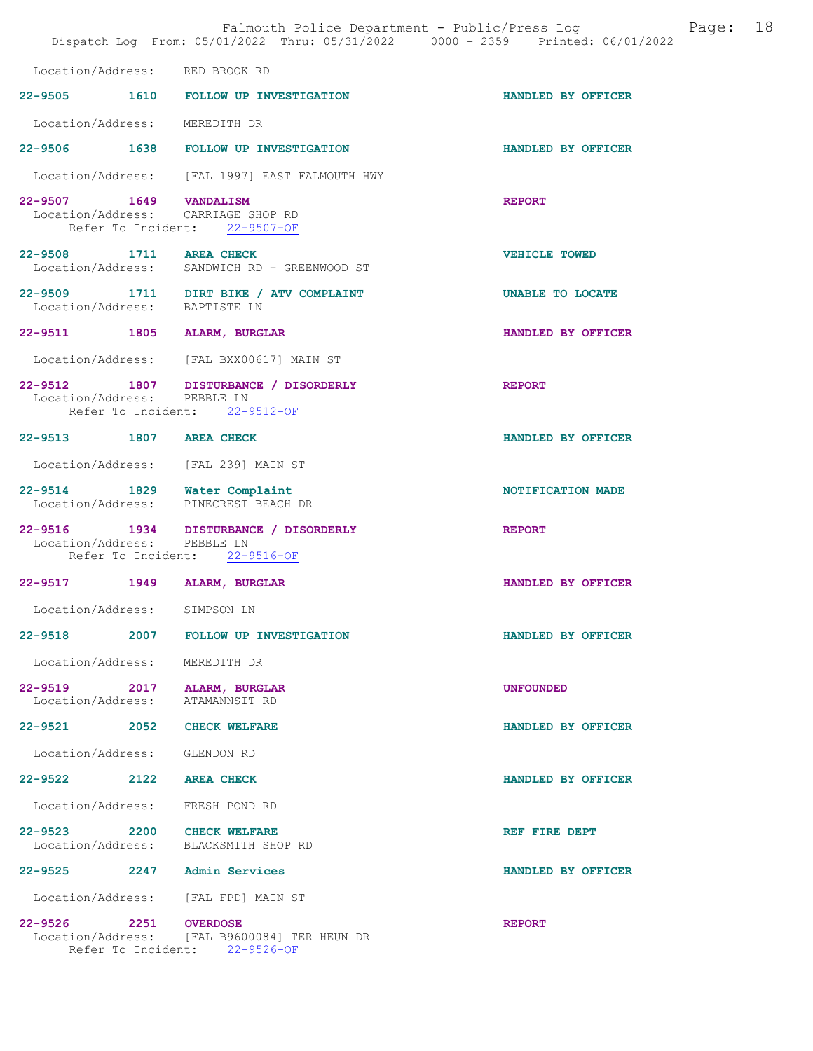Location/Address: RED BROOK RD

22-9505 1610 FOLLOW UP INVESTIGATION HANDLED BY OFFICER

Location/Address: MEREDITH DR

22-9506 1638 FOLLOW UP INVESTIGATION HANDLED BY OFFICER

Location/Address: [FAL 1997] EAST FALMOUTH HWY

22-9507 1649 VANDALISM REPORT
Location/Address: CARRIAGE SHOP RD
Refer To Incident: 22-9507-OF

22-9508 1711 AREA CHECK VEHICLE TOWED
Location/Address: SANDWICH RD + GREENWOOD ST

22-9509 1711 DIRT BIKE / ATV COMPLAINT UNABLE TO LOCATE
Location/Address: BAPTISTE LN

22-9511 1805 ALARM, BURGLAR HANDLED BY OFFICER

Location/Address: [FAL BXX00617] MAIN ST

22-9512 1807 DISTURBANCE / DISORDERLY REPORT
Location/Address: PEBBLE LN
Refer To Incident: 22-9512-OF

22-9513 1807 AREA CHECK HANDLED BY OFFICER

Location/Address: [FAL 239] MAIN ST

22-9514 1829 Water Complaint NOTIFICATION MADE
Location/Address: PINECREST BEACH DR

22-9516 1934 DISTURBANCE / DISORDERLY REPORT
Location/Address: PEBBLE LN
Refer To Incident: 22-9516-OF

22-9517 1949 ALARM, BURGLAR HANDLED BY OFFICER

Location/Address: SIMPSON LN

22-9518 2007 FOLLOW UP INVESTIGATION HANDLED BY OFFICER

Location/Address: MEREDITH DR

22-9519 2017 ALARM, BURGLAR UNFOUNDED
Location/Address: ATAMANNSIT RD

22-9521 2052 CHECK WELFARE HANDLED BY OFFICER

Location/Address: GLENDON RD

22-9522 2122 AREA CHECK HANDLED BY OFFICER

Location/Address: FRESH POND RD

22-9523 2200 CHECK WELFARE REF FIRE DEPT
Location/Address: BLACKSMITH SHOP RD

22-9525 2247 Admin Services HANDLED BY OFFICER

Location/Address: [FAL FPD] MAIN ST

22-9526 2251 OVERDOSE REPORT
Location/Address: [FAL B9600084] TER HEUN DR
Refer To Incident: 22-9526-OF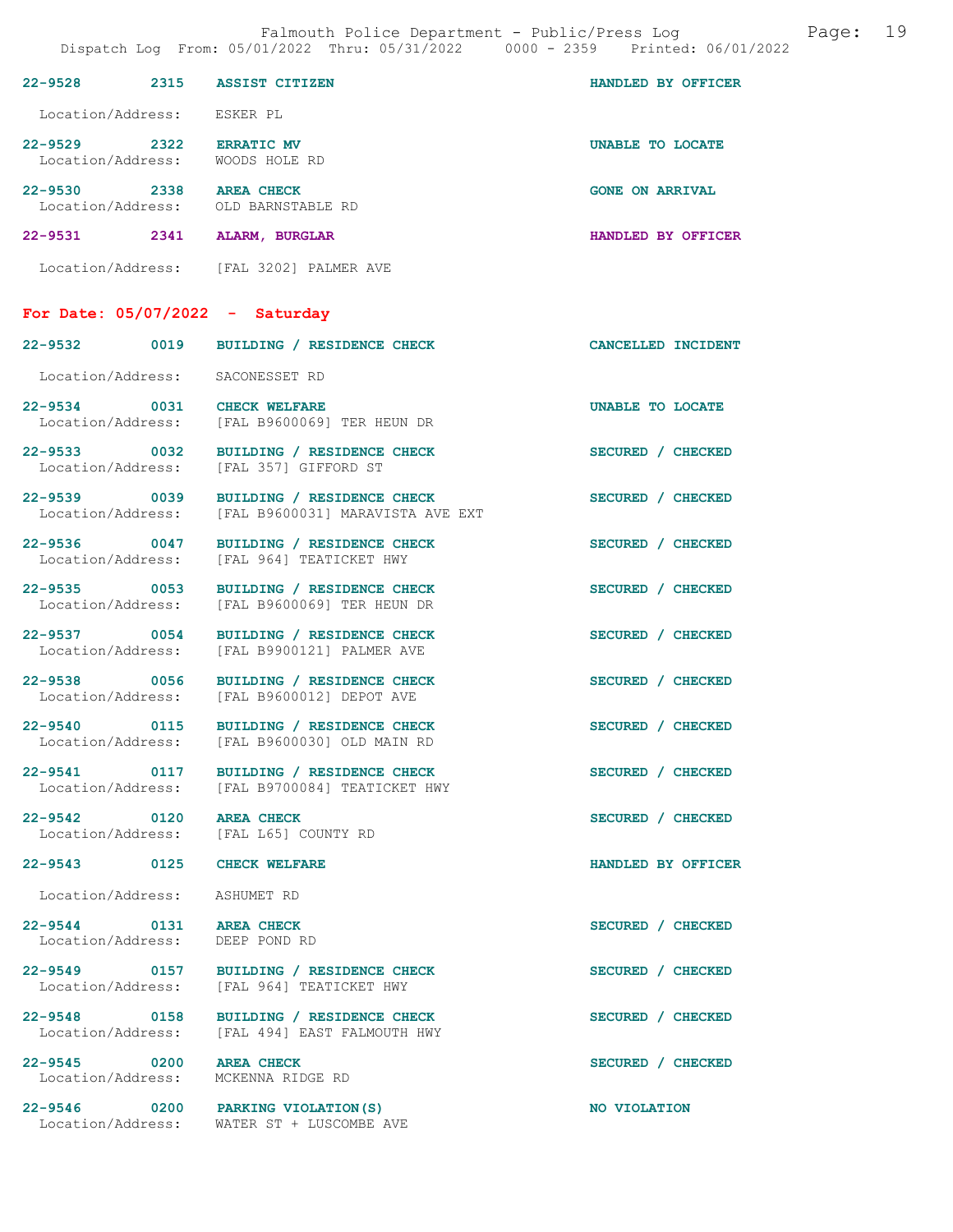| | | | |
|---|---|---|---|
| 22-9528 | 2315 | ASSIST CITIZEN | HANDLED BY OFFICER |
| Location/Address: | | ESKER PL | |
| 22-9529 | 2322 | ERRATIC MV | UNABLE TO LOCATE |
| Location/Address: | | WOODS HOLE RD | |
| 22-9530 | 2338 | AREA CHECK | GONE ON ARRIVAL |
| Location/Address: | | OLD BARNSTABLE RD | |
| 22-9531 | 2341 | ALARM, BURGLAR | HANDLED BY OFFICER |
| Location/Address: | | [FAL 3202] PALMER AVE | |

## For Date: 05/07/2022 - Saturday

| | | | |
|---|---|---|---|
| 22-9532 | 0019 | BUILDING / RESIDENCE CHECK | CANCELLED INCIDENT |
| Location/Address: | | SACONESSET RD | |
| 22-9534 | 0031 | CHECK WELFARE | UNABLE TO LOCATE |
| Location/Address: | | [FAL B9600069] TER HEUN DR | |
| 22-9533 | 0032 | BUILDING / RESIDENCE CHECK | SECURED / CHECKED |
| Location/Address: | | [FAL 357] GIFFORD ST | |
| 22-9539 | 0039 | BUILDING / RESIDENCE CHECK | SECURED / CHECKED |
| Location/Address: | | [FAL B9600031] MARAVISTA AVE EXT | |
| 22-9536 | 0047 | BUILDING / RESIDENCE CHECK | SECURED / CHECKED |
| Location/Address: | | [FAL 964] TEATICKET HWY | |
| 22-9535 | 0053 | BUILDING / RESIDENCE CHECK | SECURED / CHECKED |
| Location/Address: | | [FAL B9600069] TER HEUN DR | |
| 22-9537 | 0054 | BUILDING / RESIDENCE CHECK | SECURED / CHECKED |
| Location/Address: | | [FAL B9900121] PALMER AVE | |
| 22-9538 | 0056 | BUILDING / RESIDENCE CHECK | SECURED / CHECKED |
| Location/Address: | | [FAL B9600012] DEPOT AVE | |
| 22-9540 | 0115 | BUILDING / RESIDENCE CHECK | SECURED / CHECKED |
| Location/Address: | | [FAL B9600030] OLD MAIN RD | |
| 22-9541 | 0117 | BUILDING / RESIDENCE CHECK | SECURED / CHECKED |
| Location/Address: | | [FAL B9700084] TEATICKET HWY | |
| 22-9542 | 0120 | AREA CHECK | SECURED / CHECKED |
| Location/Address: | | [FAL L65] COUNTY RD | |
| 22-9543 | 0125 | CHECK WELFARE | HANDLED BY OFFICER |
| Location/Address: | | ASHUMET RD | |
| 22-9544 | 0131 | AREA CHECK | SECURED / CHECKED |
| Location/Address: | | DEEP POND RD | |
| 22-9549 | 0157 | BUILDING / RESIDENCE CHECK | SECURED / CHECKED |
| Location/Address: | | [FAL 964] TEATICKET HWY | |
| 22-9548 | 0158 | BUILDING / RESIDENCE CHECK | SECURED / CHECKED |
| Location/Address: | | [FAL 494] EAST FALMOUTH HWY | |
| 22-9545 | 0200 | AREA CHECK | SECURED / CHECKED |
| Location/Address: | | MCKENNA RIDGE RD | |
| 22-9546 | 0200 | PARKING VIOLATION(S) | NO VIOLATION |
| Location/Address: | | WATER ST + LUSCOMBE AVE | |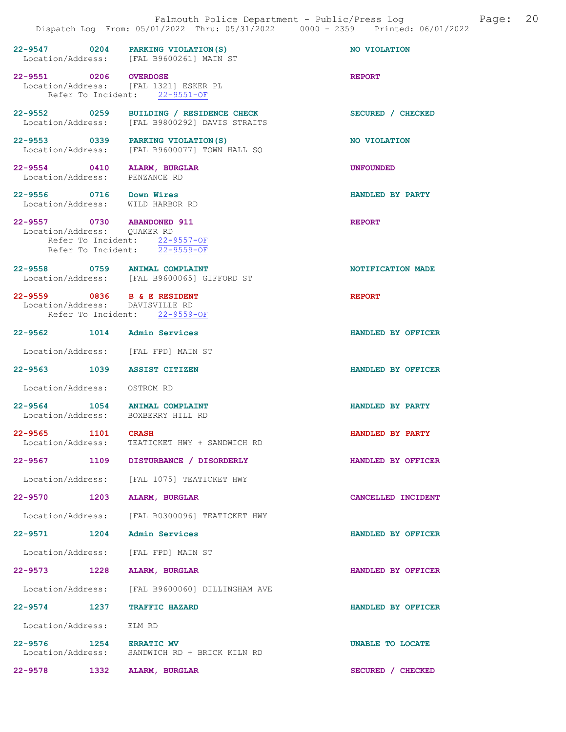22-9547 0204 PARKING VIOLATION(S) NO VIOLATION
Location/Address: [FAL B9600261] MAIN ST

22-9551 0206 OVERDOSE REPORT
Location/Address: [FAL 1321] ESKER PL
Refer To Incident: 22-9551-OF

22-9552 0259 BUILDING / RESIDENCE CHECK SECURED / CHECKED
Location/Address: [FAL B9800292] DAVIS STRAITS

22-9553 0339 PARKING VIOLATION(S) NO VIOLATION
Location/Address: [FAL B9600077] TOWN HALL SQ

22-9554 0410 ALARM, BURGLAR UNFOUNDED
Location/Address: PENZANCE RD

22-9556 0716 Down Wires HANDLED BY PARTY
Location/Address: WILD HARBOR RD

22-9557 0730 ABANDONED 911 REPORT
Location/Address: QUAKER RD
Refer To Incident: 22-9557-OF
Refer To Incident: 22-9559-OF

22-9558 0759 ANIMAL COMPLAINT NOTIFICATION MADE
Location/Address: [FAL B9600065] GIFFORD ST

22-9559 0836 B & E RESIDENT REPORT
Location/Address: DAVISVILLE RD
Refer To Incident: 22-9559-OF

22-9562 1014 Admin Services HANDLED BY OFFICER
Location/Address: [FAL FPD] MAIN ST

22-9563 1039 ASSIST CITIZEN HANDLED BY OFFICER
Location/Address: OSTROM RD

22-9564 1054 ANIMAL COMPLAINT HANDLED BY PARTY
Location/Address: BOXBERRY HILL RD

22-9565 1101 CRASH HANDLED BY PARTY
Location/Address: TEATICKET HWY + SANDWICH RD

22-9567 1109 DISTURBANCE / DISORDERLY HANDLED BY OFFICER
Location/Address: [FAL 1075] TEATICKET HWY

22-9570 1203 ALARM, BURGLAR CANCELLED INCIDENT
Location/Address: [FAL B0300096] TEATICKET HWY

22-9571 1204 Admin Services HANDLED BY OFFICER
Location/Address: [FAL FPD] MAIN ST

22-9573 1228 ALARM, BURGLAR HANDLED BY OFFICER
Location/Address: [FAL B9600060] DILLINGHAM AVE

22-9574 1237 TRAFFIC HAZARD HANDLED BY OFFICER
Location/Address: ELM RD

22-9576 1254 ERRATIC MV UNABLE TO LOCATE
Location/Address: SANDWICH RD + BRICK KILN RD

22-9578 1332 ALARM, BURGLAR SECURED / CHECKED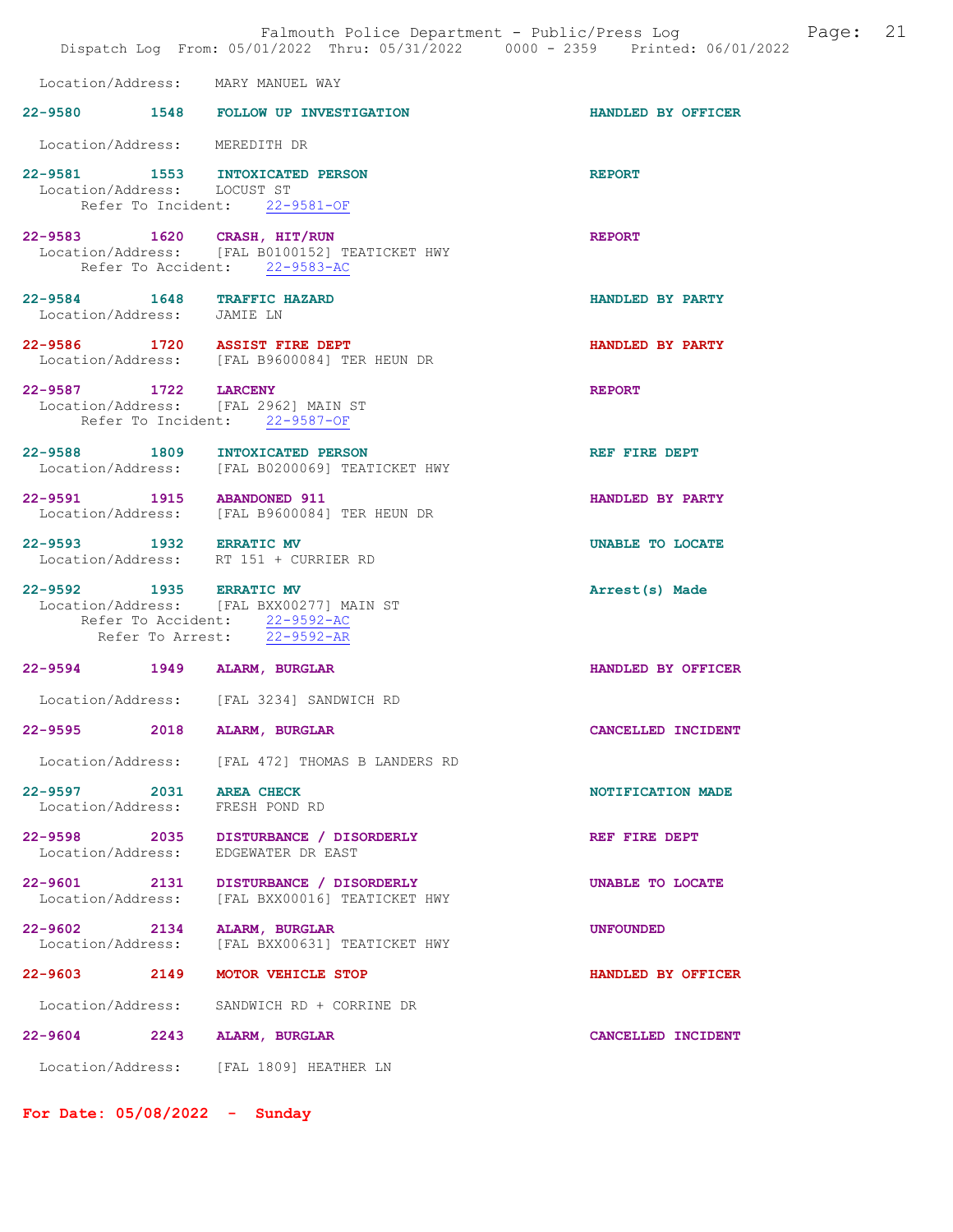Location/Address: MARY MANUEL WAY

**22-9580** 1548 **FOLLOW UP INVESTIGATION** HANDLED BY OFFICER

Location/Address: MEREDITH DR

**22-9581** 1553 **INTOXICATED PERSON** REPORT
Location/Address: LOCUST ST
Refer To Incident: 22-9581-OF

**22-9583** 1620 **CRASH, HIT/RUN** REPORT
Location/Address: [FAL B0100152] TEATICKET HWY
Refer To Accident: 22-9583-AC

**22-9584** 1648 **TRAFFIC HAZARD** HANDLED BY PARTY
Location/Address: JAMIE LN

**22-9586** 1720 **ASSIST FIRE DEPT** HANDLED BY PARTY
Location/Address: [FAL B9600084] TER HEUN DR

**22-9587** 1722 **LARCENY** REPORT
Location/Address: [FAL 2962] MAIN ST
Refer To Incident: 22-9587-OF

**22-9588** 1809 **INTOXICATED PERSON** REF FIRE DEPT
Location/Address: [FAL B0200069] TEATICKET HWY

**22-9591** 1915 **ABANDONED 911** HANDLED BY PARTY
Location/Address: [FAL B9600084] TER HEUN DR

**22-9593** 1932 **ERRATIC MV** UNABLE TO LOCATE
Location/Address: RT 151 + CURRIER RD

**22-9592** 1935 **ERRATIC MV** Arrest(s) Made
Location/Address: [FAL BXX00277] MAIN ST
Refer To Accident: 22-9592-AC
Refer To Arrest: 22-9592-AR

**22-9594** 1949 **ALARM, BURGLAR** HANDLED BY OFFICER

Location/Address: [FAL 3234] SANDWICH RD

**22-9595** 2018 **ALARM, BURGLAR** CANCELLED INCIDENT

Location/Address: [FAL 472] THOMAS B LANDERS RD

**22-9597** 2031 **AREA CHECK** NOTIFICATION MADE
Location/Address: FRESH POND RD

**22-9598** 2035 **DISTURBANCE / DISORDERLY** REF FIRE DEPT
Location/Address: EDGEWATER DR EAST

**22-9601** 2131 **DISTURBANCE / DISORDERLY** UNABLE TO LOCATE
Location/Address: [FAL BXX00016] TEATICKET HWY

**22-9602** 2134 **ALARM, BURGLAR** UNFOUNDED
Location/Address: [FAL BXX00631] TEATICKET HWY

**22-9603** 2149 **MOTOR VEHICLE STOP** HANDLED BY OFFICER

Location/Address: SANDWICH RD + CORRINE DR

**22-9604** 2243 **ALARM, BURGLAR** CANCELLED INCIDENT

Location/Address: [FAL 1809] HEATHER LN

**For Date: 05/08/2022 - Sunday**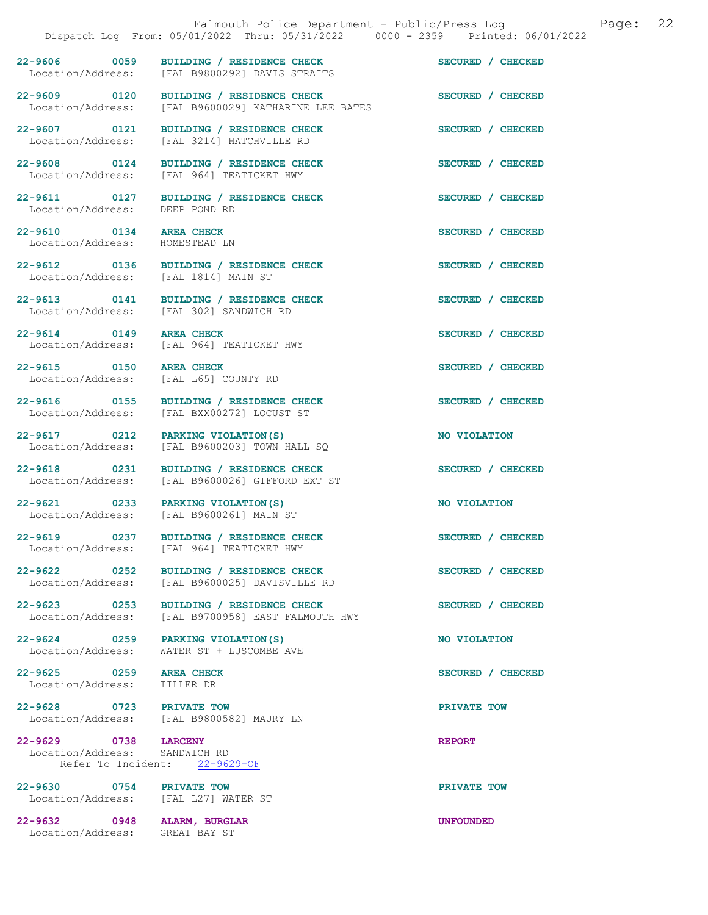22-9606 0059 **BUILDING / RESIDENCE CHECK** SECURED / CHECKED
Location/Address: [FAL B9800292] DAVIS STRAITS

22-9609 0120 **BUILDING / RESIDENCE CHECK** SECURED / CHECKED
Location/Address: [FAL B9600029] KATHARINE LEE BATES

22-9607 0121 **BUILDING / RESIDENCE CHECK** SECURED / CHECKED
Location/Address: [FAL 3214] HATCHVILLE RD

22-9608 0124 **BUILDING / RESIDENCE CHECK** SECURED / CHECKED
Location/Address: [FAL 964] TEATICKET HWY

22-9611 0127 **BUILDING / RESIDENCE CHECK** SECURED / CHECKED
Location/Address: DEEP POND RD

22-9610 0134 **AREA CHECK** SECURED / CHECKED
Location/Address: HOMESTEAD LN

22-9612 0136 **BUILDING / RESIDENCE CHECK** SECURED / CHECKED
Location/Address: [FAL 1814] MAIN ST

22-9613 0141 **BUILDING / RESIDENCE CHECK** SECURED / CHECKED
Location/Address: [FAL 302] SANDWICH RD

22-9614 0149 **AREA CHECK** SECURED / CHECKED
Location/Address: [FAL 964] TEATICKET HWY

22-9615 0150 **AREA CHECK** SECURED / CHECKED
Location/Address: [FAL L65] COUNTY RD

22-9616 0155 **BUILDING / RESIDENCE CHECK** SECURED / CHECKED
Location/Address: [FAL BXX00272] LOCUST ST

22-9617 0212 **PARKING VIOLATION(S)** NO VIOLATION
Location/Address: [FAL B9600203] TOWN HALL SQ

22-9618 0231 **BUILDING / RESIDENCE CHECK** SECURED / CHECKED
Location/Address: [FAL B9600026] GIFFORD EXT ST

22-9621 0233 **PARKING VIOLATION(S)** NO VIOLATION
Location/Address: [FAL B9600261] MAIN ST

22-9619 0237 **BUILDING / RESIDENCE CHECK** SECURED / CHECKED
Location/Address: [FAL 964] TEATICKET HWY

22-9622 0252 **BUILDING / RESIDENCE CHECK** SECURED / CHECKED
Location/Address: [FAL B9600025] DAVISVILLE RD

22-9623 0253 **BUILDING / RESIDENCE CHECK** SECURED / CHECKED
Location/Address: [FAL B9700958] EAST FALMOUTH HWY

22-9624 0259 **PARKING VIOLATION(S)** NO VIOLATION
Location/Address: WATER ST + LUSCOMBE AVE

22-9625 0259 **AREA CHECK** SECURED / CHECKED
Location/Address: TILLER DR

22-9628 0723 **PRIVATE TOW** PRIVATE TOW
Location/Address: [FAL B9800582] MAURY LN

22-9629 0738 **LARCENY** REPORT
Location/Address: SANDWICH RD
Refer To Incident: 22-9629-OF

22-9630 0754 **PRIVATE TOW** PRIVATE TOW
Location/Address: [FAL L27] WATER ST

22-9632 0948 **ALARM, BURGLAR** UNFOUNDED
Location/Address: GREAT BAY ST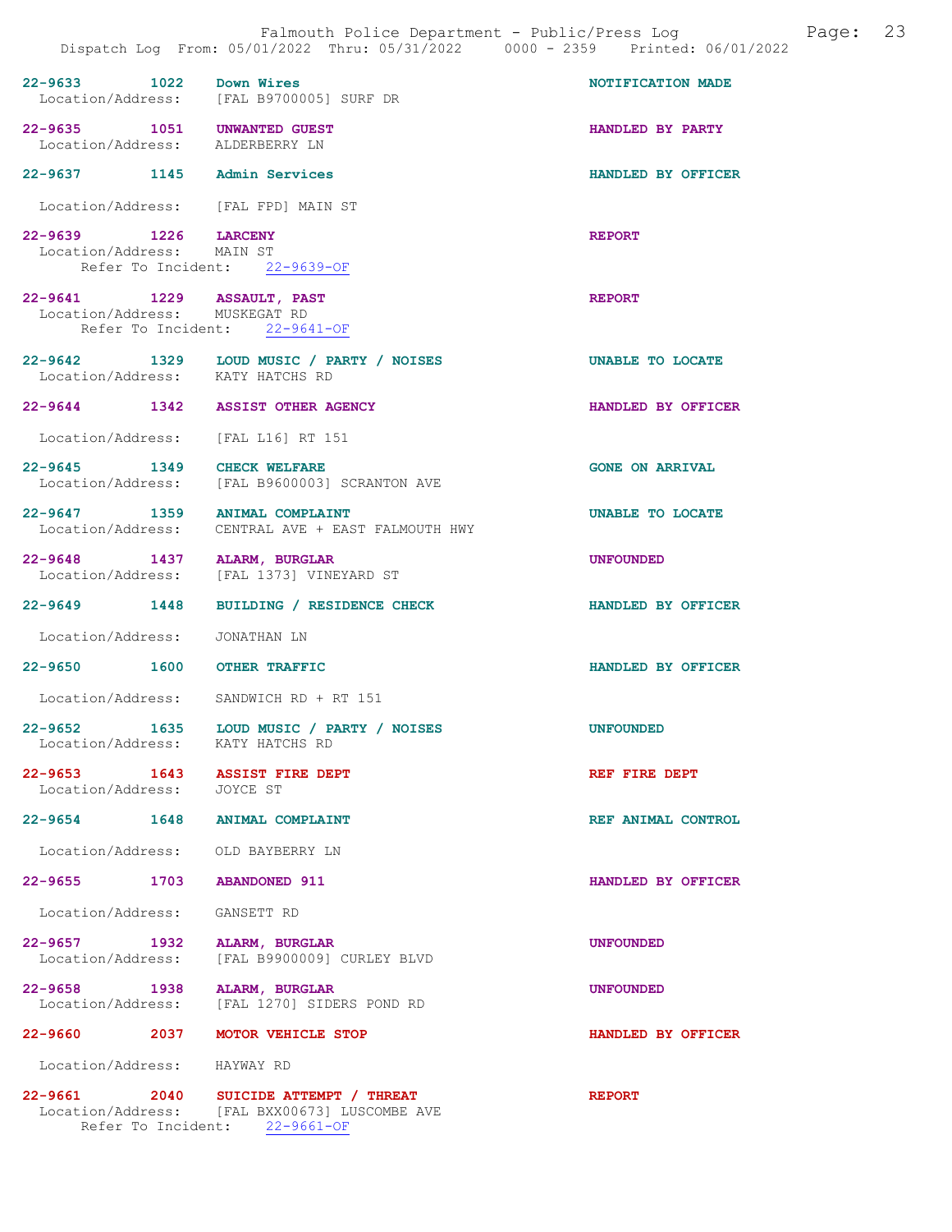22-9633 1022 Down Wires NOTIFICATION MADE
Location/Address: [FAL B9700005] SURF DR

22-9635 1051 UNWANTED GUEST HANDLED BY PARTY
Location/Address: ALDERBERRY LN

22-9637 1145 Admin Services HANDLED BY OFFICER
Location/Address: [FAL FPD] MAIN ST

22-9639 1226 LARCENY REPORT
Location/Address: MAIN ST
Refer To Incident: 22-9639-OF

22-9641 1229 ASSAULT, PAST REPORT
Location/Address: MUSKEGAT RD
Refer To Incident: 22-9641-OF

22-9642 1329 LOUD MUSIC / PARTY / NOISES UNABLE TO LOCATE
Location/Address: KATY HATCHS RD

22-9644 1342 ASSIST OTHER AGENCY HANDLED BY OFFICER
Location/Address: [FAL L16] RT 151

22-9645 1349 CHECK WELFARE GONE ON ARRIVAL
Location/Address: [FAL B9600003] SCRANTON AVE

22-9647 1359 ANIMAL COMPLAINT UNABLE TO LOCATE
Location/Address: CENTRAL AVE + EAST FALMOUTH HWY

22-9648 1437 ALARM, BURGLAR UNFOUNDED
Location/Address: [FAL 1373] VINEYARD ST

22-9649 1448 BUILDING / RESIDENCE CHECK HANDLED BY OFFICER
Location/Address: JONATHAN LN

22-9650 1600 OTHER TRAFFIC HANDLED BY OFFICER
Location/Address: SANDWICH RD + RT 151

22-9652 1635 LOUD MUSIC / PARTY / NOISES UNFOUNDED
Location/Address: KATY HATCHS RD

22-9653 1643 ASSIST FIRE DEPT REF FIRE DEPT
Location/Address: JOYCE ST

22-9654 1648 ANIMAL COMPLAINT REF ANIMAL CONTROL
Location/Address: OLD BAYBERRY LN

22-9655 1703 ABANDONED 911 HANDLED BY OFFICER
Location/Address: GANSETT RD

22-9657 1932 ALARM, BURGLAR UNFOUNDED
Location/Address: [FAL B9900009] CURLEY BLVD

22-9658 1938 ALARM, BURGLAR UNFOUNDED
Location/Address: [FAL 1270] SIDERS POND RD

22-9660 2037 MOTOR VEHICLE STOP HANDLED BY OFFICER
Location/Address: HAYWAY RD

22-9661 2040 SUICIDE ATTEMPT / THREAT REPORT
Location/Address: [FAL BXX00673] LUSCOMBE AVE
Refer To Incident: 22-9661-OF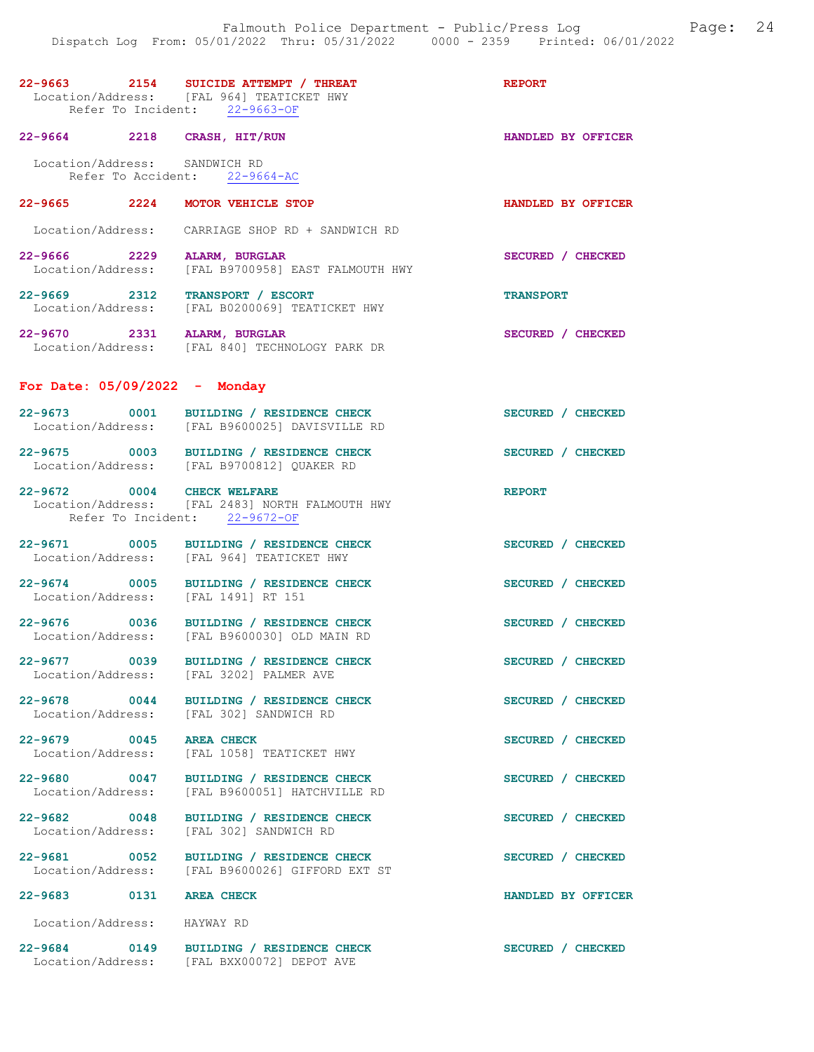22-9663 2154 **SUICIDE ATTEMPT / THREAT** REPORT
Location/Address: [FAL 964] TEATICKET HWY
Refer To Incident: 22-9663-OF

22-9664 2218 **CRASH, HIT/RUN** HANDLED BY OFFICER
Location/Address: SANDWICH RD
Refer To Accident: 22-9664-AC

22-9665 2224 **MOTOR VEHICLE STOP** HANDLED BY OFFICER
Location/Address: CARRIAGE SHOP RD + SANDWICH RD

22-9666 2229 **ALARM, BURGLAR** SECURED / CHECKED
Location/Address: [FAL B9700958] EAST FALMOUTH HWY

22-9669 2312 **TRANSPORT / ESCORT** TRANSPORT
Location/Address: [FAL B0200069] TEATICKET HWY

22-9670 2331 **ALARM, BURGLAR** SECURED / CHECKED
Location/Address: [FAL 840] TECHNOLOGY PARK DR

## For Date: 05/09/2022 - Monday

22-9673 0001 **BUILDING / RESIDENCE CHECK** SECURED / CHECKED
Location/Address: [FAL B9600025] DAVISVILLE RD

22-9675 0003 **BUILDING / RESIDENCE CHECK** SECURED / CHECKED
Location/Address: [FAL B9700812] QUAKER RD

22-9672 0004 **CHECK WELFARE** REPORT
Location/Address: [FAL 2483] NORTH FALMOUTH HWY
Refer To Incident: 22-9672-OF

22-9671 0005 **BUILDING / RESIDENCE CHECK** SECURED / CHECKED
Location/Address: [FAL 964] TEATICKET HWY

22-9674 0005 **BUILDING / RESIDENCE CHECK** SECURED / CHECKED
Location/Address: [FAL 1491] RT 151

22-9676 0036 **BUILDING / RESIDENCE CHECK** SECURED / CHECKED
Location/Address: [FAL B9600030] OLD MAIN RD

22-9677 0039 **BUILDING / RESIDENCE CHECK** SECURED / CHECKED
Location/Address: [FAL 3202] PALMER AVE

22-9678 0044 **BUILDING / RESIDENCE CHECK** SECURED / CHECKED
Location/Address: [FAL 302] SANDWICH RD

22-9679 0045 **AREA CHECK** SECURED / CHECKED
Location/Address: [FAL 1058] TEATICKET HWY

22-9680 0047 **BUILDING / RESIDENCE CHECK** SECURED / CHECKED
Location/Address: [FAL B9600051] HATCHVILLE RD

22-9682 0048 **BUILDING / RESIDENCE CHECK** SECURED / CHECKED
Location/Address: [FAL 302] SANDWICH RD

22-9681 0052 **BUILDING / RESIDENCE CHECK** SECURED / CHECKED
Location/Address: [FAL B9600026] GIFFORD EXT ST

22-9683 0131 **AREA CHECK** HANDLED BY OFFICER
Location/Address: HAYWAY RD

22-9684 0149 **BUILDING / RESIDENCE CHECK** SECURED / CHECKED
Location/Address: [FAL BXX00072] DEPOT AVE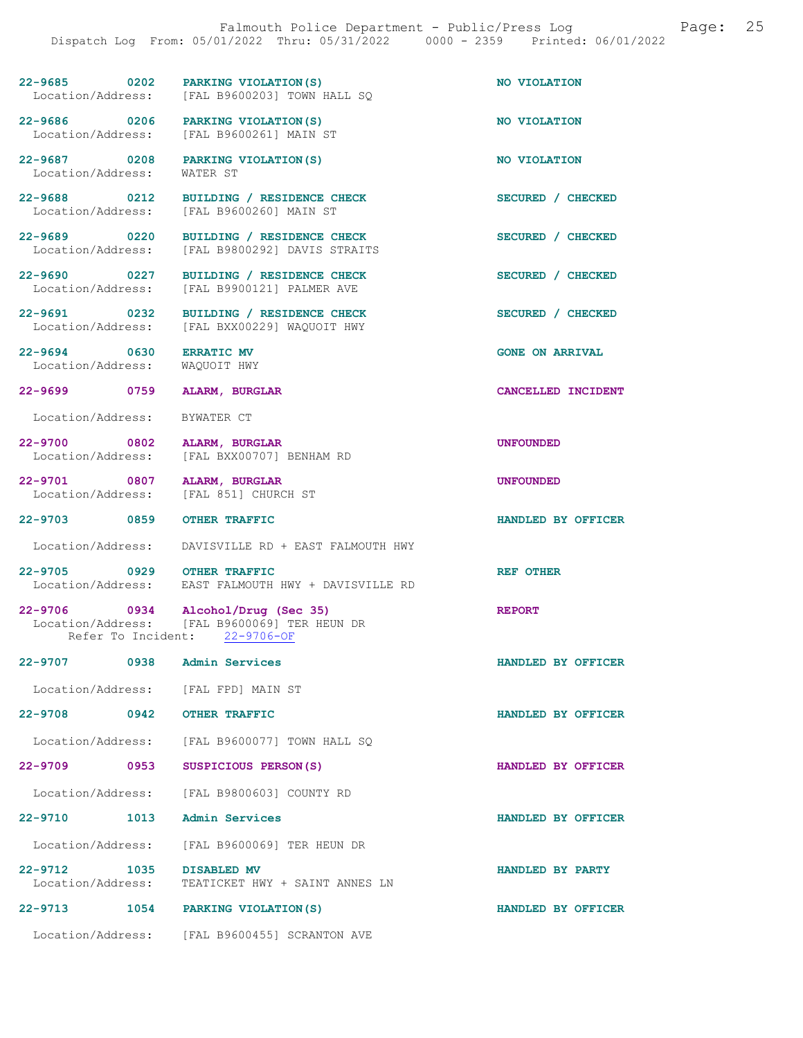22-9685 0202 PARKING VIOLATION(S) NO VIOLATION
Location/Address: [FAL B9600203] TOWN HALL SQ

22-9686 0206 PARKING VIOLATION(S) NO VIOLATION
Location/Address: [FAL B9600261] MAIN ST

22-9687 0208 PARKING VIOLATION(S) NO VIOLATION
Location/Address: WATER ST

22-9688 0212 BUILDING / RESIDENCE CHECK SECURED / CHECKED
Location/Address: [FAL B9600260] MAIN ST

22-9689 0220 BUILDING / RESIDENCE CHECK SECURED / CHECKED
Location/Address: [FAL B9800292] DAVIS STRAITS

22-9690 0227 BUILDING / RESIDENCE CHECK SECURED / CHECKED
Location/Address: [FAL B9900121] PALMER AVE

22-9691 0232 BUILDING / RESIDENCE CHECK SECURED / CHECKED
Location/Address: [FAL BXX00229] WAQUOIT HWY

22-9694 0630 ERRATIC MV GONE ON ARRIVAL
Location/Address: WAQUOIT HWY

22-9699 0759 ALARM, BURGLAR CANCELLED INCIDENT
Location/Address: BYWATER CT

22-9700 0802 ALARM, BURGLAR UNFOUNDED
Location/Address: [FAL BXX00707] BENHAM RD

22-9701 0807 ALARM, BURGLAR UNFOUNDED
Location/Address: [FAL 851] CHURCH ST

22-9703 0859 OTHER TRAFFIC HANDLED BY OFFICER
Location/Address: DAVISVILLE RD + EAST FALMOUTH HWY

22-9705 0929 OTHER TRAFFIC REF OTHER
Location/Address: EAST FALMOUTH HWY + DAVISVILLE RD

22-9706 0934 Alcohol/Drug (Sec 35) REPORT
Location/Address: [FAL B9600069] TER HEUN DR
Refer To Incident: 22-9706-OF

22-9707 0938 Admin Services HANDLED BY OFFICER
Location/Address: [FAL FPD] MAIN ST

22-9708 0942 OTHER TRAFFIC HANDLED BY OFFICER
Location/Address: [FAL B9600077] TOWN HALL SQ

22-9709 0953 SUSPICIOUS PERSON(S) HANDLED BY OFFICER
Location/Address: [FAL B9800603] COUNTY RD

22-9710 1013 Admin Services HANDLED BY OFFICER
Location/Address: [FAL B9600069] TER HEUN DR

22-9712 1035 DISABLED MV HANDLED BY PARTY
Location/Address: TEATICKET HWY + SAINT ANNES LN

22-9713 1054 PARKING VIOLATION(S) HANDLED BY OFFICER
Location/Address: [FAL B9600455] SCRANTON AVE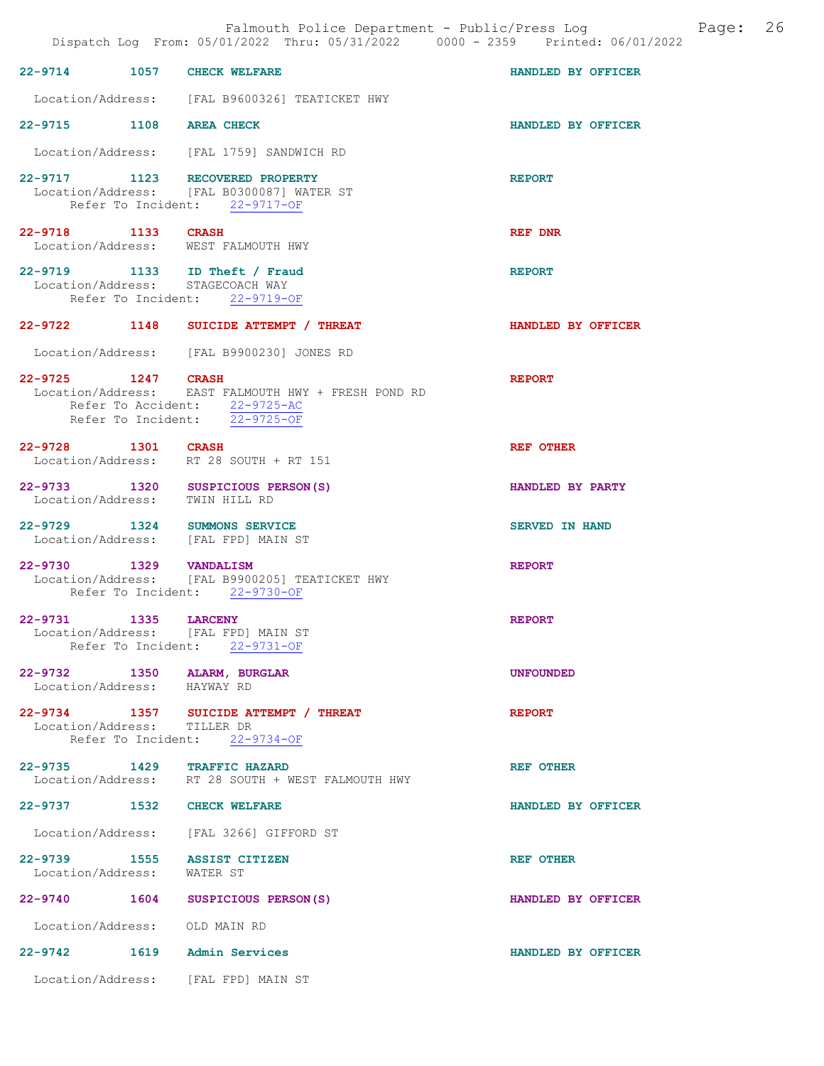| Call No. | Time | Call Type | Disposition |
|---|---|---|---|
| 22-9714 | 1057 | CHECK WELFARE | HANDLED BY OFFICER |

Location/Address: [FAL B9600326] TEATICKET HWY

| Call No. | Time | Call Type | Disposition |
|---|---|---|---|
| 22-9715 | 1108 | AREA CHECK | HANDLED BY OFFICER |

Location/Address: [FAL 1759] SANDWICH RD

**22-9717 1123 RECOVERED PROPERTY** — REPORT
Location/Address: [FAL B0300087] WATER ST
Refer To Incident: 22-9717-OF

**22-9718 1133 CRASH** — REF DNR
Location/Address: WEST FALMOUTH HWY

**22-9719 1133 ID Theft / Fraud** — REPORT
Location/Address: STAGECOACH WAY
Refer To Incident: 22-9719-OF

**22-9722 1148 SUICIDE ATTEMPT / THREAT** — HANDLED BY OFFICER

Location/Address: [FAL B9900230] JONES RD

**22-9725 1247 CRASH** — REPORT
Location/Address: EAST FALMOUTH HWY + FRESH POND RD
Refer To Accident: 22-9725-AC
Refer To Incident: 22-9725-OF

**22-9728 1301 CRASH** — REF OTHER
Location/Address: RT 28 SOUTH + RT 151

**22-9733 1320 SUSPICIOUS PERSON(S)** — HANDLED BY PARTY
Location/Address: TWIN HILL RD

**22-9729 1324 SUMMONS SERVICE** — SERVED IN HAND
Location/Address: [FAL FPD] MAIN ST

**22-9730 1329 VANDALISM** — REPORT
Location/Address: [FAL B9900205] TEATICKET HWY
Refer To Incident: 22-9730-OF

**22-9731 1335 LARCENY** — REPORT
Location/Address: [FAL FPD] MAIN ST
Refer To Incident: 22-9731-OF

**22-9732 1350 ALARM, BURGLAR** — UNFOUNDED
Location/Address: HAYWAY RD

**22-9734 1357 SUICIDE ATTEMPT / THREAT** — REPORT
Location/Address: TILLER DR
Refer To Incident: 22-9734-OF

**22-9735 1429 TRAFFIC HAZARD** — REF OTHER
Location/Address: RT 28 SOUTH + WEST FALMOUTH HWY

**22-9737 1532 CHECK WELFARE** — HANDLED BY OFFICER

Location/Address: [FAL 3266] GIFFORD ST

**22-9739 1555 ASSIST CITIZEN** — REF OTHER
Location/Address: WATER ST

**22-9740 1604 SUSPICIOUS PERSON(S)** — HANDLED BY OFFICER

Location/Address: OLD MAIN RD

**22-9742 1619 Admin Services** — HANDLED BY OFFICER

Location/Address: [FAL FPD] MAIN ST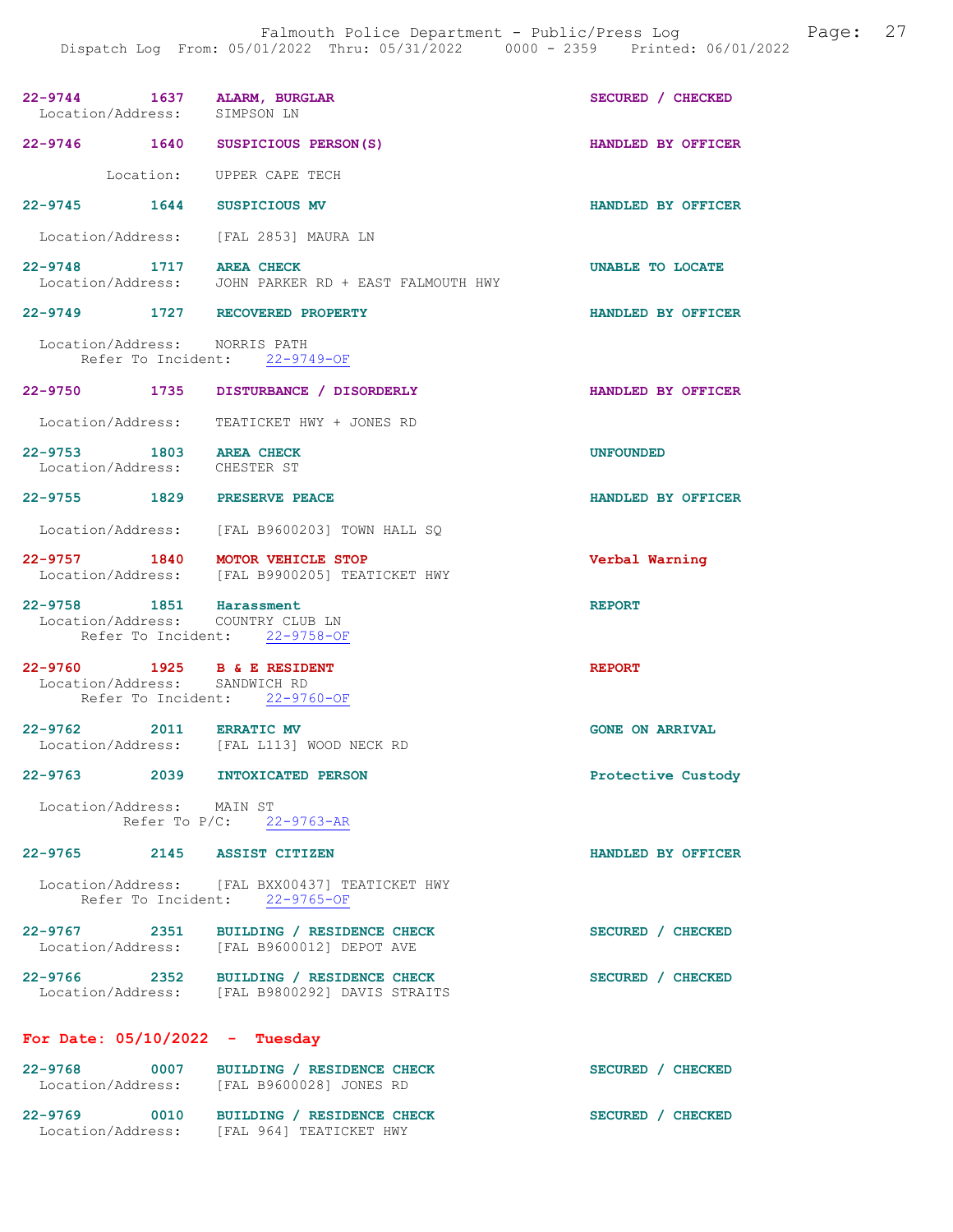22-9744 1637 ALARM, BURGLAR SECURED / CHECKED
Location/Address: SIMPSON LN

22-9746 1640 SUSPICIOUS PERSON(S) HANDLED BY OFFICER
Location: UPPER CAPE TECH

22-9745 1644 SUSPICIOUS MV HANDLED BY OFFICER
Location/Address: [FAL 2853] MAURA LN

22-9748 1717 AREA CHECK UNABLE TO LOCATE
Location/Address: JOHN PARKER RD + EAST FALMOUTH HWY

22-9749 1727 RECOVERED PROPERTY HANDLED BY OFFICER
Location/Address: NORRIS PATH
Refer To Incident: 22-9749-OF

22-9750 1735 DISTURBANCE / DISORDERLY HANDLED BY OFFICER
Location/Address: TEATICKET HWY + JONES RD

22-9753 1803 AREA CHECK UNFOUNDED
Location/Address: CHESTER ST

22-9755 1829 PRESERVE PEACE HANDLED BY OFFICER
Location/Address: [FAL B9600203] TOWN HALL SQ

22-9757 1840 MOTOR VEHICLE STOP Verbal Warning
Location/Address: [FAL B9900205] TEATICKET HWY

22-9758 1851 Harassment REPORT
Location/Address: COUNTRY CLUB LN
Refer To Incident: 22-9758-OF

22-9760 1925 B & E RESIDENT REPORT
Location/Address: SANDWICH RD
Refer To Incident: 22-9760-OF

22-9762 2011 ERRATIC MV GONE ON ARRIVAL
Location/Address: [FAL L113] WOOD NECK RD

22-9763 2039 INTOXICATED PERSON Protective Custody
Location/Address: MAIN ST
Refer To P/C: 22-9763-AR

22-9765 2145 ASSIST CITIZEN HANDLED BY OFFICER
Location/Address: [FAL BXX00437] TEATICKET HWY
Refer To Incident: 22-9765-OF

22-9767 2351 BUILDING / RESIDENCE CHECK SECURED / CHECKED
Location/Address: [FAL B9600012] DEPOT AVE

22-9766 2352 BUILDING / RESIDENCE CHECK SECURED / CHECKED
Location/Address: [FAL B9800292] DAVIS STRAITS

## For Date: 05/10/2022 - Tuesday

22-9768 0007 BUILDING / RESIDENCE CHECK SECURED / CHECKED
Location/Address: [FAL B9600028] JONES RD

22-9769 0010 BUILDING / RESIDENCE CHECK SECURED / CHECKED
Location/Address: [FAL 964] TEATICKET HWY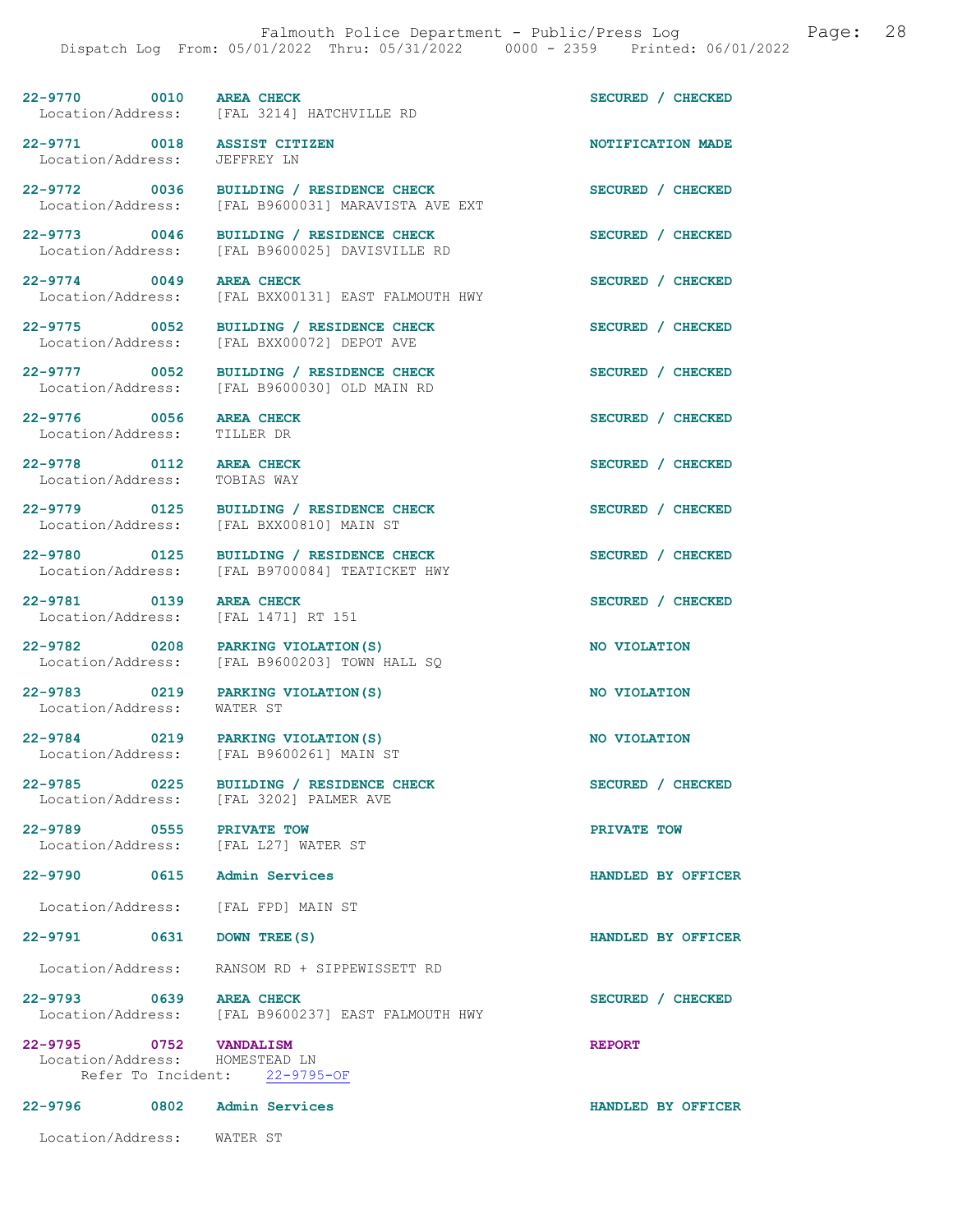22-9770 0010 **AREA CHECK** SECURED / CHECKED
Location/Address: [FAL 3214] HATCHVILLE RD

22-9771 0018 **ASSIST CITIZEN** NOTIFICATION MADE
Location/Address: JEFFREY LN

22-9772 0036 **BUILDING / RESIDENCE CHECK** SECURED / CHECKED
Location/Address: [FAL B9600031] MARAVISTA AVE EXT

22-9773 0046 **BUILDING / RESIDENCE CHECK** SECURED / CHECKED
Location/Address: [FAL B9600025] DAVISVILLE RD

22-9774 0049 **AREA CHECK** SECURED / CHECKED
Location/Address: [FAL BXX00131] EAST FALMOUTH HWY

22-9775 0052 **BUILDING / RESIDENCE CHECK** SECURED / CHECKED
Location/Address: [FAL BXX00072] DEPOT AVE

22-9777 0052 **BUILDING / RESIDENCE CHECK** SECURED / CHECKED
Location/Address: [FAL B9600030] OLD MAIN RD

22-9776 0056 **AREA CHECK** SECURED / CHECKED
Location/Address: TILLER DR

22-9778 0112 **AREA CHECK** SECURED / CHECKED
Location/Address: TOBIAS WAY

22-9779 0125 **BUILDING / RESIDENCE CHECK** SECURED / CHECKED
Location/Address: [FAL BXX00810] MAIN ST

22-9780 0125 **BUILDING / RESIDENCE CHECK** SECURED / CHECKED
Location/Address: [FAL B9700084] TEATICKET HWY

22-9781 0139 **AREA CHECK** SECURED / CHECKED
Location/Address: [FAL 1471] RT 151

22-9782 0208 **PARKING VIOLATION(S)** NO VIOLATION
Location/Address: [FAL B9600203] TOWN HALL SQ

22-9783 0219 **PARKING VIOLATION(S)** NO VIOLATION
Location/Address: WATER ST

22-9784 0219 **PARKING VIOLATION(S)** NO VIOLATION
Location/Address: [FAL B9600261] MAIN ST

22-9785 0225 **BUILDING / RESIDENCE CHECK** SECURED / CHECKED
Location/Address: [FAL 3202] PALMER AVE

22-9789 0555 **PRIVATE TOW** PRIVATE TOW
Location/Address: [FAL L27] WATER ST

22-9790 0615 **Admin Services** HANDLED BY OFFICER
Location/Address: [FAL FPD] MAIN ST

22-9791 0631 **DOWN TREE(S)** HANDLED BY OFFICER
Location/Address: RANSOM RD + SIPPEWISSETT RD

22-9793 0639 **AREA CHECK** SECURED / CHECKED
Location/Address: [FAL B9600237] EAST FALMOUTH HWY

22-9795 0752 **VANDALISM** REPORT
Location/Address: HOMESTEAD LN
Refer To Incident: 22-9795-OF

22-9796 0802 **Admin Services** HANDLED BY OFFICER
Location/Address: WATER ST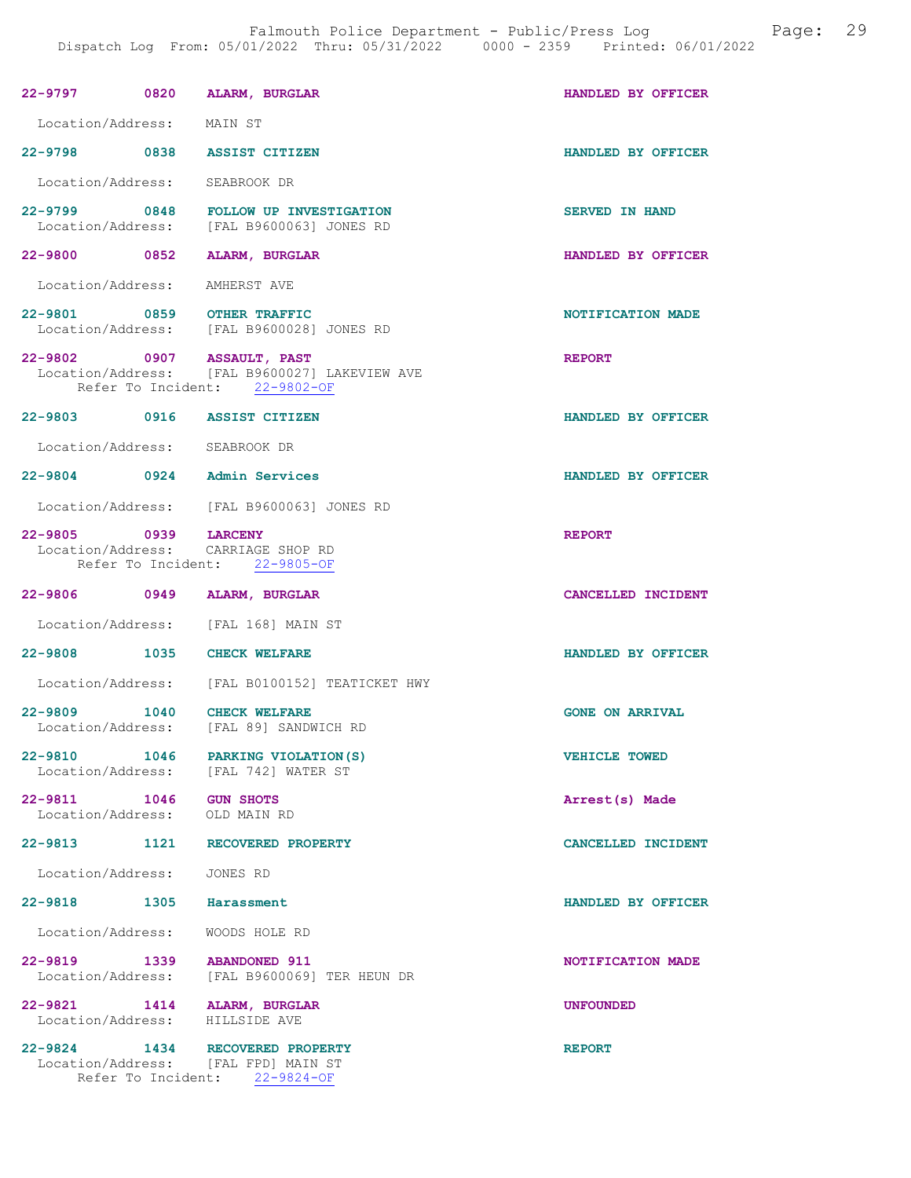22-9797 0820 ALARM, BURGLAR HANDLED BY OFFICER

Location/Address: MAIN ST

22-9798 0838 ASSIST CITIZEN HANDLED BY OFFICER

Location/Address: SEABROOK DR

22-9799 0848 FOLLOW UP INVESTIGATION SERVED IN HAND
Location/Address: [FAL B9600063] JONES RD

22-9800 0852 ALARM, BURGLAR HANDLED BY OFFICER

Location/Address: AMHERST AVE

22-9801 0859 OTHER TRAFFIC NOTIFICATION MADE
Location/Address: [FAL B9600028] JONES RD

22-9802 0907 ASSAULT, PAST REPORT
Location/Address: [FAL B9600027] LAKEVIEW AVE
Refer To Incident: 22-9802-OF

22-9803 0916 ASSIST CITIZEN HANDLED BY OFFICER

Location/Address: SEABROOK DR

22-9804 0924 Admin Services HANDLED BY OFFICER

Location/Address: [FAL B9600063] JONES RD

22-9805 0939 LARCENY REPORT
Location/Address: CARRIAGE SHOP RD
Refer To Incident: 22-9805-OF

22-9806 0949 ALARM, BURGLAR CANCELLED INCIDENT

Location/Address: [FAL 168] MAIN ST

22-9808 1035 CHECK WELFARE HANDLED BY OFFICER

Location/Address: [FAL B0100152] TEATICKET HWY

22-9809 1040 CHECK WELFARE GONE ON ARRIVAL
Location/Address: [FAL 89] SANDWICH RD

22-9810 1046 PARKING VIOLATION(S) VEHICLE TOWED
Location/Address: [FAL 742] WATER ST

22-9811 1046 GUN SHOTS Arrest(s) Made
Location/Address: OLD MAIN RD

22-9813 1121 RECOVERED PROPERTY CANCELLED INCIDENT

Location/Address: JONES RD

22-9818 1305 Harassment HANDLED BY OFFICER

Location/Address: WOODS HOLE RD

22-9819 1339 ABANDONED 911 NOTIFICATION MADE
Location/Address: [FAL B9600069] TER HEUN DR

22-9821 1414 ALARM, BURGLAR UNFOUNDED
Location/Address: HILLSIDE AVE

22-9824 1434 RECOVERED PROPERTY REPORT
Location/Address: [FAL FPD] MAIN ST
Refer To Incident: 22-9824-OF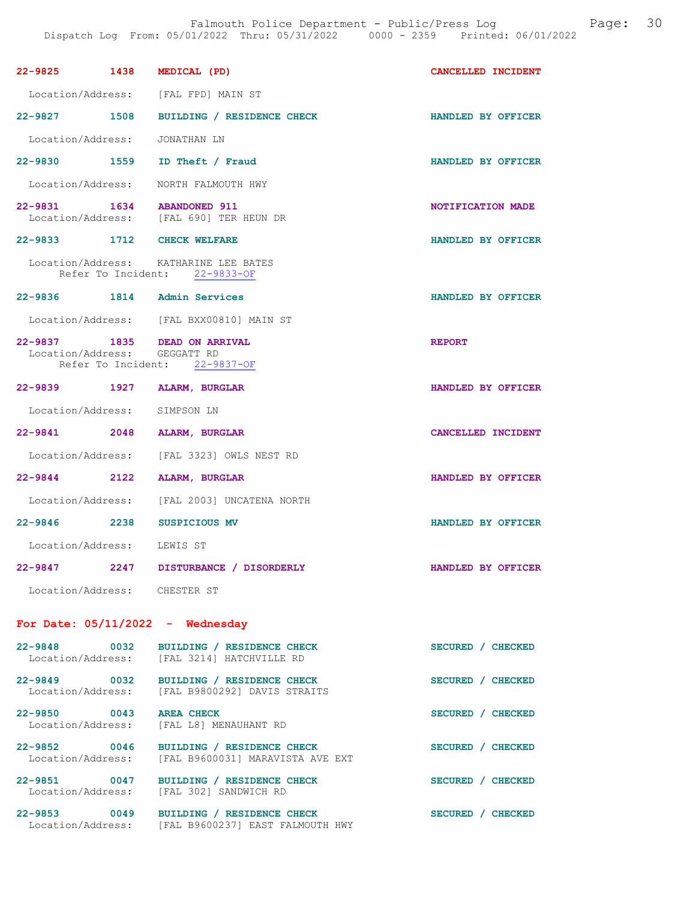22-9825 1438 MEDICAL (PD) CANCELLED INCIDENT

Location/Address: [FAL FPD] MAIN ST

22-9827 1508 BUILDING / RESIDENCE CHECK HANDLED BY OFFICER

Location/Address: JONATHAN LN

22-9830 1559 ID Theft / Fraud HANDLED BY OFFICER

Location/Address: NORTH FALMOUTH HWY

22-9831 1634 ABANDONED 911 NOTIFICATION MADE
Location/Address: [FAL 690] TER HEUN DR

22-9833 1712 CHECK WELFARE HANDLED BY OFFICER

Location/Address: KATHARINE LEE BATES
Refer To Incident: 22-9833-OF

22-9836 1814 Admin Services HANDLED BY OFFICER

Location/Address: [FAL BXX00810] MAIN ST

22-9837 1835 DEAD ON ARRIVAL REPORT
Location/Address: GEGGATT RD
Refer To Incident: 22-9837-OF

22-9839 1927 ALARM, BURGLAR HANDLED BY OFFICER

Location/Address: SIMPSON LN

22-9841 2048 ALARM, BURGLAR CANCELLED INCIDENT

Location/Address: [FAL 3323] OWLS NEST RD

22-9844 2122 ALARM, BURGLAR HANDLED BY OFFICER

Location/Address: [FAL 2003] UNCATENA NORTH

22-9846 2238 SUSPICIOUS MV HANDLED BY OFFICER

Location/Address: LEWIS ST

22-9847 2247 DISTURBANCE / DISORDERLY HANDLED BY OFFICER

Location/Address: CHESTER ST

## For Date: 05/11/2022 - Wednesday

22-9848 0032 BUILDING / RESIDENCE CHECK SECURED / CHECKED
Location/Address: [FAL 3214] HATCHVILLE RD

22-9849 0032 BUILDING / RESIDENCE CHECK SECURED / CHECKED
Location/Address: [FAL B9800292] DAVIS STRAITS

22-9850 0043 AREA CHECK SECURED / CHECKED
Location/Address: [FAL L8] MENAUHANT RD

22-9852 0046 BUILDING / RESIDENCE CHECK SECURED / CHECKED
Location/Address: [FAL B9600031] MARAVISTA AVE EXT

22-9851 0047 BUILDING / RESIDENCE CHECK SECURED / CHECKED
Location/Address: [FAL 302] SANDWICH RD

22-9853 0049 BUILDING / RESIDENCE CHECK SECURED / CHECKED
Location/Address: [FAL B9600237] EAST FALMOUTH HWY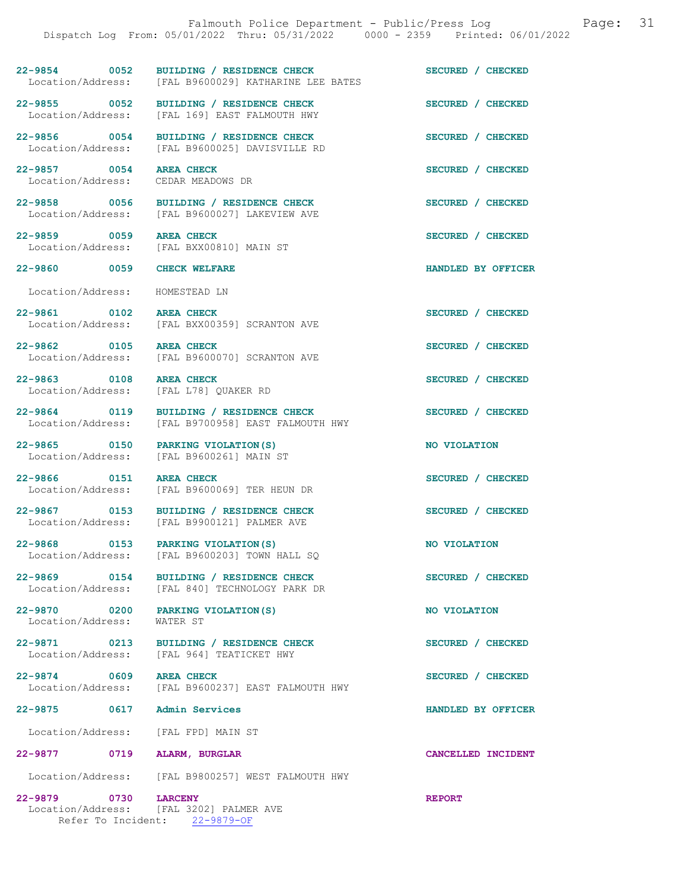22-9854 0052 **BUILDING / RESIDENCE CHECK** **SECURED / CHECKED**
Location/Address: [FAL B9600029] KATHARINE LEE BATES

22-9855 0052 **BUILDING / RESIDENCE CHECK** **SECURED / CHECKED**
Location/Address: [FAL 169] EAST FALMOUTH HWY

22-9856 0054 **BUILDING / RESIDENCE CHECK** **SECURED / CHECKED**
Location/Address: [FAL B9600025] DAVISVILLE RD

22-9857 0054 **AREA CHECK** **SECURED / CHECKED**
Location/Address: CEDAR MEADOWS DR

22-9858 0056 **BUILDING / RESIDENCE CHECK** **SECURED / CHECKED**
Location/Address: [FAL B9600027] LAKEVIEW AVE

22-9859 0059 **AREA CHECK** **SECURED / CHECKED**
Location/Address: [FAL BXX00810] MAIN ST

22-9860 0059 **CHECK WELFARE** **HANDLED BY OFFICER**
Location/Address: HOMESTEAD LN

22-9861 0102 **AREA CHECK** **SECURED / CHECKED**
Location/Address: [FAL BXX00359] SCRANTON AVE

22-9862 0105 **AREA CHECK** **SECURED / CHECKED**
Location/Address: [FAL B9600070] SCRANTON AVE

22-9863 0108 **AREA CHECK** **SECURED / CHECKED**
Location/Address: [FAL L78] QUAKER RD

22-9864 0119 **BUILDING / RESIDENCE CHECK** **SECURED / CHECKED**
Location/Address: [FAL B9700958] EAST FALMOUTH HWY

22-9865 0150 **PARKING VIOLATION(S)** **NO VIOLATION**
Location/Address: [FAL B9600261] MAIN ST

22-9866 0151 **AREA CHECK** **SECURED / CHECKED**
Location/Address: [FAL B9600069] TER HEUN DR

22-9867 0153 **BUILDING / RESIDENCE CHECK** **SECURED / CHECKED**
Location/Address: [FAL B9900121] PALMER AVE

22-9868 0153 **PARKING VIOLATION(S)** **NO VIOLATION**
Location/Address: [FAL B9600203] TOWN HALL SQ

22-9869 0154 **BUILDING / RESIDENCE CHECK** **SECURED / CHECKED**
Location/Address: [FAL 840] TECHNOLOGY PARK DR

22-9870 0200 **PARKING VIOLATION(S)** **NO VIOLATION**
Location/Address: WATER ST

22-9871 0213 **BUILDING / RESIDENCE CHECK** **SECURED / CHECKED**
Location/Address: [FAL 964] TEATICKET HWY

22-9874 0609 **AREA CHECK** **SECURED / CHECKED**
Location/Address: [FAL B9600237] EAST FALMOUTH HWY

22-9875 0617 **Admin Services** **HANDLED BY OFFICER**
Location/Address: [FAL FPD] MAIN ST

22-9877 0719 **ALARM, BURGLAR** **CANCELLED INCIDENT**
Location/Address: [FAL B9800257] WEST FALMOUTH HWY

22-9879 0730 **LARCENY** **REPORT**
Location/Address: [FAL 3202] PALMER AVE
Refer To Incident: 22-9879-OF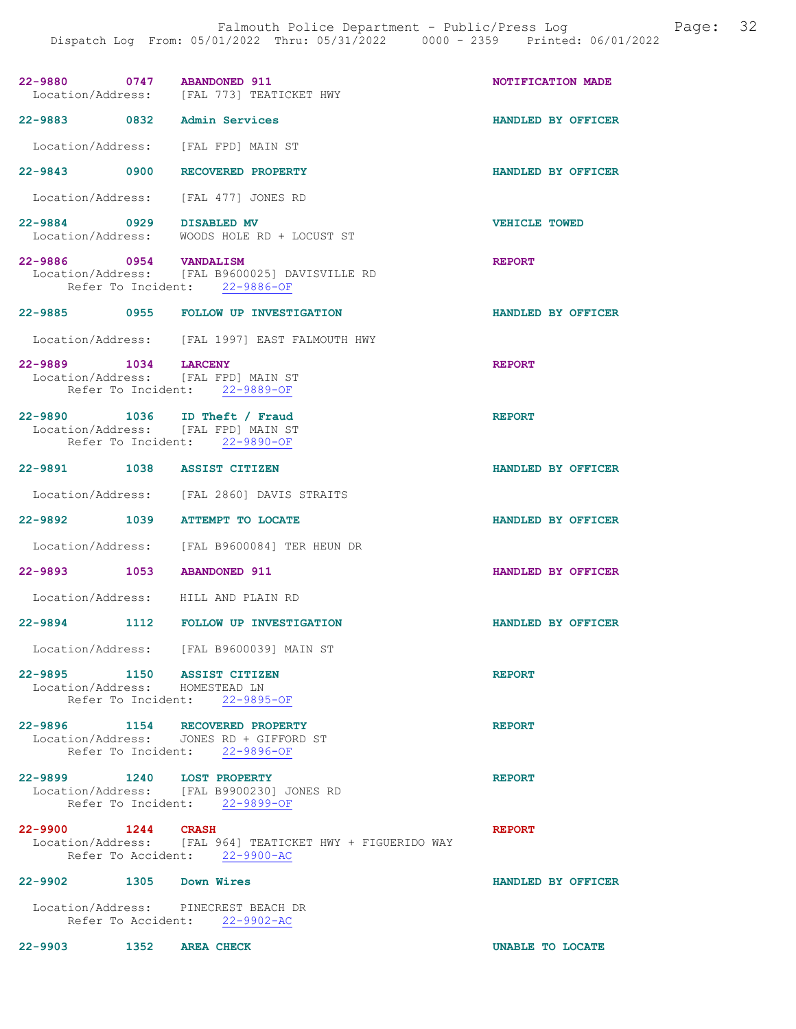**22-9880** 0747 **ABANDONED 911** — **NOTIFICATION MADE**
Location/Address: [FAL 773] TEATICKET HWY

**22-9883** 0832 **Admin Services** — **HANDLED BY OFFICER**
Location/Address: [FAL FPD] MAIN ST

**22-9843** 0900 **RECOVERED PROPERTY** — **HANDLED BY OFFICER**
Location/Address: [FAL 477] JONES RD

**22-9884** 0929 **DISABLED MV** — **VEHICLE TOWED**
Location/Address: WOODS HOLE RD + LOCUST ST

**22-9886** 0954 **VANDALISM** — **REPORT**
Location/Address: [FAL B9600025] DAVISVILLE RD
Refer To Incident: 22-9886-OF

**22-9885** 0955 **FOLLOW UP INVESTIGATION** — **HANDLED BY OFFICER**
Location/Address: [FAL 1997] EAST FALMOUTH HWY

**22-9889** 1034 **LARCENY** — **REPORT**
Location/Address: [FAL FPD] MAIN ST
Refer To Incident: 22-9889-OF

**22-9890** 1036 **ID Theft / Fraud** — **REPORT**
Location/Address: [FAL FPD] MAIN ST
Refer To Incident: 22-9890-OF

**22-9891** 1038 **ASSIST CITIZEN** — **HANDLED BY OFFICER**
Location/Address: [FAL 2860] DAVIS STRAITS

**22-9892** 1039 **ATTEMPT TO LOCATE** — **HANDLED BY OFFICER**
Location/Address: [FAL B9600084] TER HEUN DR

**22-9893** 1053 **ABANDONED 911** — **HANDLED BY OFFICER**
Location/Address: HILL AND PLAIN RD

**22-9894** 1112 **FOLLOW UP INVESTIGATION** — **HANDLED BY OFFICER**
Location/Address: [FAL B9600039] MAIN ST

**22-9895** 1150 **ASSIST CITIZEN** — **REPORT**
Location/Address: HOMESTEAD LN
Refer To Incident: 22-9895-OF

**22-9896** 1154 **RECOVERED PROPERTY** — **REPORT**
Location/Address: JONES RD + GIFFORD ST
Refer To Incident: 22-9896-OF

**22-9899** 1240 **LOST PROPERTY** — **REPORT**
Location/Address: [FAL B9900230] JONES RD
Refer To Incident: 22-9899-OF

**22-9900** 1244 **CRASH** — **REPORT**
Location/Address: [FAL 964] TEATICKET HWY + FIGUERIDO WAY
Refer To Accident: 22-9900-AC

**22-9902** 1305 **Down Wires** — **HANDLED BY OFFICER**
Location/Address: PINECREST BEACH DR
Refer To Accident: 22-9902-AC

**22-9903** 1352 **AREA CHECK** — **UNABLE TO LOCATE**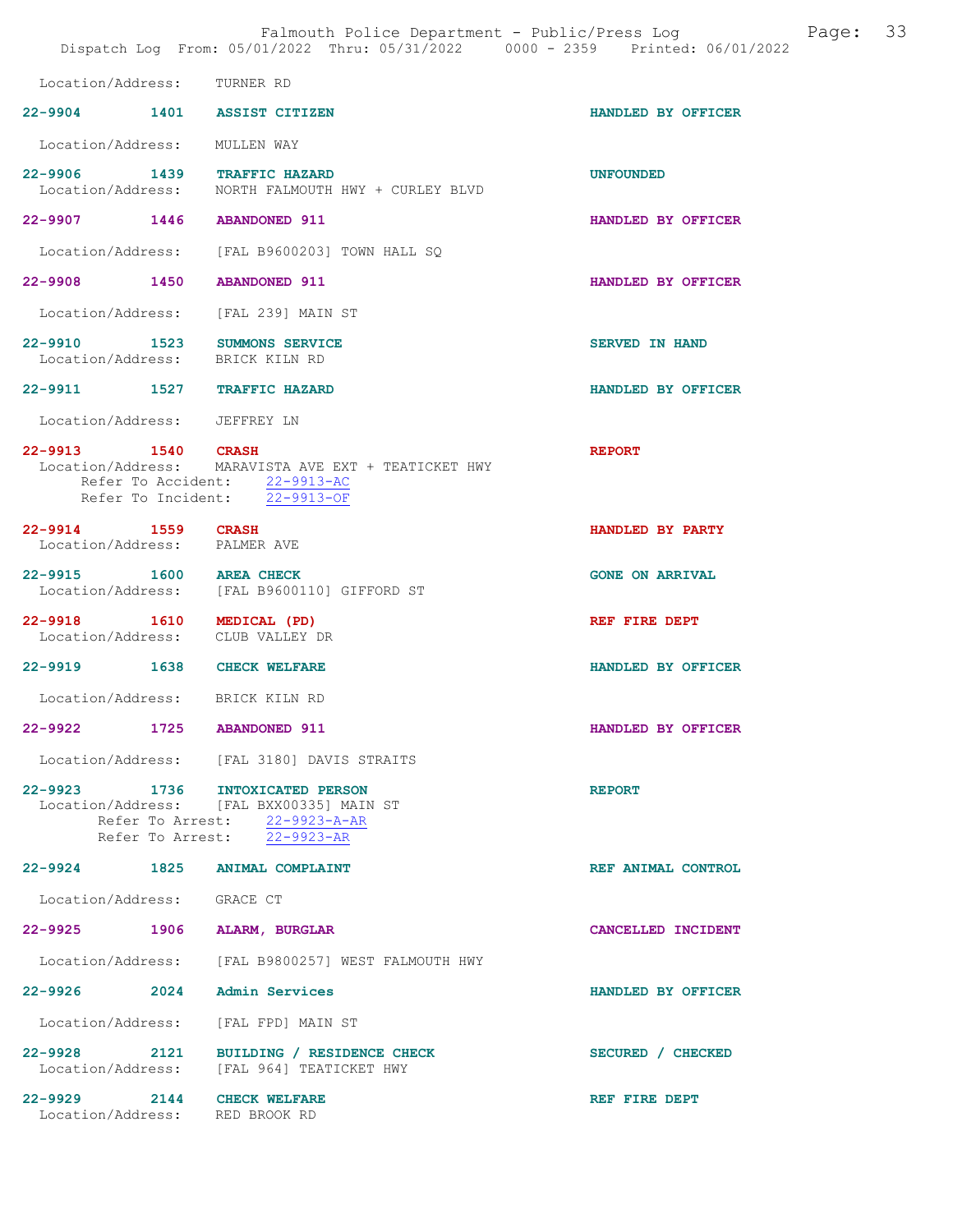Location/Address: TURNER RD

**22-9904 1401 ASSIST CITIZEN** HANDLED BY OFFICER

Location/Address: MULLEN WAY

**22-9906 1439 TRAFFIC HAZARD** UNFOUNDED
Location/Address: NORTH FALMOUTH HWY + CURLEY BLVD

**22-9907 1446 ABANDONED 911** HANDLED BY OFFICER

Location/Address: [FAL B9600203] TOWN HALL SQ

**22-9908 1450 ABANDONED 911** HANDLED BY OFFICER

Location/Address: [FAL 239] MAIN ST

**22-9910 1523 SUMMONS SERVICE** SERVED IN HAND
Location/Address: BRICK KILN RD

**22-9911 1527 TRAFFIC HAZARD** HANDLED BY OFFICER

Location/Address: JEFFREY LN

**22-9913 1540 CRASH** REPORT
Location/Address: MARAVISTA AVE EXT + TEATICKET HWY
Refer To Accident: 22-9913-AC
Refer To Incident: 22-9913-OF

**22-9914 1559 CRASH** HANDLED BY PARTY
Location/Address: PALMER AVE

**22-9915 1600 AREA CHECK** GONE ON ARRIVAL
Location/Address: [FAL B9600110] GIFFORD ST

**22-9918 1610 MEDICAL (PD)** REF FIRE DEPT
Location/Address: CLUB VALLEY DR

**22-9919 1638 CHECK WELFARE** HANDLED BY OFFICER

Location/Address: BRICK KILN RD

**22-9922 1725 ABANDONED 911** HANDLED BY OFFICER

Location/Address: [FAL 3180] DAVIS STRAITS

**22-9923 1736 INTOXICATED PERSON** REPORT
Location/Address: [FAL BXX00335] MAIN ST
Refer To Arrest: 22-9923-A-AR
Refer To Arrest: 22-9923-AR

**22-9924 1825 ANIMAL COMPLAINT** REF ANIMAL CONTROL

Location/Address: GRACE CT

**22-9925 1906 ALARM, BURGLAR** CANCELLED INCIDENT

Location/Address: [FAL B9800257] WEST FALMOUTH HWY

**22-9926 2024 Admin Services** HANDLED BY OFFICER

Location/Address: [FAL FPD] MAIN ST

**22-9928 2121 BUILDING / RESIDENCE CHECK** SECURED / CHECKED
Location/Address: [FAL 964] TEATICKET HWY

**22-9929 2144 CHECK WELFARE** REF FIRE DEPT
Location/Address: RED BROOK RD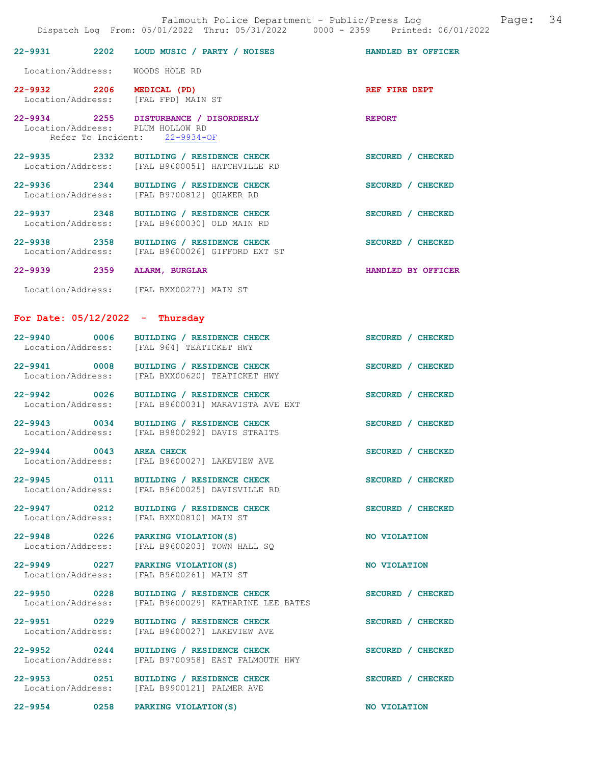22-9931 2202 LOUD MUSIC / PARTY / NOISES HANDLED BY OFFICER

Location/Address: WOODS HOLE RD

22-9932 2206 MEDICAL (PD) REF FIRE DEPT
Location/Address: [FAL FPD] MAIN ST

22-9934 2255 DISTURBANCE / DISORDERLY REPORT
Location/Address: PLUM HOLLOW RD
Refer To Incident: 22-9934-OF

22-9935 2332 BUILDING / RESIDENCE CHECK SECURED / CHECKED
Location/Address: [FAL B9600051] HATCHVILLE RD

22-9936 2344 BUILDING / RESIDENCE CHECK SECURED / CHECKED
Location/Address: [FAL B9700812] QUAKER RD

22-9937 2348 BUILDING / RESIDENCE CHECK SECURED / CHECKED
Location/Address: [FAL B9600030] OLD MAIN RD

22-9938 2358 BUILDING / RESIDENCE CHECK SECURED / CHECKED
Location/Address: [FAL B9600026] GIFFORD EXT ST

22-9939 2359 ALARM, BURGLAR HANDLED BY OFFICER

Location/Address: [FAL BXX00277] MAIN ST

## For Date: 05/12/2022 - Thursday

22-9940 0006 BUILDING / RESIDENCE CHECK SECURED / CHECKED
Location/Address: [FAL 964] TEATICKET HWY

22-9941 0008 BUILDING / RESIDENCE CHECK SECURED / CHECKED
Location/Address: [FAL BXX00620] TEATICKET HWY

22-9942 0026 BUILDING / RESIDENCE CHECK SECURED / CHECKED
Location/Address: [FAL B9600031] MARAVISTA AVE EXT

22-9943 0034 BUILDING / RESIDENCE CHECK SECURED / CHECKED
Location/Address: [FAL B9800292] DAVIS STRAITS

22-9944 0043 AREA CHECK SECURED / CHECKED
Location/Address: [FAL B9600027] LAKEVIEW AVE

22-9945 0111 BUILDING / RESIDENCE CHECK SECURED / CHECKED
Location/Address: [FAL B9600025] DAVISVILLE RD

22-9947 0212 BUILDING / RESIDENCE CHECK SECURED / CHECKED
Location/Address: [FAL BXX00810] MAIN ST

22-9948 0226 PARKING VIOLATION(S) NO VIOLATION
Location/Address: [FAL B9600203] TOWN HALL SQ

22-9949 0227 PARKING VIOLATION(S) NO VIOLATION
Location/Address: [FAL B9600261] MAIN ST

22-9950 0228 BUILDING / RESIDENCE CHECK SECURED / CHECKED
Location/Address: [FAL B9600029] KATHARINE LEE BATES

22-9951 0229 BUILDING / RESIDENCE CHECK SECURED / CHECKED
Location/Address: [FAL B9600027] LAKEVIEW AVE

22-9952 0244 BUILDING / RESIDENCE CHECK SECURED / CHECKED
Location/Address: [FAL B9700958] EAST FALMOUTH HWY

22-9953 0251 BUILDING / RESIDENCE CHECK SECURED / CHECKED
Location/Address: [FAL B9900121] PALMER AVE

22-9954 0258 PARKING VIOLATION(S) NO VIOLATION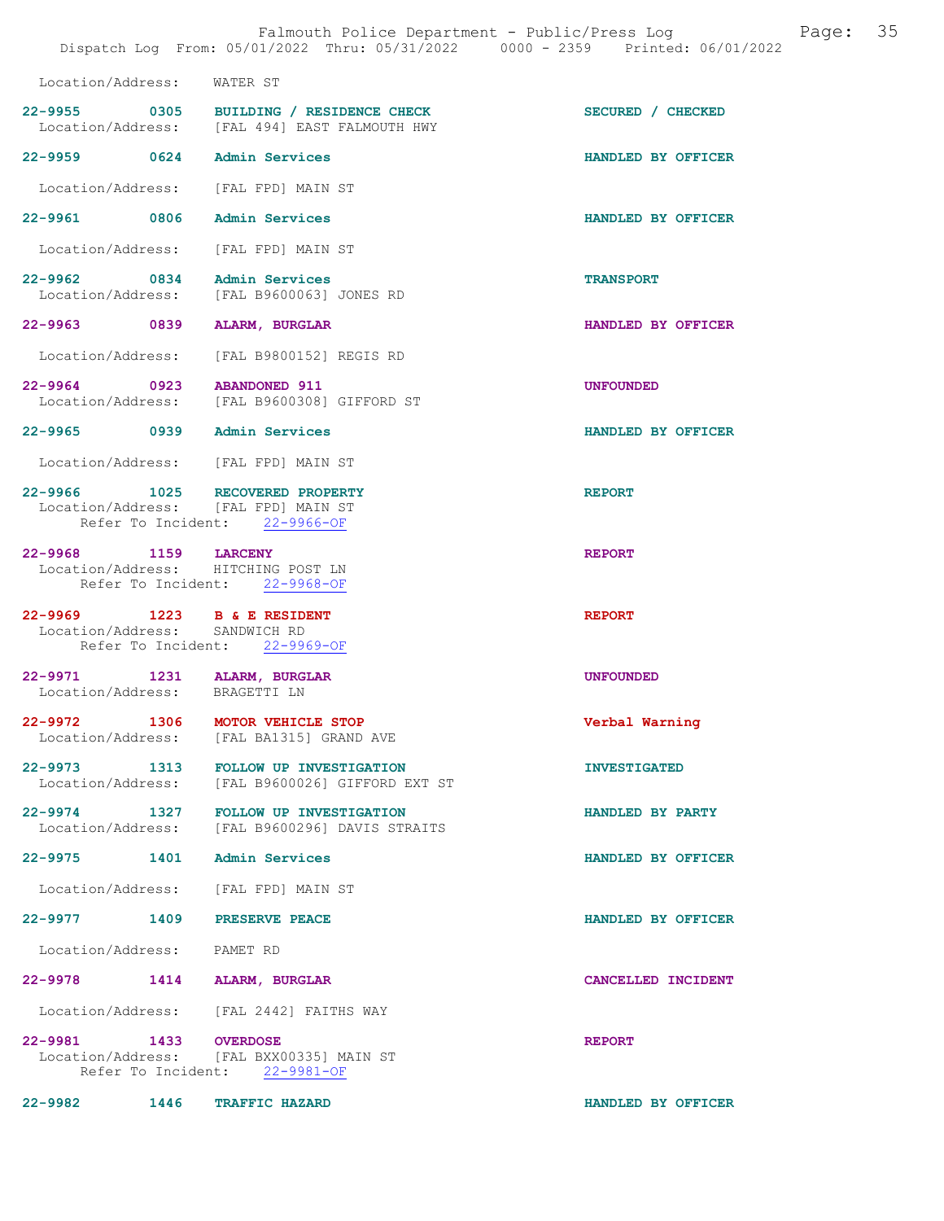Location/Address: WATER ST

22-9955 0305 BUILDING / RESIDENCE CHECK SECURED / CHECKED
Location/Address: [FAL 494] EAST FALMOUTH HWY

22-9959 0624 Admin Services HANDLED BY OFFICER

Location/Address: [FAL FPD] MAIN ST

22-9961 0806 Admin Services HANDLED BY OFFICER

Location/Address: [FAL FPD] MAIN ST

22-9962 0834 Admin Services TRANSPORT
Location/Address: [FAL B9600063] JONES RD

22-9963 0839 ALARM, BURGLAR HANDLED BY OFFICER

Location/Address: [FAL B9800152] REGIS RD

22-9964 0923 ABANDONED 911 UNFOUNDED
Location/Address: [FAL B9600308] GIFFORD ST

22-9965 0939 Admin Services HANDLED BY OFFICER

Location/Address: [FAL FPD] MAIN ST

22-9966 1025 RECOVERED PROPERTY REPORT
Location/Address: [FAL FPD] MAIN ST
Refer To Incident: 22-9966-OF

22-9968 1159 LARCENY REPORT
Location/Address: HITCHING POST LN
Refer To Incident: 22-9968-OF

22-9969 1223 B & E RESIDENT REPORT
Location/Address: SANDWICH RD
Refer To Incident: 22-9969-OF

22-9971 1231 ALARM, BURGLAR UNFOUNDED
Location/Address: BRAGETTI LN

22-9972 1306 MOTOR VEHICLE STOP Verbal Warning
Location/Address: [FAL BA1315] GRAND AVE

22-9973 1313 FOLLOW UP INVESTIGATION INVESTIGATED
Location/Address: [FAL B9600026] GIFFORD EXT ST

22-9974 1327 FOLLOW UP INVESTIGATION HANDLED BY PARTY
Location/Address: [FAL B9600296] DAVIS STRAITS

22-9975 1401 Admin Services HANDLED BY OFFICER

Location/Address: [FAL FPD] MAIN ST

22-9977 1409 PRESERVE PEACE HANDLED BY OFFICER

Location/Address: PAMET RD

22-9978 1414 ALARM, BURGLAR CANCELLED INCIDENT

Location/Address: [FAL 2442] FAITHS WAY

22-9981 1433 OVERDOSE REPORT
Location/Address: [FAL BXX00335] MAIN ST
Refer To Incident: 22-9981-OF

22-9982 1446 TRAFFIC HAZARD HANDLED BY OFFICER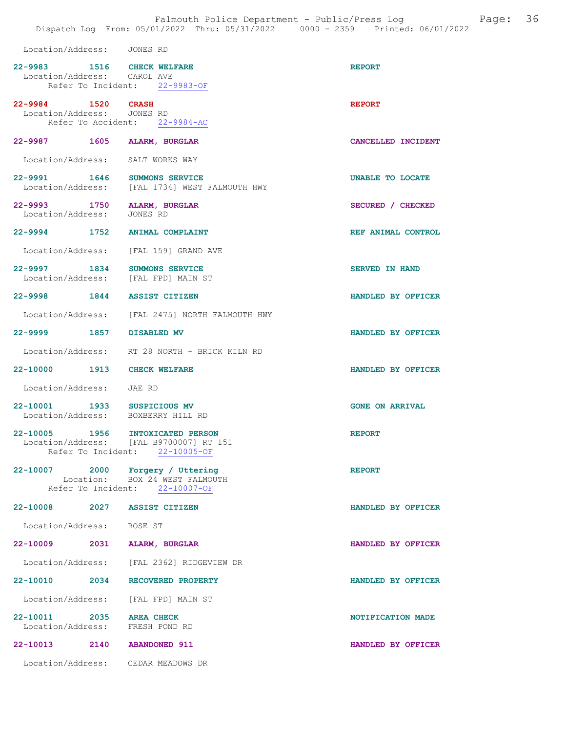Location/Address: JONES RD

**22-9983** 1516 **CHECK WELFARE** — REPORT
Location/Address: CAROL AVE
Refer To Incident: 22-9983-OF

**22-9984** 1520 **CRASH** — REPORT
Location/Address: JONES RD
Refer To Accident: 22-9984-AC

**22-9987** 1605 **ALARM, BURGLAR** — CANCELLED INCIDENT
Location/Address: SALT WORKS WAY

**22-9991** 1646 **SUMMONS SERVICE** — UNABLE TO LOCATE
Location/Address: [FAL 1734] WEST FALMOUTH HWY

**22-9993** 1750 **ALARM, BURGLAR** — SECURED / CHECKED
Location/Address: JONES RD

**22-9994** 1752 **ANIMAL COMPLAINT** — REF ANIMAL CONTROL
Location/Address: [FAL 159] GRAND AVE

**22-9997** 1834 **SUMMONS SERVICE** — SERVED IN HAND
Location/Address: [FAL FPD] MAIN ST

**22-9998** 1844 **ASSIST CITIZEN** — HANDLED BY OFFICER
Location/Address: [FAL 2475] NORTH FALMOUTH HWY

**22-9999** 1857 **DISABLED MV** — HANDLED BY OFFICER
Location/Address: RT 28 NORTH + BRICK KILN RD

**22-10000** 1913 **CHECK WELFARE** — HANDLED BY OFFICER
Location/Address: JAE RD

**22-10001** 1933 **SUSPICIOUS MV** — GONE ON ARRIVAL
Location/Address: BOXBERRY HILL RD

**22-10005** 1956 **INTOXICATED PERSON** — REPORT
Location/Address: [FAL B9700007] RT 151
Refer To Incident: 22-10005-OF

**22-10007** 2000 **Forgery / Uttering** — REPORT
Location: BOX 24 WEST FALMOUTH
Refer To Incident: 22-10007-OF

**22-10008** 2027 **ASSIST CITIZEN** — HANDLED BY OFFICER
Location/Address: ROSE ST

**22-10009** 2031 **ALARM, BURGLAR** — HANDLED BY OFFICER
Location/Address: [FAL 2362] RIDGEVIEW DR

**22-10010** 2034 **RECOVERED PROPERTY** — HANDLED BY OFFICER
Location/Address: [FAL FPD] MAIN ST

**22-10011** 2035 **AREA CHECK** — NOTIFICATION MADE
Location/Address: FRESH POND RD

**22-10013** 2140 **ABANDONED 911** — HANDLED BY OFFICER
Location/Address: CEDAR MEADOWS DR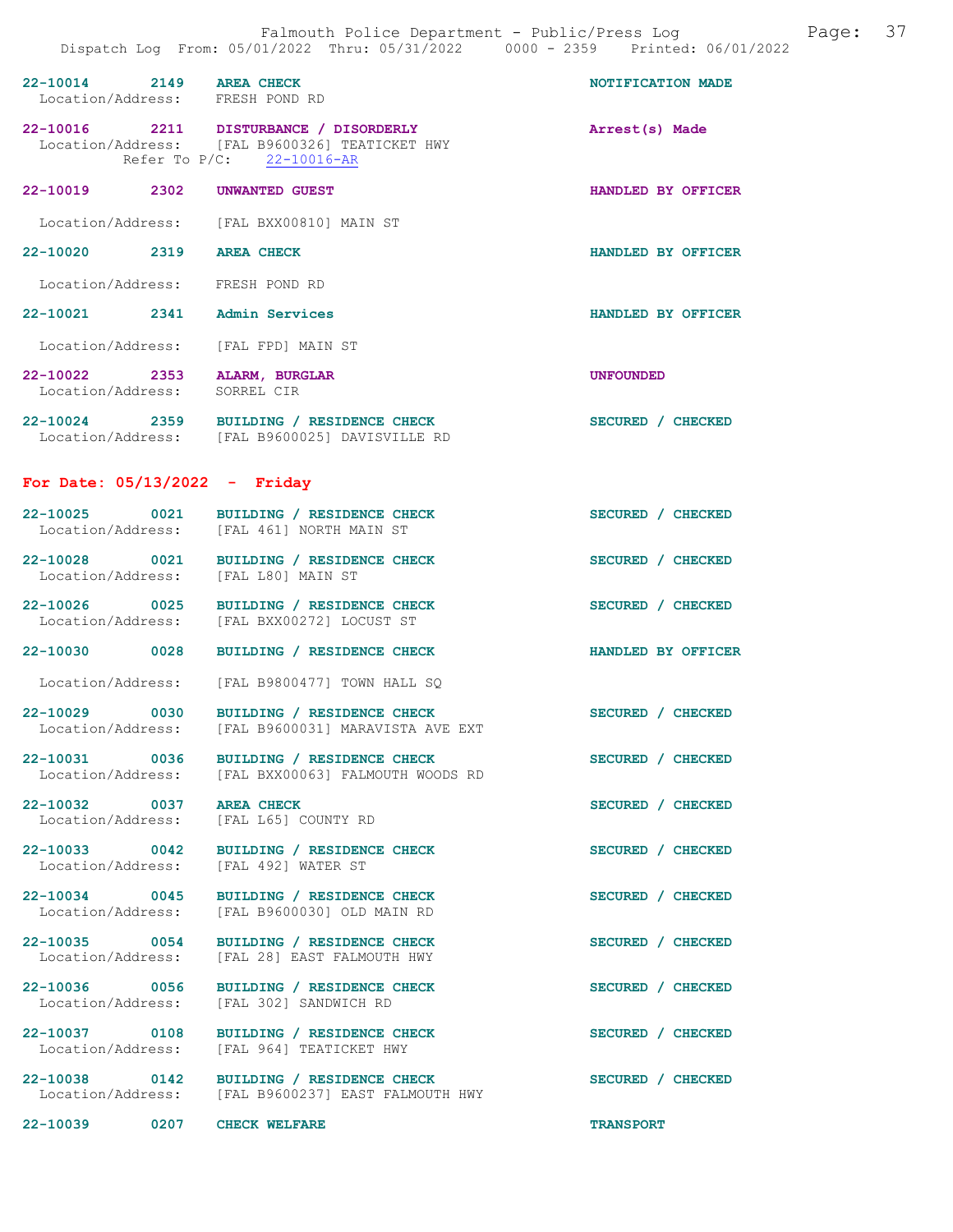22-10014 2149 **AREA CHECK** NOTIFICATION MADE
Location/Address: FRESH POND RD

22-10016 2211 **DISTURBANCE / DISORDERLY** Arrest(s) Made
Location/Address: [FAL B9600326] TEATICKET HWY
Refer To P/C: 22-10016-AR

22-10019 2302 **UNWANTED GUEST** HANDLED BY OFFICER
Location/Address: [FAL BXX00810] MAIN ST

22-10020 2319 **AREA CHECK** HANDLED BY OFFICER
Location/Address: FRESH POND RD

22-10021 2341 **Admin Services** HANDLED BY OFFICER
Location/Address: [FAL FPD] MAIN ST

22-10022 2353 **ALARM, BURGLAR** UNFOUNDED
Location/Address: SORREL CIR

22-10024 2359 **BUILDING / RESIDENCE CHECK** SECURED / CHECKED
Location/Address: [FAL B9600025] DAVISVILLE RD

## For Date: 05/13/2022 - Friday

22-10025 0021 **BUILDING / RESIDENCE CHECK** SECURED / CHECKED
Location/Address: [FAL 461] NORTH MAIN ST

22-10028 0021 **BUILDING / RESIDENCE CHECK** SECURED / CHECKED
Location/Address: [FAL L80] MAIN ST

22-10026 0025 **BUILDING / RESIDENCE CHECK** SECURED / CHECKED
Location/Address: [FAL BXX00272] LOCUST ST

22-10030 0028 **BUILDING / RESIDENCE CHECK** HANDLED BY OFFICER
Location/Address: [FAL B9800477] TOWN HALL SQ

22-10029 0030 **BUILDING / RESIDENCE CHECK** SECURED / CHECKED
Location/Address: [FAL B9600031] MARAVISTA AVE EXT

22-10031 0036 **BUILDING / RESIDENCE CHECK** SECURED / CHECKED
Location/Address: [FAL BXX00063] FALMOUTH WOODS RD

22-10032 0037 **AREA CHECK** SECURED / CHECKED
Location/Address: [FAL L65] COUNTY RD

22-10033 0042 **BUILDING / RESIDENCE CHECK** SECURED / CHECKED
Location/Address: [FAL 492] WATER ST

22-10034 0045 **BUILDING / RESIDENCE CHECK** SECURED / CHECKED
Location/Address: [FAL B9600030] OLD MAIN RD

22-10035 0054 **BUILDING / RESIDENCE CHECK** SECURED / CHECKED
Location/Address: [FAL 28] EAST FALMOUTH HWY

22-10036 0056 **BUILDING / RESIDENCE CHECK** SECURED / CHECKED
Location/Address: [FAL 302] SANDWICH RD

22-10037 0108 **BUILDING / RESIDENCE CHECK** SECURED / CHECKED
Location/Address: [FAL 964] TEATICKET HWY

22-10038 0142 **BUILDING / RESIDENCE CHECK** SECURED / CHECKED
Location/Address: [FAL B9600237] EAST FALMOUTH HWY

22-10039 0207 **CHECK WELFARE** TRANSPORT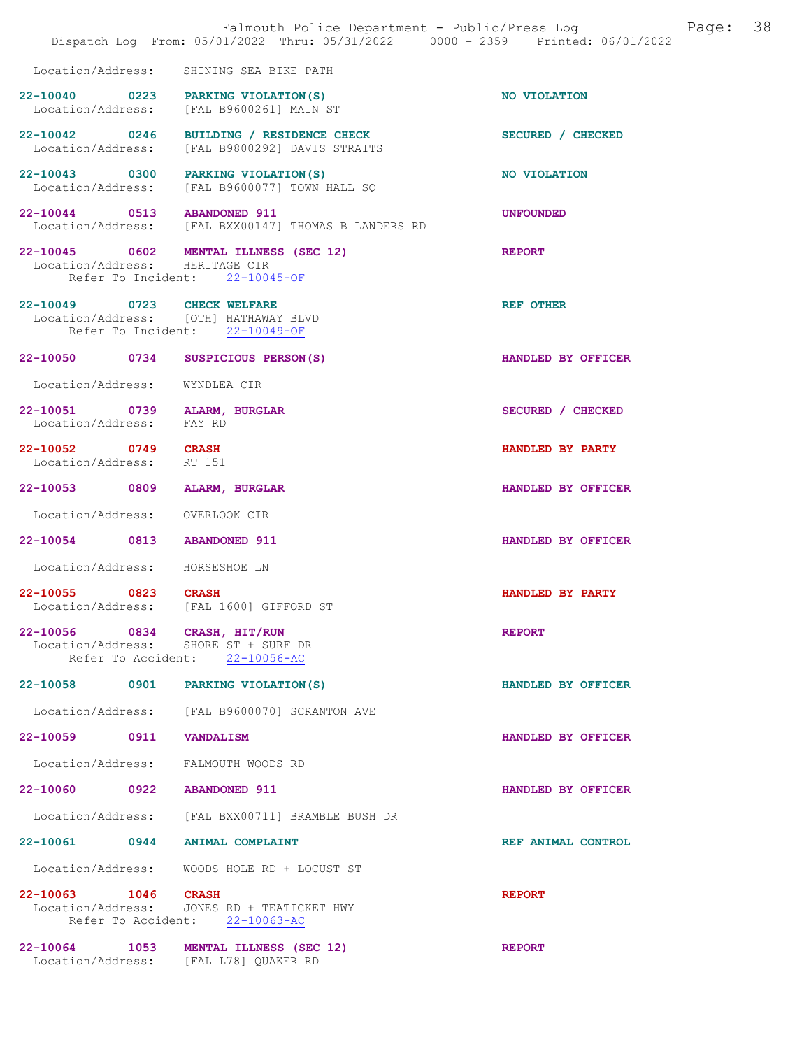Location/Address: SHINING SEA BIKE PATH

22-10040 0223 PARKING VIOLATION(S) NO VIOLATION
Location/Address: [FAL B9600261] MAIN ST

22-10042 0246 BUILDING / RESIDENCE CHECK SECURED / CHECKED
Location/Address: [FAL B9800292] DAVIS STRAITS

22-10043 0300 PARKING VIOLATION(S) NO VIOLATION
Location/Address: [FAL B9600077] TOWN HALL SQ

22-10044 0513 ABANDONED 911 UNFOUNDED
Location/Address: [FAL BXX00147] THOMAS B LANDERS RD

22-10045 0602 MENTAL ILLNESS (SEC 12) REPORT
Location/Address: HERITAGE CIR
Refer To Incident: 22-10045-OF

22-10049 0723 CHECK WELFARE REF OTHER
Location/Address: [OTH] HATHAWAY BLVD
Refer To Incident: 22-10049-OF

22-10050 0734 SUSPICIOUS PERSON(S) HANDLED BY OFFICER
Location/Address: WYNDLEA CIR

22-10051 0739 ALARM, BURGLAR SECURED / CHECKED
Location/Address: FAY RD

22-10052 0749 CRASH HANDLED BY PARTY
Location/Address: RT 151

22-10053 0809 ALARM, BURGLAR HANDLED BY OFFICER
Location/Address: OVERLOOK CIR

22-10054 0813 ABANDONED 911 HANDLED BY OFFICER
Location/Address: HORSESHOE LN

22-10055 0823 CRASH HANDLED BY PARTY
Location/Address: [FAL 1600] GIFFORD ST

22-10056 0834 CRASH, HIT/RUN REPORT
Location/Address: SHORE ST + SURF DR
Refer To Accident: 22-10056-AC

22-10058 0901 PARKING VIOLATION(S) HANDLED BY OFFICER
Location/Address: [FAL B9600070] SCRANTON AVE

22-10059 0911 VANDALISM HANDLED BY OFFICER
Location/Address: FALMOUTH WOODS RD

22-10060 0922 ABANDONED 911 HANDLED BY OFFICER
Location/Address: [FAL BXX00711] BRAMBLE BUSH DR

22-10061 0944 ANIMAL COMPLAINT REF ANIMAL CONTROL
Location/Address: WOODS HOLE RD + LOCUST ST

22-10063 1046 CRASH REPORT
Location/Address: JONES RD + TEATICKET HWY
Refer To Accident: 22-10063-AC

22-10064 1053 MENTAL ILLNESS (SEC 12) REPORT
Location/Address: [FAL L78] QUAKER RD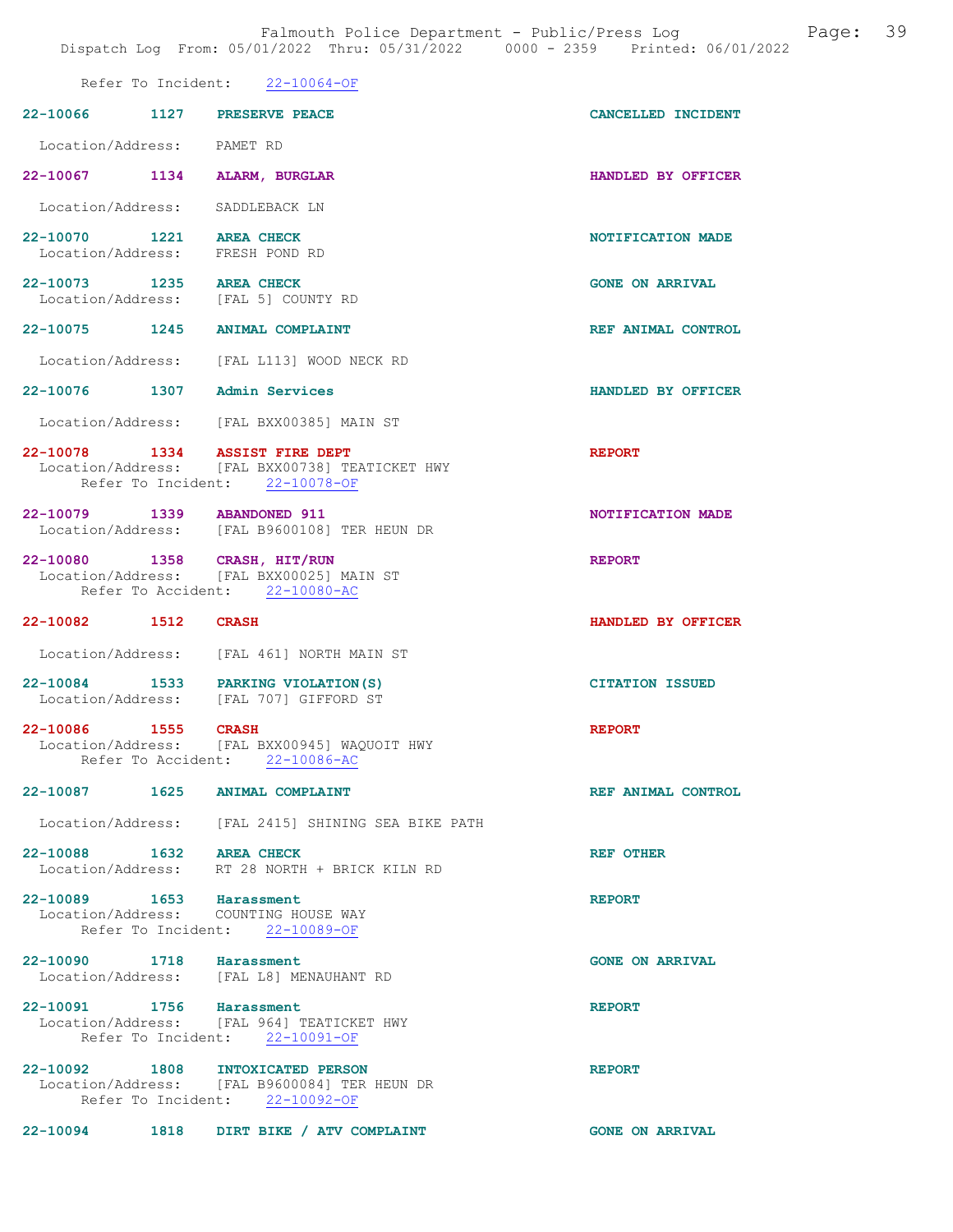Refer To Incident: 22-10064-OF

**22-10066 1127 PRESERVE PEACE** CANCELLED INCIDENT
Location/Address: PAMET RD

**22-10067 1134 ALARM, BURGLAR** HANDLED BY OFFICER
Location/Address: SADDLEBACK LN

**22-10070 1221 AREA CHECK** NOTIFICATION MADE
Location/Address: FRESH POND RD

**22-10073 1235 AREA CHECK** GONE ON ARRIVAL
Location/Address: [FAL 5] COUNTY RD

**22-10075 1245 ANIMAL COMPLAINT** REF ANIMAL CONTROL
Location/Address: [FAL L113] WOOD NECK RD

**22-10076 1307 Admin Services** HANDLED BY OFFICER
Location/Address: [FAL BXX00385] MAIN ST

**22-10078 1334 ASSIST FIRE DEPT** REPORT
Location/Address: [FAL BXX00738] TEATICKET HWY
Refer To Incident: 22-10078-OF

**22-10079 1339 ABANDONED 911** NOTIFICATION MADE
Location/Address: [FAL B9600108] TER HEUN DR

**22-10080 1358 CRASH, HIT/RUN** REPORT
Location/Address: [FAL BXX00025] MAIN ST
Refer To Accident: 22-10080-AC

**22-10082 1512 CRASH** HANDLED BY OFFICER
Location/Address: [FAL 461] NORTH MAIN ST

**22-10084 1533 PARKING VIOLATION(S)** CITATION ISSUED
Location/Address: [FAL 707] GIFFORD ST

**22-10086 1555 CRASH** REPORT
Location/Address: [FAL BXX00945] WAQUOIT HWY
Refer To Accident: 22-10086-AC

**22-10087 1625 ANIMAL COMPLAINT** REF ANIMAL CONTROL
Location/Address: [FAL 2415] SHINING SEA BIKE PATH

**22-10088 1632 AREA CHECK** REF OTHER
Location/Address: RT 28 NORTH + BRICK KILN RD

**22-10089 1653 Harassment** REPORT
Location/Address: COUNTING HOUSE WAY
Refer To Incident: 22-10089-OF

**22-10090 1718 Harassment** GONE ON ARRIVAL
Location/Address: [FAL L8] MENAUHANT RD

**22-10091 1756 Harassment** REPORT
Location/Address: [FAL 964] TEATICKET HWY
Refer To Incident: 22-10091-OF

**22-10092 1808 INTOXICATED PERSON** REPORT
Location/Address: [FAL B9600084] TER HEUN DR
Refer To Incident: 22-10092-OF

**22-10094 1818 DIRT BIKE / ATV COMPLAINT** GONE ON ARRIVAL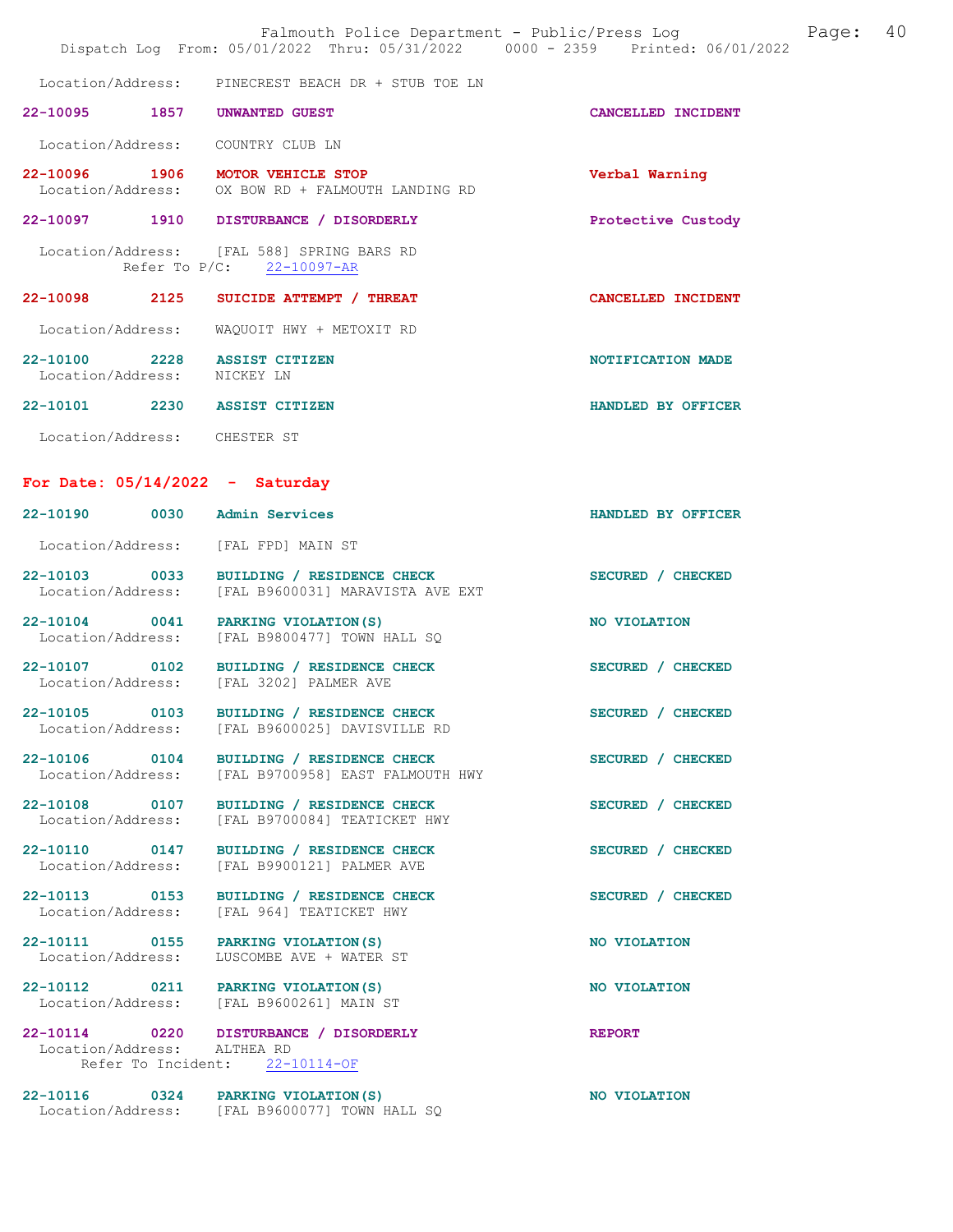Location/Address: PINECREST BEACH DR + STUB TOE LN

**22-10095 1857 UNWANTED GUEST** — CANCELLED INCIDENT
Location/Address: COUNTRY CLUB LN

**22-10096 1906 MOTOR VEHICLE STOP** — Verbal Warning
Location/Address: OX BOW RD + FALMOUTH LANDING RD

**22-10097 1910 DISTURBANCE / DISORDERLY** — Protective Custody
Location/Address: [FAL 588] SPRING BARS RD
Refer To P/C: 22-10097-AR

**22-10098 2125 SUICIDE ATTEMPT / THREAT** — CANCELLED INCIDENT
Location/Address: WAQUOIT HWY + METOXIT RD

**22-10100 2228 ASSIST CITIZEN** — NOTIFICATION MADE
Location/Address: NICKEY LN

**22-10101 2230 ASSIST CITIZEN** — HANDLED BY OFFICER
Location/Address: CHESTER ST

## For Date: 05/14/2022 - Saturday

**22-10190 0030 Admin Services** — HANDLED BY OFFICER
Location/Address: [FAL FPD] MAIN ST

**22-10103 0033 BUILDING / RESIDENCE CHECK** — SECURED / CHECKED
Location/Address: [FAL B9600031] MARAVISTA AVE EXT

**22-10104 0041 PARKING VIOLATION(S)** — NO VIOLATION
Location/Address: [FAL B9800477] TOWN HALL SQ

**22-10107 0102 BUILDING / RESIDENCE CHECK** — SECURED / CHECKED
Location/Address: [FAL 3202] PALMER AVE

**22-10105 0103 BUILDING / RESIDENCE CHECK** — SECURED / CHECKED
Location/Address: [FAL B9600025] DAVISVILLE RD

**22-10106 0104 BUILDING / RESIDENCE CHECK** — SECURED / CHECKED
Location/Address: [FAL B9700958] EAST FALMOUTH HWY

**22-10108 0107 BUILDING / RESIDENCE CHECK** — SECURED / CHECKED
Location/Address: [FAL B9700084] TEATICKET HWY

**22-10110 0147 BUILDING / RESIDENCE CHECK** — SECURED / CHECKED
Location/Address: [FAL B9900121] PALMER AVE

**22-10113 0153 BUILDING / RESIDENCE CHECK** — SECURED / CHECKED
Location/Address: [FAL 964] TEATICKET HWY

**22-10111 0155 PARKING VIOLATION(S)** — NO VIOLATION
Location/Address: LUSCOMBE AVE + WATER ST

**22-10112 0211 PARKING VIOLATION(S)** — NO VIOLATION
Location/Address: [FAL B9600261] MAIN ST

**22-10114 0220 DISTURBANCE / DISORDERLY** — REPORT
Location/Address: ALTHEA RD
Refer To Incident: 22-10114-OF

**22-10116 0324 PARKING VIOLATION(S)** — NO VIOLATION
Location/Address: [FAL B9600077] TOWN HALL SQ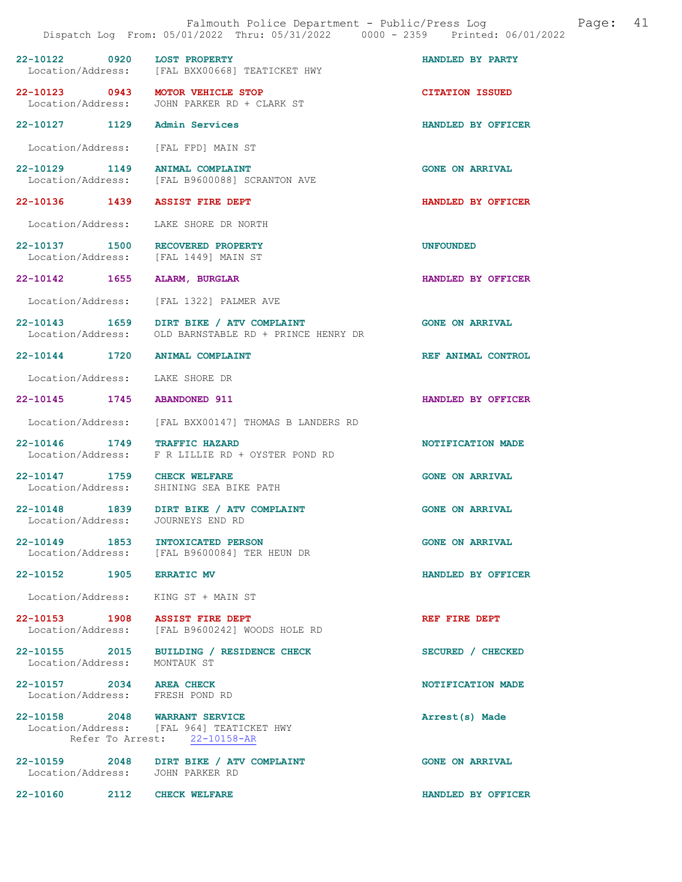22-10122 0920 LOST PROPERTY HANDLED BY PARTY
Location/Address: [FAL BXX00668] TEATICKET HWY

22-10123 0943 MOTOR VEHICLE STOP CITATION ISSUED
Location/Address: JOHN PARKER RD + CLARK ST

22-10127 1129 Admin Services HANDLED BY OFFICER
Location/Address: [FAL FPD] MAIN ST

22-10129 1149 ANIMAL COMPLAINT GONE ON ARRIVAL
Location/Address: [FAL B9600088] SCRANTON AVE

22-10136 1439 ASSIST FIRE DEPT HANDLED BY OFFICER
Location/Address: LAKE SHORE DR NORTH

22-10137 1500 RECOVERED PROPERTY UNFOUNDED
Location/Address: [FAL 1449] MAIN ST

22-10142 1655 ALARM, BURGLAR HANDLED BY OFFICER
Location/Address: [FAL 1322] PALMER AVE

22-10143 1659 DIRT BIKE / ATV COMPLAINT GONE ON ARRIVAL
Location/Address: OLD BARNSTABLE RD + PRINCE HENRY DR

22-10144 1720 ANIMAL COMPLAINT REF ANIMAL CONTROL
Location/Address: LAKE SHORE DR

22-10145 1745 ABANDONED 911 HANDLED BY OFFICER
Location/Address: [FAL BXX00147] THOMAS B LANDERS RD

22-10146 1749 TRAFFIC HAZARD NOTIFICATION MADE
Location/Address: F R LILLIE RD + OYSTER POND RD

22-10147 1759 CHECK WELFARE GONE ON ARRIVAL
Location/Address: SHINING SEA BIKE PATH

22-10148 1839 DIRT BIKE / ATV COMPLAINT GONE ON ARRIVAL
Location/Address: JOURNEYS END RD

22-10149 1853 INTOXICATED PERSON GONE ON ARRIVAL
Location/Address: [FAL B9600084] TER HEUN DR

22-10152 1905 ERRATIC MV HANDLED BY OFFICER
Location/Address: KING ST + MAIN ST

22-10153 1908 ASSIST FIRE DEPT REF FIRE DEPT
Location/Address: [FAL B9600242] WOODS HOLE RD

22-10155 2015 BUILDING / RESIDENCE CHECK SECURED / CHECKED
Location/Address: MONTAUK ST

22-10157 2034 AREA CHECK NOTIFICATION MADE
Location/Address: FRESH POND RD

22-10158 2048 WARRANT SERVICE Arrest(s) Made
Location/Address: [FAL 964] TEATICKET HWY
Refer To Arrest: 22-10158-AR

22-10159 2048 DIRT BIKE / ATV COMPLAINT GONE ON ARRIVAL
Location/Address: JOHN PARKER RD

22-10160 2112 CHECK WELFARE HANDLED BY OFFICER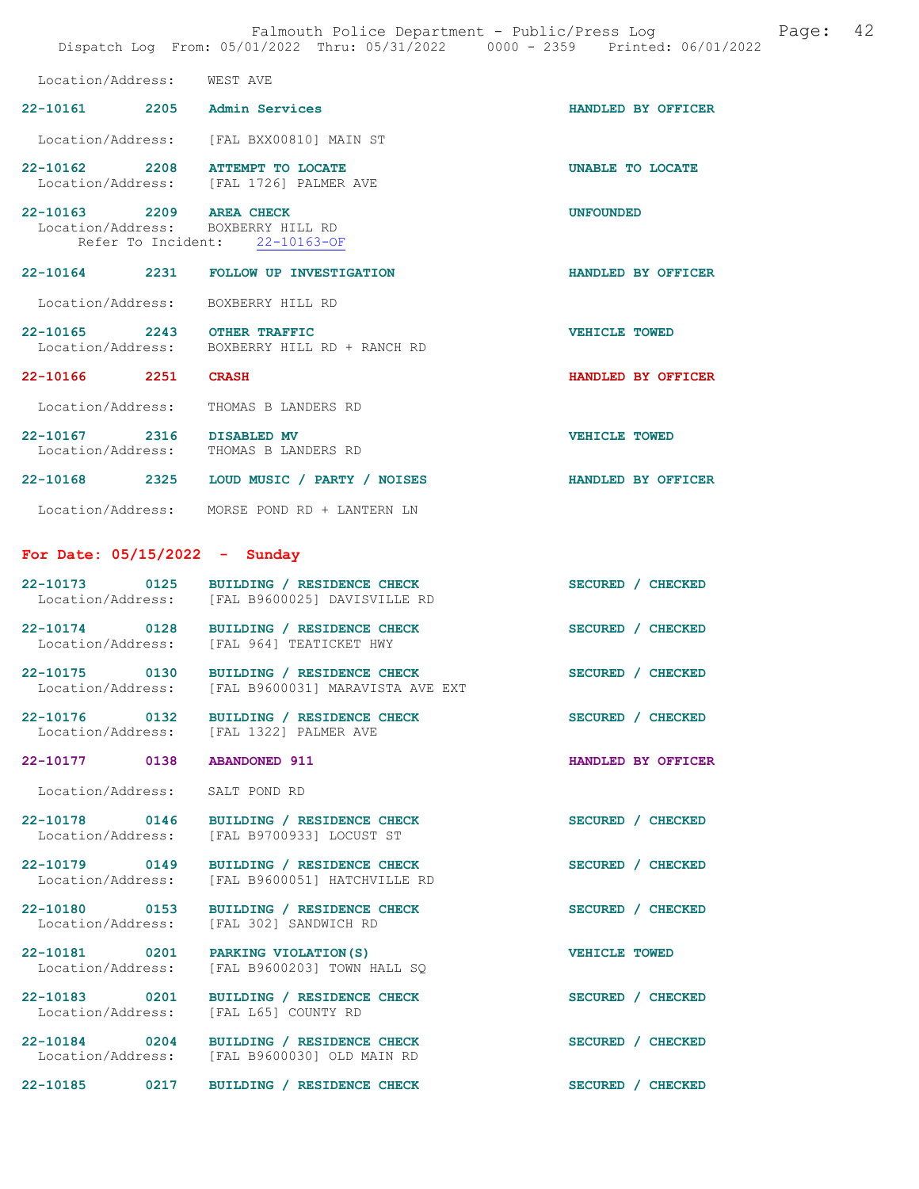Location/Address: WEST AVE

22-10161 2205 **Admin Services** HANDLED BY OFFICER

Location/Address: [FAL BXX00810] MAIN ST

22-10162 2208 **ATTEMPT TO LOCATE** UNABLE TO LOCATE
Location/Address: [FAL 1726] PALMER AVE

22-10163 2209 **AREA CHECK** UNFOUNDED
Location/Address: BOXBERRY HILL RD
Refer To Incident: 22-10163-OF

22-10164 2231 **FOLLOW UP INVESTIGATION** HANDLED BY OFFICER

Location/Address: BOXBERRY HILL RD

22-10165 2243 **OTHER TRAFFIC** VEHICLE TOWED
Location/Address: BOXBERRY HILL RD + RANCH RD

22-10166 2251 **CRASH** HANDLED BY OFFICER

Location/Address: THOMAS B LANDERS RD

22-10167 2316 **DISABLED MV** VEHICLE TOWED
Location/Address: THOMAS B LANDERS RD

22-10168 2325 **LOUD MUSIC / PARTY / NOISES** HANDLED BY OFFICER

Location/Address: MORSE POND RD + LANTERN LN

## For Date: 05/15/2022 - Sunday

22-10173 0125 **BUILDING / RESIDENCE CHECK** SECURED / CHECKED
Location/Address: [FAL B9600025] DAVISVILLE RD

22-10174 0128 **BUILDING / RESIDENCE CHECK** SECURED / CHECKED
Location/Address: [FAL 964] TEATICKET HWY

22-10175 0130 **BUILDING / RESIDENCE CHECK** SECURED / CHECKED
Location/Address: [FAL B9600031] MARAVISTA AVE EXT

22-10176 0132 **BUILDING / RESIDENCE CHECK** SECURED / CHECKED
Location/Address: [FAL 1322] PALMER AVE

22-10177 0138 **ABANDONED 911** HANDLED BY OFFICER

Location/Address: SALT POND RD

22-10178 0146 **BUILDING / RESIDENCE CHECK** SECURED / CHECKED
Location/Address: [FAL B9700933] LOCUST ST

22-10179 0149 **BUILDING / RESIDENCE CHECK** SECURED / CHECKED
Location/Address: [FAL B9600051] HATCHVILLE RD

22-10180 0153 **BUILDING / RESIDENCE CHECK** SECURED / CHECKED
Location/Address: [FAL 302] SANDWICH RD

22-10181 0201 **PARKING VIOLATION(S)** VEHICLE TOWED
Location/Address: [FAL B9600203] TOWN HALL SQ

22-10183 0201 **BUILDING / RESIDENCE CHECK** SECURED / CHECKED
Location/Address: [FAL L65] COUNTY RD

22-10184 0204 **BUILDING / RESIDENCE CHECK** SECURED / CHECKED
Location/Address: [FAL B9600030] OLD MAIN RD

22-10185 0217 **BUILDING / RESIDENCE CHECK** SECURED / CHECKED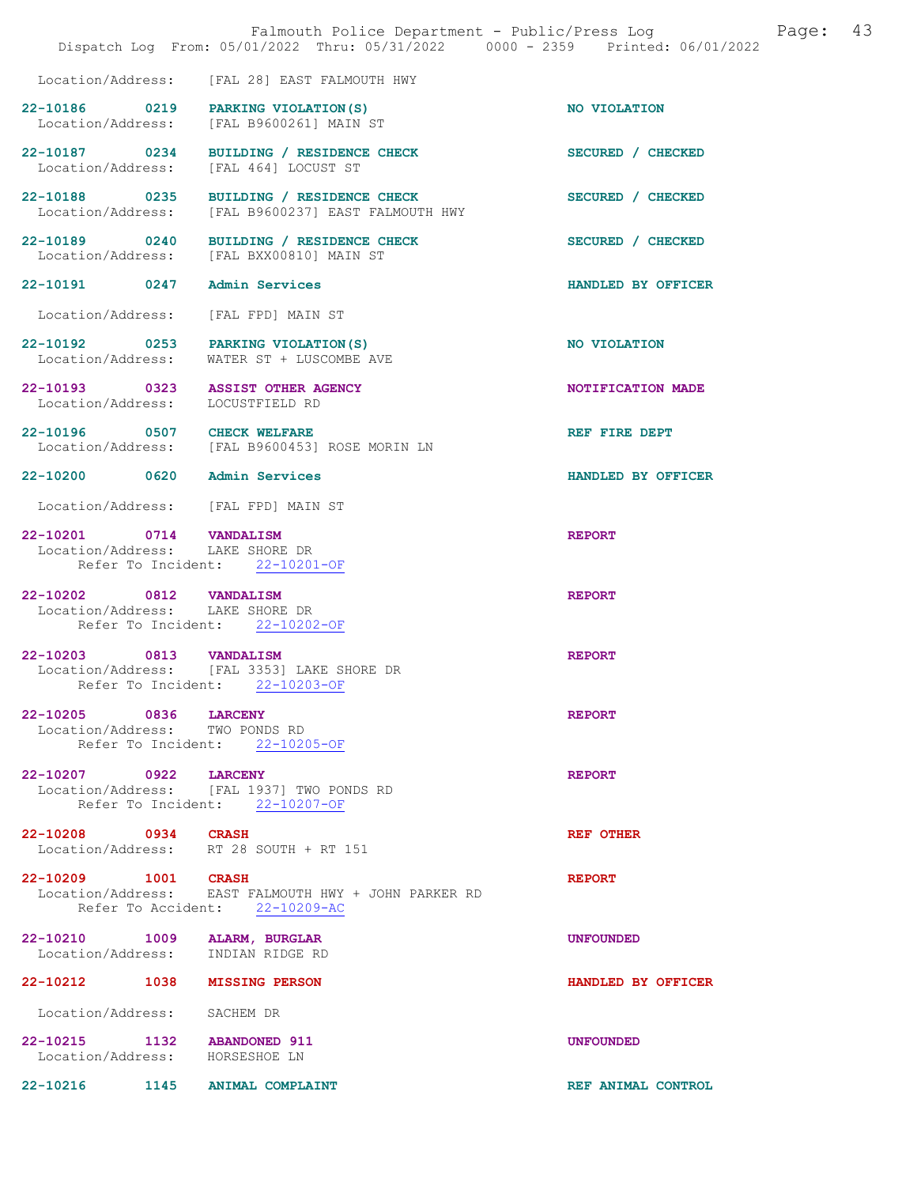Location/Address: [FAL 28] EAST FALMOUTH HWY

22-10186 0219 PARKING VIOLATION(S) NO VIOLATION
Location/Address: [FAL B9600261] MAIN ST

22-10187 0234 BUILDING / RESIDENCE CHECK SECURED / CHECKED
Location/Address: [FAL 464] LOCUST ST

22-10188 0235 BUILDING / RESIDENCE CHECK SECURED / CHECKED
Location/Address: [FAL B9600237] EAST FALMOUTH HWY

22-10189 0240 BUILDING / RESIDENCE CHECK SECURED / CHECKED
Location/Address: [FAL BXX00810] MAIN ST

22-10191 0247 Admin Services HANDLED BY OFFICER

Location/Address: [FAL FPD] MAIN ST

22-10192 0253 PARKING VIOLATION(S) NO VIOLATION
Location/Address: WATER ST + LUSCOMBE AVE

22-10193 0323 ASSIST OTHER AGENCY NOTIFICATION MADE
Location/Address: LOCUSTFIELD RD

22-10196 0507 CHECK WELFARE REF FIRE DEPT
Location/Address: [FAL B9600453] ROSE MORIN LN

22-10200 0620 Admin Services HANDLED BY OFFICER

Location/Address: [FAL FPD] MAIN ST

22-10201 0714 VANDALISM REPORT
Location/Address: LAKE SHORE DR
Refer To Incident: 22-10201-OF

22-10202 0812 VANDALISM REPORT
Location/Address: LAKE SHORE DR
Refer To Incident: 22-10202-OF

22-10203 0813 VANDALISM REPORT
Location/Address: [FAL 3353] LAKE SHORE DR
Refer To Incident: 22-10203-OF

22-10205 0836 LARCENY REPORT
Location/Address: TWO PONDS RD
Refer To Incident: 22-10205-OF

22-10207 0922 LARCENY REPORT
Location/Address: [FAL 1937] TWO PONDS RD
Refer To Incident: 22-10207-OF

22-10208 0934 CRASH REF OTHER
Location/Address: RT 28 SOUTH + RT 151

22-10209 1001 CRASH REPORT
Location/Address: EAST FALMOUTH HWY + JOHN PARKER RD
Refer To Accident: 22-10209-AC

22-10210 1009 ALARM, BURGLAR UNFOUNDED
Location/Address: INDIAN RIDGE RD

22-10212 1038 MISSING PERSON HANDLED BY OFFICER

Location/Address: SACHEM DR

22-10215 1132 ABANDONED 911 UNFOUNDED
Location/Address: HORSESHOE LN

22-10216 1145 ANIMAL COMPLAINT REF ANIMAL CONTROL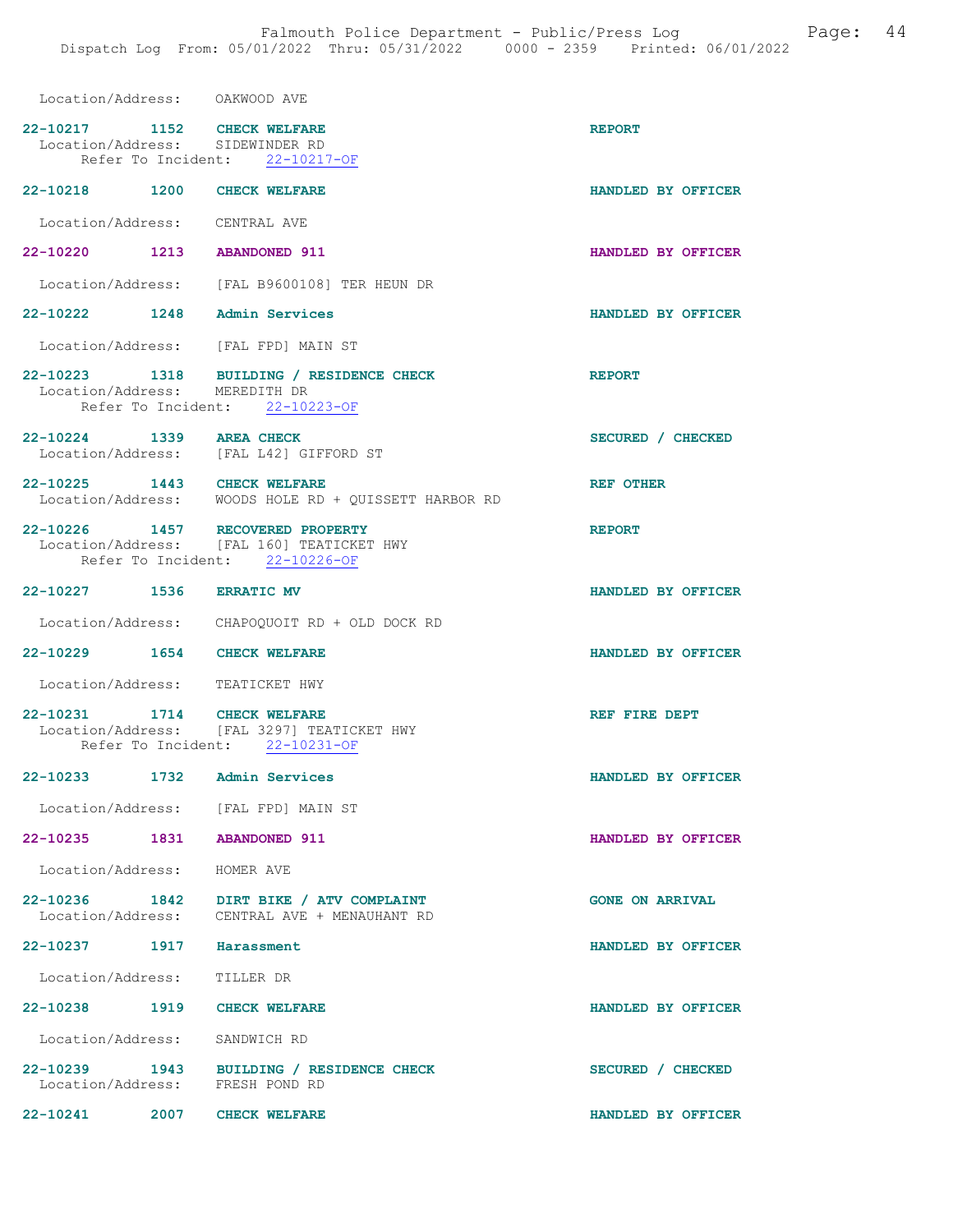Location/Address: OAKWOOD AVE

22-10217 1152 CHECK WELFARE REPORT
Location/Address: SIDEWINDER RD
Refer To Incident: 22-10217-OF

22-10218 1200 CHECK WELFARE HANDLED BY OFFICER

Location/Address: CENTRAL AVE

22-10220 1213 ABANDONED 911 HANDLED BY OFFICER

Location/Address: [FAL B9600108] TER HEUN DR

22-10222 1248 Admin Services HANDLED BY OFFICER

Location/Address: [FAL FPD] MAIN ST

22-10223 1318 BUILDING / RESIDENCE CHECK REPORT
Location/Address: MEREDITH DR
Refer To Incident: 22-10223-OF

22-10224 1339 AREA CHECK SECURED / CHECKED
Location/Address: [FAL L42] GIFFORD ST

22-10225 1443 CHECK WELFARE REF OTHER
Location/Address: WOODS HOLE RD + QUISSETT HARBOR RD

22-10226 1457 RECOVERED PROPERTY REPORT
Location/Address: [FAL 160] TEATICKET HWY
Refer To Incident: 22-10226-OF

22-10227 1536 ERRATIC MV HANDLED BY OFFICER

Location/Address: CHAPOQUOIT RD + OLD DOCK RD

22-10229 1654 CHECK WELFARE HANDLED BY OFFICER

Location/Address: TEATICKET HWY

22-10231 1714 CHECK WELFARE REF FIRE DEPT
Location/Address: [FAL 3297] TEATICKET HWY
Refer To Incident: 22-10231-OF

22-10233 1732 Admin Services HANDLED BY OFFICER

Location/Address: [FAL FPD] MAIN ST

22-10235 1831 ABANDONED 911 HANDLED BY OFFICER

Location/Address: HOMER AVE

22-10236 1842 DIRT BIKE / ATV COMPLAINT GONE ON ARRIVAL
Location/Address: CENTRAL AVE + MENAUHANT RD

22-10237 1917 Harassment HANDLED BY OFFICER

Location/Address: TILLER DR

22-10238 1919 CHECK WELFARE HANDLED BY OFFICER

Location/Address: SANDWICH RD

22-10239 1943 BUILDING / RESIDENCE CHECK SECURED / CHECKED
Location/Address: FRESH POND RD

22-10241 2007 CHECK WELFARE HANDLED BY OFFICER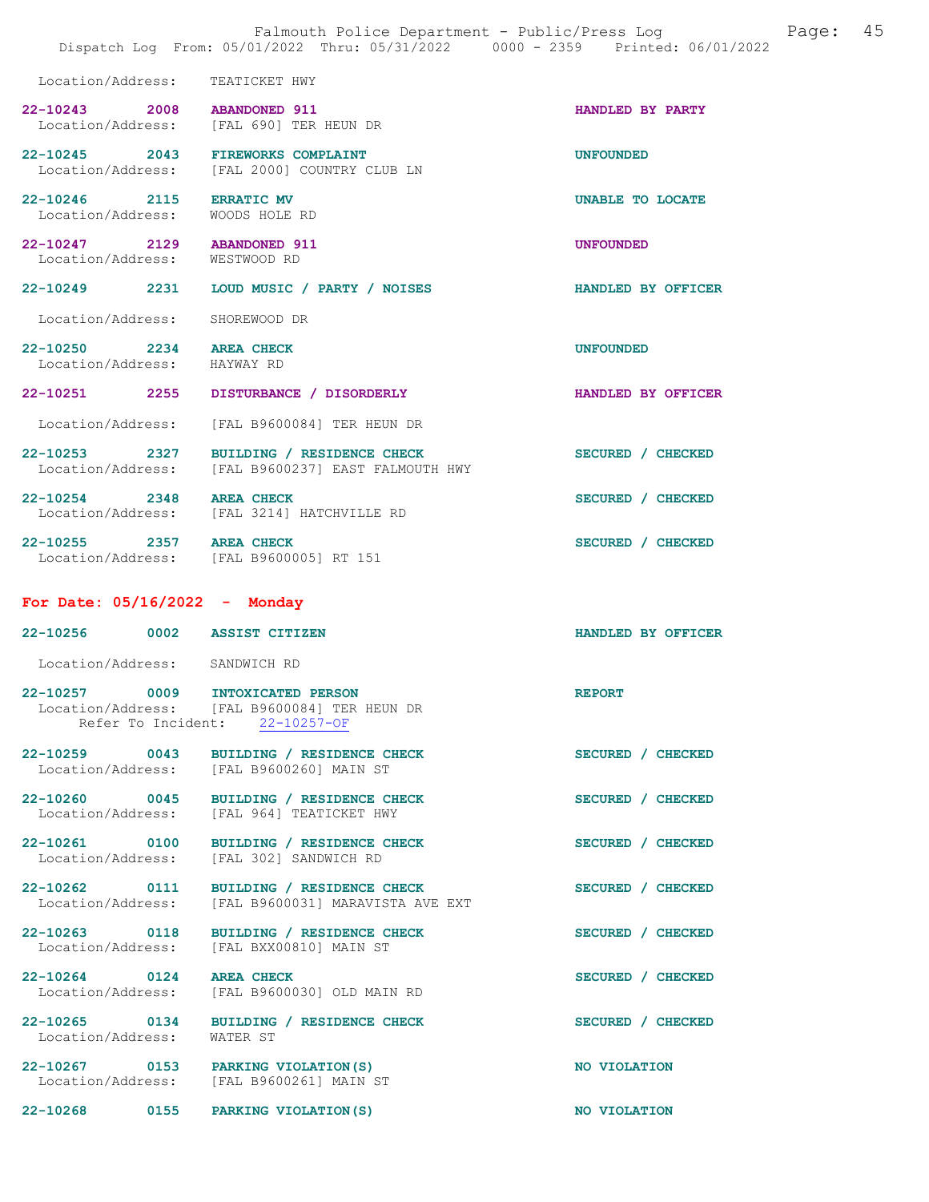Location/Address: TEATICKET HWY

22-10243 2008 ABANDONED 911 HANDLED BY PARTY
Location/Address: [FAL 690] TER HEUN DR

22-10245 2043 FIREWORKS COMPLAINT UNFOUNDED
Location/Address: [FAL 2000] COUNTRY CLUB LN

22-10246 2115 ERRATIC MV UNABLE TO LOCATE
Location/Address: WOODS HOLE RD

22-10247 2129 ABANDONED 911 UNFOUNDED
Location/Address: WESTWOOD RD

22-10249 2231 LOUD MUSIC / PARTY / NOISES HANDLED BY OFFICER

Location/Address: SHOREWOOD DR

22-10250 2234 AREA CHECK UNFOUNDED
Location/Address: HAYWAY RD

22-10251 2255 DISTURBANCE / DISORDERLY HANDLED BY OFFICER

Location/Address: [FAL B9600084] TER HEUN DR

22-10253 2327 BUILDING / RESIDENCE CHECK SECURED / CHECKED
Location/Address: [FAL B9600237] EAST FALMOUTH HWY

22-10254 2348 AREA CHECK SECURED / CHECKED
Location/Address: [FAL 3214] HATCHVILLE RD

22-10255 2357 AREA CHECK SECURED / CHECKED
Location/Address: [FAL B9600005] RT 151

**For Date: 05/16/2022 - Monday**

22-10256 0002 ASSIST CITIZEN HANDLED BY OFFICER

Location/Address: SANDWICH RD

22-10257 0009 INTOXICATED PERSON REPORT
Location/Address: [FAL B9600084] TER HEUN DR
Refer To Incident: 22-10257-OF

22-10259 0043 BUILDING / RESIDENCE CHECK SECURED / CHECKED
Location/Address: [FAL B9600260] MAIN ST

22-10260 0045 BUILDING / RESIDENCE CHECK SECURED / CHECKED
Location/Address: [FAL 964] TEATICKET HWY

22-10261 0100 BUILDING / RESIDENCE CHECK SECURED / CHECKED
Location/Address: [FAL 302] SANDWICH RD

22-10262 0111 BUILDING / RESIDENCE CHECK SECURED / CHECKED
Location/Address: [FAL B9600031] MARAVISTA AVE EXT

22-10263 0118 BUILDING / RESIDENCE CHECK SECURED / CHECKED
Location/Address: [FAL BXX00810] MAIN ST

22-10264 0124 AREA CHECK SECURED / CHECKED
Location/Address: [FAL B9600030] OLD MAIN RD

22-10265 0134 BUILDING / RESIDENCE CHECK SECURED / CHECKED
Location/Address: WATER ST

22-10267 0153 PARKING VIOLATION(S) NO VIOLATION
Location/Address: [FAL B9600261] MAIN ST

22-10268 0155 PARKING VIOLATION(S) NO VIOLATION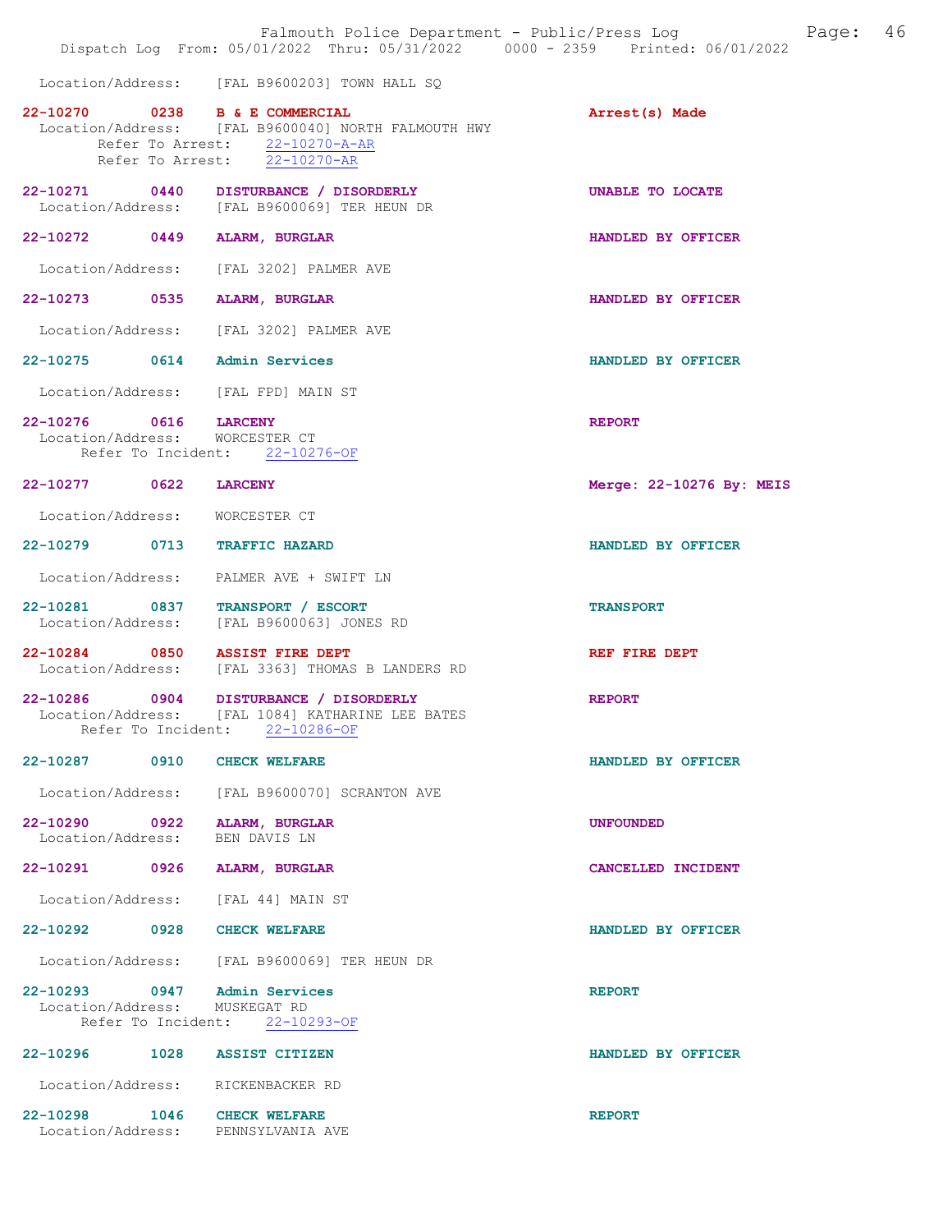Location/Address: [FAL B9600203] TOWN HALL SQ

**22-10270 0238 B & E COMMERCIAL** — Arrest(s) Made
Location/Address: [FAL B9600040] NORTH FALMOUTH HWY
Refer To Arrest: 22-10270-A-AR
Refer To Arrest: 22-10270-AR

**22-10271 0440 DISTURBANCE / DISORDERLY** — UNABLE TO LOCATE
Location/Address: [FAL B9600069] TER HEUN DR

**22-10272 0449 ALARM, BURGLAR** — HANDLED BY OFFICER
Location/Address: [FAL 3202] PALMER AVE

**22-10273 0535 ALARM, BURGLAR** — HANDLED BY OFFICER
Location/Address: [FAL 3202] PALMER AVE

**22-10275 0614 Admin Services** — HANDLED BY OFFICER
Location/Address: [FAL FPD] MAIN ST

**22-10276 0616 LARCENY** — REPORT
Location/Address: WORCESTER CT
Refer To Incident: 22-10276-OF

**22-10277 0622 LARCENY** — Merge: 22-10276 By: MEIS
Location/Address: WORCESTER CT

**22-10279 0713 TRAFFIC HAZARD** — HANDLED BY OFFICER
Location/Address: PALMER AVE + SWIFT LN

**22-10281 0837 TRANSPORT / ESCORT** — TRANSPORT
Location/Address: [FAL B9600063] JONES RD

**22-10284 0850 ASSIST FIRE DEPT** — REF FIRE DEPT
Location/Address: [FAL 3363] THOMAS B LANDERS RD

**22-10286 0904 DISTURBANCE / DISORDERLY** — REPORT
Location/Address: [FAL 1084] KATHARINE LEE BATES
Refer To Incident: 22-10286-OF

**22-10287 0910 CHECK WELFARE** — HANDLED BY OFFICER
Location/Address: [FAL B9600070] SCRANTON AVE

**22-10290 0922 ALARM, BURGLAR** — UNFOUNDED
Location/Address: BEN DAVIS LN

**22-10291 0926 ALARM, BURGLAR** — CANCELLED INCIDENT
Location/Address: [FAL 44] MAIN ST

**22-10292 0928 CHECK WELFARE** — HANDLED BY OFFICER
Location/Address: [FAL B9600069] TER HEUN DR

**22-10293 0947 Admin Services** — REPORT
Location/Address: MUSKEGAT RD
Refer To Incident: 22-10293-OF

**22-10296 1028 ASSIST CITIZEN** — HANDLED BY OFFICER
Location/Address: RICKENBACKER RD

**22-10298 1046 CHECK WELFARE** — REPORT
Location/Address: PENNSYLVANIA AVE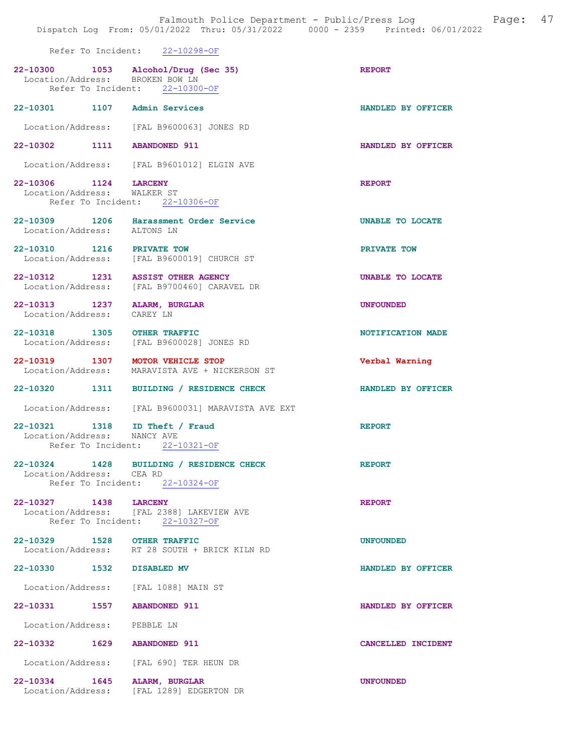Refer To Incident: 22-10298-OF

**22-10300** 1053 **Alcohol/Drug (Sec 35)** **REPORT**
Location/Address: BROKEN BOW LN
Refer To Incident: 22-10300-OF

**22-10301** 1107 **Admin Services** **HANDLED BY OFFICER**
Location/Address: [FAL B9600063] JONES RD

**22-10302** 1111 **ABANDONED 911** **HANDLED BY OFFICER**
Location/Address: [FAL B9601012] ELGIN AVE

**22-10306** 1124 **LARCENY** **REPORT**
Location/Address: WALKER ST
Refer To Incident: 22-10306-OF

**22-10309** 1206 **Harassment Order Service** **UNABLE TO LOCATE**
Location/Address: ALTONS LN

**22-10310** 1216 **PRIVATE TOW** **PRIVATE TOW**
Location/Address: [FAL B9600019] CHURCH ST

**22-10312** 1231 **ASSIST OTHER AGENCY** **UNABLE TO LOCATE**
Location/Address: [FAL B9700460] CARAVEL DR

**22-10313** 1237 **ALARM, BURGLAR** **UNFOUNDED**
Location/Address: CAREY LN

**22-10318** 1305 **OTHER TRAFFIC** **NOTIFICATION MADE**
Location/Address: [FAL B9600028] JONES RD

**22-10319** 1307 **MOTOR VEHICLE STOP** **Verbal Warning**
Location/Address: MARAVISTA AVE + NICKERSON ST

**22-10320** 1311 **BUILDING / RESIDENCE CHECK** **HANDLED BY OFFICER**
Location/Address: [FAL B9600031] MARAVISTA AVE EXT

**22-10321** 1318 **ID Theft / Fraud** **REPORT**
Location/Address: NANCY AVE
Refer To Incident: 22-10321-OF

**22-10324** 1428 **BUILDING / RESIDENCE CHECK** **REPORT**
Location/Address: CEA RD
Refer To Incident: 22-10324-OF

**22-10327** 1438 **LARCENY** **REPORT**
Location/Address: [FAL 2388] LAKEVIEW AVE
Refer To Incident: 22-10327-OF

**22-10329** 1528 **OTHER TRAFFIC** **UNFOUNDED**
Location/Address: RT 28 SOUTH + BRICK KILN RD

**22-10330** 1532 **DISABLED MV** **HANDLED BY OFFICER**
Location/Address: [FAL 1088] MAIN ST

**22-10331** 1557 **ABANDONED 911** **HANDLED BY OFFICER**
Location/Address: PEBBLE LN

**22-10332** 1629 **ABANDONED 911** **CANCELLED INCIDENT**
Location/Address: [FAL 690] TER HEUN DR

**22-10334** 1645 **ALARM, BURGLAR** **UNFOUNDED**
Location/Address: [FAL 1289] EDGERTON DR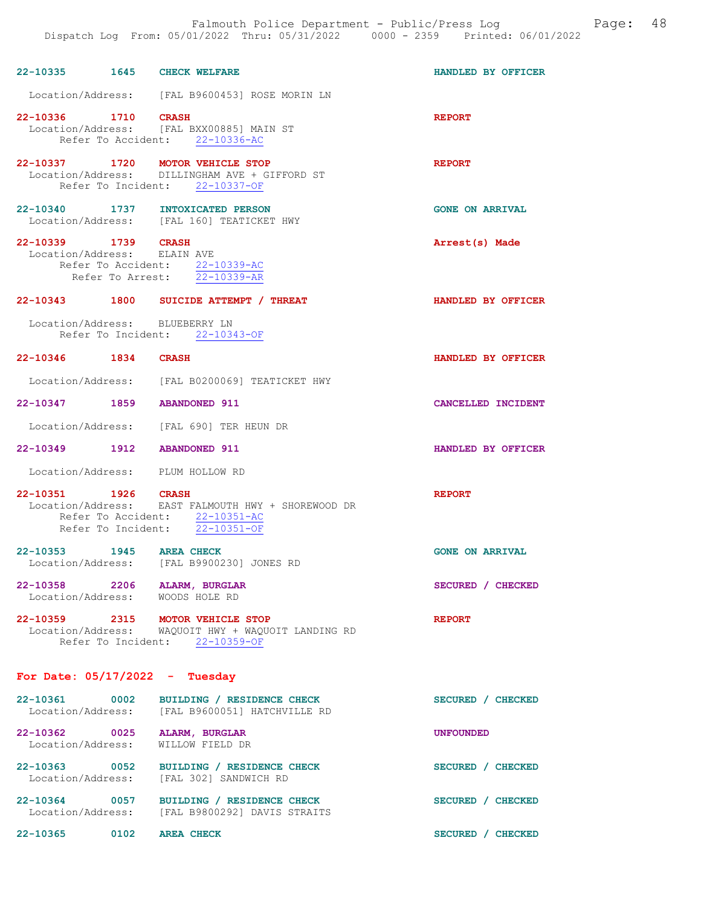22-10335 1645 CHECK WELFARE HANDLED BY OFFICER

Location/Address: [FAL B9600453] ROSE MORIN LN

22-10336 1710 CRASH REPORT
Location/Address: [FAL BXX00885] MAIN ST
Refer To Accident: 22-10336-AC

22-10337 1720 MOTOR VEHICLE STOP REPORT
Location/Address: DILLINGHAM AVE + GIFFORD ST
Refer To Incident: 22-10337-OF

22-10340 1737 INTOXICATED PERSON GONE ON ARRIVAL
Location/Address: [FAL 160] TEATICKET HWY

22-10339 1739 CRASH Arrest(s) Made
Location/Address: ELAIN AVE
Refer To Accident: 22-10339-AC
Refer To Arrest: 22-10339-AR

22-10343 1800 SUICIDE ATTEMPT / THREAT HANDLED BY OFFICER

Location/Address: BLUEBERRY LN
Refer To Incident: 22-10343-OF

22-10346 1834 CRASH HANDLED BY OFFICER

Location/Address: [FAL B0200069] TEATICKET HWY

22-10347 1859 ABANDONED 911 CANCELLED INCIDENT

Location/Address: [FAL 690] TER HEUN DR

22-10349 1912 ABANDONED 911 HANDLED BY OFFICER

Location/Address: PLUM HOLLOW RD

22-10351 1926 CRASH REPORT
Location/Address: EAST FALMOUTH HWY + SHOREWOOD DR
Refer To Accident: 22-10351-AC
Refer To Incident: 22-10351-OF

22-10353 1945 AREA CHECK GONE ON ARRIVAL
Location/Address: [FAL B9900230] JONES RD

22-10358 2206 ALARM, BURGLAR SECURED / CHECKED
Location/Address: WOODS HOLE RD

22-10359 2315 MOTOR VEHICLE STOP REPORT
Location/Address: WAQUOIT HWY + WAQUOIT LANDING RD
Refer To Incident: 22-10359-OF

## For Date: 05/17/2022 - Tuesday

22-10361 0002 BUILDING / RESIDENCE CHECK SECURED / CHECKED
Location/Address: [FAL B9600051] HATCHVILLE RD

22-10362 0025 ALARM, BURGLAR UNFOUNDED
Location/Address: WILLOW FIELD DR

22-10363 0052 BUILDING / RESIDENCE CHECK SECURED / CHECKED
Location/Address: [FAL 302] SANDWICH RD

22-10364 0057 BUILDING / RESIDENCE CHECK SECURED / CHECKED
Location/Address: [FAL B9800292] DAVIS STRAITS

22-10365 0102 AREA CHECK SECURED / CHECKED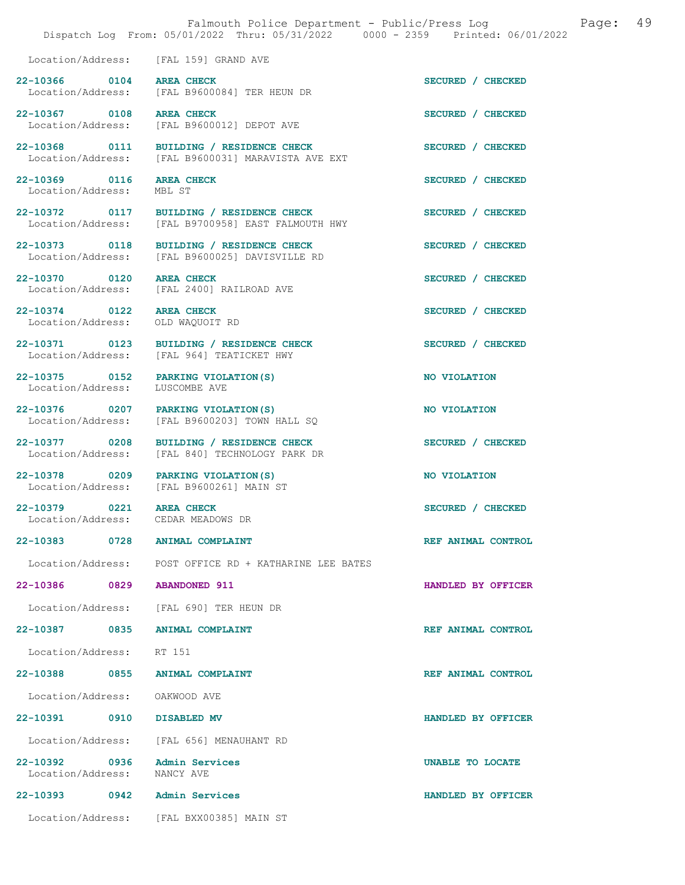Location/Address: [FAL 159] GRAND AVE

22-10366 0104 **AREA CHECK** SECURED / CHECKED
Location/Address: [FAL B9600084] TER HEUN DR

22-10367 0108 **AREA CHECK** SECURED / CHECKED
Location/Address: [FAL B9600012] DEPOT AVE

22-10368 0111 **BUILDING / RESIDENCE CHECK** SECURED / CHECKED
Location/Address: [FAL B9600031] MARAVISTA AVE EXT

22-10369 0116 **AREA CHECK** SECURED / CHECKED
Location/Address: MBL ST

22-10372 0117 **BUILDING / RESIDENCE CHECK** SECURED / CHECKED
Location/Address: [FAL B9700958] EAST FALMOUTH HWY

22-10373 0118 **BUILDING / RESIDENCE CHECK** SECURED / CHECKED
Location/Address: [FAL B9600025] DAVISVILLE RD

22-10370 0120 **AREA CHECK** SECURED / CHECKED
Location/Address: [FAL 2400] RAILROAD AVE

22-10374 0122 **AREA CHECK** SECURED / CHECKED
Location/Address: OLD WAQUOIT RD

22-10371 0123 **BUILDING / RESIDENCE CHECK** SECURED / CHECKED
Location/Address: [FAL 964] TEATICKET HWY

22-10375 0152 **PARKING VIOLATION(S)** NO VIOLATION
Location/Address: LUSCOMBE AVE

22-10376 0207 **PARKING VIOLATION(S)** NO VIOLATION
Location/Address: [FAL B9600203] TOWN HALL SQ

22-10377 0208 **BUILDING / RESIDENCE CHECK** SECURED / CHECKED
Location/Address: [FAL 840] TECHNOLOGY PARK DR

22-10378 0209 **PARKING VIOLATION(S)** NO VIOLATION
Location/Address: [FAL B9600261] MAIN ST

22-10379 0221 **AREA CHECK** SECURED / CHECKED
Location/Address: CEDAR MEADOWS DR

22-10383 0728 **ANIMAL COMPLAINT** REF ANIMAL CONTROL
Location/Address: POST OFFICE RD + KATHARINE LEE BATES

22-10386 0829 **ABANDONED 911** HANDLED BY OFFICER
Location/Address: [FAL 690] TER HEUN DR

22-10387 0835 **ANIMAL COMPLAINT** REF ANIMAL CONTROL
Location/Address: RT 151

22-10388 0855 **ANIMAL COMPLAINT** REF ANIMAL CONTROL
Location/Address: OAKWOOD AVE

22-10391 0910 **DISABLED MV** HANDLED BY OFFICER
Location/Address: [FAL 656] MENAUHANT RD

22-10392 0936 **Admin Services** UNABLE TO LOCATE
Location/Address: NANCY AVE

22-10393 0942 **Admin Services** HANDLED BY OFFICER
Location/Address: [FAL BXX00385] MAIN ST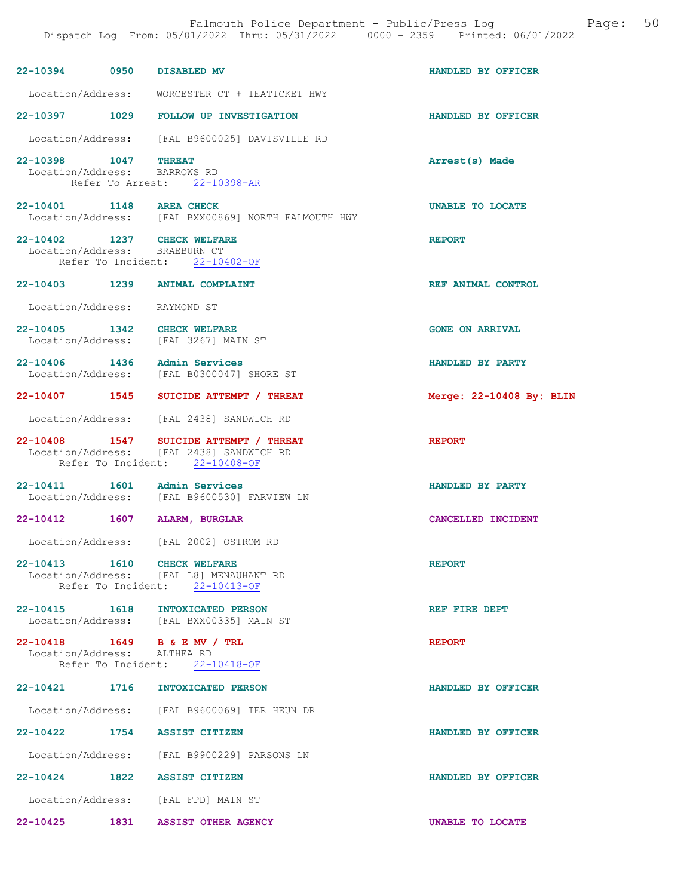22-10394 0950 DISABLED MV HANDLED BY OFFICER

Location/Address: WORCESTER CT + TEATICKET HWY

22-10397 1029 FOLLOW UP INVESTIGATION HANDLED BY OFFICER

Location/Address: [FAL B9600025] DAVISVILLE RD

22-10398 1047 THREAT Arrest(s) Made
Location/Address: BARROWS RD
Refer To Arrest: 22-10398-AR

22-10401 1148 AREA CHECK UNABLE TO LOCATE
Location/Address: [FAL BXX00869] NORTH FALMOUTH HWY

22-10402 1237 CHECK WELFARE REPORT
Location/Address: BRAEBURN CT
Refer To Incident: 22-10402-OF

22-10403 1239 ANIMAL COMPLAINT REF ANIMAL CONTROL

Location/Address: RAYMOND ST

22-10405 1342 CHECK WELFARE GONE ON ARRIVAL
Location/Address: [FAL 3267] MAIN ST

22-10406 1436 Admin Services HANDLED BY PARTY
Location/Address: [FAL B0300047] SHORE ST

22-10407 1545 SUICIDE ATTEMPT / THREAT Merge: 22-10408 By: BLIN

Location/Address: [FAL 2438] SANDWICH RD

22-10408 1547 SUICIDE ATTEMPT / THREAT REPORT
Location/Address: [FAL 2438] SANDWICH RD
Refer To Incident: 22-10408-OF

22-10411 1601 Admin Services HANDLED BY PARTY
Location/Address: [FAL B9600530] FARVIEW LN

22-10412 1607 ALARM, BURGLAR CANCELLED INCIDENT

Location/Address: [FAL 2002] OSTROM RD

22-10413 1610 CHECK WELFARE REPORT
Location/Address: [FAL L8] MENAUHANT RD
Refer To Incident: 22-10413-OF

22-10415 1618 INTOXICATED PERSON REF FIRE DEPT
Location/Address: [FAL BXX00335] MAIN ST

22-10418 1649 B & E MV / TRL REPORT
Location/Address: ALTHEA RD
Refer To Incident: 22-10418-OF

22-10421 1716 INTOXICATED PERSON HANDLED BY OFFICER

Location/Address: [FAL B9600069] TER HEUN DR

22-10422 1754 ASSIST CITIZEN HANDLED BY OFFICER

Location/Address: [FAL B9900229] PARSONS LN

22-10424 1822 ASSIST CITIZEN HANDLED BY OFFICER

Location/Address: [FAL FPD] MAIN ST

22-10425 1831 ASSIST OTHER AGENCY UNABLE TO LOCATE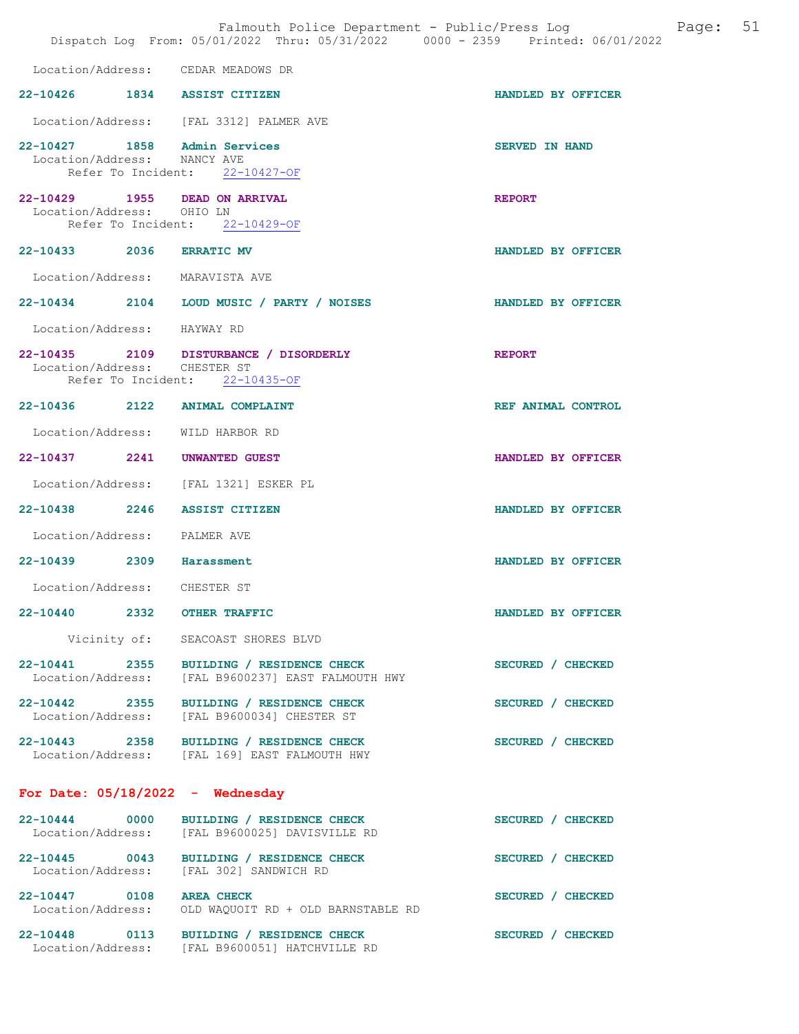Location/Address: CEDAR MEADOWS DR

**22-10426 1834 ASSIST CITIZEN** HANDLED BY OFFICER
Location/Address: [FAL 3312] PALMER AVE

**22-10427 1858 Admin Services** SERVED IN HAND
Location/Address: NANCY AVE
Refer To Incident: 22-10427-OF

**22-10429 1955 DEAD ON ARRIVAL** REPORT
Location/Address: OHIO LN
Refer To Incident: 22-10429-OF

**22-10433 2036 ERRATIC MV** HANDLED BY OFFICER
Location/Address: MARAVISTA AVE

**22-10434 2104 LOUD MUSIC / PARTY / NOISES** HANDLED BY OFFICER
Location/Address: HAYWAY RD

**22-10435 2109 DISTURBANCE / DISORDERLY** REPORT
Location/Address: CHESTER ST
Refer To Incident: 22-10435-OF

**22-10436 2122 ANIMAL COMPLAINT** REF ANIMAL CONTROL
Location/Address: WILD HARBOR RD

**22-10437 2241 UNWANTED GUEST** HANDLED BY OFFICER
Location/Address: [FAL 1321] ESKER PL

**22-10438 2246 ASSIST CITIZEN** HANDLED BY OFFICER
Location/Address: PALMER AVE

**22-10439 2309 Harassment** HANDLED BY OFFICER
Location/Address: CHESTER ST

**22-10440 2332 OTHER TRAFFIC** HANDLED BY OFFICER
Vicinity of: SEACOAST SHORES BLVD

**22-10441 2355 BUILDING / RESIDENCE CHECK** SECURED / CHECKED
Location/Address: [FAL B9600237] EAST FALMOUTH HWY

**22-10442 2355 BUILDING / RESIDENCE CHECK** SECURED / CHECKED
Location/Address: [FAL B9600034] CHESTER ST

**22-10443 2358 BUILDING / RESIDENCE CHECK** SECURED / CHECKED
Location/Address: [FAL 169] EAST FALMOUTH HWY

## For Date: 05/18/2022 - Wednesday

**22-10444 0000 BUILDING / RESIDENCE CHECK** SECURED / CHECKED
Location/Address: [FAL B9600025] DAVISVILLE RD

**22-10445 0043 BUILDING / RESIDENCE CHECK** SECURED / CHECKED
Location/Address: [FAL 302] SANDWICH RD

**22-10447 0108 AREA CHECK** SECURED / CHECKED
Location/Address: OLD WAQUOIT RD + OLD BARNSTABLE RD

**22-10448 0113 BUILDING / RESIDENCE CHECK** SECURED / CHECKED
Location/Address: [FAL B9600051] HATCHVILLE RD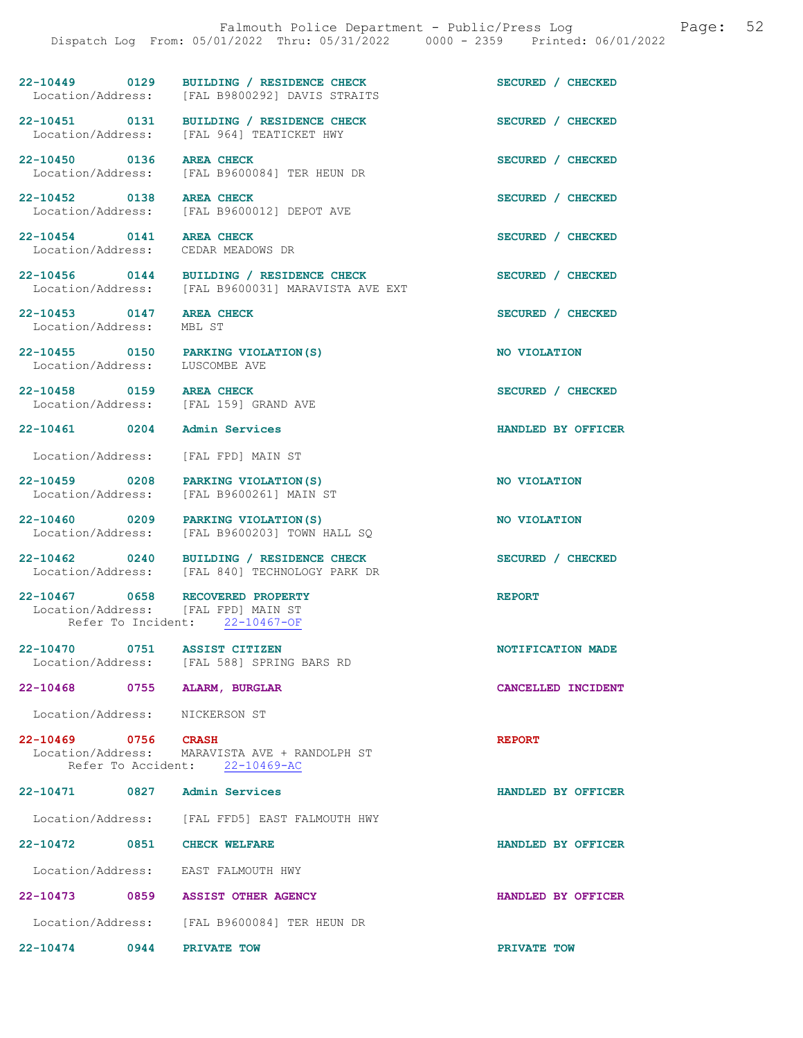22-10449 0129 BUILDING / RESIDENCE CHECK SECURED / CHECKED
Location/Address: [FAL B9800292] DAVIS STRAITS

22-10451 0131 BUILDING / RESIDENCE CHECK SECURED / CHECKED
Location/Address: [FAL 964] TEATICKET HWY

22-10450 0136 AREA CHECK SECURED / CHECKED
Location/Address: [FAL B9600084] TER HEUN DR

22-10452 0138 AREA CHECK SECURED / CHECKED
Location/Address: [FAL B9600012] DEPOT AVE

22-10454 0141 AREA CHECK SECURED / CHECKED
Location/Address: CEDAR MEADOWS DR

22-10456 0144 BUILDING / RESIDENCE CHECK SECURED / CHECKED
Location/Address: [FAL B9600031] MARAVISTA AVE EXT

22-10453 0147 AREA CHECK SECURED / CHECKED
Location/Address: MBL ST

22-10455 0150 PARKING VIOLATION(S) NO VIOLATION
Location/Address: LUSCOMBE AVE

22-10458 0159 AREA CHECK SECURED / CHECKED
Location/Address: [FAL 159] GRAND AVE

22-10461 0204 Admin Services HANDLED BY OFFICER

Location/Address: [FAL FPD] MAIN ST

22-10459 0208 PARKING VIOLATION(S) NO VIOLATION
Location/Address: [FAL B9600261] MAIN ST

22-10460 0209 PARKING VIOLATION(S) NO VIOLATION
Location/Address: [FAL B9600203] TOWN HALL SQ

22-10462 0240 BUILDING / RESIDENCE CHECK SECURED / CHECKED
Location/Address: [FAL 840] TECHNOLOGY PARK DR

22-10467 0658 RECOVERED PROPERTY REPORT
Location/Address: [FAL FPD] MAIN ST
Refer To Incident: 22-10467-OF

22-10470 0751 ASSIST CITIZEN NOTIFICATION MADE
Location/Address: [FAL 588] SPRING BARS RD

22-10468 0755 ALARM, BURGLAR CANCELLED INCIDENT

Location/Address: NICKERSON ST

22-10469 0756 CRASH REPORT
Location/Address: MARAVISTA AVE + RANDOLPH ST
Refer To Accident: 22-10469-AC

22-10471 0827 Admin Services HANDLED BY OFFICER

Location/Address: [FAL FFD5] EAST FALMOUTH HWY

22-10472 0851 CHECK WELFARE HANDLED BY OFFICER

Location/Address: EAST FALMOUTH HWY

22-10473 0859 ASSIST OTHER AGENCY HANDLED BY OFFICER

Location/Address: [FAL B9600084] TER HEUN DR

22-10474 0944 PRIVATE TOW PRIVATE TOW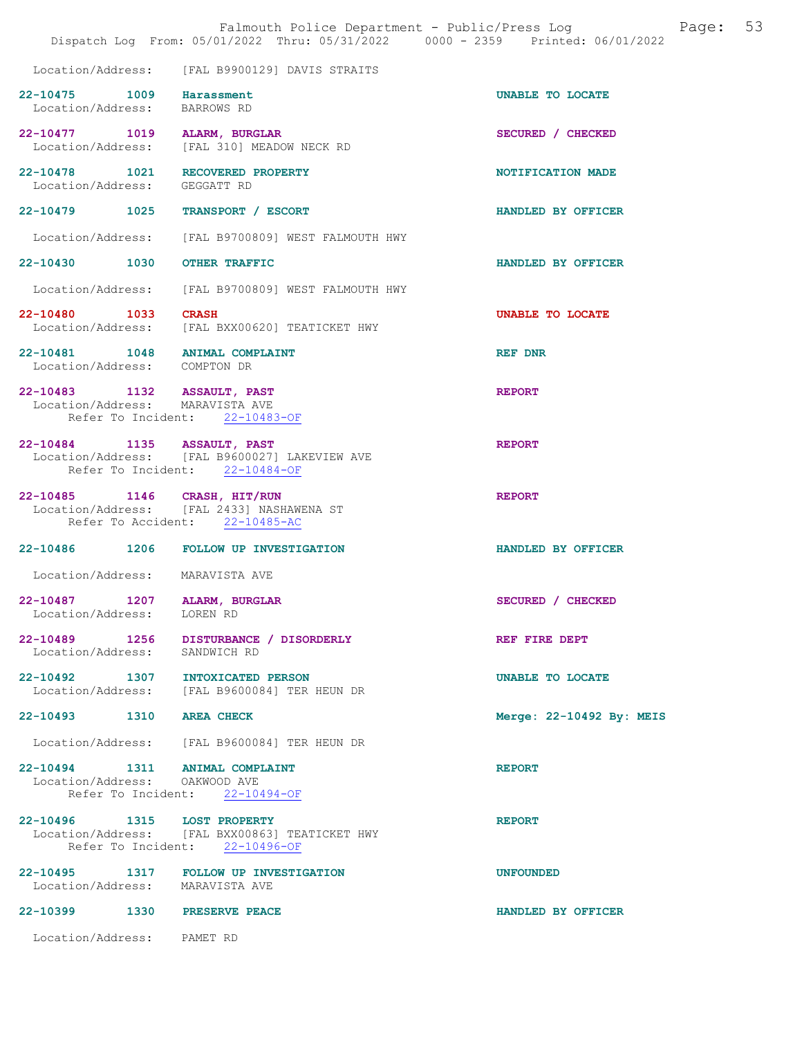Location/Address: [FAL B9900129] DAVIS STRAITS

**22-10475 1009 Harassment** UNABLE TO LOCATE
Location/Address: BARROWS RD

**22-10477 1019 ALARM, BURGLAR** SECURED / CHECKED
Location/Address: [FAL 310] MEADOW NECK RD

**22-10478 1021 RECOVERED PROPERTY** NOTIFICATION MADE
Location/Address: GEGGATT RD

**22-10479 1025 TRANSPORT / ESCORT** HANDLED BY OFFICER
Location/Address: [FAL B9700809] WEST FALMOUTH HWY

**22-10430 1030 OTHER TRAFFIC** HANDLED BY OFFICER
Location/Address: [FAL B9700809] WEST FALMOUTH HWY

**22-10480 1033 CRASH** UNABLE TO LOCATE
Location/Address: [FAL BXX00620] TEATICKET HWY

**22-10481 1048 ANIMAL COMPLAINT** REF DNR
Location/Address: COMPTON DR

**22-10483 1132 ASSAULT, PAST** REPORT
Location/Address: MARAVISTA AVE
Refer To Incident: 22-10483-OF

**22-10484 1135 ASSAULT, PAST** REPORT
Location/Address: [FAL B9600027] LAKEVIEW AVE
Refer To Incident: 22-10484-OF

**22-10485 1146 CRASH, HIT/RUN** REPORT
Location/Address: [FAL 2433] NASHAWENA ST
Refer To Accident: 22-10485-AC

**22-10486 1206 FOLLOW UP INVESTIGATION** HANDLED BY OFFICER
Location/Address: MARAVISTA AVE

**22-10487 1207 ALARM, BURGLAR** SECURED / CHECKED
Location/Address: LOREN RD

**22-10489 1256 DISTURBANCE / DISORDERLY** REF FIRE DEPT
Location/Address: SANDWICH RD

**22-10492 1307 INTOXICATED PERSON** UNABLE TO LOCATE
Location/Address: [FAL B9600084] TER HEUN DR

**22-10493 1310 AREA CHECK** Merge: 22-10492 By: MEIS
Location/Address: [FAL B9600084] TER HEUN DR

**22-10494 1311 ANIMAL COMPLAINT** REPORT
Location/Address: OAKWOOD AVE
Refer To Incident: 22-10494-OF

**22-10496 1315 LOST PROPERTY** REPORT
Location/Address: [FAL BXX00863] TEATICKET HWY
Refer To Incident: 22-10496-OF

**22-10495 1317 FOLLOW UP INVESTIGATION** UNFOUNDED
Location/Address: MARAVISTA AVE

**22-10399 1330 PRESERVE PEACE** HANDLED BY OFFICER
Location/Address: PAMET RD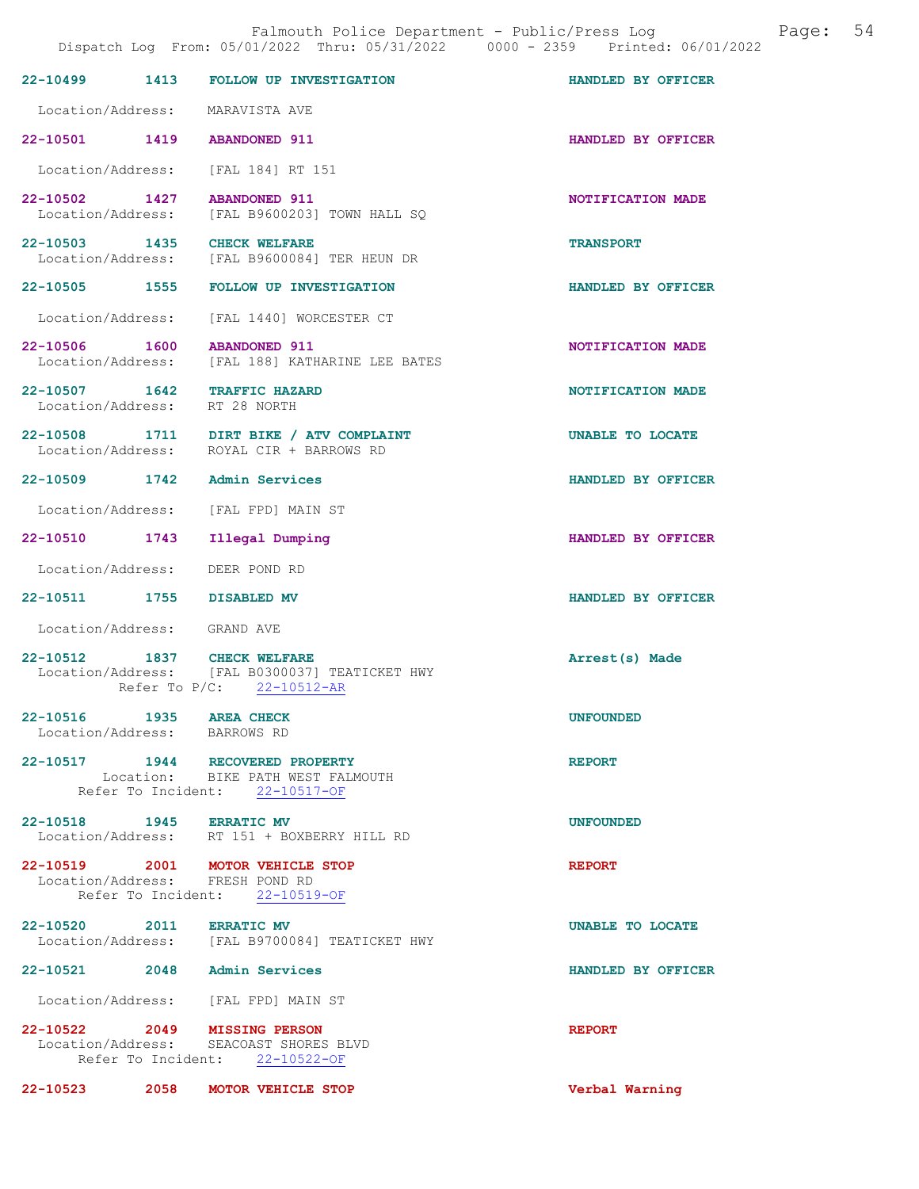22-10499 1413 FOLLOW UP INVESTIGATION HANDLED BY OFFICER

Location/Address: MARAVISTA AVE

22-10501 1419 ABANDONED 911 HANDLED BY OFFICER

Location/Address: [FAL 184] RT 151

22-10502 1427 ABANDONED 911 NOTIFICATION MADE
Location/Address: [FAL B9600203] TOWN HALL SQ

22-10503 1435 CHECK WELFARE TRANSPORT
Location/Address: [FAL B9600084] TER HEUN DR

22-10505 1555 FOLLOW UP INVESTIGATION HANDLED BY OFFICER

Location/Address: [FAL 1440] WORCESTER CT

22-10506 1600 ABANDONED 911 NOTIFICATION MADE
Location/Address: [FAL 188] KATHARINE LEE BATES

22-10507 1642 TRAFFIC HAZARD NOTIFICATION MADE
Location/Address: RT 28 NORTH

22-10508 1711 DIRT BIKE / ATV COMPLAINT UNABLE TO LOCATE
Location/Address: ROYAL CIR + BARROWS RD

22-10509 1742 Admin Services HANDLED BY OFFICER

Location/Address: [FAL FPD] MAIN ST

22-10510 1743 Illegal Dumping HANDLED BY OFFICER

Location/Address: DEER POND RD

22-10511 1755 DISABLED MV HANDLED BY OFFICER

Location/Address: GRAND AVE

22-10512 1837 CHECK WELFARE Arrest(s) Made
Location/Address: [FAL B0300037] TEATICKET HWY
Refer To P/C: 22-10512-AR

22-10516 1935 AREA CHECK UNFOUNDED
Location/Address: BARROWS RD

22-10517 1944 RECOVERED PROPERTY REPORT
Location: BIKE PATH WEST FALMOUTH
Refer To Incident: 22-10517-OF

22-10518 1945 ERRATIC MV UNFOUNDED
Location/Address: RT 151 + BOXBERRY HILL RD

22-10519 2001 MOTOR VEHICLE STOP REPORT
Location/Address: FRESH POND RD
Refer To Incident: 22-10519-OF

22-10520 2011 ERRATIC MV UNABLE TO LOCATE
Location/Address: [FAL B9700084] TEATICKET HWY

22-10521 2048 Admin Services HANDLED BY OFFICER

Location/Address: [FAL FPD] MAIN ST

22-10522 2049 MISSING PERSON REPORT
Location/Address: SEACOAST SHORES BLVD
Refer To Incident: 22-10522-OF

22-10523 2058 MOTOR VEHICLE STOP Verbal Warning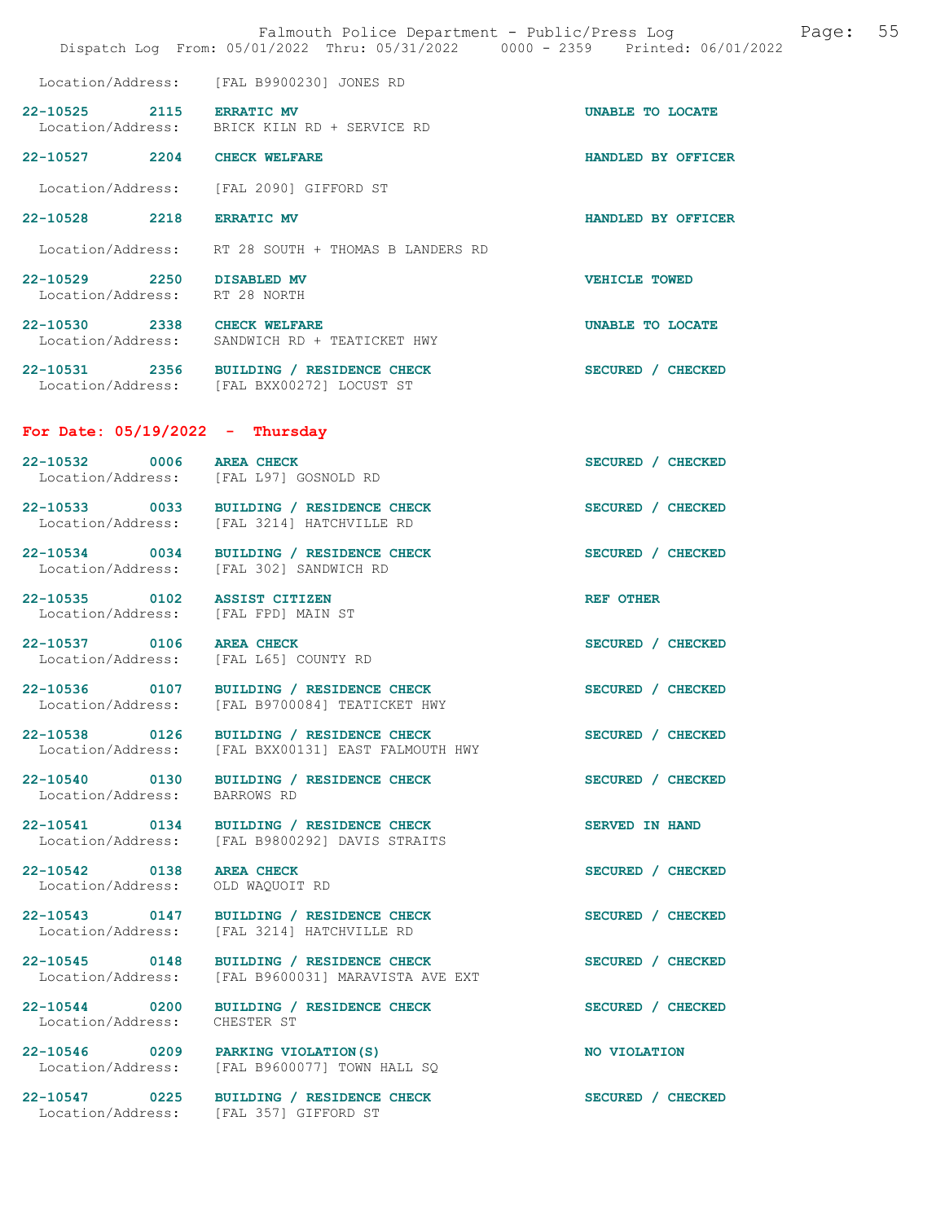Location/Address: [FAL B9900230] JONES RD

**22-10525 2115 ERRATIC MV** UNABLE TO LOCATE
Location/Address: BRICK KILN RD + SERVICE RD

**22-10527 2204 CHECK WELFARE** HANDLED BY OFFICER
Location/Address: [FAL 2090] GIFFORD ST

**22-10528 2218 ERRATIC MV** HANDLED BY OFFICER
Location/Address: RT 28 SOUTH + THOMAS B LANDERS RD

**22-10529 2250 DISABLED MV** VEHICLE TOWED
Location/Address: RT 28 NORTH

**22-10530 2338 CHECK WELFARE** UNABLE TO LOCATE
Location/Address: SANDWICH RD + TEATICKET HWY

**22-10531 2356 BUILDING / RESIDENCE CHECK** SECURED / CHECKED
Location/Address: [FAL BXX00272] LOCUST ST

## For Date: 05/19/2022 - Thursday

**22-10532 0006 AREA CHECK** SECURED / CHECKED
Location/Address: [FAL L97] GOSNOLD RD

**22-10533 0033 BUILDING / RESIDENCE CHECK** SECURED / CHECKED
Location/Address: [FAL 3214] HATCHVILLE RD

**22-10534 0034 BUILDING / RESIDENCE CHECK** SECURED / CHECKED
Location/Address: [FAL 302] SANDWICH RD

**22-10535 0102 ASSIST CITIZEN** REF OTHER
Location/Address: [FAL FPD] MAIN ST

**22-10537 0106 AREA CHECK** SECURED / CHECKED
Location/Address: [FAL L65] COUNTY RD

**22-10536 0107 BUILDING / RESIDENCE CHECK** SECURED / CHECKED
Location/Address: [FAL B9700084] TEATICKET HWY

**22-10538 0126 BUILDING / RESIDENCE CHECK** SECURED / CHECKED
Location/Address: [FAL BXX00131] EAST FALMOUTH HWY

**22-10540 0130 BUILDING / RESIDENCE CHECK** SECURED / CHECKED
Location/Address: BARROWS RD

**22-10541 0134 BUILDING / RESIDENCE CHECK** SERVED IN HAND
Location/Address: [FAL B9800292] DAVIS STRAITS

**22-10542 0138 AREA CHECK** SECURED / CHECKED
Location/Address: OLD WAQUOIT RD

**22-10543 0147 BUILDING / RESIDENCE CHECK** SECURED / CHECKED
Location/Address: [FAL 3214] HATCHVILLE RD

**22-10545 0148 BUILDING / RESIDENCE CHECK** SECURED / CHECKED
Location/Address: [FAL B9600031] MARAVISTA AVE EXT

**22-10544 0200 BUILDING / RESIDENCE CHECK** SECURED / CHECKED
Location/Address: CHESTER ST

**22-10546 0209 PARKING VIOLATION(S)** NO VIOLATION
Location/Address: [FAL B9600077] TOWN HALL SQ

**22-10547 0225 BUILDING / RESIDENCE CHECK** SECURED / CHECKED
Location/Address: [FAL 357] GIFFORD ST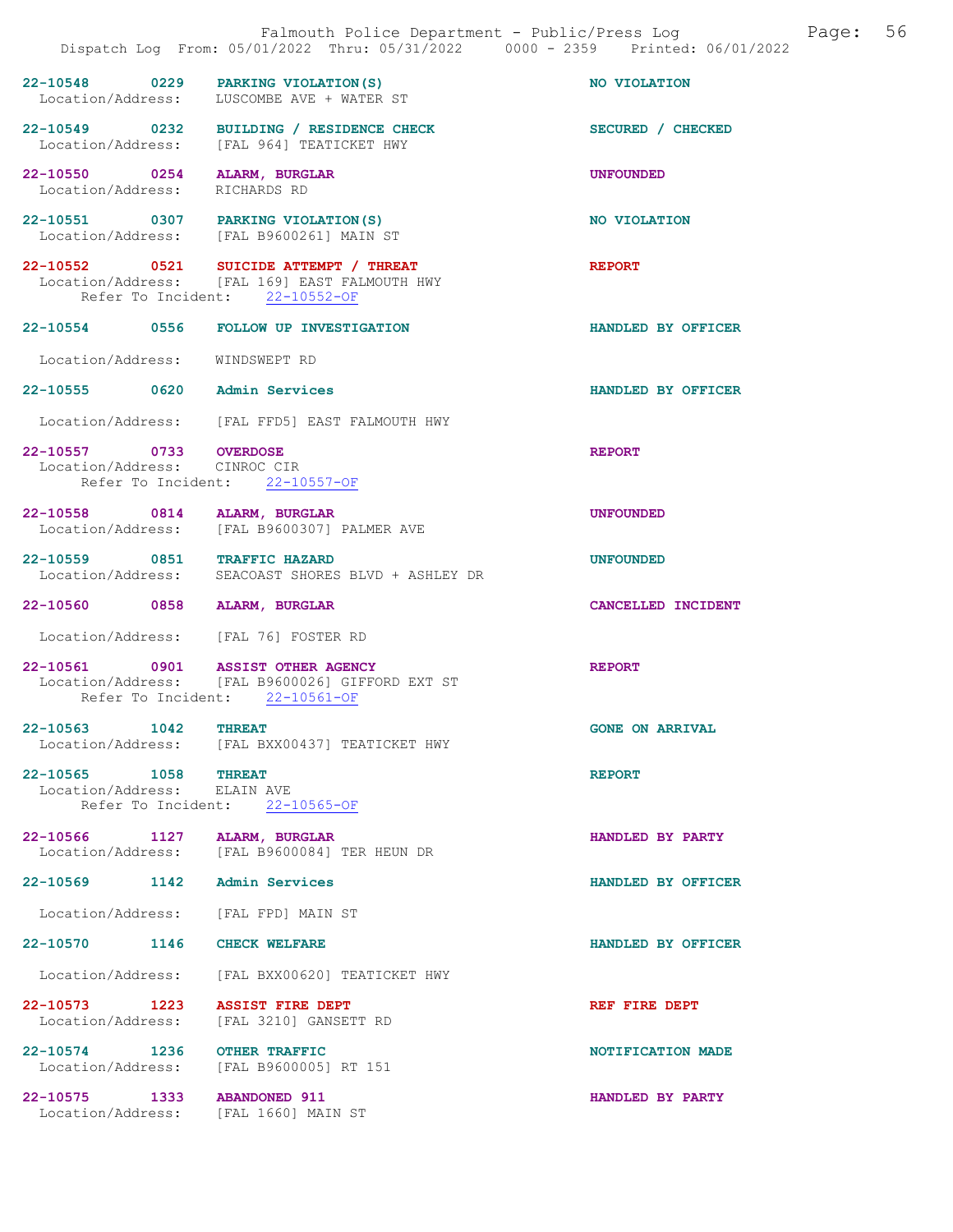22-10548 0229 PARKING VIOLATION(S) NO VIOLATION
Location/Address: LUSCOMBE AVE + WATER ST

22-10549 0232 BUILDING / RESIDENCE CHECK SECURED / CHECKED
Location/Address: [FAL 964] TEATICKET HWY

22-10550 0254 ALARM, BURGLAR UNFOUNDED
Location/Address: RICHARDS RD

22-10551 0307 PARKING VIOLATION(S) NO VIOLATION
Location/Address: [FAL B9600261] MAIN ST

22-10552 0521 SUICIDE ATTEMPT / THREAT REPORT
Location/Address: [FAL 169] EAST FALMOUTH HWY
Refer To Incident: 22-10552-OF

22-10554 0556 FOLLOW UP INVESTIGATION HANDLED BY OFFICER
Location/Address: WINDSWEPT RD

22-10555 0620 Admin Services HANDLED BY OFFICER
Location/Address: [FAL FFD5] EAST FALMOUTH HWY

22-10557 0733 OVERDOSE REPORT
Location/Address: CINROC CIR
Refer To Incident: 22-10557-OF

22-10558 0814 ALARM, BURGLAR UNFOUNDED
Location/Address: [FAL B9600307] PALMER AVE

22-10559 0851 TRAFFIC HAZARD UNFOUNDED
Location/Address: SEACOAST SHORES BLVD + ASHLEY DR

22-10560 0858 ALARM, BURGLAR CANCELLED INCIDENT
Location/Address: [FAL 76] FOSTER RD

22-10561 0901 ASSIST OTHER AGENCY REPORT
Location/Address: [FAL B9600026] GIFFORD EXT ST
Refer To Incident: 22-10561-OF

22-10563 1042 THREAT GONE ON ARRIVAL
Location/Address: [FAL BXX00437] TEATICKET HWY

22-10565 1058 THREAT REPORT
Location/Address: ELAIN AVE
Refer To Incident: 22-10565-OF

22-10566 1127 ALARM, BURGLAR HANDLED BY PARTY
Location/Address: [FAL B9600084] TER HEUN DR

22-10569 1142 Admin Services HANDLED BY OFFICER
Location/Address: [FAL FPD] MAIN ST

22-10570 1146 CHECK WELFARE HANDLED BY OFFICER
Location/Address: [FAL BXX00620] TEATICKET HWY

22-10573 1223 ASSIST FIRE DEPT REF FIRE DEPT
Location/Address: [FAL 3210] GANSETT RD

22-10574 1236 OTHER TRAFFIC NOTIFICATION MADE
Location/Address: [FAL B9600005] RT 151

22-10575 1333 ABANDONED 911 HANDLED BY PARTY
Location/Address: [FAL 1660] MAIN ST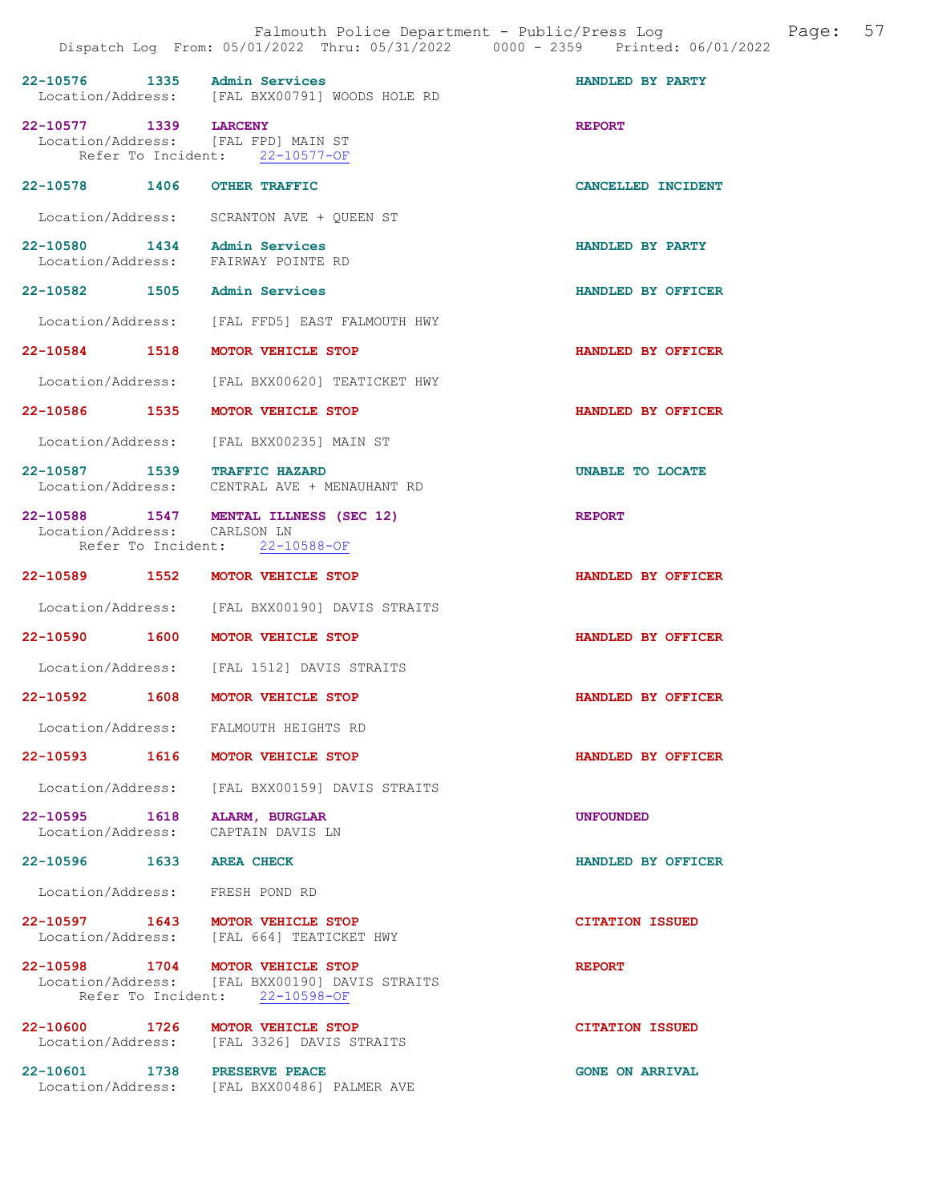22-10576 1335 Admin Services HANDLED BY PARTY
Location/Address: [FAL BXX00791] WOODS HOLE RD

22-10577 1339 LARCENY REPORT
Location/Address: [FAL FPD] MAIN ST
Refer To Incident: 22-10577-OF

22-10578 1406 OTHER TRAFFIC CANCELLED INCIDENT
Location/Address: SCRANTON AVE + QUEEN ST

22-10580 1434 Admin Services HANDLED BY PARTY
Location/Address: FAIRWAY POINTE RD

22-10582 1505 Admin Services HANDLED BY OFFICER
Location/Address: [FAL FFD5] EAST FALMOUTH HWY

22-10584 1518 MOTOR VEHICLE STOP HANDLED BY OFFICER
Location/Address: [FAL BXX00620] TEATICKET HWY

22-10586 1535 MOTOR VEHICLE STOP HANDLED BY OFFICER
Location/Address: [FAL BXX00235] MAIN ST

22-10587 1539 TRAFFIC HAZARD UNABLE TO LOCATE
Location/Address: CENTRAL AVE + MENAUHANT RD

22-10588 1547 MENTAL ILLNESS (SEC 12) REPORT
Location/Address: CARLSON LN
Refer To Incident: 22-10588-OF

22-10589 1552 MOTOR VEHICLE STOP HANDLED BY OFFICER
Location/Address: [FAL BXX00190] DAVIS STRAITS

22-10590 1600 MOTOR VEHICLE STOP HANDLED BY OFFICER
Location/Address: [FAL 1512] DAVIS STRAITS

22-10592 1608 MOTOR VEHICLE STOP HANDLED BY OFFICER
Location/Address: FALMOUTH HEIGHTS RD

22-10593 1616 MOTOR VEHICLE STOP HANDLED BY OFFICER
Location/Address: [FAL BXX00159] DAVIS STRAITS

22-10595 1618 ALARM, BURGLAR UNFOUNDED
Location/Address: CAPTAIN DAVIS LN

22-10596 1633 AREA CHECK HANDLED BY OFFICER
Location/Address: FRESH POND RD

22-10597 1643 MOTOR VEHICLE STOP CITATION ISSUED
Location/Address: [FAL 664] TEATICKET HWY

22-10598 1704 MOTOR VEHICLE STOP REPORT
Location/Address: [FAL BXX00190] DAVIS STRAITS
Refer To Incident: 22-10598-OF

22-10600 1726 MOTOR VEHICLE STOP CITATION ISSUED
Location/Address: [FAL 3326] DAVIS STRAITS

22-10601 1738 PRESERVE PEACE GONE ON ARRIVAL
Location/Address: [FAL BXX00486] PALMER AVE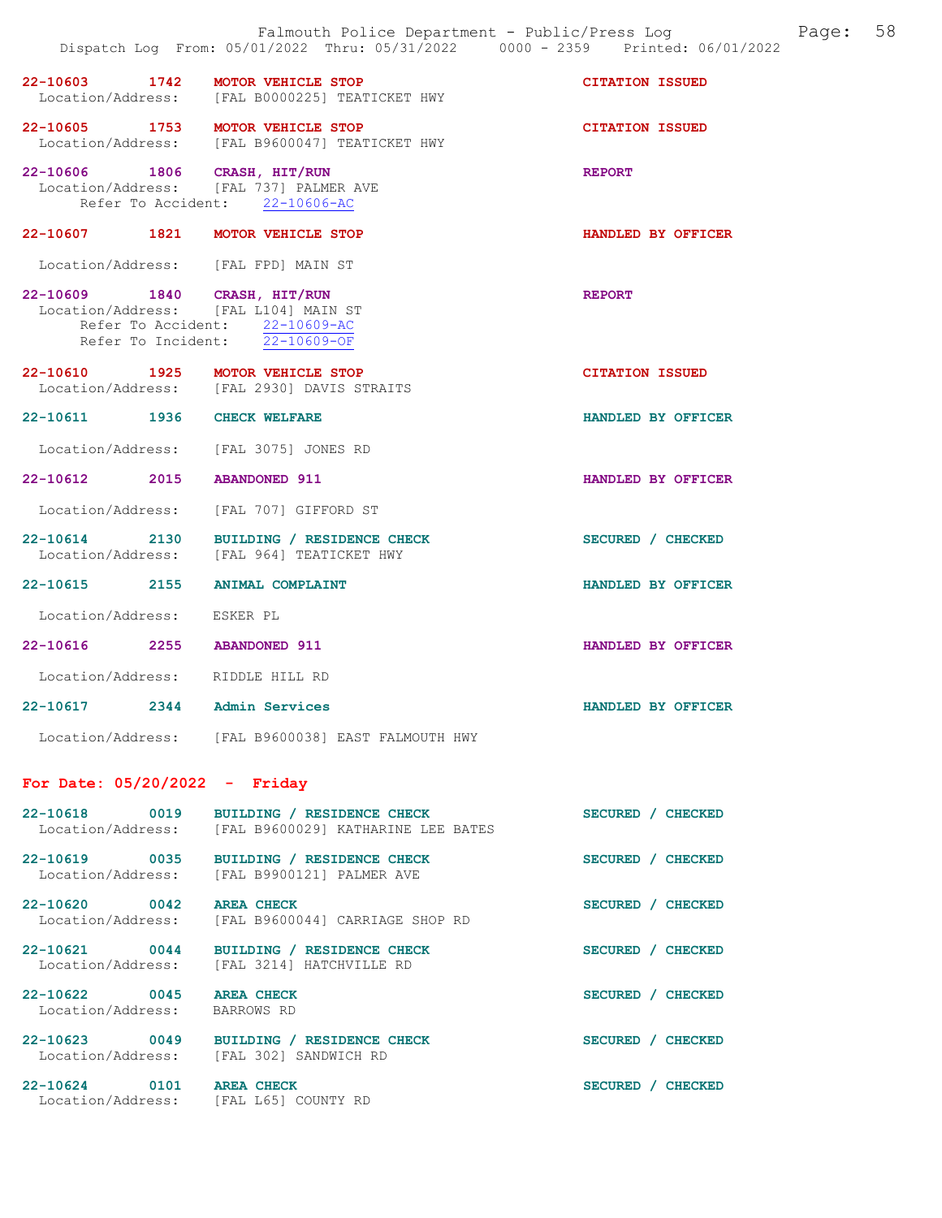22-10603 1742 **MOTOR VEHICLE STOP** **CITATION ISSUED**
Location/Address: [FAL B0000225] TEATICKET HWY

22-10605 1753 **MOTOR VEHICLE STOP** **CITATION ISSUED**
Location/Address: [FAL B9600047] TEATICKET HWY

22-10606 1806 **CRASH, HIT/RUN** **REPORT**
Location/Address: [FAL 737] PALMER AVE
Refer To Accident: 22-10606-AC

22-10607 1821 **MOTOR VEHICLE STOP** **HANDLED BY OFFICER**
Location/Address: [FAL FPD] MAIN ST

22-10609 1840 **CRASH, HIT/RUN** **REPORT**
Location/Address: [FAL L104] MAIN ST
Refer To Accident: 22-10609-AC
Refer To Incident: 22-10609-OF

22-10610 1925 **MOTOR VEHICLE STOP** **CITATION ISSUED**
Location/Address: [FAL 2930] DAVIS STRAITS

22-10611 1936 **CHECK WELFARE** **HANDLED BY OFFICER**
Location/Address: [FAL 3075] JONES RD

22-10612 2015 **ABANDONED 911** **HANDLED BY OFFICER**
Location/Address: [FAL 707] GIFFORD ST

22-10614 2130 **BUILDING / RESIDENCE CHECK** **SECURED / CHECKED**
Location/Address: [FAL 964] TEATICKET HWY

22-10615 2155 **ANIMAL COMPLAINT** **HANDLED BY OFFICER**
Location/Address: ESKER PL

22-10616 2255 **ABANDONED 911** **HANDLED BY OFFICER**
Location/Address: RIDDLE HILL RD

22-10617 2344 **Admin Services** **HANDLED BY OFFICER**
Location/Address: [FAL B9600038] EAST FALMOUTH HWY

## For Date: 05/20/2022 - Friday

22-10618 0019 **BUILDING / RESIDENCE CHECK** **SECURED / CHECKED**
Location/Address: [FAL B9600029] KATHARINE LEE BATES

22-10619 0035 **BUILDING / RESIDENCE CHECK** **SECURED / CHECKED**
Location/Address: [FAL B9900121] PALMER AVE

22-10620 0042 **AREA CHECK** **SECURED / CHECKED**
Location/Address: [FAL B9600044] CARRIAGE SHOP RD

22-10621 0044 **BUILDING / RESIDENCE CHECK** **SECURED / CHECKED**
Location/Address: [FAL 3214] HATCHVILLE RD

22-10622 0045 **AREA CHECK** **SECURED / CHECKED**
Location/Address: BARROWS RD

22-10623 0049 **BUILDING / RESIDENCE CHECK** **SECURED / CHECKED**
Location/Address: [FAL 302] SANDWICH RD

22-10624 0101 **AREA CHECK** **SECURED / CHECKED**
Location/Address: [FAL L65] COUNTY RD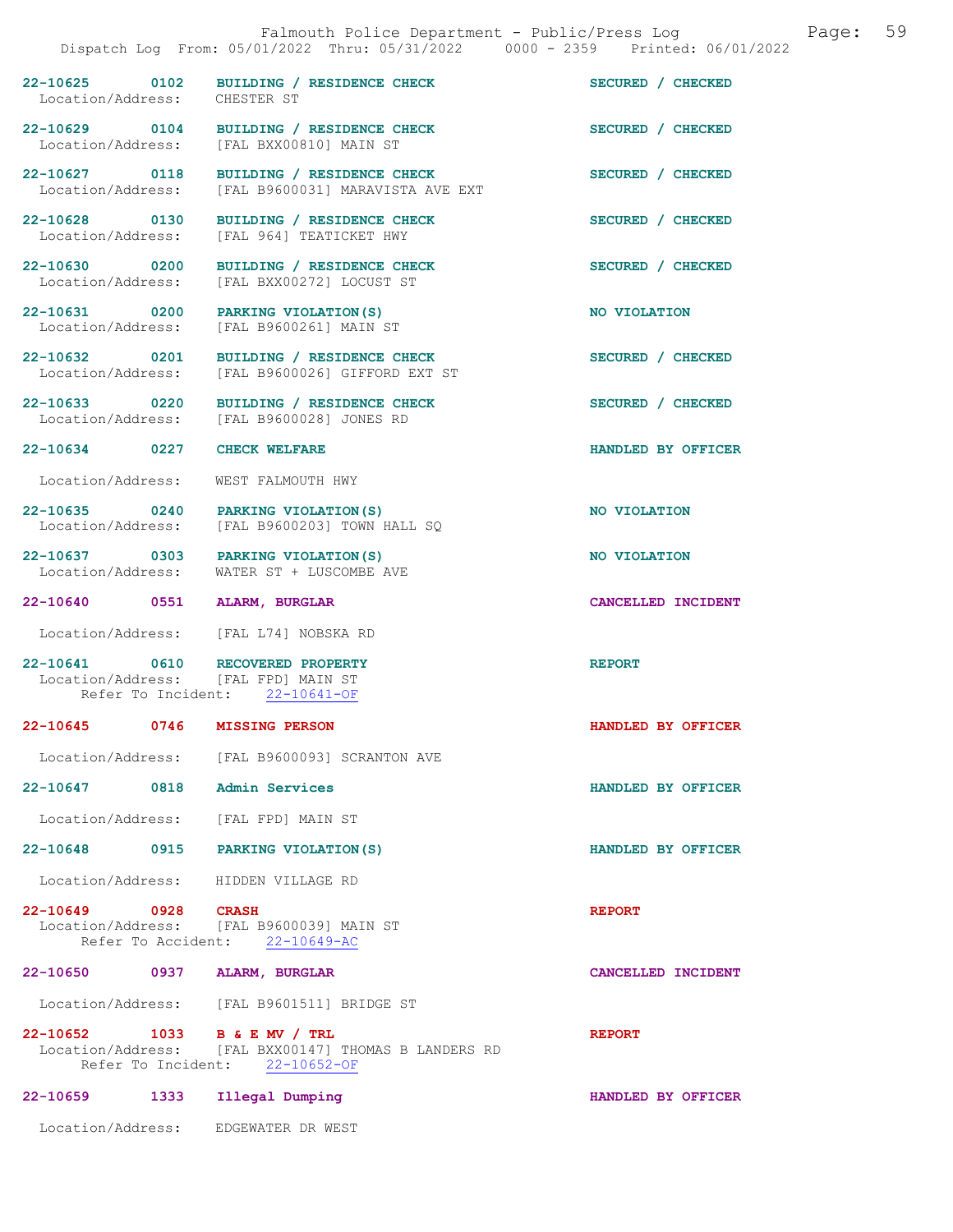| Call Number | Time | Call Reason | Action |
|---|---|---|---|
| 22-10625 | 0102 | BUILDING / RESIDENCE CHECK | SECURED / CHECKED |

Location/Address: CHESTER ST

| Call Number | Time | Call Reason | Action |
|---|---|---|---|
| 22-10629 | 0104 | BUILDING / RESIDENCE CHECK | SECURED / CHECKED |

Location/Address: [FAL BXX00810] MAIN ST

| Call Number | Time | Call Reason | Action |
|---|---|---|---|
| 22-10627 | 0118 | BUILDING / RESIDENCE CHECK | SECURED / CHECKED |

Location/Address: [FAL B9600031] MARAVISTA AVE EXT

| Call Number | Time | Call Reason | Action |
|---|---|---|---|
| 22-10628 | 0130 | BUILDING / RESIDENCE CHECK | SECURED / CHECKED |

Location/Address: [FAL 964] TEATICKET HWY

| Call Number | Time | Call Reason | Action |
|---|---|---|---|
| 22-10630 | 0200 | BUILDING / RESIDENCE CHECK | SECURED / CHECKED |

Location/Address: [FAL BXX00272] LOCUST ST

| Call Number | Time | Call Reason | Action |
|---|---|---|---|
| 22-10631 | 0200 | PARKING VIOLATION(S) | NO VIOLATION |

Location/Address: [FAL B9600261] MAIN ST

| Call Number | Time | Call Reason | Action |
|---|---|---|---|
| 22-10632 | 0201 | BUILDING / RESIDENCE CHECK | SECURED / CHECKED |

Location/Address: [FAL B9600026] GIFFORD EXT ST

| Call Number | Time | Call Reason | Action |
|---|---|---|---|
| 22-10633 | 0220 | BUILDING / RESIDENCE CHECK | SECURED / CHECKED |

Location/Address: [FAL B9600028] JONES RD

| Call Number | Time | Call Reason | Action |
|---|---|---|---|
| 22-10634 | 0227 | CHECK WELFARE | HANDLED BY OFFICER |

Location/Address: WEST FALMOUTH HWY

| Call Number | Time | Call Reason | Action |
|---|---|---|---|
| 22-10635 | 0240 | PARKING VIOLATION(S) | NO VIOLATION |

Location/Address: [FAL B9600203] TOWN HALL SQ

| Call Number | Time | Call Reason | Action |
|---|---|---|---|
| 22-10637 | 0303 | PARKING VIOLATION(S) | NO VIOLATION |

Location/Address: WATER ST + LUSCOMBE AVE

| Call Number | Time | Call Reason | Action |
|---|---|---|---|
| 22-10640 | 0551 | ALARM, BURGLAR | CANCELLED INCIDENT |

Location/Address: [FAL L74] NOBSKA RD

| Call Number | Time | Call Reason | Action |
|---|---|---|---|
| 22-10641 | 0610 | RECOVERED PROPERTY | REPORT |

Location/Address: [FAL FPD] MAIN ST
Refer To Incident: 22-10641-OF

| Call Number | Time | Call Reason | Action |
|---|---|---|---|
| 22-10645 | 0746 | MISSING PERSON | HANDLED BY OFFICER |

Location/Address: [FAL B9600093] SCRANTON AVE

| Call Number | Time | Call Reason | Action |
|---|---|---|---|
| 22-10647 | 0818 | Admin Services | HANDLED BY OFFICER |

Location/Address: [FAL FPD] MAIN ST

| Call Number | Time | Call Reason | Action |
|---|---|---|---|
| 22-10648 | 0915 | PARKING VIOLATION(S) | HANDLED BY OFFICER |

Location/Address: HIDDEN VILLAGE RD

| Call Number | Time | Call Reason | Action |
|---|---|---|---|
| 22-10649 | 0928 | CRASH | REPORT |

Location/Address: [FAL B9600039] MAIN ST
Refer To Accident: 22-10649-AC

| Call Number | Time | Call Reason | Action |
|---|---|---|---|
| 22-10650 | 0937 | ALARM, BURGLAR | CANCELLED INCIDENT |

Location/Address: [FAL B9601511] BRIDGE ST

| Call Number | Time | Call Reason | Action |
|---|---|---|---|
| 22-10652 | 1033 | B & E MV / TRL | REPORT |

Location/Address: [FAL BXX00147] THOMAS B LANDERS RD
Refer To Incident: 22-10652-OF

| Call Number | Time | Call Reason | Action |
|---|---|---|---|
| 22-10659 | 1333 | Illegal Dumping | HANDLED BY OFFICER |

Location/Address: EDGEWATER DR WEST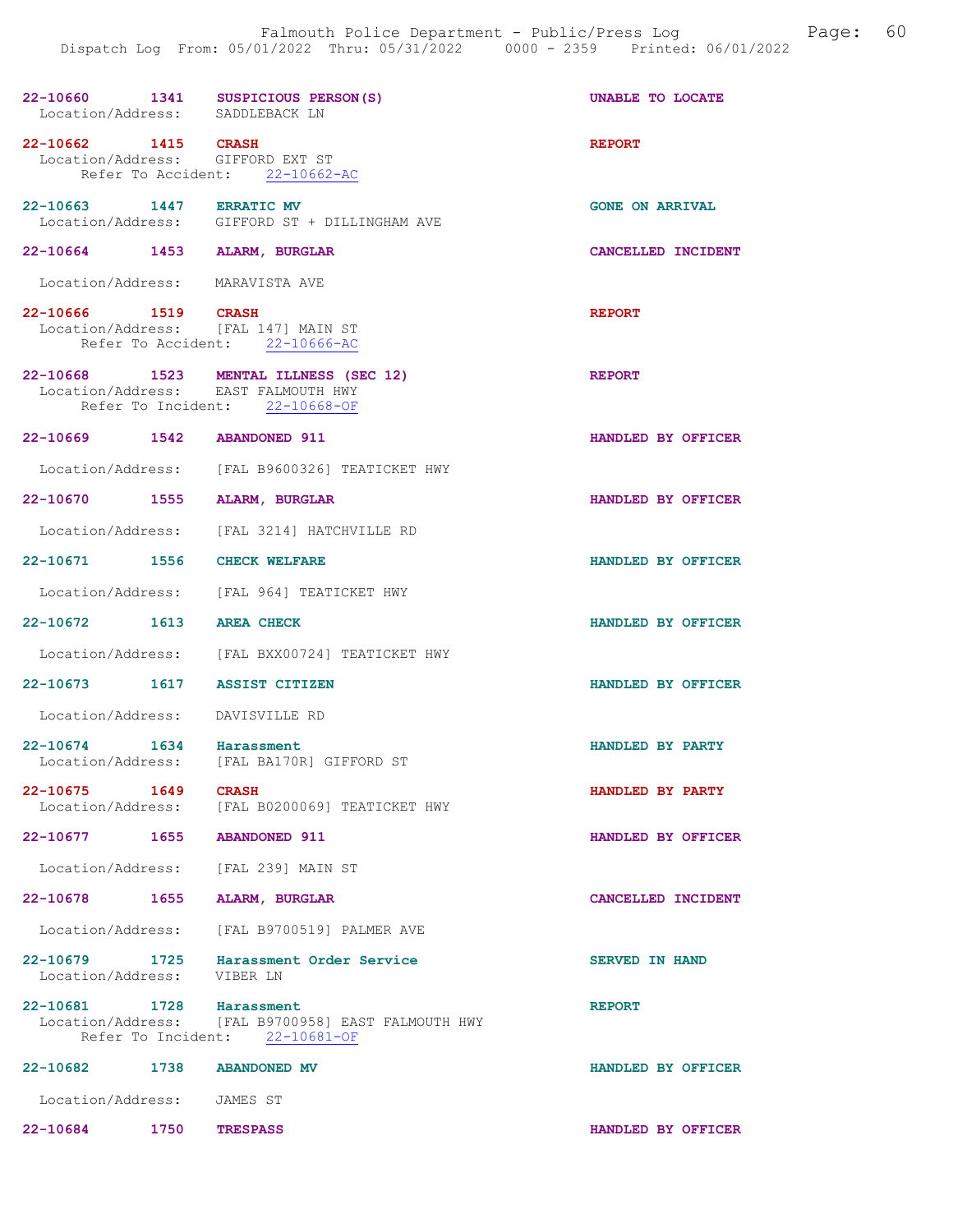22-10660 1341 SUSPICIOUS PERSON(S) UNABLE TO LOCATE
Location/Address: SADDLEBACK LN

22-10662 1415 CRASH REPORT
Location/Address: GIFFORD EXT ST
Refer To Accident: 22-10662-AC

22-10663 1447 ERRATIC MV GONE ON ARRIVAL
Location/Address: GIFFORD ST + DILLINGHAM AVE

22-10664 1453 ALARM, BURGLAR CANCELLED INCIDENT
Location/Address: MARAVISTA AVE

22-10666 1519 CRASH REPORT
Location/Address: [FAL 147] MAIN ST
Refer To Accident: 22-10666-AC

22-10668 1523 MENTAL ILLNESS (SEC 12) REPORT
Location/Address: EAST FALMOUTH HWY
Refer To Incident: 22-10668-OF

22-10669 1542 ABANDONED 911 HANDLED BY OFFICER
Location/Address: [FAL B9600326] TEATICKET HWY

22-10670 1555 ALARM, BURGLAR HANDLED BY OFFICER
Location/Address: [FAL 3214] HATCHVILLE RD

22-10671 1556 CHECK WELFARE HANDLED BY OFFICER
Location/Address: [FAL 964] TEATICKET HWY

22-10672 1613 AREA CHECK HANDLED BY OFFICER
Location/Address: [FAL BXX00724] TEATICKET HWY

22-10673 1617 ASSIST CITIZEN HANDLED BY OFFICER
Location/Address: DAVISVILLE RD

22-10674 1634 Harassment HANDLED BY PARTY
Location/Address: [FAL BA170R] GIFFORD ST

22-10675 1649 CRASH HANDLED BY PARTY
Location/Address: [FAL B0200069] TEATICKET HWY

22-10677 1655 ABANDONED 911 HANDLED BY OFFICER
Location/Address: [FAL 239] MAIN ST

22-10678 1655 ALARM, BURGLAR CANCELLED INCIDENT
Location/Address: [FAL B9700519] PALMER AVE

22-10679 1725 Harassment Order Service SERVED IN HAND
Location/Address: VIBER LN

22-10681 1728 Harassment REPORT
Location/Address: [FAL B9700958] EAST FALMOUTH HWY
Refer To Incident: 22-10681-OF

22-10682 1738 ABANDONED MV HANDLED BY OFFICER
Location/Address: JAMES ST

22-10684 1750 TRESPASS HANDLED BY OFFICER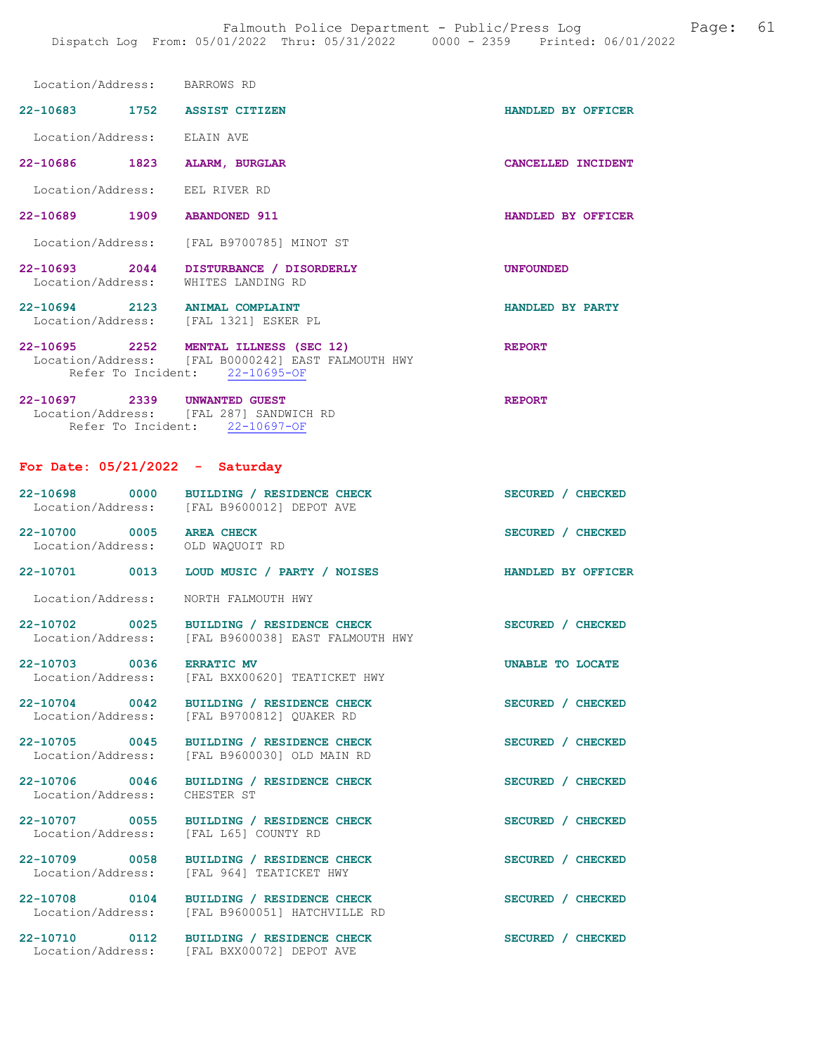Location/Address: BARROWS RD

**22-10683 1752 ASSIST CITIZEN** HANDLED BY OFFICER

Location/Address: ELAIN AVE

**22-10686 1823 ALARM, BURGLAR** CANCELLED INCIDENT

Location/Address: EEL RIVER RD

**22-10689 1909 ABANDONED 911** HANDLED BY OFFICER

Location/Address: [FAL B9700785] MINOT ST

**22-10693 2044 DISTURBANCE / DISORDERLY** UNFOUNDED
Location/Address: WHITES LANDING RD

**22-10694 2123 ANIMAL COMPLAINT** HANDLED BY PARTY
Location/Address: [FAL 1321] ESKER PL

**22-10695 2252 MENTAL ILLNESS (SEC 12)** REPORT
Location/Address: [FAL B0000242] EAST FALMOUTH HWY
Refer To Incident: 22-10695-OF

**22-10697 2339 UNWANTED GUEST** REPORT
Location/Address: [FAL 287] SANDWICH RD
Refer To Incident: 22-10697-OF

## For Date: 05/21/2022 - Saturday

**22-10698 0000 BUILDING / RESIDENCE CHECK** SECURED / CHECKED
Location/Address: [FAL B9600012] DEPOT AVE

**22-10700 0005 AREA CHECK** SECURED / CHECKED
Location/Address: OLD WAQUOIT RD

**22-10701 0013 LOUD MUSIC / PARTY / NOISES** HANDLED BY OFFICER

Location/Address: NORTH FALMOUTH HWY

**22-10702 0025 BUILDING / RESIDENCE CHECK** SECURED / CHECKED
Location/Address: [FAL B9600038] EAST FALMOUTH HWY

**22-10703 0036 ERRATIC MV** UNABLE TO LOCATE
Location/Address: [FAL BXX00620] TEATICKET HWY

**22-10704 0042 BUILDING / RESIDENCE CHECK** SECURED / CHECKED
Location/Address: [FAL B9700812] QUAKER RD

**22-10705 0045 BUILDING / RESIDENCE CHECK** SECURED / CHECKED
Location/Address: [FAL B9600030] OLD MAIN RD

**22-10706 0046 BUILDING / RESIDENCE CHECK** SECURED / CHECKED
Location/Address: CHESTER ST

**22-10707 0055 BUILDING / RESIDENCE CHECK** SECURED / CHECKED
Location/Address: [FAL L65] COUNTY RD

**22-10709 0058 BUILDING / RESIDENCE CHECK** SECURED / CHECKED
Location/Address: [FAL 964] TEATICKET HWY

**22-10708 0104 BUILDING / RESIDENCE CHECK** SECURED / CHECKED
Location/Address: [FAL B9600051] HATCHVILLE RD

**22-10710 0112 BUILDING / RESIDENCE CHECK** SECURED / CHECKED
Location/Address: [FAL BXX00072] DEPOT AVE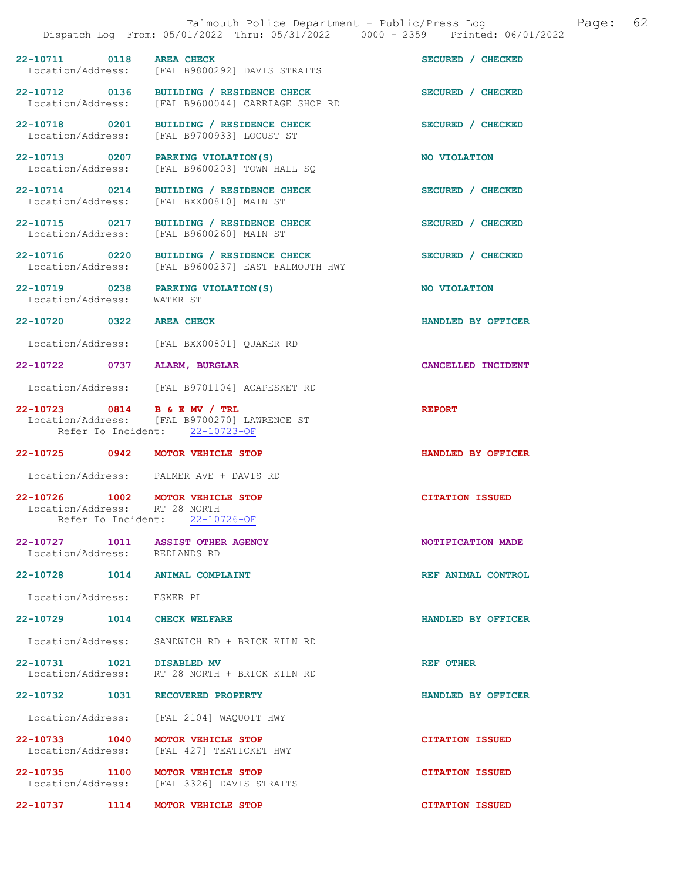Dispatch Log From: 05/01/2022 Thru: 05/31/2022 0000 - 2359 Printed: 06/01/2022

**22-10711 0118 AREA CHECK** — SECURED / CHECKED
Location/Address: [FAL B9800292] DAVIS STRAITS

**22-10712 0136 BUILDING / RESIDENCE CHECK** — SECURED / CHECKED
Location/Address: [FAL B9600044] CARRIAGE SHOP RD

**22-10718 0201 BUILDING / RESIDENCE CHECK** — SECURED / CHECKED
Location/Address: [FAL B9700933] LOCUST ST

**22-10713 0207 PARKING VIOLATION(S)** — NO VIOLATION
Location/Address: [FAL B9600203] TOWN HALL SQ

**22-10714 0214 BUILDING / RESIDENCE CHECK** — SECURED / CHECKED
Location/Address: [FAL BXX00810] MAIN ST

**22-10715 0217 BUILDING / RESIDENCE CHECK** — SECURED / CHECKED
Location/Address: [FAL B9600260] MAIN ST

**22-10716 0220 BUILDING / RESIDENCE CHECK** — SECURED / CHECKED
Location/Address: [FAL B9600237] EAST FALMOUTH HWY

**22-10719 0238 PARKING VIOLATION(S)** — NO VIOLATION
Location/Address: WATER ST

**22-10720 0322 AREA CHECK** — HANDLED BY OFFICER
Location/Address: [FAL BXX00801] QUAKER RD

**22-10722 0737 ALARM, BURGLAR** — CANCELLED INCIDENT
Location/Address: [FAL B9701104] ACAPESKET RD

**22-10723 0814 B & E MV / TRL** — REPORT
Location/Address: [FAL B9700270] LAWRENCE ST
Refer To Incident: 22-10723-OF

**22-10725 0942 MOTOR VEHICLE STOP** — HANDLED BY OFFICER
Location/Address: PALMER AVE + DAVIS RD

**22-10726 1002 MOTOR VEHICLE STOP** — CITATION ISSUED
Location/Address: RT 28 NORTH
Refer To Incident: 22-10726-OF

**22-10727 1011 ASSIST OTHER AGENCY** — NOTIFICATION MADE
Location/Address: REDLANDS RD

**22-10728 1014 ANIMAL COMPLAINT** — REF ANIMAL CONTROL
Location/Address: ESKER PL

**22-10729 1014 CHECK WELFARE** — HANDLED BY OFFICER
Location/Address: SANDWICH RD + BRICK KILN RD

**22-10731 1021 DISABLED MV** — REF OTHER
Location/Address: RT 28 NORTH + BRICK KILN RD

**22-10732 1031 RECOVERED PROPERTY** — HANDLED BY OFFICER
Location/Address: [FAL 2104] WAQUOIT HWY

**22-10733 1040 MOTOR VEHICLE STOP** — CITATION ISSUED
Location/Address: [FAL 427] TEATICKET HWY

**22-10735 1100 MOTOR VEHICLE STOP** — CITATION ISSUED
Location/Address: [FAL 3326] DAVIS STRAITS

**22-10737 1114 MOTOR VEHICLE STOP** — CITATION ISSUED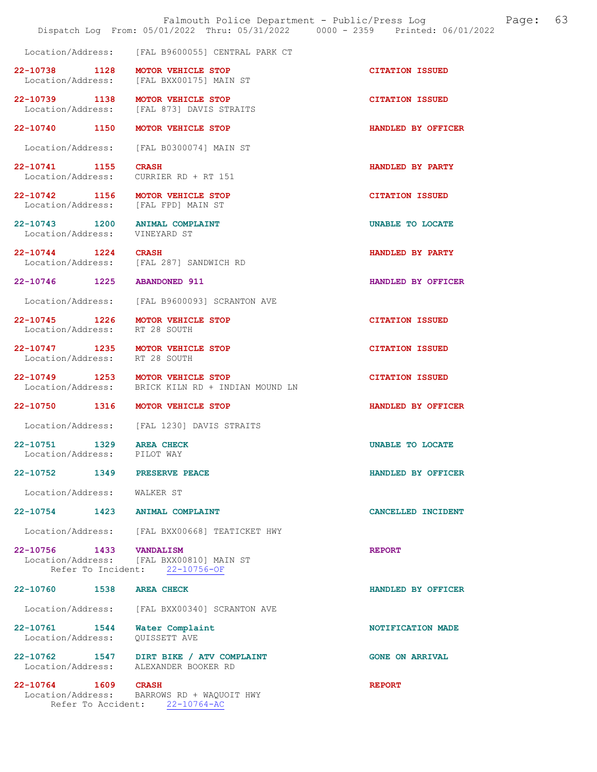Location/Address: [FAL B9600055] CENTRAL PARK CT

**22-10738 1128 MOTOR VEHICLE STOP** — **CITATION ISSUED**
Location/Address: [FAL BXX00175] MAIN ST

**22-10739 1138 MOTOR VEHICLE STOP** — **CITATION ISSUED**
Location/Address: [FAL 873] DAVIS STRAITS

**22-10740 1150 MOTOR VEHICLE STOP** — **HANDLED BY OFFICER**
Location/Address: [FAL B0300074] MAIN ST

**22-10741 1155 CRASH** — **HANDLED BY PARTY**
Location/Address: CURRIER RD + RT 151

**22-10742 1156 MOTOR VEHICLE STOP** — **CITATION ISSUED**
Location/Address: [FAL FPD] MAIN ST

**22-10743 1200 ANIMAL COMPLAINT** — **UNABLE TO LOCATE**
Location/Address: VINEYARD ST

**22-10744 1224 CRASH** — **HANDLED BY PARTY**
Location/Address: [FAL 287] SANDWICH RD

**22-10746 1225 ABANDONED 911** — **HANDLED BY OFFICER**
Location/Address: [FAL B9600093] SCRANTON AVE

**22-10745 1226 MOTOR VEHICLE STOP** — **CITATION ISSUED**
Location/Address: RT 28 SOUTH

**22-10747 1235 MOTOR VEHICLE STOP** — **CITATION ISSUED**
Location/Address: RT 28 SOUTH

**22-10749 1253 MOTOR VEHICLE STOP** — **CITATION ISSUED**
Location/Address: BRICK KILN RD + INDIAN MOUND LN

**22-10750 1316 MOTOR VEHICLE STOP** — **HANDLED BY OFFICER**
Location/Address: [FAL 1230] DAVIS STRAITS

**22-10751 1329 AREA CHECK** — **UNABLE TO LOCATE**
Location/Address: PILOT WAY

**22-10752 1349 PRESERVE PEACE** — **HANDLED BY OFFICER**
Location/Address: WALKER ST

**22-10754 1423 ANIMAL COMPLAINT** — **CANCELLED INCIDENT**
Location/Address: [FAL BXX00668] TEATICKET HWY

**22-10756 1433 VANDALISM** — **REPORT**
Location/Address: [FAL BXX00810] MAIN ST
Refer To Incident: 22-10756-OF

**22-10760 1538 AREA CHECK** — **HANDLED BY OFFICER**
Location/Address: [FAL BXX00340] SCRANTON AVE

**22-10761 1544 Water Complaint** — **NOTIFICATION MADE**
Location/Address: QUISSETT AVE

**22-10762 1547 DIRT BIKE / ATV COMPLAINT** — **GONE ON ARRIVAL**
Location/Address: ALEXANDER BOOKER RD

**22-10764 1609 CRASH** — **REPORT**
Location/Address: BARROWS RD + WAQUOIT HWY
Refer To Accident: 22-10764-AC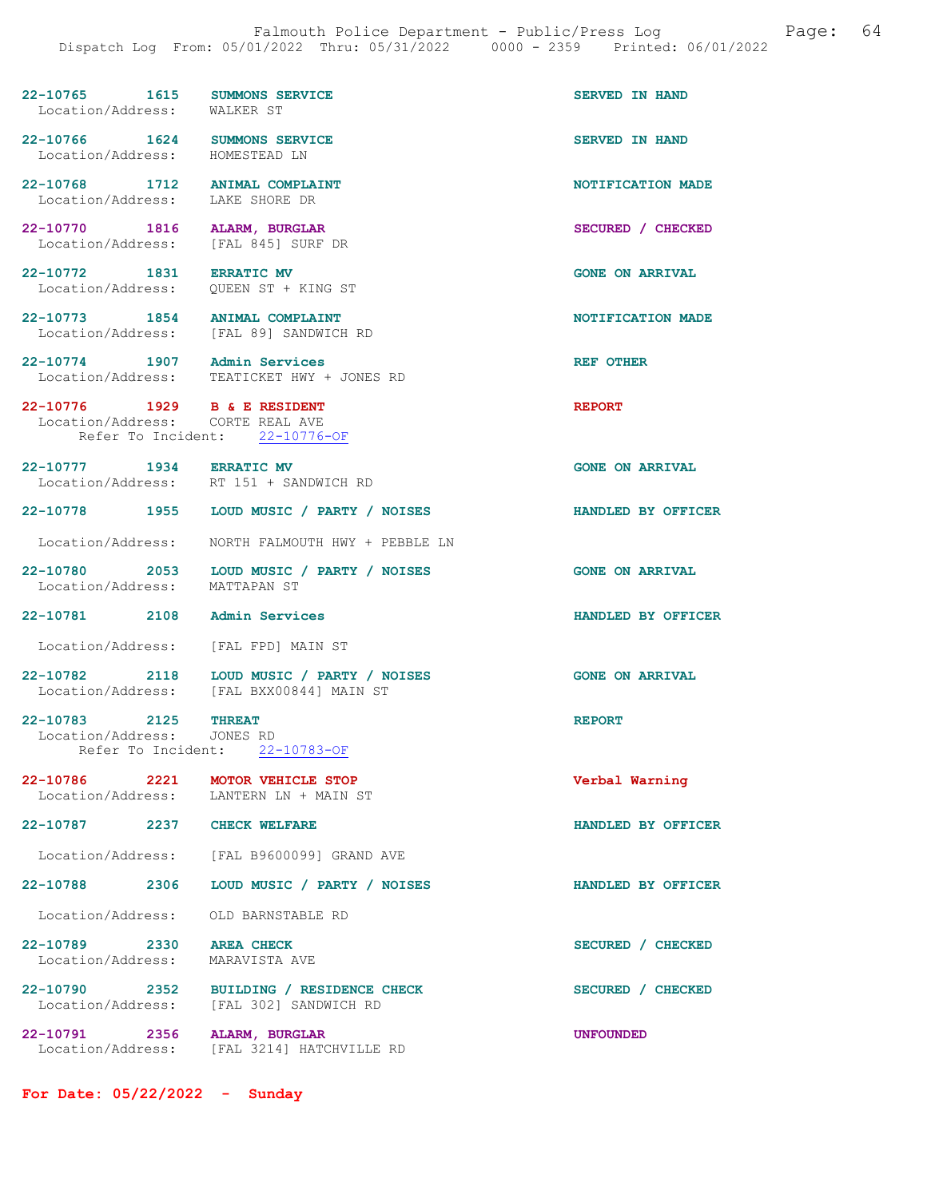22-10765 1615 SUMMONS SERVICE SERVED IN HAND
Location/Address: WALKER ST

22-10766 1624 SUMMONS SERVICE SERVED IN HAND
Location/Address: HOMESTEAD LN

22-10768 1712 ANIMAL COMPLAINT NOTIFICATION MADE
Location/Address: LAKE SHORE DR

22-10770 1816 ALARM, BURGLAR SECURED / CHECKED
Location/Address: [FAL 845] SURF DR

22-10772 1831 ERRATIC MV GONE ON ARRIVAL
Location/Address: QUEEN ST + KING ST

22-10773 1854 ANIMAL COMPLAINT NOTIFICATION MADE
Location/Address: [FAL 89] SANDWICH RD

22-10774 1907 Admin Services REF OTHER
Location/Address: TEATICKET HWY + JONES RD

22-10776 1929 B & E RESIDENT REPORT
Location/Address: CORTE REAL AVE
Refer To Incident: 22-10776-OF

22-10777 1934 ERRATIC MV GONE ON ARRIVAL
Location/Address: RT 151 + SANDWICH RD

22-10778 1955 LOUD MUSIC / PARTY / NOISES HANDLED BY OFFICER
Location/Address: NORTH FALMOUTH HWY + PEBBLE LN

22-10780 2053 LOUD MUSIC / PARTY / NOISES GONE ON ARRIVAL
Location/Address: MATTAPAN ST

22-10781 2108 Admin Services HANDLED BY OFFICER
Location/Address: [FAL FPD] MAIN ST

22-10782 2118 LOUD MUSIC / PARTY / NOISES GONE ON ARRIVAL
Location/Address: [FAL BXX00844] MAIN ST

22-10783 2125 THREAT REPORT
Location/Address: JONES RD
Refer To Incident: 22-10783-OF

22-10786 2221 MOTOR VEHICLE STOP Verbal Warning
Location/Address: LANTERN LN + MAIN ST

22-10787 2237 CHECK WELFARE HANDLED BY OFFICER
Location/Address: [FAL B9600099] GRAND AVE

22-10788 2306 LOUD MUSIC / PARTY / NOISES HANDLED BY OFFICER
Location/Address: OLD BARNSTABLE RD

22-10789 2330 AREA CHECK SECURED / CHECKED
Location/Address: MARAVISTA AVE

22-10790 2352 BUILDING / RESIDENCE CHECK SECURED / CHECKED
Location/Address: [FAL 302] SANDWICH RD

22-10791 2356 ALARM, BURGLAR UNFOUNDED
Location/Address: [FAL 3214] HATCHVILLE RD

**For Date: 05/22/2022 - Sunday**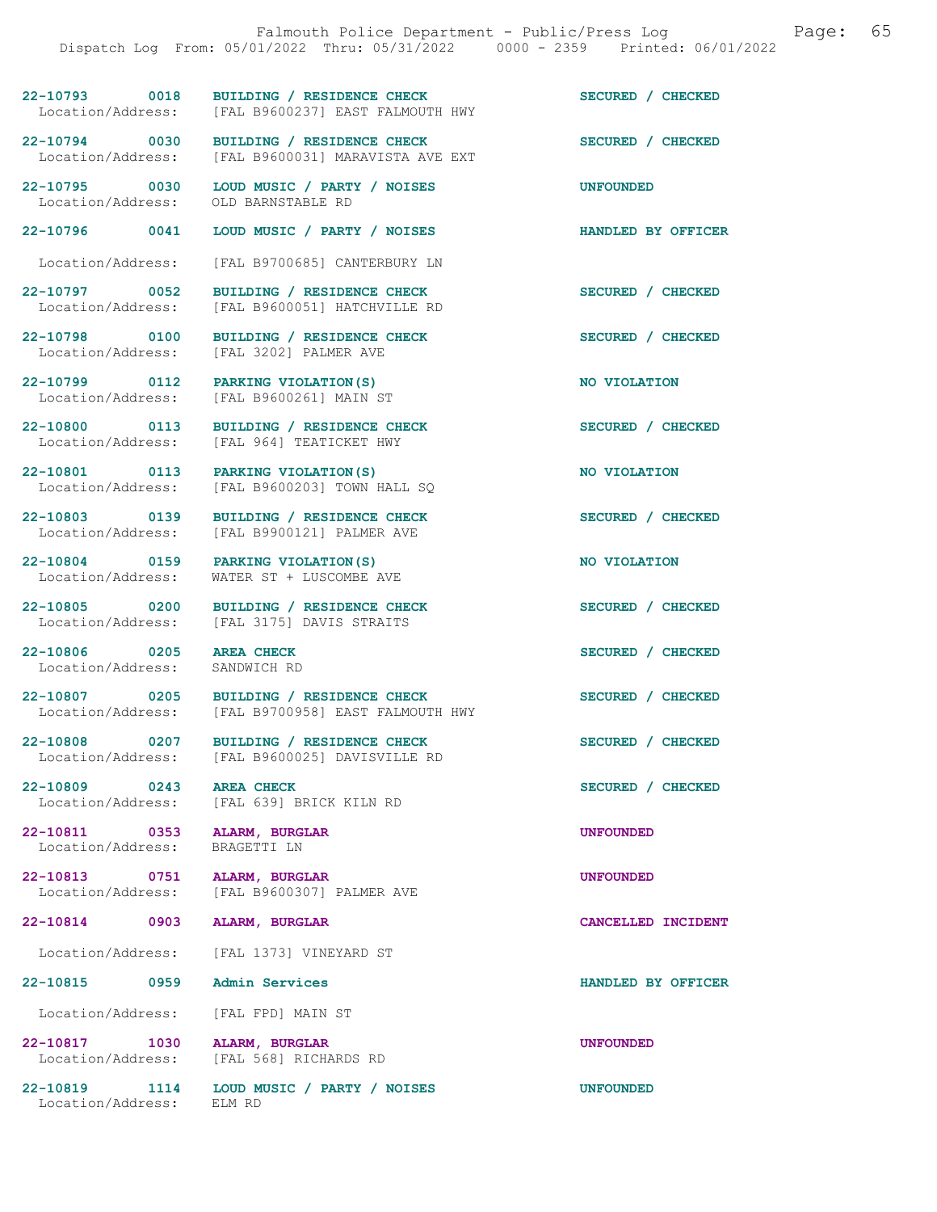| Call Number | Time | Call Reason | Action |
|---|---|---|---|
| 22-10793 | 0018 | BUILDING / RESIDENCE CHECK | SECURED / CHECKED |
| Location/Address: | | [FAL B9600237] EAST FALMOUTH HWY | |
| 22-10794 | 0030 | BUILDING / RESIDENCE CHECK | SECURED / CHECKED |
| Location/Address: | | [FAL B9600031] MARAVISTA AVE EXT | |
| 22-10795 | 0030 | LOUD MUSIC / PARTY / NOISES | UNFOUNDED |
| Location/Address: | | OLD BARNSTABLE RD | |
| 22-10796 | 0041 | LOUD MUSIC / PARTY / NOISES | HANDLED BY OFFICER |
| Location/Address: | | [FAL B9700685] CANTERBURY LN | |
| 22-10797 | 0052 | BUILDING / RESIDENCE CHECK | SECURED / CHECKED |
| Location/Address: | | [FAL B9600051] HATCHVILLE RD | |
| 22-10798 | 0100 | BUILDING / RESIDENCE CHECK | SECURED / CHECKED |
| Location/Address: | | [FAL 3202] PALMER AVE | |
| 22-10799 | 0112 | PARKING VIOLATION(S) | NO VIOLATION |
| Location/Address: | | [FAL B9600261] MAIN ST | |
| 22-10800 | 0113 | BUILDING / RESIDENCE CHECK | SECURED / CHECKED |
| Location/Address: | | [FAL 964] TEATICKET HWY | |
| 22-10801 | 0113 | PARKING VIOLATION(S) | NO VIOLATION |
| Location/Address: | | [FAL B9600203] TOWN HALL SQ | |
| 22-10803 | 0139 | BUILDING / RESIDENCE CHECK | SECURED / CHECKED |
| Location/Address: | | [FAL B9900121] PALMER AVE | |
| 22-10804 | 0159 | PARKING VIOLATION(S) | NO VIOLATION |
| Location/Address: | | WATER ST + LUSCOMBE AVE | |
| 22-10805 | 0200 | BUILDING / RESIDENCE CHECK | SECURED / CHECKED |
| Location/Address: | | [FAL 3175] DAVIS STRAITS | |
| 22-10806 | 0205 | AREA CHECK | SECURED / CHECKED |
| Location/Address: | | SANDWICH RD | |
| 22-10807 | 0205 | BUILDING / RESIDENCE CHECK | SECURED / CHECKED |
| Location/Address: | | [FAL B9700958] EAST FALMOUTH HWY | |
| 22-10808 | 0207 | BUILDING / RESIDENCE CHECK | SECURED / CHECKED |
| Location/Address: | | [FAL B9600025] DAVISVILLE RD | |
| 22-10809 | 0243 | AREA CHECK | SECURED / CHECKED |
| Location/Address: | | [FAL 639] BRICK KILN RD | |
| 22-10811 | 0353 | ALARM, BURGLAR | UNFOUNDED |
| Location/Address: | | BRAGETTI LN | |
| 22-10813 | 0751 | ALARM, BURGLAR | UNFOUNDED |
| Location/Address: | | [FAL B9600307] PALMER AVE | |
| 22-10814 | 0903 | ALARM, BURGLAR | CANCELLED INCIDENT |
| Location/Address: | | [FAL 1373] VINEYARD ST | |
| 22-10815 | 0959 | Admin Services | HANDLED BY OFFICER |
| Location/Address: | | [FAL FPD] MAIN ST | |
| 22-10817 | 1030 | ALARM, BURGLAR | UNFOUNDED |
| Location/Address: | | [FAL 568] RICHARDS RD | |
| 22-10819 | 1114 | LOUD MUSIC / PARTY / NOISES | UNFOUNDED |
| Location/Address: | | ELM RD | |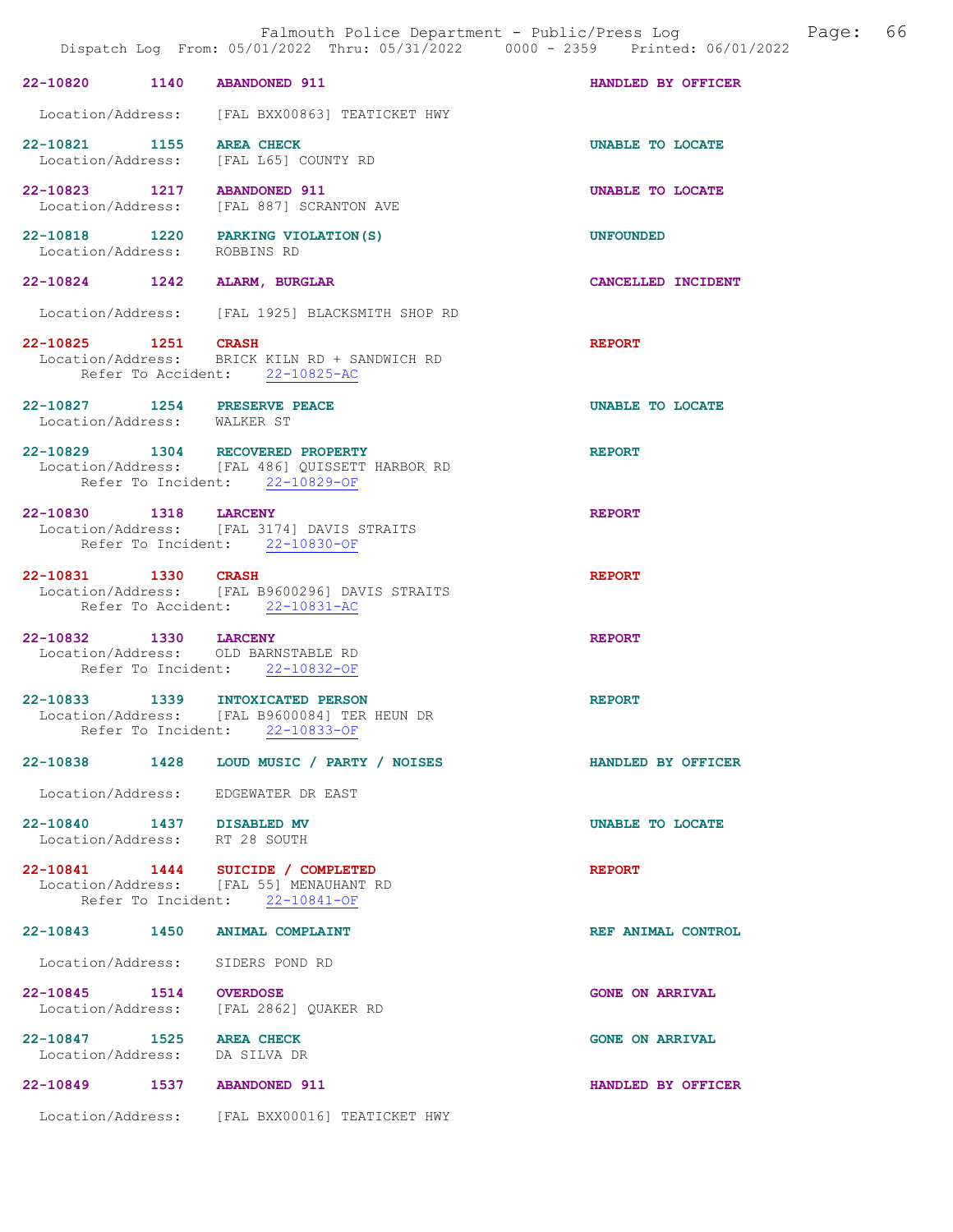Falmouth Police Department - Public/Press Log
Dispatch Log From: 05/01/2022 Thru: 05/31/2022 0000 - 2359 Printed: 06/01/2022

**22-10820 1140 ABANDONED 911** — HANDLED BY OFFICER
Location/Address: [FAL BXX00863] TEATICKET HWY

**22-10821 1155 AREA CHECK** — UNABLE TO LOCATE
Location/Address: [FAL L65] COUNTY RD

**22-10823 1217 ABANDONED 911** — UNABLE TO LOCATE
Location/Address: [FAL 887] SCRANTON AVE

**22-10818 1220 PARKING VIOLATION(S)** — UNFOUNDED
Location/Address: ROBBINS RD

**22-10824 1242 ALARM, BURGLAR** — CANCELLED INCIDENT
Location/Address: [FAL 1925] BLACKSMITH SHOP RD

**22-10825 1251 CRASH** — REPORT
Location/Address: BRICK KILN RD + SANDWICH RD
Refer To Accident: 22-10825-AC

**22-10827 1254 PRESERVE PEACE** — UNABLE TO LOCATE
Location/Address: WALKER ST

**22-10829 1304 RECOVERED PROPERTY** — REPORT
Location/Address: [FAL 486] QUISSETT HARBOR RD
Refer To Incident: 22-10829-OF

**22-10830 1318 LARCENY** — REPORT
Location/Address: [FAL 3174] DAVIS STRAITS
Refer To Incident: 22-10830-OF

**22-10831 1330 CRASH** — REPORT
Location/Address: [FAL B9600296] DAVIS STRAITS
Refer To Accident: 22-10831-AC

**22-10832 1330 LARCENY** — REPORT
Location/Address: OLD BARNSTABLE RD
Refer To Incident: 22-10832-OF

**22-10833 1339 INTOXICATED PERSON** — REPORT
Location/Address: [FAL B9600084] TER HEUN DR
Refer To Incident: 22-10833-OF

**22-10838 1428 LOUD MUSIC / PARTY / NOISES** — HANDLED BY OFFICER
Location/Address: EDGEWATER DR EAST

**22-10840 1437 DISABLED MV** — UNABLE TO LOCATE
Location/Address: RT 28 SOUTH

**22-10841 1444 SUICIDE / COMPLETED** — REPORT
Location/Address: [FAL 55] MENAUHANT RD
Refer To Incident: 22-10841-OF

**22-10843 1450 ANIMAL COMPLAINT** — REF ANIMAL CONTROL
Location/Address: SIDERS POND RD

**22-10845 1514 OVERDOSE** — GONE ON ARRIVAL
Location/Address: [FAL 2862] QUAKER RD

**22-10847 1525 AREA CHECK** — GONE ON ARRIVAL
Location/Address: DA SILVA DR

**22-10849 1537 ABANDONED 911** — HANDLED BY OFFICER
Location/Address: [FAL BXX00016] TEATICKET HWY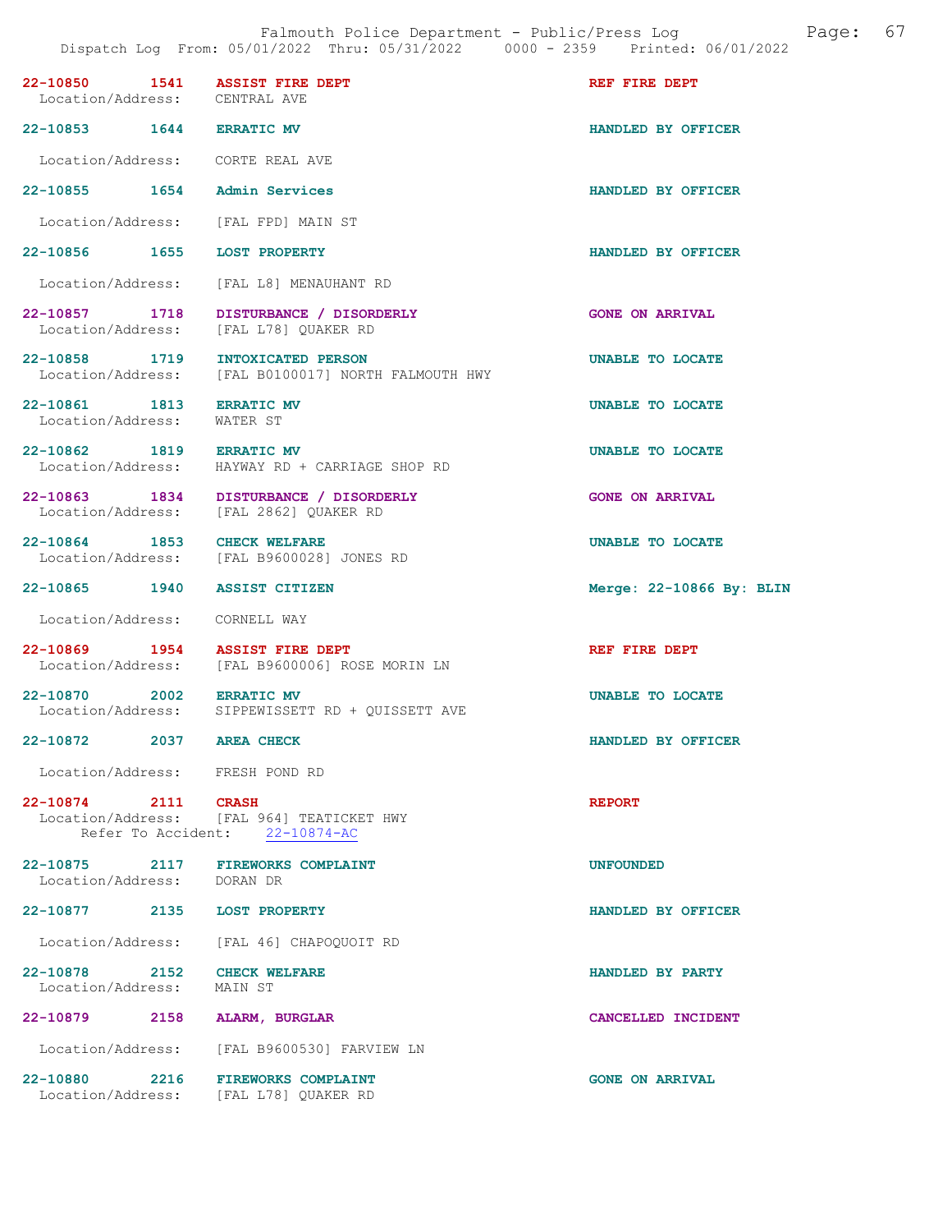| Incident | Time | Call Type | Disposition |
|---|---|---|---|
| 22-10850 | 1541 | ASSIST FIRE DEPT | REF FIRE DEPT |
| Location/Address: | | CENTRAL AVE | |
| 22-10853 | 1644 | ERRATIC MV | HANDLED BY OFFICER |
| Location/Address: | | CORTE REAL AVE | |
| 22-10855 | 1654 | Admin Services | HANDLED BY OFFICER |
| Location/Address: | | [FAL FPD] MAIN ST | |
| 22-10856 | 1655 | LOST PROPERTY | HANDLED BY OFFICER |
| Location/Address: | | [FAL L8] MENAUHANT RD | |
| 22-10857 | 1718 | DISTURBANCE / DISORDERLY | GONE ON ARRIVAL |
| Location/Address: | | [FAL L78] QUAKER RD | |
| 22-10858 | 1719 | INTOXICATED PERSON | UNABLE TO LOCATE |
| Location/Address: | | [FAL B0100017] NORTH FALMOUTH HWY | |
| 22-10861 | 1813 | ERRATIC MV | UNABLE TO LOCATE |
| Location/Address: | | WATER ST | |
| 22-10862 | 1819 | ERRATIC MV | UNABLE TO LOCATE |
| Location/Address: | | HAYWAY RD + CARRIAGE SHOP RD | |
| 22-10863 | 1834 | DISTURBANCE / DISORDERLY | GONE ON ARRIVAL |
| Location/Address: | | [FAL 2862] QUAKER RD | |
| 22-10864 | 1853 | CHECK WELFARE | UNABLE TO LOCATE |
| Location/Address: | | [FAL B9600028] JONES RD | |
| 22-10865 | 1940 | ASSIST CITIZEN | Merge: 22-10866 By: BLIN |
| Location/Address: | | CORNELL WAY | |
| 22-10869 | 1954 | ASSIST FIRE DEPT | REF FIRE DEPT |
| Location/Address: | | [FAL B9600006] ROSE MORIN LN | |
| 22-10870 | 2002 | ERRATIC MV | UNABLE TO LOCATE |
| Location/Address: | | SIPPEWISSETT RD + QUISSETT AVE | |
| 22-10872 | 2037 | AREA CHECK | HANDLED BY OFFICER |
| Location/Address: | | FRESH POND RD | |
| 22-10874 | 2111 | CRASH | REPORT |
| Location/Address: | | [FAL 964] TEATICKET HWY | |
| Refer To Accident: | | 22-10874-AC | |
| 22-10875 | 2117 | FIREWORKS COMPLAINT | UNFOUNDED |
| Location/Address: | | DORAN DR | |
| 22-10877 | 2135 | LOST PROPERTY | HANDLED BY OFFICER |
| Location/Address: | | [FAL 46] CHAPOQUOIT RD | |
| 22-10878 | 2152 | CHECK WELFARE | HANDLED BY PARTY |
| Location/Address: | | MAIN ST | |
| 22-10879 | 2158 | ALARM, BURGLAR | CANCELLED INCIDENT |
| Location/Address: | | [FAL B9600530] FARVIEW LN | |
| 22-10880 | 2216 | FIREWORKS COMPLAINT | GONE ON ARRIVAL |
| Location/Address: | | [FAL L78] QUAKER RD | |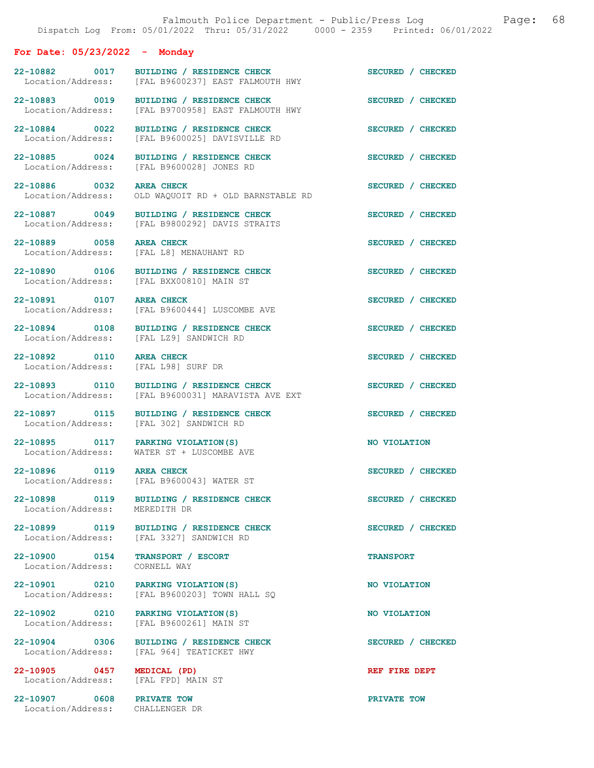## For Date: 05/23/2022 - Monday

22-10882 0017 **BUILDING / RESIDENCE CHECK** SECURED / CHECKED
Location/Address: [FAL B9600237] EAST FALMOUTH HWY

22-10883 0019 **BUILDING / RESIDENCE CHECK** SECURED / CHECKED
Location/Address: [FAL B9700958] EAST FALMOUTH HWY

22-10884 0022 **BUILDING / RESIDENCE CHECK** SECURED / CHECKED
Location/Address: [FAL B9600025] DAVISVILLE RD

22-10885 0024 **BUILDING / RESIDENCE CHECK** SECURED / CHECKED
Location/Address: [FAL B9600028] JONES RD

22-10886 0032 **AREA CHECK** SECURED / CHECKED
Location/Address: OLD WAQUOIT RD + OLD BARNSTABLE RD

22-10887 0049 **BUILDING / RESIDENCE CHECK** SECURED / CHECKED
Location/Address: [FAL B9800292] DAVIS STRAITS

22-10889 0058 **AREA CHECK** SECURED / CHECKED
Location/Address: [FAL L8] MENAUHANT RD

22-10890 0106 **BUILDING / RESIDENCE CHECK** SECURED / CHECKED
Location/Address: [FAL BXX00810] MAIN ST

22-10891 0107 **AREA CHECK** SECURED / CHECKED
Location/Address: [FAL B9600444] LUSCOMBE AVE

22-10894 0108 **BUILDING / RESIDENCE CHECK** SECURED / CHECKED
Location/Address: [FAL LZ9] SANDWICH RD

22-10892 0110 **AREA CHECK** SECURED / CHECKED
Location/Address: [FAL L98] SURF DR

22-10893 0110 **BUILDING / RESIDENCE CHECK** SECURED / CHECKED
Location/Address: [FAL B9600031] MARAVISTA AVE EXT

22-10897 0115 **BUILDING / RESIDENCE CHECK** SECURED / CHECKED
Location/Address: [FAL 302] SANDWICH RD

22-10895 0117 **PARKING VIOLATION(S)** NO VIOLATION
Location/Address: WATER ST + LUSCOMBE AVE

22-10896 0119 **AREA CHECK** SECURED / CHECKED
Location/Address: [FAL B9600043] WATER ST

22-10898 0119 **BUILDING / RESIDENCE CHECK** SECURED / CHECKED
Location/Address: MEREDITH DR

22-10899 0119 **BUILDING / RESIDENCE CHECK** SECURED / CHECKED
Location/Address: [FAL 3327] SANDWICH RD

22-10900 0154 **TRANSPORT / ESCORT** TRANSPORT
Location/Address: CORNELL WAY

22-10901 0210 **PARKING VIOLATION(S)** NO VIOLATION
Location/Address: [FAL B9600203] TOWN HALL SQ

22-10902 0210 **PARKING VIOLATION(S)** NO VIOLATION
Location/Address: [FAL B9600261] MAIN ST

22-10904 0306 **BUILDING / RESIDENCE CHECK** SECURED / CHECKED
Location/Address: [FAL 964] TEATICKET HWY

22-10905 0457 **MEDICAL (PD)** REF FIRE DEPT
Location/Address: [FAL FPD] MAIN ST

22-10907 0608 **PRIVATE TOW** PRIVATE TOW
Location/Address: CHALLENGER DR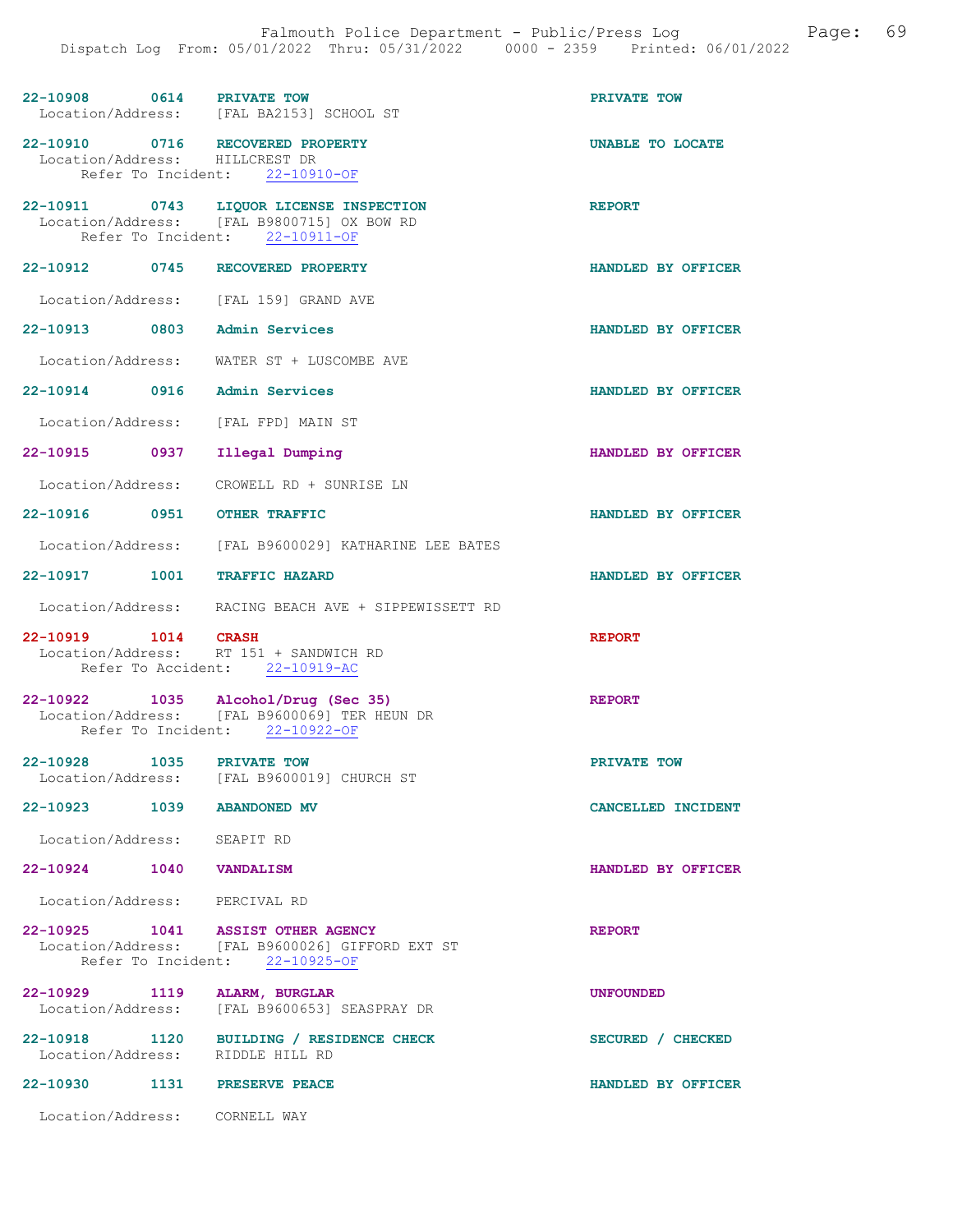22-10908 0614 PRIVATE TOW PRIVATE TOW
Location/Address: [FAL BA2153] SCHOOL ST

22-10910 0716 RECOVERED PROPERTY UNABLE TO LOCATE
Location/Address: HILLCREST DR
Refer To Incident: 22-10910-OF

22-10911 0743 LIQUOR LICENSE INSPECTION REPORT
Location/Address: [FAL B9800715] OX BOW RD
Refer To Incident: 22-10911-OF

22-10912 0745 RECOVERED PROPERTY HANDLED BY OFFICER

Location/Address: [FAL 159] GRAND AVE

22-10913 0803 Admin Services HANDLED BY OFFICER

Location/Address: WATER ST + LUSCOMBE AVE

22-10914 0916 Admin Services HANDLED BY OFFICER

Location/Address: [FAL FPD] MAIN ST

22-10915 0937 Illegal Dumping HANDLED BY OFFICER

Location/Address: CROWELL RD + SUNRISE LN

22-10916 0951 OTHER TRAFFIC HANDLED BY OFFICER

Location/Address: [FAL B9600029] KATHARINE LEE BATES

22-10917 1001 TRAFFIC HAZARD HANDLED BY OFFICER

Location/Address: RACING BEACH AVE + SIPPEWISSETT RD

22-10919 1014 CRASH REPORT
Location/Address: RT 151 + SANDWICH RD
Refer To Accident: 22-10919-AC

22-10922 1035 Alcohol/Drug (Sec 35) REPORT
Location/Address: [FAL B9600069] TER HEUN DR
Refer To Incident: 22-10922-OF

22-10928 1035 PRIVATE TOW PRIVATE TOW
Location/Address: [FAL B9600019] CHURCH ST

22-10923 1039 ABANDONED MV CANCELLED INCIDENT

Location/Address: SEAPIT RD

22-10924 1040 VANDALISM HANDLED BY OFFICER

Location/Address: PERCIVAL RD

22-10925 1041 ASSIST OTHER AGENCY REPORT
Location/Address: [FAL B9600026] GIFFORD EXT ST
Refer To Incident: 22-10925-OF

22-10929 1119 ALARM, BURGLAR UNFOUNDED
Location/Address: [FAL B9600653] SEASPRAY DR

22-10918 1120 BUILDING / RESIDENCE CHECK SECURED / CHECKED
Location/Address: RIDDLE HILL RD

22-10930 1131 PRESERVE PEACE HANDLED BY OFFICER

Location/Address: CORNELL WAY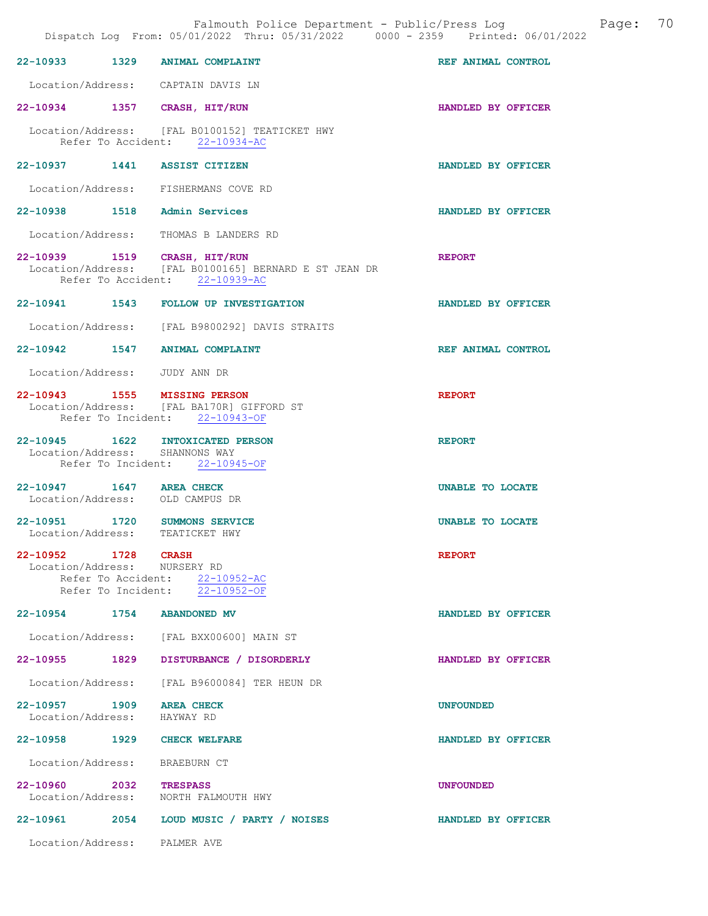**22-10933 1329 ANIMAL COMPLAINT** — REF ANIMAL CONTROL

Location/Address: CAPTAIN DAVIS LN

**22-10934 1357 CRASH, HIT/RUN** — HANDLED BY OFFICER

Location/Address: [FAL B0100152] TEATICKET HWY
Refer To Accident: 22-10934-AC

**22-10937 1441 ASSIST CITIZEN** — HANDLED BY OFFICER

Location/Address: FISHERMANS COVE RD

**22-10938 1518 Admin Services** — HANDLED BY OFFICER

Location/Address: THOMAS B LANDERS RD

**22-10939 1519 CRASH, HIT/RUN** — REPORT

Location/Address: [FAL B0100165] BERNARD E ST JEAN DR
Refer To Accident: 22-10939-AC

**22-10941 1543 FOLLOW UP INVESTIGATION** — HANDLED BY OFFICER

Location/Address: [FAL B9800292] DAVIS STRAITS

**22-10942 1547 ANIMAL COMPLAINT** — REF ANIMAL CONTROL

Location/Address: JUDY ANN DR

**22-10943 1555 MISSING PERSON** — REPORT

Location/Address: [FAL BA170R] GIFFORD ST
Refer To Incident: 22-10943-OF

**22-10945 1622 INTOXICATED PERSON** — REPORT

Location/Address: SHANNONS WAY
Refer To Incident: 22-10945-OF

**22-10947 1647 AREA CHECK** — UNABLE TO LOCATE

Location/Address: OLD CAMPUS DR

**22-10951 1720 SUMMONS SERVICE** — UNABLE TO LOCATE

Location/Address: TEATICKET HWY

**22-10952 1728 CRASH** — REPORT

Location/Address: NURSERY RD
Refer To Accident: 22-10952-AC
Refer To Incident: 22-10952-OF

**22-10954 1754 ABANDONED MV** — HANDLED BY OFFICER

Location/Address: [FAL BXX00600] MAIN ST

**22-10955 1829 DISTURBANCE / DISORDERLY** — HANDLED BY OFFICER

Location/Address: [FAL B9600084] TER HEUN DR

**22-10957 1909 AREA CHECK** — UNFOUNDED

Location/Address: HAYWAY RD

**22-10958 1929 CHECK WELFARE** — HANDLED BY OFFICER

Location/Address: BRAEBURN CT

**22-10960 2032 TRESPASS** — UNFOUNDED

Location/Address: NORTH FALMOUTH HWY

**22-10961 2054 LOUD MUSIC / PARTY / NOISES** — HANDLED BY OFFICER

Location/Address: PALMER AVE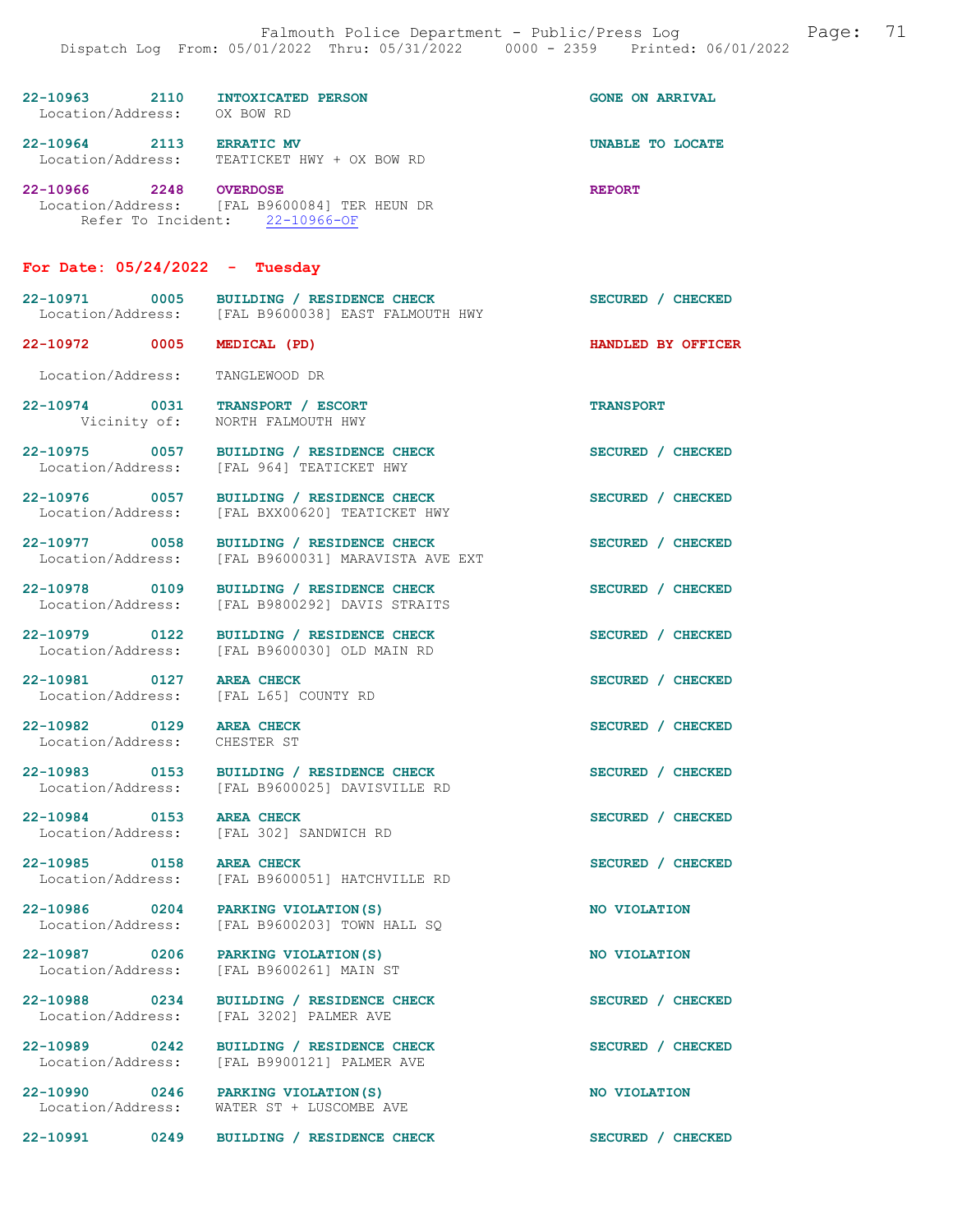22-10963 2110 INTOXICATED PERSON GONE ON ARRIVAL
Location/Address: OX BOW RD

22-10964 2113 ERRATIC MV UNABLE TO LOCATE
Location/Address: TEATICKET HWY + OX BOW RD

22-10966 2248 OVERDOSE REPORT
Location/Address: [FAL B9600084] TER HEUN DR
Refer To Incident: 22-10966-OF

## For Date: 05/24/2022 - Tuesday

22-10971 0005 BUILDING / RESIDENCE CHECK SECURED / CHECKED
Location/Address: [FAL B9600038] EAST FALMOUTH HWY

22-10972 0005 MEDICAL (PD) HANDLED BY OFFICER
Location/Address: TANGLEWOOD DR

22-10974 0031 TRANSPORT / ESCORT TRANSPORT
Vicinity of: NORTH FALMOUTH HWY

22-10975 0057 BUILDING / RESIDENCE CHECK SECURED / CHECKED
Location/Address: [FAL 964] TEATICKET HWY

22-10976 0057 BUILDING / RESIDENCE CHECK SECURED / CHECKED
Location/Address: [FAL BXX00620] TEATICKET HWY

22-10977 0058 BUILDING / RESIDENCE CHECK SECURED / CHECKED
Location/Address: [FAL B9600031] MARAVISTA AVE EXT

22-10978 0109 BUILDING / RESIDENCE CHECK SECURED / CHECKED
Location/Address: [FAL B9800292] DAVIS STRAITS

22-10979 0122 BUILDING / RESIDENCE CHECK SECURED / CHECKED
Location/Address: [FAL B9600030] OLD MAIN RD

22-10981 0127 AREA CHECK SECURED / CHECKED
Location/Address: [FAL L65] COUNTY RD

22-10982 0129 AREA CHECK SECURED / CHECKED
Location/Address: CHESTER ST

22-10983 0153 BUILDING / RESIDENCE CHECK SECURED / CHECKED
Location/Address: [FAL B9600025] DAVISVILLE RD

22-10984 0153 AREA CHECK SECURED / CHECKED
Location/Address: [FAL 302] SANDWICH RD

22-10985 0158 AREA CHECK SECURED / CHECKED
Location/Address: [FAL B9600051] HATCHVILLE RD

22-10986 0204 PARKING VIOLATION(S) NO VIOLATION
Location/Address: [FAL B9600203] TOWN HALL SQ

22-10987 0206 PARKING VIOLATION(S) NO VIOLATION
Location/Address: [FAL B9600261] MAIN ST

22-10988 0234 BUILDING / RESIDENCE CHECK SECURED / CHECKED
Location/Address: [FAL 3202] PALMER AVE

22-10989 0242 BUILDING / RESIDENCE CHECK SECURED / CHECKED
Location/Address: [FAL B9900121] PALMER AVE

22-10990 0246 PARKING VIOLATION(S) NO VIOLATION
Location/Address: WATER ST + LUSCOMBE AVE

22-10991 0249 BUILDING / RESIDENCE CHECK SECURED / CHECKED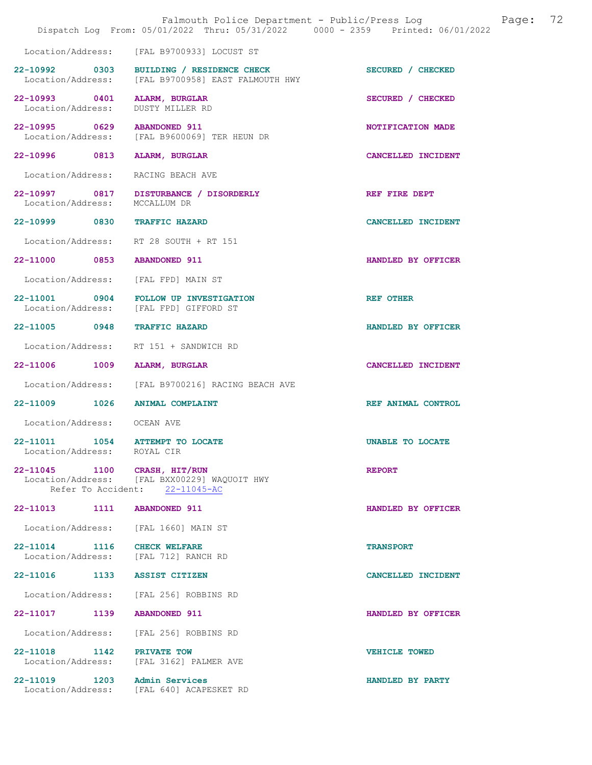Location/Address: [FAL B9700933] LOCUST ST

22-10992 0303 BUILDING / RESIDENCE CHECK SECURED / CHECKED
Location/Address: [FAL B9700958] EAST FALMOUTH HWY

22-10993 0401 ALARM, BURGLAR SECURED / CHECKED
Location/Address: DUSTY MILLER RD

22-10995 0629 ABANDONED 911 NOTIFICATION MADE
Location/Address: [FAL B9600069] TER HEUN DR

22-10996 0813 ALARM, BURGLAR CANCELLED INCIDENT
Location/Address: RACING BEACH AVE

22-10997 0817 DISTURBANCE / DISORDERLY REF FIRE DEPT
Location/Address: MCCALLUM DR

22-10999 0830 TRAFFIC HAZARD CANCELLED INCIDENT
Location/Address: RT 28 SOUTH + RT 151

22-11000 0853 ABANDONED 911 HANDLED BY OFFICER
Location/Address: [FAL FPD] MAIN ST

22-11001 0904 FOLLOW UP INVESTIGATION REF OTHER
Location/Address: [FAL FPD] GIFFORD ST

22-11005 0948 TRAFFIC HAZARD HANDLED BY OFFICER
Location/Address: RT 151 + SANDWICH RD

22-11006 1009 ALARM, BURGLAR CANCELLED INCIDENT
Location/Address: [FAL B9700216] RACING BEACH AVE

22-11009 1026 ANIMAL COMPLAINT REF ANIMAL CONTROL
Location/Address: OCEAN AVE

22-11011 1054 ATTEMPT TO LOCATE UNABLE TO LOCATE
Location/Address: ROYAL CIR

22-11045 1100 CRASH, HIT/RUN REPORT
Location/Address: [FAL BXX00229] WAQUOIT HWY
Refer To Accident: 22-11045-AC

22-11013 1111 ABANDONED 911 HANDLED BY OFFICER
Location/Address: [FAL 1660] MAIN ST

22-11014 1116 CHECK WELFARE TRANSPORT
Location/Address: [FAL 712] RANCH RD

22-11016 1133 ASSIST CITIZEN CANCELLED INCIDENT
Location/Address: [FAL 256] ROBBINS RD

22-11017 1139 ABANDONED 911 HANDLED BY OFFICER
Location/Address: [FAL 256] ROBBINS RD

22-11018 1142 PRIVATE TOW VEHICLE TOWED
Location/Address: [FAL 3162] PALMER AVE

22-11019 1203 Admin Services HANDLED BY PARTY
Location/Address: [FAL 640] ACAPESKET RD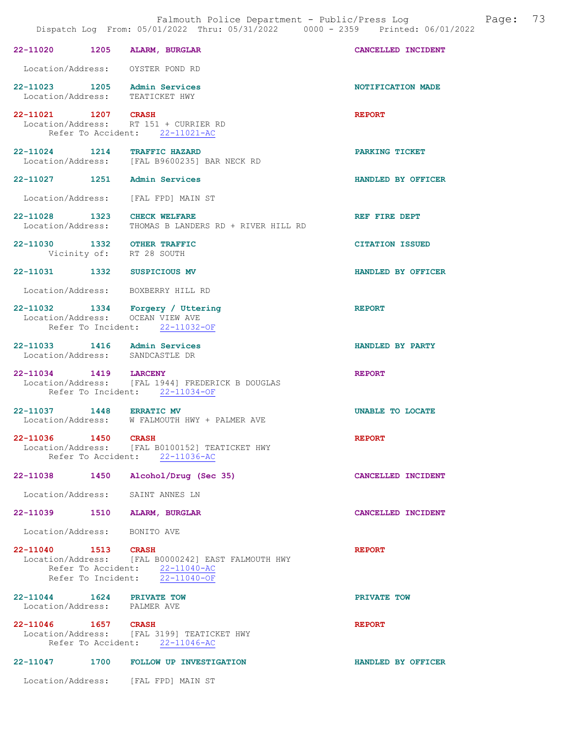22-11020 1205 **ALARM, BURGLAR** CANCELLED INCIDENT

Location/Address: OYSTER POND RD

22-11023 1205 **Admin Services** NOTIFICATION MADE
Location/Address: TEATICKET HWY

22-11021 1207 **CRASH** REPORT
Location/Address: RT 151 + CURRIER RD
Refer To Accident: 22-11021-AC

22-11024 1214 **TRAFFIC HAZARD** PARKING TICKET
Location/Address: [FAL B9600235] BAR NECK RD

22-11027 1251 **Admin Services** HANDLED BY OFFICER

Location/Address: [FAL FPD] MAIN ST

22-11028 1323 **CHECK WELFARE** REF FIRE DEPT
Location/Address: THOMAS B LANDERS RD + RIVER HILL RD

22-11030 1332 **OTHER TRAFFIC** CITATION ISSUED
Vicinity of: RT 28 SOUTH

22-11031 1332 **SUSPICIOUS MV** HANDLED BY OFFICER

Location/Address: BOXBERRY HILL RD

22-11032 1334 **Forgery / Uttering** REPORT
Location/Address: OCEAN VIEW AVE
Refer To Incident: 22-11032-OF

22-11033 1416 **Admin Services** HANDLED BY PARTY
Location/Address: SANDCASTLE DR

22-11034 1419 **LARCENY** REPORT
Location/Address: [FAL 1944] FREDERICK B DOUGLAS
Refer To Incident: 22-11034-OF

22-11037 1448 **ERRATIC MV** UNABLE TO LOCATE
Location/Address: W FALMOUTH HWY + PALMER AVE

22-11036 1450 **CRASH** REPORT
Location/Address: [FAL B0100152] TEATICKET HWY
Refer To Accident: 22-11036-AC

22-11038 1450 **Alcohol/Drug (Sec 35)** CANCELLED INCIDENT

Location/Address: SAINT ANNES LN

22-11039 1510 **ALARM, BURGLAR** CANCELLED INCIDENT

Location/Address: BONITO AVE

22-11040 1513 **CRASH** REPORT
Location/Address: [FAL B0000242] EAST FALMOUTH HWY
Refer To Accident: 22-11040-AC
Refer To Incident: 22-11040-OF

22-11044 1624 **PRIVATE TOW** PRIVATE TOW
Location/Address: PALMER AVE

22-11046 1657 **CRASH** REPORT
Location/Address: [FAL 3199] TEATICKET HWY
Refer To Accident: 22-11046-AC

22-11047 1700 **FOLLOW UP INVESTIGATION** HANDLED BY OFFICER

Location/Address: [FAL FPD] MAIN ST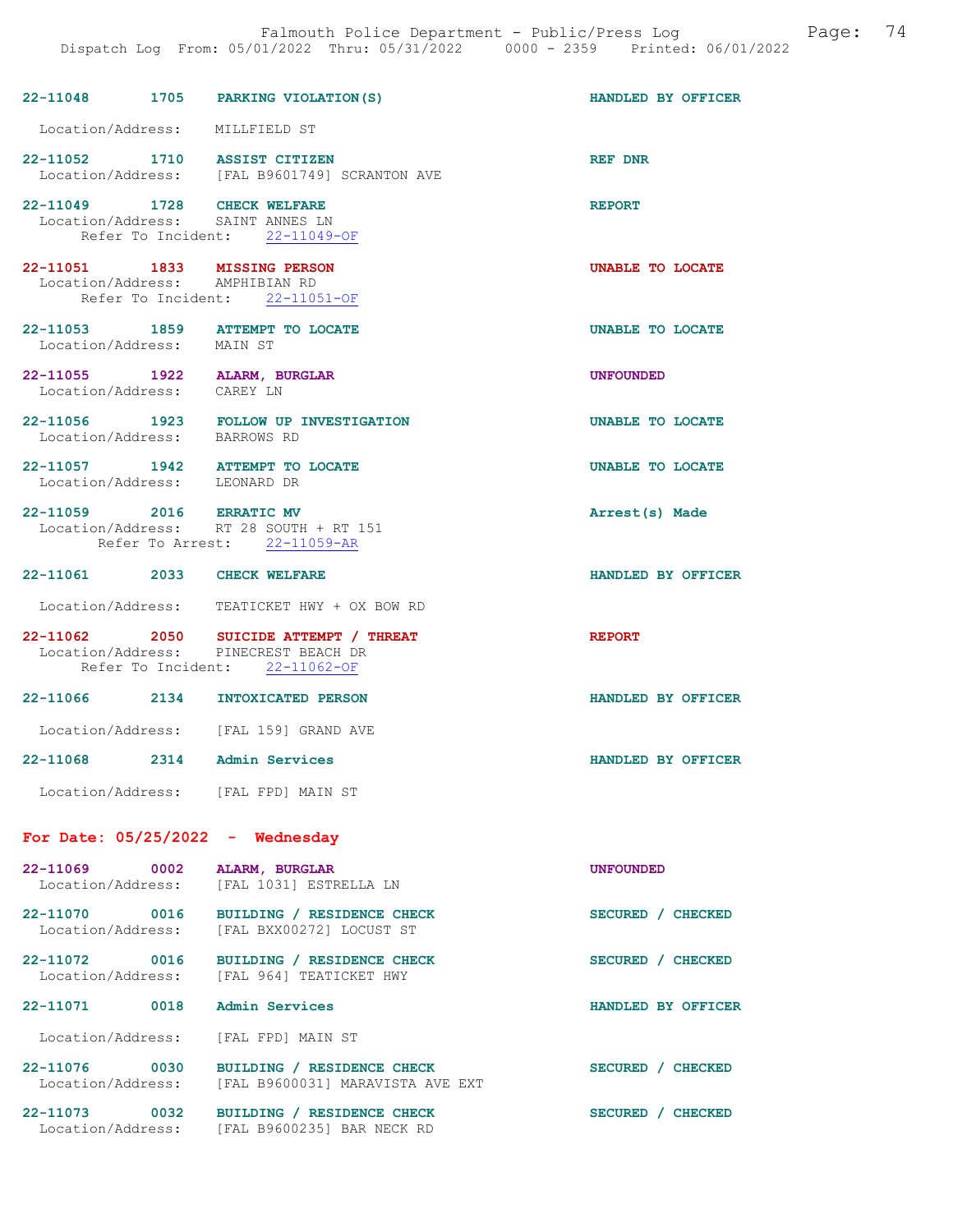22-11048 1705 PARKING VIOLATION(S) HANDLED BY OFFICER

Location/Address: MILLFIELD ST

22-11052 1710 ASSIST CITIZEN REF DNR
Location/Address: [FAL B9601749] SCRANTON AVE

22-11049 1728 CHECK WELFARE REPORT
Location/Address: SAINT ANNES LN
Refer To Incident: 22-11049-OF

22-11051 1833 MISSING PERSON UNABLE TO LOCATE
Location/Address: AMPHIBIAN RD
Refer To Incident: 22-11051-OF

22-11053 1859 ATTEMPT TO LOCATE UNABLE TO LOCATE
Location/Address: MAIN ST

22-11055 1922 ALARM, BURGLAR UNFOUNDED
Location/Address: CAREY LN

22-11056 1923 FOLLOW UP INVESTIGATION UNABLE TO LOCATE
Location/Address: BARROWS RD

22-11057 1942 ATTEMPT TO LOCATE UNABLE TO LOCATE
Location/Address: LEONARD DR

22-11059 2016 ERRATIC MV Arrest(s) Made
Location/Address: RT 28 SOUTH + RT 151
Refer To Arrest: 22-11059-AR

22-11061 2033 CHECK WELFARE HANDLED BY OFFICER

Location/Address: TEATICKET HWY + OX BOW RD

22-11062 2050 SUICIDE ATTEMPT / THREAT REPORT
Location/Address: PINECREST BEACH DR
Refer To Incident: 22-11062-OF

22-11066 2134 INTOXICATED PERSON HANDLED BY OFFICER

Location/Address: [FAL 159] GRAND AVE

22-11068 2314 Admin Services HANDLED BY OFFICER

Location/Address: [FAL FPD] MAIN ST

## For Date: 05/25/2022 - Wednesday

22-11069 0002 ALARM, BURGLAR UNFOUNDED
Location/Address: [FAL 1031] ESTRELLA LN

22-11070 0016 BUILDING / RESIDENCE CHECK SECURED / CHECKED
Location/Address: [FAL BXX00272] LOCUST ST

22-11072 0016 BUILDING / RESIDENCE CHECK SECURED / CHECKED
Location/Address: [FAL 964] TEATICKET HWY

22-11071 0018 Admin Services HANDLED BY OFFICER

Location/Address: [FAL FPD] MAIN ST

22-11076 0030 BUILDING / RESIDENCE CHECK SECURED / CHECKED
Location/Address: [FAL B9600031] MARAVISTA AVE EXT

22-11073 0032 BUILDING / RESIDENCE CHECK SECURED / CHECKED
Location/Address: [FAL B9600235] BAR NECK RD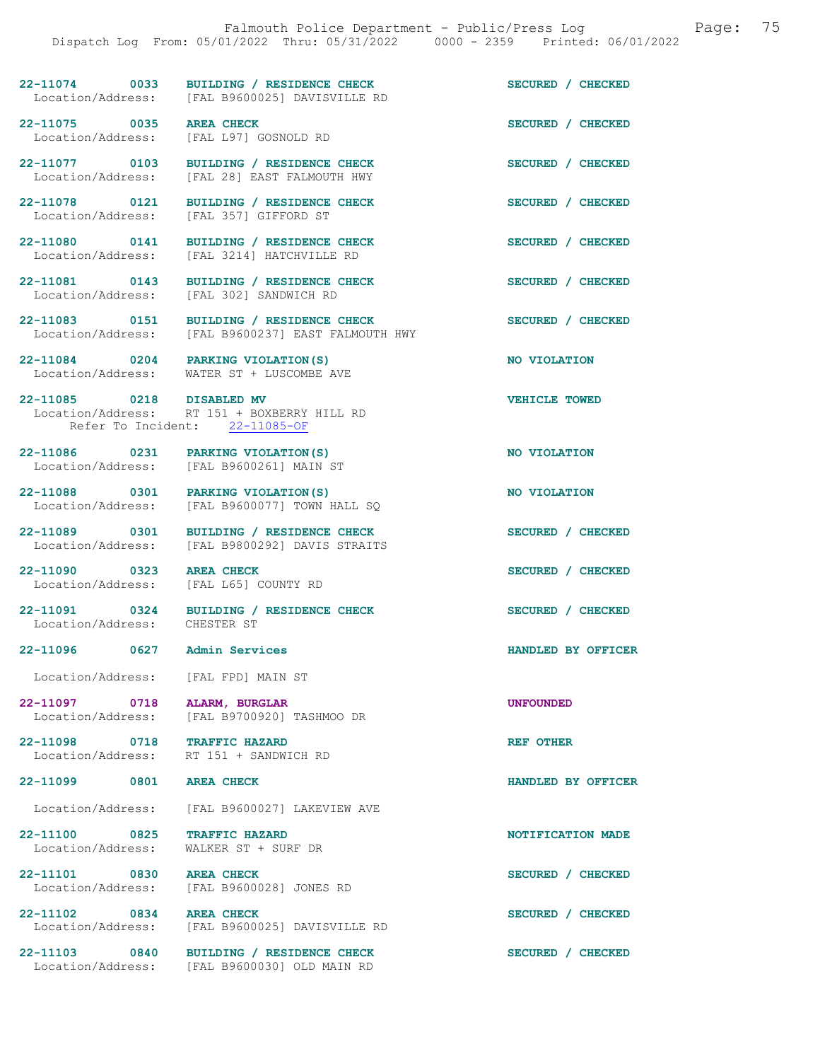22-11074 0033 BUILDING / RESIDENCE CHECK SECURED / CHECKED
Location/Address: [FAL B9600025] DAVISVILLE RD

22-11075 0035 AREA CHECK SECURED / CHECKED
Location/Address: [FAL L97] GOSNOLD RD

22-11077 0103 BUILDING / RESIDENCE CHECK SECURED / CHECKED
Location/Address: [FAL 28] EAST FALMOUTH HWY

22-11078 0121 BUILDING / RESIDENCE CHECK SECURED / CHECKED
Location/Address: [FAL 357] GIFFORD ST

22-11080 0141 BUILDING / RESIDENCE CHECK SECURED / CHECKED
Location/Address: [FAL 3214] HATCHVILLE RD

22-11081 0143 BUILDING / RESIDENCE CHECK SECURED / CHECKED
Location/Address: [FAL 302] SANDWICH RD

22-11083 0151 BUILDING / RESIDENCE CHECK SECURED / CHECKED
Location/Address: [FAL B9600237] EAST FALMOUTH HWY

22-11084 0204 PARKING VIOLATION(S) NO VIOLATION
Location/Address: WATER ST + LUSCOMBE AVE

22-11085 0218 DISABLED MV VEHICLE TOWED
Location/Address: RT 151 + BOXBERRY HILL RD
Refer To Incident: 22-11085-OF

22-11086 0231 PARKING VIOLATION(S) NO VIOLATION
Location/Address: [FAL B9600261] MAIN ST

22-11088 0301 PARKING VIOLATION(S) NO VIOLATION
Location/Address: [FAL B9600077] TOWN HALL SQ

22-11089 0301 BUILDING / RESIDENCE CHECK SECURED / CHECKED
Location/Address: [FAL B9800292] DAVIS STRAITS

22-11090 0323 AREA CHECK SECURED / CHECKED
Location/Address: [FAL L65] COUNTY RD

22-11091 0324 BUILDING / RESIDENCE CHECK SECURED / CHECKED
Location/Address: CHESTER ST

22-11096 0627 Admin Services HANDLED BY OFFICER
Location/Address: [FAL FPD] MAIN ST

22-11097 0718 ALARM, BURGLAR UNFOUNDED
Location/Address: [FAL B9700920] TASHMOO DR

22-11098 0718 TRAFFIC HAZARD REF OTHER
Location/Address: RT 151 + SANDWICH RD

22-11099 0801 AREA CHECK HANDLED BY OFFICER
Location/Address: [FAL B9600027] LAKEVIEW AVE

22-11100 0825 TRAFFIC HAZARD NOTIFICATION MADE
Location/Address: WALKER ST + SURF DR

22-11101 0830 AREA CHECK SECURED / CHECKED
Location/Address: [FAL B9600028] JONES RD

22-11102 0834 AREA CHECK SECURED / CHECKED
Location/Address: [FAL B9600025] DAVISVILLE RD

22-11103 0840 BUILDING / RESIDENCE CHECK SECURED / CHECKED
Location/Address: [FAL B9600030] OLD MAIN RD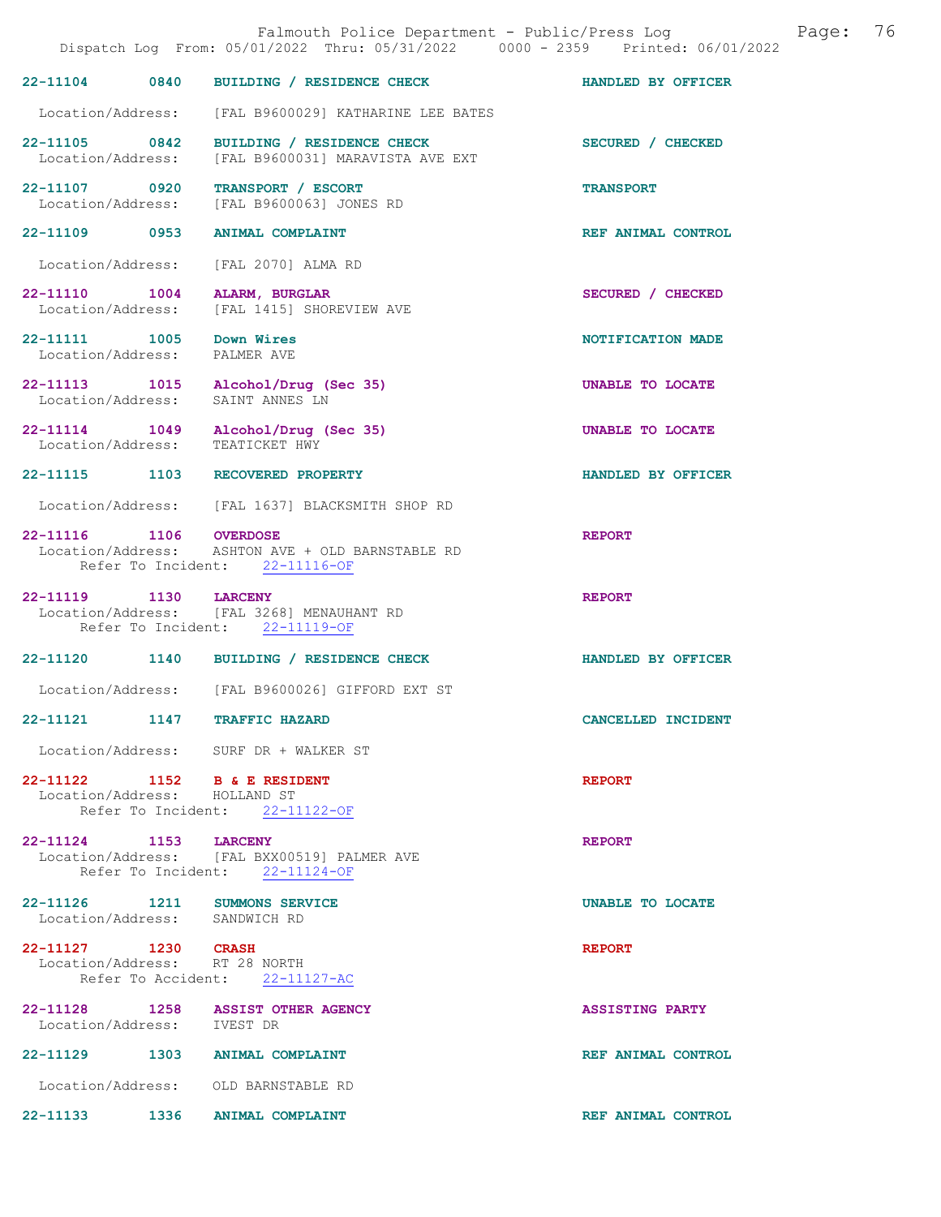| Call # | Time | Call Type | Disposition |
|---|---|---|---|
| 22-11104 | 0840 | BUILDING / RESIDENCE CHECK | HANDLED BY OFFICER |
| Location/Address: [FAL B9600029] KATHARINE LEE BATES | | | |
| 22-11105 | 0842 | BUILDING / RESIDENCE CHECK | SECURED / CHECKED |
| Location/Address: [FAL B9600031] MARAVISTA AVE EXT | | | |
| 22-11107 | 0920 | TRANSPORT / ESCORT | TRANSPORT |
| Location/Address: [FAL B9600063] JONES RD | | | |
| 22-11109 | 0953 | ANIMAL COMPLAINT | REF ANIMAL CONTROL |
| Location/Address: [FAL 2070] ALMA RD | | | |
| 22-11110 | 1004 | ALARM, BURGLAR | SECURED / CHECKED |
| Location/Address: [FAL 1415] SHOREVIEW AVE | | | |
| 22-11111 | 1005 | Down Wires | NOTIFICATION MADE |
| Location/Address: PALMER AVE | | | |
| 22-11113 | 1015 | Alcohol/Drug (Sec 35) | UNABLE TO LOCATE |
| Location/Address: SAINT ANNES LN | | | |
| 22-11114 | 1049 | Alcohol/Drug (Sec 35) | UNABLE TO LOCATE |
| Location/Address: TEATICKET HWY | | | |
| 22-11115 | 1103 | RECOVERED PROPERTY | HANDLED BY OFFICER |
| Location/Address: [FAL 1637] BLACKSMITH SHOP RD | | | |
| 22-11116 | 1106 | OVERDOSE | REPORT |
| Location/Address: ASHTON AVE + OLD BARNSTABLE RD | | | |
| Refer To Incident: 22-11116-OF | | | |
| 22-11119 | 1130 | LARCENY | REPORT |
| Location/Address: [FAL 3268] MENAUHANT RD | | | |
| Refer To Incident: 22-11119-OF | | | |
| 22-11120 | 1140 | BUILDING / RESIDENCE CHECK | HANDLED BY OFFICER |
| Location/Address: [FAL B9600026] GIFFORD EXT ST | | | |
| 22-11121 | 1147 | TRAFFIC HAZARD | CANCELLED INCIDENT |
| Location/Address: SURF DR + WALKER ST | | | |
| 22-11122 | 1152 | B & E RESIDENT | REPORT |
| Location/Address: HOLLAND ST | | | |
| Refer To Incident: 22-11122-OF | | | |
| 22-11124 | 1153 | LARCENY | REPORT |
| Location/Address: [FAL BXX00519] PALMER AVE | | | |
| Refer To Incident: 22-11124-OF | | | |
| 22-11126 | 1211 | SUMMONS SERVICE | UNABLE TO LOCATE |
| Location/Address: SANDWICH RD | | | |
| 22-11127 | 1230 | CRASH | REPORT |
| Location/Address: RT 28 NORTH | | | |
| Refer To Accident: 22-11127-AC | | | |
| 22-11128 | 1258 | ASSIST OTHER AGENCY | ASSISTING PARTY |
| Location/Address: IVEST DR | | | |
| 22-11129 | 1303 | ANIMAL COMPLAINT | REF ANIMAL CONTROL |
| Location/Address: OLD BARNSTABLE RD | | | |
| 22-11133 | 1336 | ANIMAL COMPLAINT | REF ANIMAL CONTROL |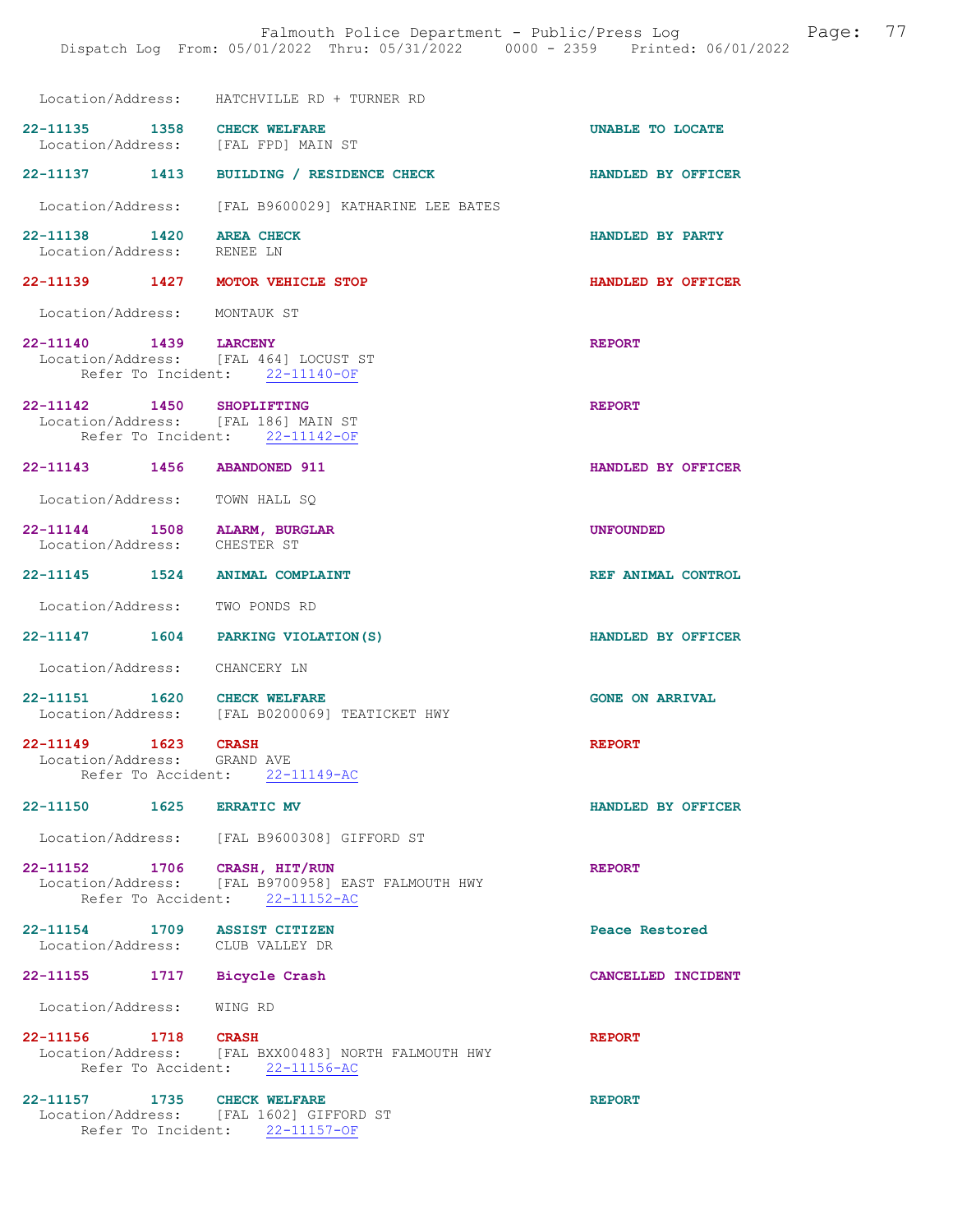Location/Address: HATCHVILLE RD + TURNER RD

22-11135 1358 CHECK WELFARE UNABLE TO LOCATE
Location/Address: [FAL FPD] MAIN ST

22-11137 1413 BUILDING / RESIDENCE CHECK HANDLED BY OFFICER
Location/Address: [FAL B9600029] KATHARINE LEE BATES

22-11138 1420 AREA CHECK HANDLED BY PARTY
Location/Address: RENEE LN

22-11139 1427 MOTOR VEHICLE STOP HANDLED BY OFFICER
Location/Address: MONTAUK ST

22-11140 1439 LARCENY REPORT
Location/Address: [FAL 464] LOCUST ST
Refer To Incident: 22-11140-OF

22-11142 1450 SHOPLIFTING REPORT
Location/Address: [FAL 186] MAIN ST
Refer To Incident: 22-11142-OF

22-11143 1456 ABANDONED 911 HANDLED BY OFFICER
Location/Address: TOWN HALL SQ

22-11144 1508 ALARM, BURGLAR UNFOUNDED
Location/Address: CHESTER ST

22-11145 1524 ANIMAL COMPLAINT REF ANIMAL CONTROL
Location/Address: TWO PONDS RD

22-11147 1604 PARKING VIOLATION(S) HANDLED BY OFFICER
Location/Address: CHANCERY LN

22-11151 1620 CHECK WELFARE GONE ON ARRIVAL
Location/Address: [FAL B0200069] TEATICKET HWY

22-11149 1623 CRASH REPORT
Location/Address: GRAND AVE
Refer To Accident: 22-11149-AC

22-11150 1625 ERRATIC MV HANDLED BY OFFICER
Location/Address: [FAL B9600308] GIFFORD ST

22-11152 1706 CRASH, HIT/RUN REPORT
Location/Address: [FAL B9700958] EAST FALMOUTH HWY
Refer To Accident: 22-11152-AC

22-11154 1709 ASSIST CITIZEN Peace Restored
Location/Address: CLUB VALLEY DR

22-11155 1717 Bicycle Crash CANCELLED INCIDENT
Location/Address: WING RD

22-11156 1718 CRASH REPORT
Location/Address: [FAL BXX00483] NORTH FALMOUTH HWY
Refer To Accident: 22-11156-AC

22-11157 1735 CHECK WELFARE REPORT
Location/Address: [FAL 1602] GIFFORD ST
Refer To Incident: 22-11157-OF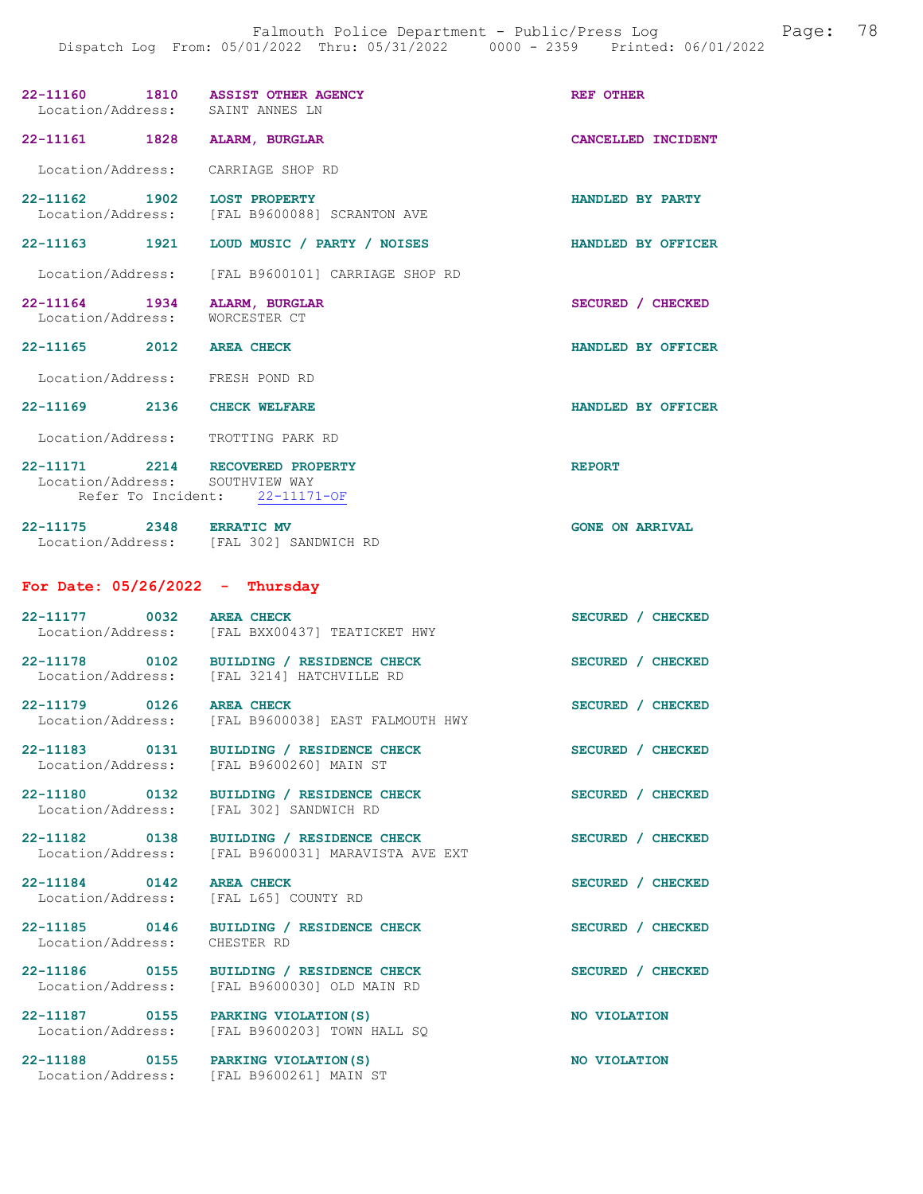22-11160 1810 **ASSIST OTHER AGENCY** REF OTHER
Location/Address: SAINT ANNES LN

22-11161 1828 **ALARM, BURGLAR** CANCELLED INCIDENT
Location/Address: CARRIAGE SHOP RD

22-11162 1902 **LOST PROPERTY** HANDLED BY PARTY
Location/Address: [FAL B9600088] SCRANTON AVE

22-11163 1921 **LOUD MUSIC / PARTY / NOISES** HANDLED BY OFFICER
Location/Address: [FAL B9600101] CARRIAGE SHOP RD

22-11164 1934 **ALARM, BURGLAR** SECURED / CHECKED
Location/Address: WORCESTER CT

22-11165 2012 **AREA CHECK** HANDLED BY OFFICER
Location/Address: FRESH POND RD

22-11169 2136 **CHECK WELFARE** HANDLED BY OFFICER
Location/Address: TROTTING PARK RD

22-11171 2214 **RECOVERED PROPERTY** REPORT
Location/Address: SOUTHVIEW WAY
Refer To Incident: 22-11171-OF

22-11175 2348 **ERRATIC MV** GONE ON ARRIVAL
Location/Address: [FAL 302] SANDWICH RD

## For Date: 05/26/2022 - Thursday

22-11177 0032 **AREA CHECK** SECURED / CHECKED
Location/Address: [FAL BXX00437] TEATICKET HWY

22-11178 0102 **BUILDING / RESIDENCE CHECK** SECURED / CHECKED
Location/Address: [FAL 3214] HATCHVILLE RD

22-11179 0126 **AREA CHECK** SECURED / CHECKED
Location/Address: [FAL B9600038] EAST FALMOUTH HWY

22-11183 0131 **BUILDING / RESIDENCE CHECK** SECURED / CHECKED
Location/Address: [FAL B9600260] MAIN ST

22-11180 0132 **BUILDING / RESIDENCE CHECK** SECURED / CHECKED
Location/Address: [FAL 302] SANDWICH RD

22-11182 0138 **BUILDING / RESIDENCE CHECK** SECURED / CHECKED
Location/Address: [FAL B9600031] MARAVISTA AVE EXT

22-11184 0142 **AREA CHECK** SECURED / CHECKED
Location/Address: [FAL L65] COUNTY RD

22-11185 0146 **BUILDING / RESIDENCE CHECK** SECURED / CHECKED
Location/Address: CHESTER RD

22-11186 0155 **BUILDING / RESIDENCE CHECK** SECURED / CHECKED
Location/Address: [FAL B9600030] OLD MAIN RD

22-11187 0155 **PARKING VIOLATION(S)** NO VIOLATION
Location/Address: [FAL B9600203] TOWN HALL SQ

22-11188 0155 **PARKING VIOLATION(S)** NO VIOLATION
Location/Address: [FAL B9600261] MAIN ST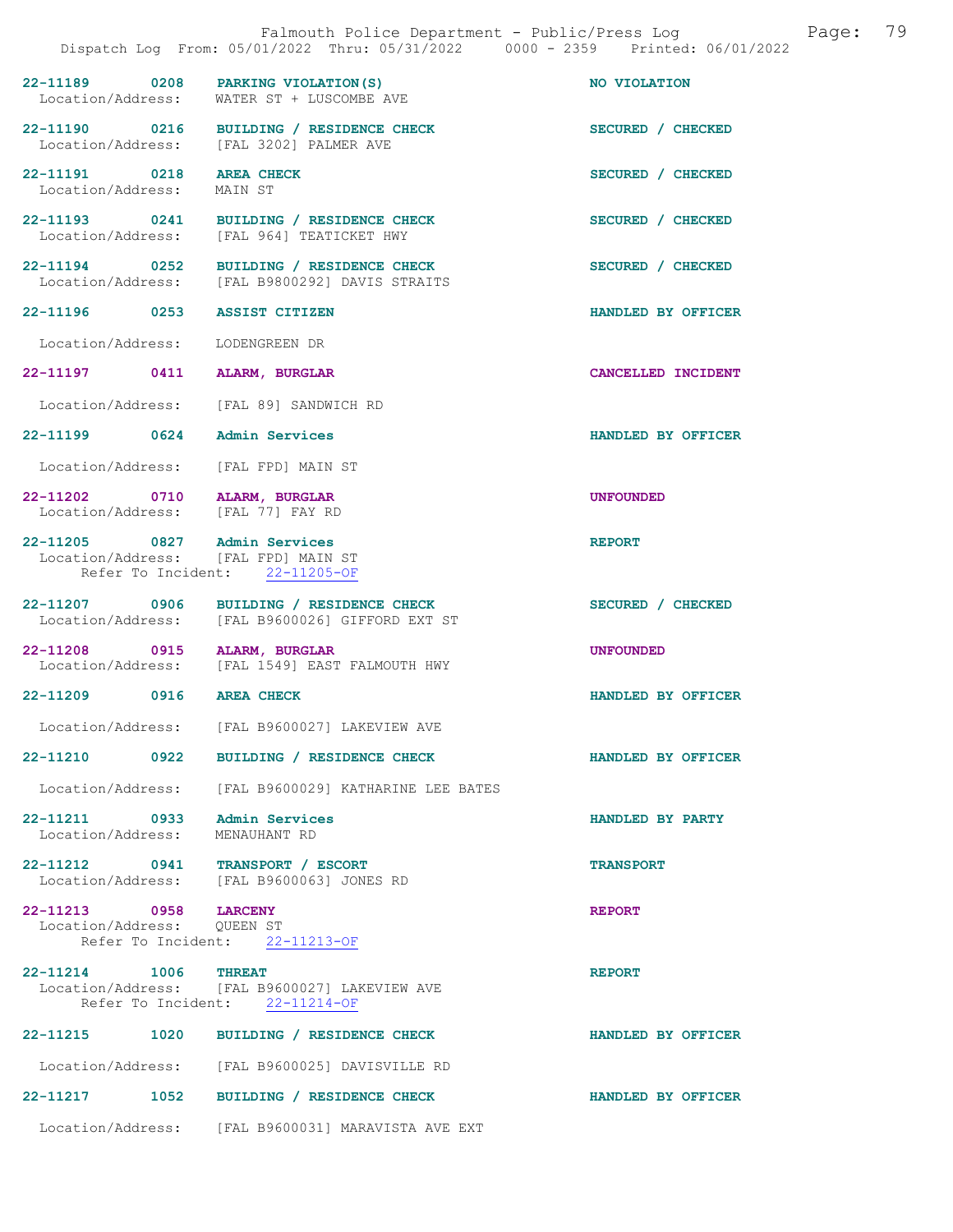22-11189 0208 PARKING VIOLATION(S) NO VIOLATION
Location/Address: WATER ST + LUSCOMBE AVE

22-11190 0216 BUILDING / RESIDENCE CHECK SECURED / CHECKED
Location/Address: [FAL 3202] PALMER AVE

22-11191 0218 AREA CHECK SECURED / CHECKED
Location/Address: MAIN ST

22-11193 0241 BUILDING / RESIDENCE CHECK SECURED / CHECKED
Location/Address: [FAL 964] TEATICKET HWY

22-11194 0252 BUILDING / RESIDENCE CHECK SECURED / CHECKED
Location/Address: [FAL B9800292] DAVIS STRAITS

22-11196 0253 ASSIST CITIZEN HANDLED BY OFFICER
Location/Address: LODENGREEN DR

22-11197 0411 ALARM, BURGLAR CANCELLED INCIDENT
Location/Address: [FAL 89] SANDWICH RD

22-11199 0624 Admin Services HANDLED BY OFFICER
Location/Address: [FAL FPD] MAIN ST

22-11202 0710 ALARM, BURGLAR UNFOUNDED
Location/Address: [FAL 77] FAY RD

22-11205 0827 Admin Services REPORT
Location/Address: [FAL FPD] MAIN ST
Refer To Incident: 22-11205-OF

22-11207 0906 BUILDING / RESIDENCE CHECK SECURED / CHECKED
Location/Address: [FAL B9600026] GIFFORD EXT ST

22-11208 0915 ALARM, BURGLAR UNFOUNDED
Location/Address: [FAL 1549] EAST FALMOUTH HWY

22-11209 0916 AREA CHECK HANDLED BY OFFICER
Location/Address: [FAL B9600027] LAKEVIEW AVE

22-11210 0922 BUILDING / RESIDENCE CHECK HANDLED BY OFFICER
Location/Address: [FAL B9600029] KATHARINE LEE BATES

22-11211 0933 Admin Services HANDLED BY PARTY
Location/Address: MENAUHANT RD

22-11212 0941 TRANSPORT / ESCORT TRANSPORT
Location/Address: [FAL B9600063] JONES RD

22-11213 0958 LARCENY REPORT
Location/Address: QUEEN ST
Refer To Incident: 22-11213-OF

22-11214 1006 THREAT REPORT
Location/Address: [FAL B9600027] LAKEVIEW AVE
Refer To Incident: 22-11214-OF

22-11215 1020 BUILDING / RESIDENCE CHECK HANDLED BY OFFICER
Location/Address: [FAL B9600025] DAVISVILLE RD

22-11217 1052 BUILDING / RESIDENCE CHECK HANDLED BY OFFICER
Location/Address: [FAL B9600031] MARAVISTA AVE EXT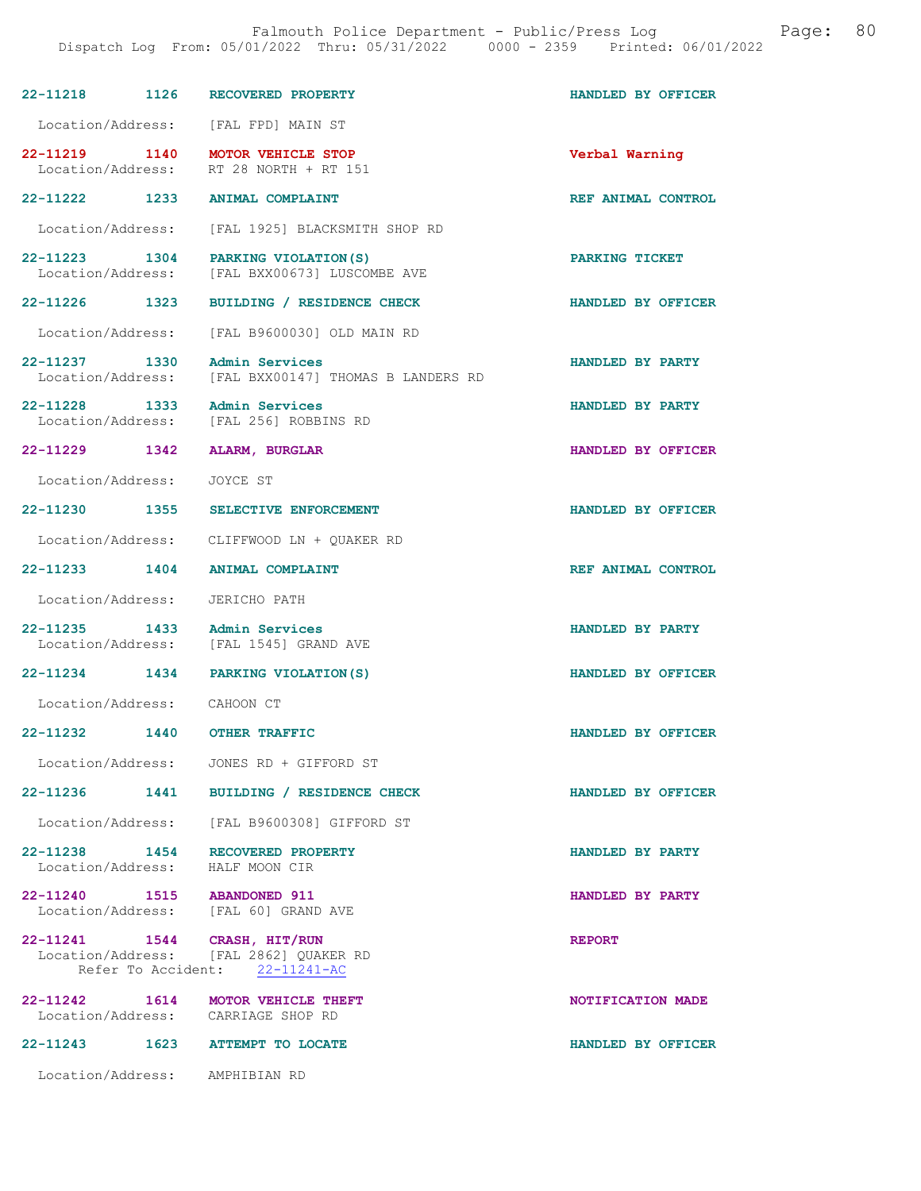22-11218 1126 RECOVERED PROPERTY HANDLED BY OFFICER

Location/Address: [FAL FPD] MAIN ST

22-11219 1140 MOTOR VEHICLE STOP Verbal Warning
Location/Address: RT 28 NORTH + RT 151

22-11222 1233 ANIMAL COMPLAINT REF ANIMAL CONTROL

Location/Address: [FAL 1925] BLACKSMITH SHOP RD

22-11223 1304 PARKING VIOLATION(S) PARKING TICKET
Location/Address: [FAL BXX00673] LUSCOMBE AVE

22-11226 1323 BUILDING / RESIDENCE CHECK HANDLED BY OFFICER

Location/Address: [FAL B9600030] OLD MAIN RD

22-11237 1330 Admin Services HANDLED BY PARTY
Location/Address: [FAL BXX00147] THOMAS B LANDERS RD

22-11228 1333 Admin Services HANDLED BY PARTY
Location/Address: [FAL 256] ROBBINS RD

22-11229 1342 ALARM, BURGLAR HANDLED BY OFFICER

Location/Address: JOYCE ST

22-11230 1355 SELECTIVE ENFORCEMENT HANDLED BY OFFICER

Location/Address: CLIFFWOOD LN + QUAKER RD

22-11233 1404 ANIMAL COMPLAINT REF ANIMAL CONTROL

Location/Address: JERICHO PATH

22-11235 1433 Admin Services HANDLED BY PARTY
Location/Address: [FAL 1545] GRAND AVE

22-11234 1434 PARKING VIOLATION(S) HANDLED BY OFFICER

Location/Address: CAHOON CT

22-11232 1440 OTHER TRAFFIC HANDLED BY OFFICER

Location/Address: JONES RD + GIFFORD ST

22-11236 1441 BUILDING / RESIDENCE CHECK HANDLED BY OFFICER

Location/Address: [FAL B9600308] GIFFORD ST

22-11238 1454 RECOVERED PROPERTY HANDLED BY PARTY
Location/Address: HALF MOON CIR

22-11240 1515 ABANDONED 911 HANDLED BY PARTY
Location/Address: [FAL 60] GRAND AVE

22-11241 1544 CRASH, HIT/RUN REPORT
Location/Address: [FAL 2862] QUAKER RD
Refer To Accident: 22-11241-AC

22-11242 1614 MOTOR VEHICLE THEFT NOTIFICATION MADE
Location/Address: CARRIAGE SHOP RD

22-11243 1623 ATTEMPT TO LOCATE HANDLED BY OFFICER

Location/Address: AMPHIBIAN RD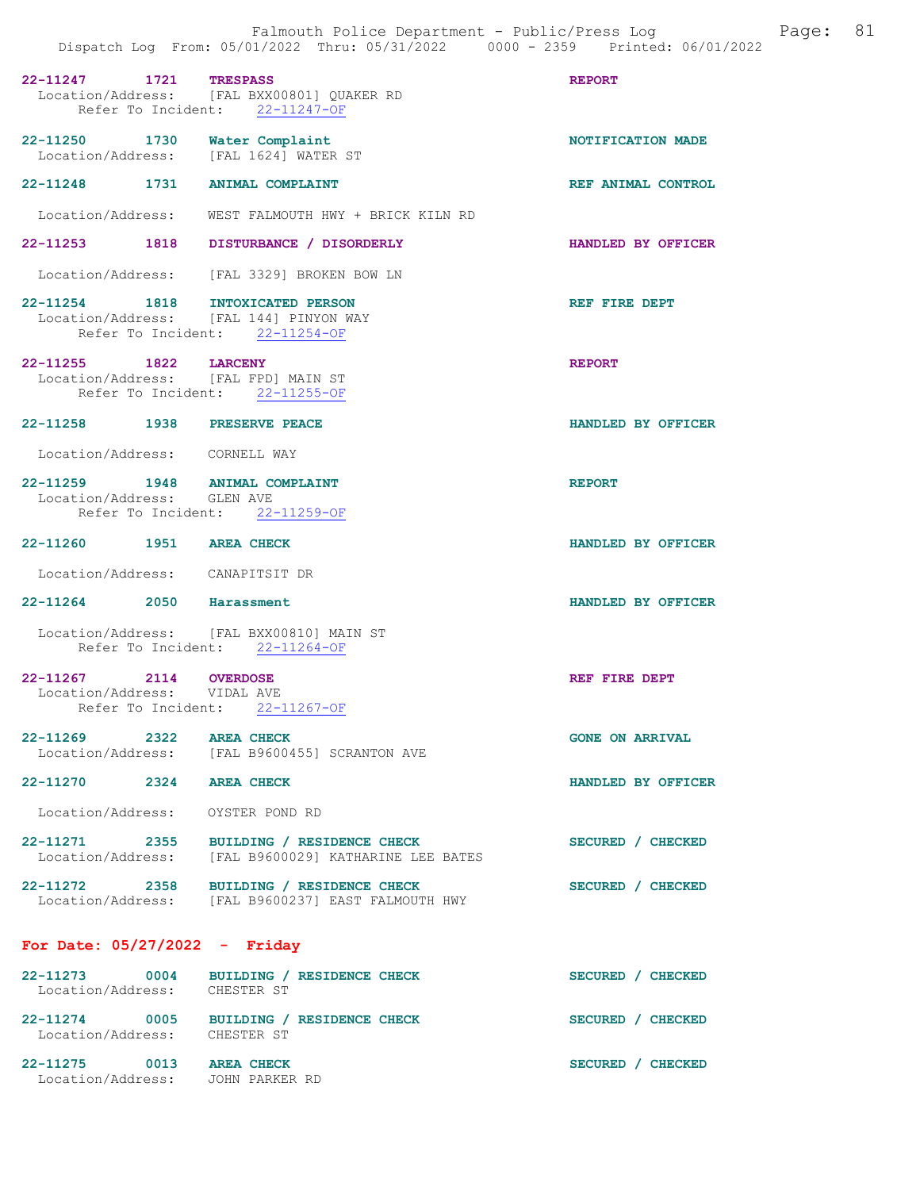22-11247 1721 **TRESPASS** **REPORT**
Location/Address: [FAL BXX00801] QUAKER RD
Refer To Incident: 22-11247-OF

22-11250 1730 **Water Complaint** **NOTIFICATION MADE**
Location/Address: [FAL 1624] WATER ST

22-11248 1731 **ANIMAL COMPLAINT** **REF ANIMAL CONTROL**
Location/Address: WEST FALMOUTH HWY + BRICK KILN RD

22-11253 1818 **DISTURBANCE / DISORDERLY** **HANDLED BY OFFICER**
Location/Address: [FAL 3329] BROKEN BOW LN

22-11254 1818 **INTOXICATED PERSON** **REF FIRE DEPT**
Location/Address: [FAL 144] PINYON WAY
Refer To Incident: 22-11254-OF

22-11255 1822 **LARCENY** **REPORT**
Location/Address: [FAL FPD] MAIN ST
Refer To Incident: 22-11255-OF

22-11258 1938 **PRESERVE PEACE** **HANDLED BY OFFICER**
Location/Address: CORNELL WAY

22-11259 1948 **ANIMAL COMPLAINT** **REPORT**
Location/Address: GLEN AVE
Refer To Incident: 22-11259-OF

22-11260 1951 **AREA CHECK** **HANDLED BY OFFICER**
Location/Address: CANAPITSIT DR

22-11264 2050 **Harassment** **HANDLED BY OFFICER**
Location/Address: [FAL BXX00810] MAIN ST
Refer To Incident: 22-11264-OF

22-11267 2114 **OVERDOSE** **REF FIRE DEPT**
Location/Address: VIDAL AVE
Refer To Incident: 22-11267-OF

22-11269 2322 **AREA CHECK** **GONE ON ARRIVAL**
Location/Address: [FAL B9600455] SCRANTON AVE

22-11270 2324 **AREA CHECK** **HANDLED BY OFFICER**
Location/Address: OYSTER POND RD

22-11271 2355 **BUILDING / RESIDENCE CHECK** **SECURED / CHECKED**
Location/Address: [FAL B9600029] KATHARINE LEE BATES

22-11272 2358 **BUILDING / RESIDENCE CHECK** **SECURED / CHECKED**
Location/Address: [FAL B9600237] EAST FALMOUTH HWY

## For Date: 05/27/2022 - Friday

22-11273 0004 **BUILDING / RESIDENCE CHECK** **SECURED / CHECKED**
Location/Address: CHESTER ST

22-11274 0005 **BUILDING / RESIDENCE CHECK** **SECURED / CHECKED**
Location/Address: CHESTER ST

22-11275 0013 **AREA CHECK** **SECURED / CHECKED**
Location/Address: JOHN PARKER RD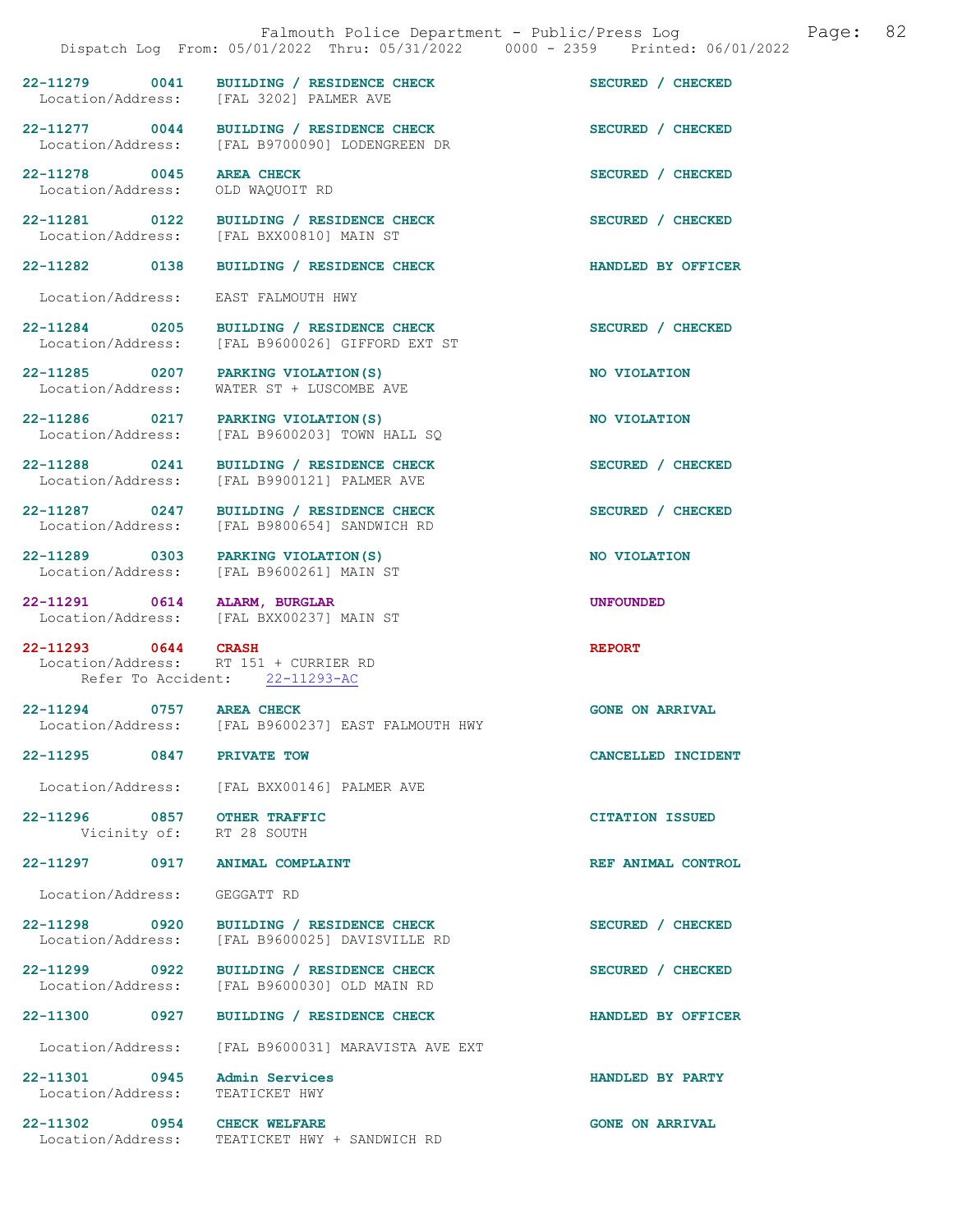Dispatch Log From: 05/01/2022 Thru: 05/31/2022 0000 - 2359 Printed: 06/01/2022

**22-11279 0041 BUILDING / RESIDENCE CHECK** — SECURED / CHECKED
Location/Address: [FAL 3202] PALMER AVE

**22-11277 0044 BUILDING / RESIDENCE CHECK** — SECURED / CHECKED
Location/Address: [FAL B9700090] LODENGREEN DR

**22-11278 0045 AREA CHECK** — SECURED / CHECKED
Location/Address: OLD WAQUOIT RD

**22-11281 0122 BUILDING / RESIDENCE CHECK** — SECURED / CHECKED
Location/Address: [FAL BXX00810] MAIN ST

**22-11282 0138 BUILDING / RESIDENCE CHECK** — HANDLED BY OFFICER
Location/Address: EAST FALMOUTH HWY

**22-11284 0205 BUILDING / RESIDENCE CHECK** — SECURED / CHECKED
Location/Address: [FAL B9600026] GIFFORD EXT ST

**22-11285 0207 PARKING VIOLATION(S)** — NO VIOLATION
Location/Address: WATER ST + LUSCOMBE AVE

**22-11286 0217 PARKING VIOLATION(S)** — NO VIOLATION
Location/Address: [FAL B9600203] TOWN HALL SQ

**22-11288 0241 BUILDING / RESIDENCE CHECK** — SECURED / CHECKED
Location/Address: [FAL B9900121] PALMER AVE

**22-11287 0247 BUILDING / RESIDENCE CHECK** — SECURED / CHECKED
Location/Address: [FAL B9800654] SANDWICH RD

**22-11289 0303 PARKING VIOLATION(S)** — NO VIOLATION
Location/Address: [FAL B9600261] MAIN ST

**22-11291 0614 ALARM, BURGLAR** — UNFOUNDED
Location/Address: [FAL BXX00237] MAIN ST

**22-11293 0644 CRASH** — REPORT
Location/Address: RT 151 + CURRIER RD
Refer To Accident: 22-11293-AC

**22-11294 0757 AREA CHECK** — GONE ON ARRIVAL
Location/Address: [FAL B9600237] EAST FALMOUTH HWY

**22-11295 0847 PRIVATE TOW** — CANCELLED INCIDENT
Location/Address: [FAL BXX00146] PALMER AVE

**22-11296 0857 OTHER TRAFFIC** — CITATION ISSUED
Vicinity of: RT 28 SOUTH

**22-11297 0917 ANIMAL COMPLAINT** — REF ANIMAL CONTROL
Location/Address: GEGGATT RD

**22-11298 0920 BUILDING / RESIDENCE CHECK** — SECURED / CHECKED
Location/Address: [FAL B9600025] DAVISVILLE RD

**22-11299 0922 BUILDING / RESIDENCE CHECK** — SECURED / CHECKED
Location/Address: [FAL B9600030] OLD MAIN RD

**22-11300 0927 BUILDING / RESIDENCE CHECK** — HANDLED BY OFFICER
Location/Address: [FAL B9600031] MARAVISTA AVE EXT

**22-11301 0945 Admin Services** — HANDLED BY PARTY
Location/Address: TEATICKET HWY

**22-11302 0954 CHECK WELFARE** — GONE ON ARRIVAL
Location/Address: TEATICKET HWY + SANDWICH RD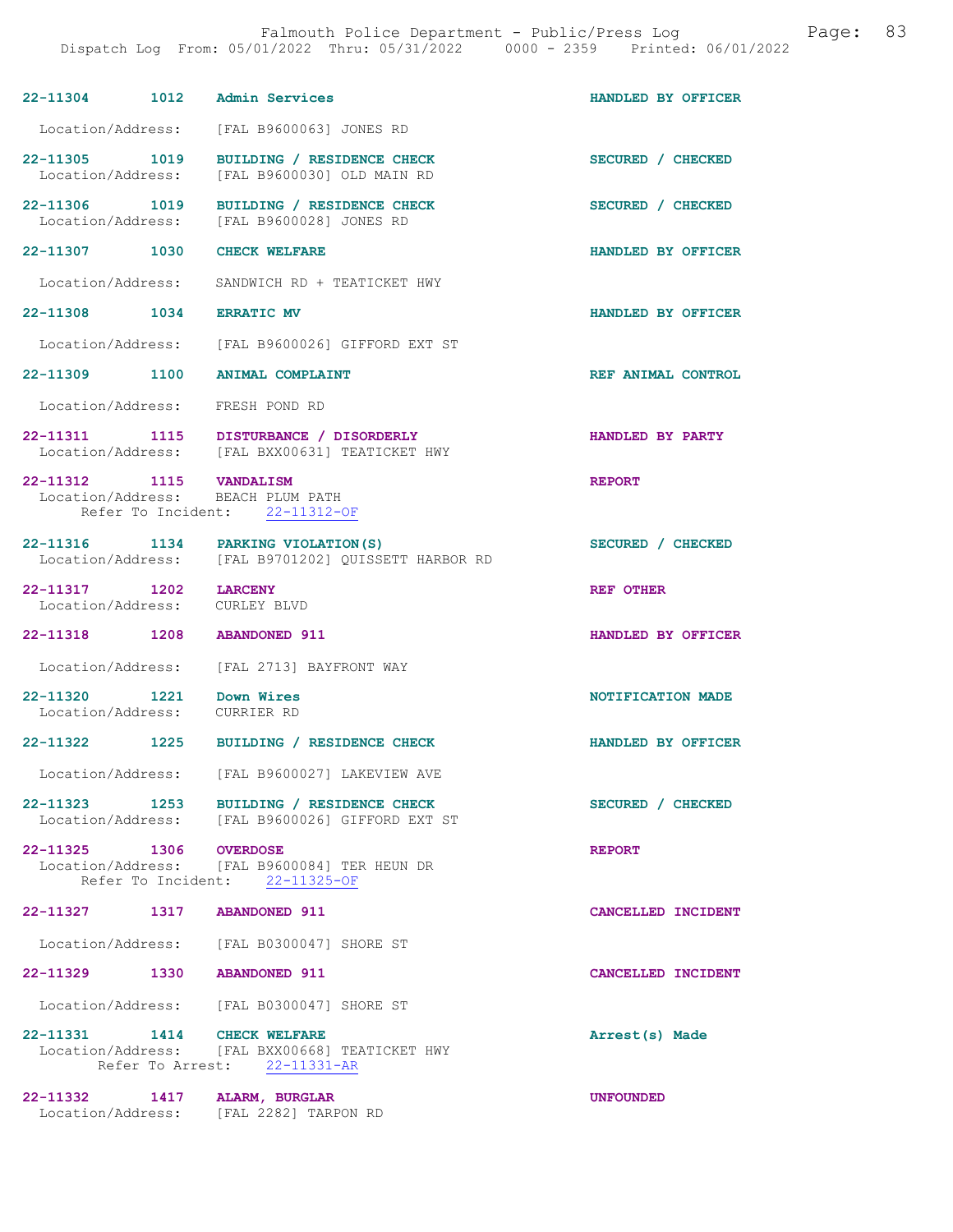22-11304 1012 Admin Services HANDLED BY OFFICER
Location/Address: [FAL B9600063] JONES RD

22-11305 1019 BUILDING / RESIDENCE CHECK SECURED / CHECKED
Location/Address: [FAL B9600030] OLD MAIN RD

22-11306 1019 BUILDING / RESIDENCE CHECK SECURED / CHECKED
Location/Address: [FAL B9600028] JONES RD

22-11307 1030 CHECK WELFARE HANDLED BY OFFICER
Location/Address: SANDWICH RD + TEATICKET HWY

22-11308 1034 ERRATIC MV HANDLED BY OFFICER
Location/Address: [FAL B9600026] GIFFORD EXT ST

22-11309 1100 ANIMAL COMPLAINT REF ANIMAL CONTROL
Location/Address: FRESH POND RD

22-11311 1115 DISTURBANCE / DISORDERLY HANDLED BY PARTY
Location/Address: [FAL BXX00631] TEATICKET HWY

22-11312 1115 VANDALISM REPORT
Location/Address: BEACH PLUM PATH
Refer To Incident: 22-11312-OF

22-11316 1134 PARKING VIOLATION(S) SECURED / CHECKED
Location/Address: [FAL B9701202] QUISSETT HARBOR RD

22-11317 1202 LARCENY REF OTHER
Location/Address: CURLEY BLVD

22-11318 1208 ABANDONED 911 HANDLED BY OFFICER
Location/Address: [FAL 2713] BAYFRONT WAY

22-11320 1221 Down Wires NOTIFICATION MADE
Location/Address: CURRIER RD

22-11322 1225 BUILDING / RESIDENCE CHECK HANDLED BY OFFICER
Location/Address: [FAL B9600027] LAKEVIEW AVE

22-11323 1253 BUILDING / RESIDENCE CHECK SECURED / CHECKED
Location/Address: [FAL B9600026] GIFFORD EXT ST

22-11325 1306 OVERDOSE REPORT
Location/Address: [FAL B9600084] TER HEUN DR
Refer To Incident: 22-11325-OF

22-11327 1317 ABANDONED 911 CANCELLED INCIDENT
Location/Address: [FAL B0300047] SHORE ST

22-11329 1330 ABANDONED 911 CANCELLED INCIDENT
Location/Address: [FAL B0300047] SHORE ST

22-11331 1414 CHECK WELFARE Arrest(s) Made
Location/Address: [FAL BXX00668] TEATICKET HWY
Refer To Arrest: 22-11331-AR

22-11332 1417 ALARM, BURGLAR UNFOUNDED
Location/Address: [FAL 2282] TARPON RD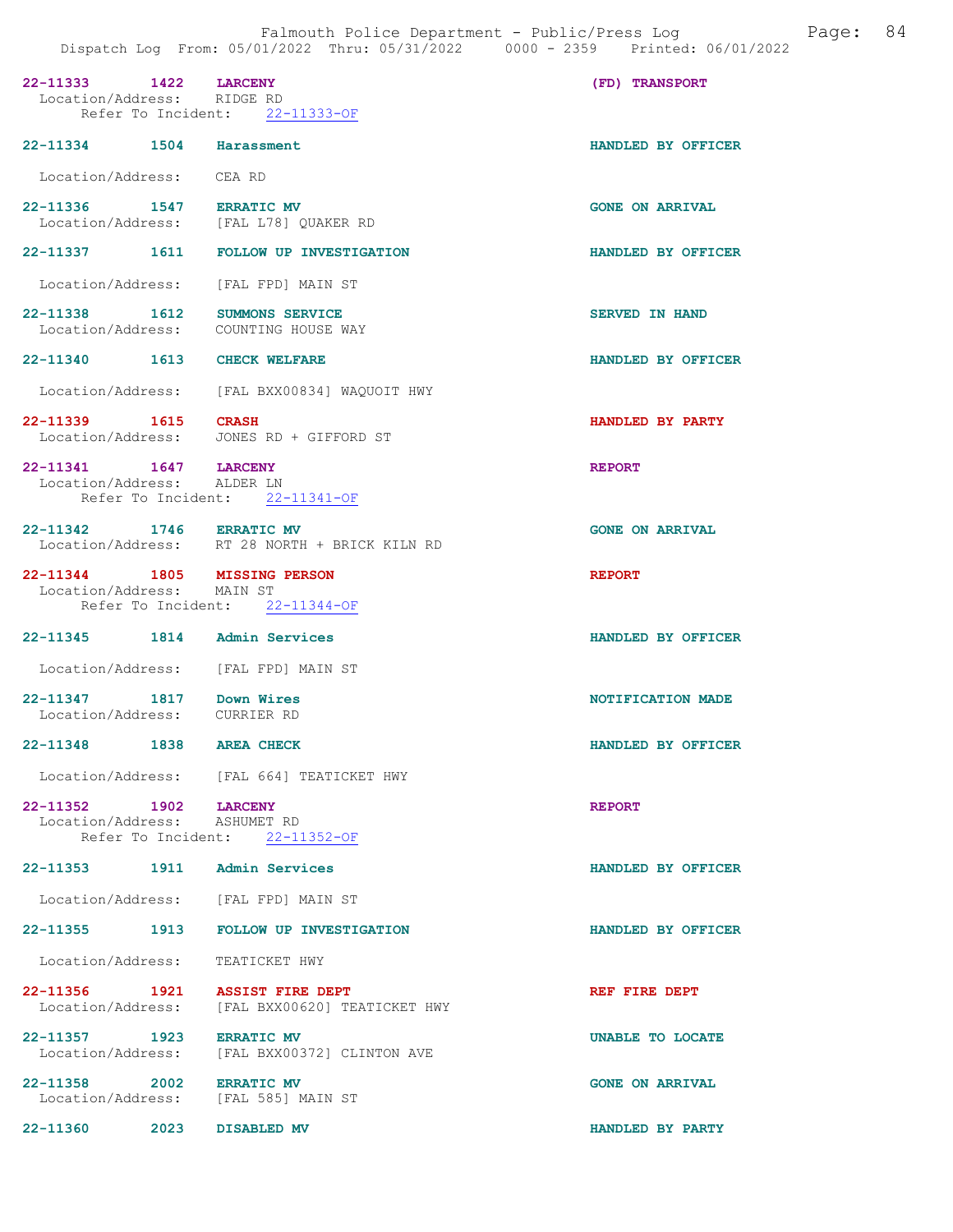| Call Number | Time | Call Reason | Action |
|---|---|---|---|
| 22-11333 | 1422 | LARCENY | (FD) TRANSPORT |
| Location/Address: RIDGE RD | | | |
| Refer To Incident: 22-11333-OF | | | |
| 22-11334 | 1504 | Harassment | HANDLED BY OFFICER |
| Location/Address: CEA RD | | | |
| 22-11336 | 1547 | ERRATIC MV | GONE ON ARRIVAL |
| Location/Address: [FAL L78] QUAKER RD | | | |
| 22-11337 | 1611 | FOLLOW UP INVESTIGATION | HANDLED BY OFFICER |
| Location/Address: [FAL FPD] MAIN ST | | | |
| 22-11338 | 1612 | SUMMONS SERVICE | SERVED IN HAND |
| Location/Address: COUNTING HOUSE WAY | | | |
| 22-11340 | 1613 | CHECK WELFARE | HANDLED BY OFFICER |
| Location/Address: [FAL BXX00834] WAQUOIT HWY | | | |
| 22-11339 | 1615 | CRASH | HANDLED BY PARTY |
| Location/Address: JONES RD + GIFFORD ST | | | |
| 22-11341 | 1647 | LARCENY | REPORT |
| Location/Address: ALDER LN | | | |
| Refer To Incident: 22-11341-OF | | | |
| 22-11342 | 1746 | ERRATIC MV | GONE ON ARRIVAL |
| Location/Address: RT 28 NORTH + BRICK KILN RD | | | |
| 22-11344 | 1805 | MISSING PERSON | REPORT |
| Location/Address: MAIN ST | | | |
| Refer To Incident: 22-11344-OF | | | |
| 22-11345 | 1814 | Admin Services | HANDLED BY OFFICER |
| Location/Address: [FAL FPD] MAIN ST | | | |
| 22-11347 | 1817 | Down Wires | NOTIFICATION MADE |
| Location/Address: CURRIER RD | | | |
| 22-11348 | 1838 | AREA CHECK | HANDLED BY OFFICER |
| Location/Address: [FAL 664] TEATICKET HWY | | | |
| 22-11352 | 1902 | LARCENY | REPORT |
| Location/Address: ASHUMET RD | | | |
| Refer To Incident: 22-11352-OF | | | |
| 22-11353 | 1911 | Admin Services | HANDLED BY OFFICER |
| Location/Address: [FAL FPD] MAIN ST | | | |
| 22-11355 | 1913 | FOLLOW UP INVESTIGATION | HANDLED BY OFFICER |
| Location/Address: TEATICKET HWY | | | |
| 22-11356 | 1921 | ASSIST FIRE DEPT | REF FIRE DEPT |
| Location/Address: [FAL BXX00620] TEATICKET HWY | | | |
| 22-11357 | 1923 | ERRATIC MV | UNABLE TO LOCATE |
| Location/Address: [FAL BXX00372] CLINTON AVE | | | |
| 22-11358 | 2002 | ERRATIC MV | GONE ON ARRIVAL |
| Location/Address: [FAL 585] MAIN ST | | | |
| 22-11360 | 2023 | DISABLED MV | HANDLED BY PARTY |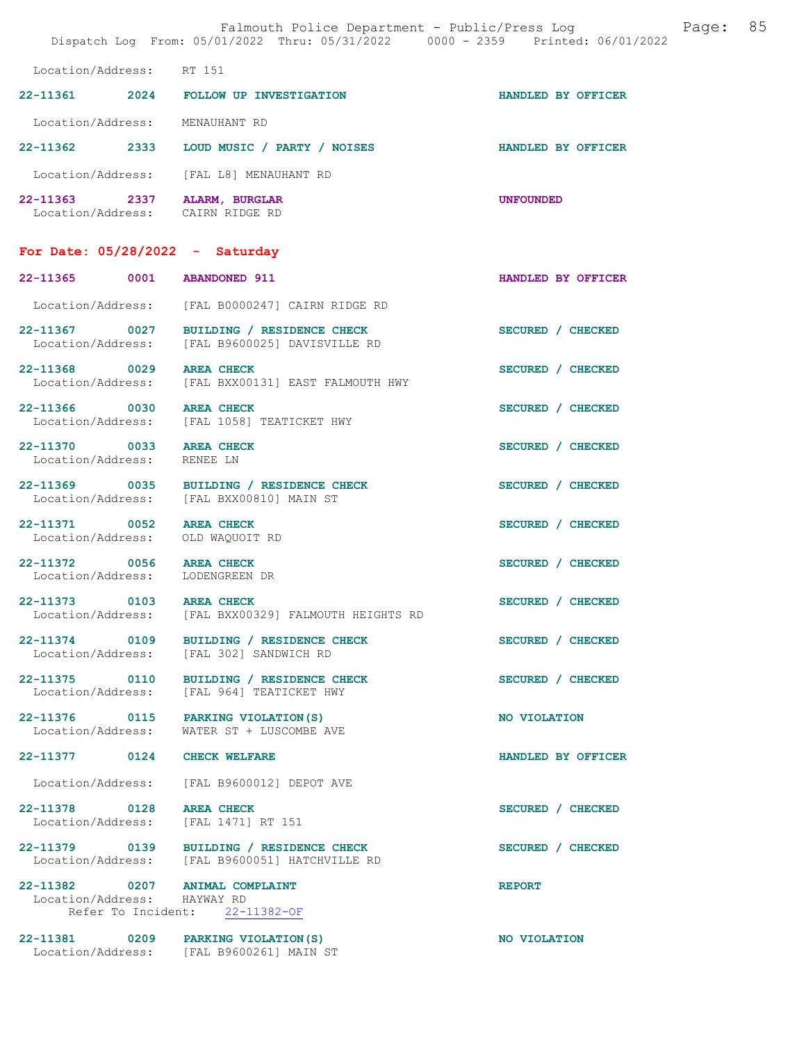Location/Address: RT 151

**22-11361 2024 FOLLOW UP INVESTIGATION** HANDLED BY OFFICER
Location/Address: MENAUHANT RD

**22-11362 2333 LOUD MUSIC / PARTY / NOISES** HANDLED BY OFFICER
Location/Address: [FAL L8] MENAUHANT RD

**22-11363 2337 ALARM, BURGLAR** UNFOUNDED
Location/Address: CAIRN RIDGE RD

## For Date: 05/28/2022 - Saturday

**22-11365 0001 ABANDONED 911** HANDLED BY OFFICER
Location/Address: [FAL B0000247] CAIRN RIDGE RD

**22-11367 0027 BUILDING / RESIDENCE CHECK** SECURED / CHECKED
Location/Address: [FAL B9600025] DAVISVILLE RD

**22-11368 0029 AREA CHECK** SECURED / CHECKED
Location/Address: [FAL BXX00131] EAST FALMOUTH HWY

**22-11366 0030 AREA CHECK** SECURED / CHECKED
Location/Address: [FAL 1058] TEATICKET HWY

**22-11370 0033 AREA CHECK** SECURED / CHECKED
Location/Address: RENEE LN

**22-11369 0035 BUILDING / RESIDENCE CHECK** SECURED / CHECKED
Location/Address: [FAL BXX00810] MAIN ST

**22-11371 0052 AREA CHECK** SECURED / CHECKED
Location/Address: OLD WAQUOIT RD

**22-11372 0056 AREA CHECK** SECURED / CHECKED
Location/Address: LODENGREEN DR

**22-11373 0103 AREA CHECK** SECURED / CHECKED
Location/Address: [FAL BXX00329] FALMOUTH HEIGHTS RD

**22-11374 0109 BUILDING / RESIDENCE CHECK** SECURED / CHECKED
Location/Address: [FAL 302] SANDWICH RD

**22-11375 0110 BUILDING / RESIDENCE CHECK** SECURED / CHECKED
Location/Address: [FAL 964] TEATICKET HWY

**22-11376 0115 PARKING VIOLATION(S)** NO VIOLATION
Location/Address: WATER ST + LUSCOMBE AVE

**22-11377 0124 CHECK WELFARE** HANDLED BY OFFICER
Location/Address: [FAL B9600012] DEPOT AVE

**22-11378 0128 AREA CHECK** SECURED / CHECKED
Location/Address: [FAL 1471] RT 151

**22-11379 0139 BUILDING / RESIDENCE CHECK** SECURED / CHECKED
Location/Address: [FAL B9600051] HATCHVILLE RD

**22-11382 0207 ANIMAL COMPLAINT** REPORT
Location/Address: HAYWAY RD
Refer To Incident: 22-11382-OF

**22-11381 0209 PARKING VIOLATION(S)** NO VIOLATION
Location/Address: [FAL B9600261] MAIN ST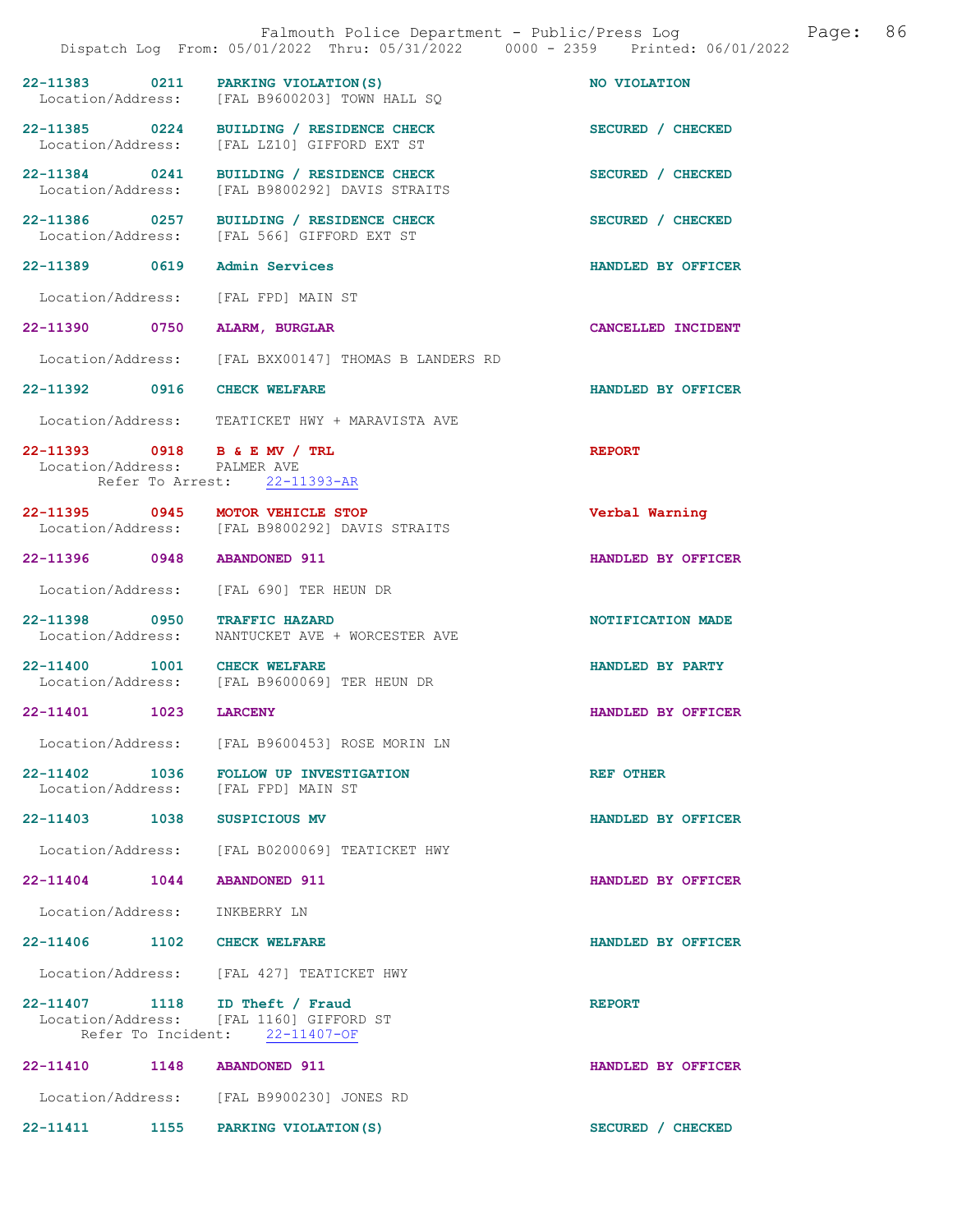22-11383 0211 PARKING VIOLATION(S) NO VIOLATION
Location/Address: [FAL B9600203] TOWN HALL SQ

22-11385 0224 BUILDING / RESIDENCE CHECK SECURED / CHECKED
Location/Address: [FAL LZ10] GIFFORD EXT ST

22-11384 0241 BUILDING / RESIDENCE CHECK SECURED / CHECKED
Location/Address: [FAL B9800292] DAVIS STRAITS

22-11386 0257 BUILDING / RESIDENCE CHECK SECURED / CHECKED
Location/Address: [FAL 566] GIFFORD EXT ST

22-11389 0619 Admin Services HANDLED BY OFFICER
Location/Address: [FAL FPD] MAIN ST

22-11390 0750 ALARM, BURGLAR CANCELLED INCIDENT
Location/Address: [FAL BXX00147] THOMAS B LANDERS RD

22-11392 0916 CHECK WELFARE HANDLED BY OFFICER
Location/Address: TEATICKET HWY + MARAVISTA AVE

22-11393 0918 B & E MV / TRL REPORT
Location/Address: PALMER AVE
Refer To Arrest: 22-11393-AR

22-11395 0945 MOTOR VEHICLE STOP Verbal Warning
Location/Address: [FAL B9800292] DAVIS STRAITS

22-11396 0948 ABANDONED 911 HANDLED BY OFFICER
Location/Address: [FAL 690] TER HEUN DR

22-11398 0950 TRAFFIC HAZARD NOTIFICATION MADE
Location/Address: NANTUCKET AVE + WORCESTER AVE

22-11400 1001 CHECK WELFARE HANDLED BY PARTY
Location/Address: [FAL B9600069] TER HEUN DR

22-11401 1023 LARCENY HANDLED BY OFFICER
Location/Address: [FAL B9600453] ROSE MORIN LN

22-11402 1036 FOLLOW UP INVESTIGATION REF OTHER
Location/Address: [FAL FPD] MAIN ST

22-11403 1038 SUSPICIOUS MV HANDLED BY OFFICER
Location/Address: [FAL B0200069] TEATICKET HWY

22-11404 1044 ABANDONED 911 HANDLED BY OFFICER
Location/Address: INKBERRY LN

22-11406 1102 CHECK WELFARE HANDLED BY OFFICER
Location/Address: [FAL 427] TEATICKET HWY

22-11407 1118 ID Theft / Fraud REPORT
Location/Address: [FAL 1160] GIFFORD ST
Refer To Incident: 22-11407-OF

22-11410 1148 ABANDONED 911 HANDLED BY OFFICER
Location/Address: [FAL B9900230] JONES RD

22-11411 1155 PARKING VIOLATION(S) SECURED / CHECKED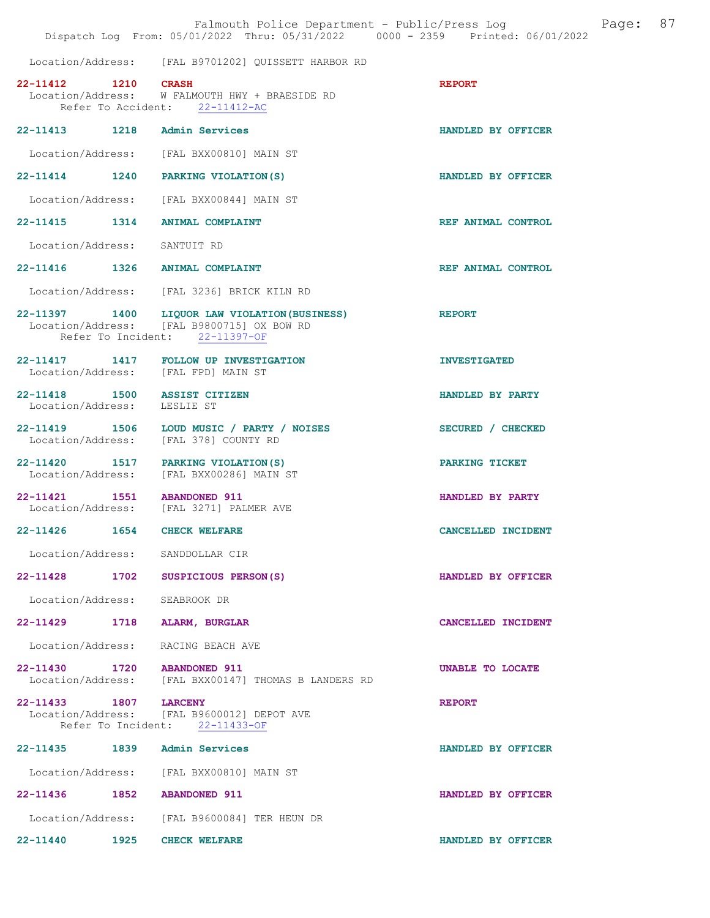Location/Address: [FAL B9701202] QUISSETT HARBOR RD

| Call # | Time | Call Reason | Action |
|---|---|---|---|
| 22-11412 | 1210 | CRASH | REPORT |
| | | Location/Address: W FALMOUTH HWY + BRAESIDE RD<br>Refer To Accident: 22-11412-AC | |
| 22-11413 | 1218 | Admin Services | HANDLED BY OFFICER |
| | | Location/Address: [FAL BXX00810] MAIN ST | |
| 22-11414 | 1240 | PARKING VIOLATION(S) | HANDLED BY OFFICER |
| | | Location/Address: [FAL BXX00844] MAIN ST | |
| 22-11415 | 1314 | ANIMAL COMPLAINT | REF ANIMAL CONTROL |
| | | Location/Address: SANTUIT RD | |
| 22-11416 | 1326 | ANIMAL COMPLAINT | REF ANIMAL CONTROL |
| | | Location/Address: [FAL 3236] BRICK KILN RD | |
| 22-11397 | 1400 | LIQUOR LAW VIOLATION(BUSINESS) | REPORT |
| | | Location/Address: [FAL B9800715] OX BOW RD<br>Refer To Incident: 22-11397-OF | |
| 22-11417 | 1417 | FOLLOW UP INVESTIGATION | INVESTIGATED |
| | | Location/Address: [FAL FPD] MAIN ST | |
| 22-11418 | 1500 | ASSIST CITIZEN | HANDLED BY PARTY |
| | | Location/Address: LESLIE ST | |
| 22-11419 | 1506 | LOUD MUSIC / PARTY / NOISES | SECURED / CHECKED |
| | | Location/Address: [FAL 378] COUNTY RD | |
| 22-11420 | 1517 | PARKING VIOLATION(S) | PARKING TICKET |
| | | Location/Address: [FAL BXX00286] MAIN ST | |
| 22-11421 | 1551 | ABANDONED 911 | HANDLED BY PARTY |
| | | Location/Address: [FAL 3271] PALMER AVE | |
| 22-11426 | 1654 | CHECK WELFARE | CANCELLED INCIDENT |
| | | Location/Address: SANDDOLLAR CIR | |
| 22-11428 | 1702 | SUSPICIOUS PERSON(S) | HANDLED BY OFFICER |
| | | Location/Address: SEABROOK DR | |
| 22-11429 | 1718 | ALARM, BURGLAR | CANCELLED INCIDENT |
| | | Location/Address: RACING BEACH AVE | |
| 22-11430 | 1720 | ABANDONED 911 | UNABLE TO LOCATE |
| | | Location/Address: [FAL BXX00147] THOMAS B LANDERS RD | |
| 22-11433 | 1807 | LARCENY | REPORT |
| | | Location/Address: [FAL B9600012] DEPOT AVE<br>Refer To Incident: 22-11433-OF | |
| 22-11435 | 1839 | Admin Services | HANDLED BY OFFICER |
| | | Location/Address: [FAL BXX00810] MAIN ST | |
| 22-11436 | 1852 | ABANDONED 911 | HANDLED BY OFFICER |
| | | Location/Address: [FAL B9600084] TER HEUN DR | |
| 22-11440 | 1925 | CHECK WELFARE | HANDLED BY OFFICER |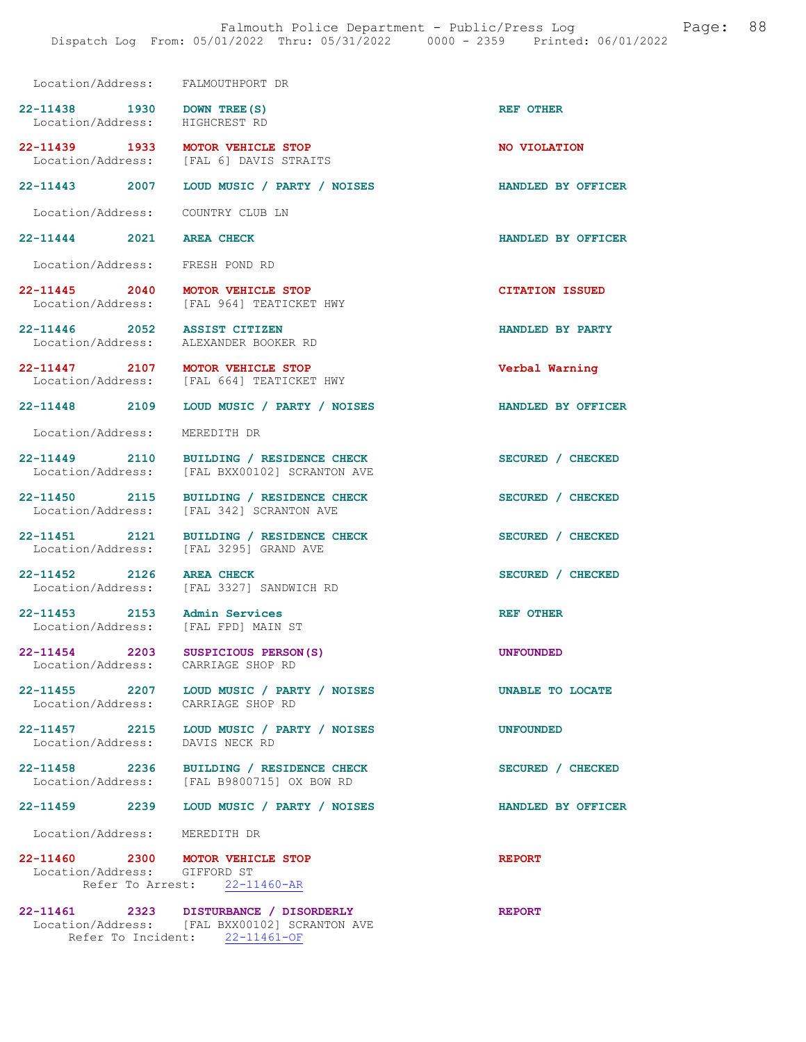Location/Address: FALMOUTHPORT DR

22-11438 1930 DOWN TREE(S) REF OTHER
Location/Address: HIGHCREST RD

22-11439 1933 MOTOR VEHICLE STOP NO VIOLATION
Location/Address: [FAL 6] DAVIS STRAITS

22-11443 2007 LOUD MUSIC / PARTY / NOISES HANDLED BY OFFICER
Location/Address: COUNTRY CLUB LN

22-11444 2021 AREA CHECK HANDLED BY OFFICER
Location/Address: FRESH POND RD

22-11445 2040 MOTOR VEHICLE STOP CITATION ISSUED
Location/Address: [FAL 964] TEATICKET HWY

22-11446 2052 ASSIST CITIZEN HANDLED BY PARTY
Location/Address: ALEXANDER BOOKER RD

22-11447 2107 MOTOR VEHICLE STOP Verbal Warning
Location/Address: [FAL 664] TEATICKET HWY

22-11448 2109 LOUD MUSIC / PARTY / NOISES HANDLED BY OFFICER
Location/Address: MEREDITH DR

22-11449 2110 BUILDING / RESIDENCE CHECK SECURED / CHECKED
Location/Address: [FAL BXX00102] SCRANTON AVE

22-11450 2115 BUILDING / RESIDENCE CHECK SECURED / CHECKED
Location/Address: [FAL 342] SCRANTON AVE

22-11451 2121 BUILDING / RESIDENCE CHECK SECURED / CHECKED
Location/Address: [FAL 3295] GRAND AVE

22-11452 2126 AREA CHECK SECURED / CHECKED
Location/Address: [FAL 3327] SANDWICH RD

22-11453 2153 Admin Services REF OTHER
Location/Address: [FAL FPD] MAIN ST

22-11454 2203 SUSPICIOUS PERSON(S) UNFOUNDED
Location/Address: CARRIAGE SHOP RD

22-11455 2207 LOUD MUSIC / PARTY / NOISES UNABLE TO LOCATE
Location/Address: CARRIAGE SHOP RD

22-11457 2215 LOUD MUSIC / PARTY / NOISES UNFOUNDED
Location/Address: DAVIS NECK RD

22-11458 2236 BUILDING / RESIDENCE CHECK SECURED / CHECKED
Location/Address: [FAL B9800715] OX BOW RD

22-11459 2239 LOUD MUSIC / PARTY / NOISES HANDLED BY OFFICER
Location/Address: MEREDITH DR

22-11460 2300 MOTOR VEHICLE STOP REPORT
Location/Address: GIFFORD ST
Refer To Arrest: 22-11460-AR

22-11461 2323 DISTURBANCE / DISORDERLY REPORT
Location/Address: [FAL BXX00102] SCRANTON AVE
Refer To Incident: 22-11461-OF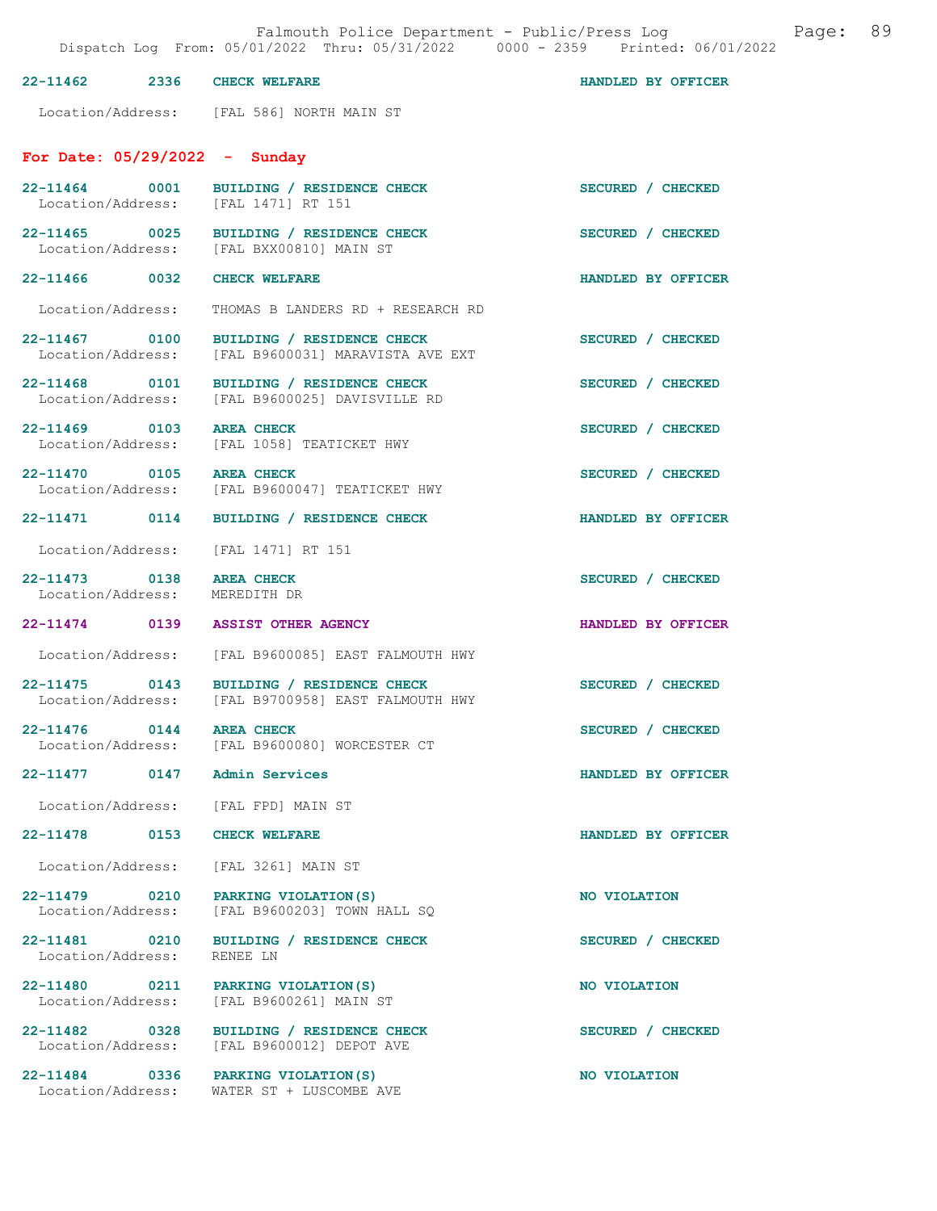| Call # | Time | Call Type | Disposition |
|---|---|---|---|
| 22-11462 | 2336 | CHECK WELFARE | HANDLED BY OFFICER |

Location/Address: [FAL 586] NORTH MAIN ST

## For Date: 05/29/2022 - Sunday

| Call # | Time | Call Type | Location/Address | Disposition |
|---|---|---|---|---|
| 22-11464 | 0001 | BUILDING / RESIDENCE CHECK | [FAL 1471] RT 151 | SECURED / CHECKED |
| 22-11465 | 0025 | BUILDING / RESIDENCE CHECK | [FAL BXX00810] MAIN ST | SECURED / CHECKED |
| 22-11466 | 0032 | CHECK WELFARE | THOMAS B LANDERS RD + RESEARCH RD | HANDLED BY OFFICER |
| 22-11467 | 0100 | BUILDING / RESIDENCE CHECK | [FAL B9600031] MARAVISTA AVE EXT | SECURED / CHECKED |
| 22-11468 | 0101 | BUILDING / RESIDENCE CHECK | [FAL B9600025] DAVISVILLE RD | SECURED / CHECKED |
| 22-11469 | 0103 | AREA CHECK | [FAL 1058] TEATICKET HWY | SECURED / CHECKED |
| 22-11470 | 0105 | AREA CHECK | [FAL B9600047] TEATICKET HWY | SECURED / CHECKED |
| 22-11471 | 0114 | BUILDING / RESIDENCE CHECK | [FAL 1471] RT 151 | HANDLED BY OFFICER |
| 22-11473 | 0138 | AREA CHECK | MEREDITH DR | SECURED / CHECKED |
| 22-11474 | 0139 | ASSIST OTHER AGENCY | [FAL B9600085] EAST FALMOUTH HWY | HANDLED BY OFFICER |
| 22-11475 | 0143 | BUILDING / RESIDENCE CHECK | [FAL B9700958] EAST FALMOUTH HWY | SECURED / CHECKED |
| 22-11476 | 0144 | AREA CHECK | [FAL B9600080] WORCESTER CT | SECURED / CHECKED |
| 22-11477 | 0147 | Admin Services | [FAL FPD] MAIN ST | HANDLED BY OFFICER |
| 22-11478 | 0153 | CHECK WELFARE | [FAL 3261] MAIN ST | HANDLED BY OFFICER |
| 22-11479 | 0210 | PARKING VIOLATION(S) | [FAL B9600203] TOWN HALL SQ | NO VIOLATION |
| 22-11481 | 0210 | BUILDING / RESIDENCE CHECK | RENEE LN | SECURED / CHECKED |
| 22-11480 | 0211 | PARKING VIOLATION(S) | [FAL B9600261] MAIN ST | NO VIOLATION |
| 22-11482 | 0328 | BUILDING / RESIDENCE CHECK | [FAL B9600012] DEPOT AVE | SECURED / CHECKED |
| 22-11484 | 0336 | PARKING VIOLATION(S) | WATER ST + LUSCOMBE AVE | NO VIOLATION |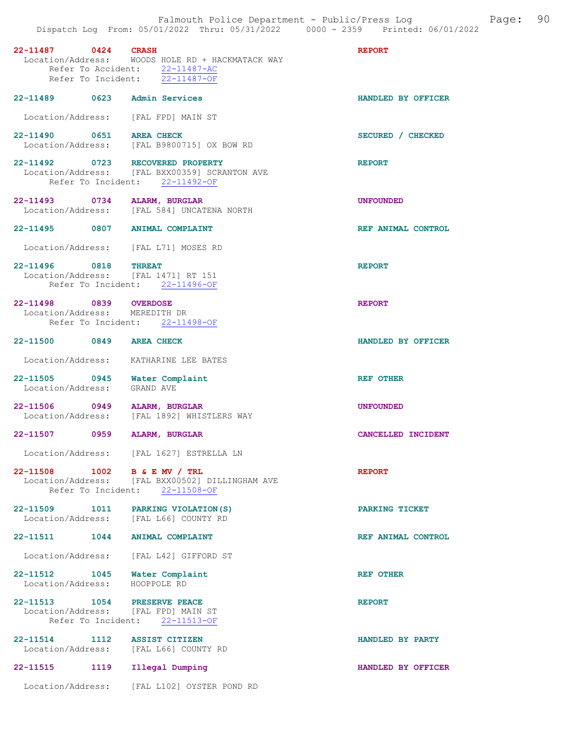22-11487 0424 CRASH REPORT
Location/Address: WOODS HOLE RD + HACKMATACK WAY
Refer To Accident: 22-11487-AC
Refer To Incident: 22-11487-OF

22-11489 0623 Admin Services HANDLED BY OFFICER
Location/Address: [FAL FPD] MAIN ST

22-11490 0651 AREA CHECK SECURED / CHECKED
Location/Address: [FAL B9800715] OX BOW RD

22-11492 0723 RECOVERED PROPERTY REPORT
Location/Address: [FAL BXX00359] SCRANTON AVE
Refer To Incident: 22-11492-OF

22-11493 0734 ALARM, BURGLAR UNFOUNDED
Location/Address: [FAL 584] UNCATENA NORTH

22-11495 0807 ANIMAL COMPLAINT REF ANIMAL CONTROL
Location/Address: [FAL L71] MOSES RD

22-11496 0818 THREAT REPORT
Location/Address: [FAL 1471] RT 151
Refer To Incident: 22-11496-OF

22-11498 0839 OVERDOSE REPORT
Location/Address: MEREDITH DR
Refer To Incident: 22-11498-OF

22-11500 0849 AREA CHECK HANDLED BY OFFICER
Location/Address: KATHARINE LEE BATES

22-11505 0945 Water Complaint REF OTHER
Location/Address: GRAND AVE

22-11506 0949 ALARM, BURGLAR UNFOUNDED
Location/Address: [FAL 1892] WHISTLERS WAY

22-11507 0959 ALARM, BURGLAR CANCELLED INCIDENT
Location/Address: [FAL 1627] ESTRELLA LN

22-11508 1002 B & E MV / TRL REPORT
Location/Address: [FAL BXX00502] DILLINGHAM AVE
Refer To Incident: 22-11508-OF

22-11509 1011 PARKING VIOLATION(S) PARKING TICKET
Location/Address: [FAL L66] COUNTY RD

22-11511 1044 ANIMAL COMPLAINT REF ANIMAL CONTROL
Location/Address: [FAL L42] GIFFORD ST

22-11512 1045 Water Complaint REF OTHER
Location/Address: HOOPPOLE RD

22-11513 1054 PRESERVE PEACE REPORT
Location/Address: [FAL FPD] MAIN ST
Refer To Incident: 22-11513-OF

22-11514 1112 ASSIST CITIZEN HANDLED BY PARTY
Location/Address: [FAL L66] COUNTY RD

22-11515 1119 Illegal Dumping HANDLED BY OFFICER
Location/Address: [FAL L102] OYSTER POND RD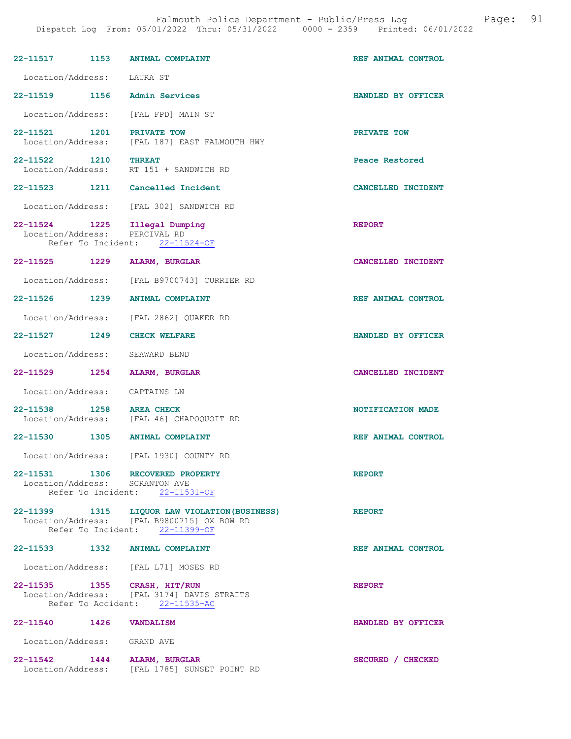22-11517 1153 ANIMAL COMPLAINT REF ANIMAL CONTROL

Location/Address: LAURA ST

22-11519 1156 Admin Services HANDLED BY OFFICER

Location/Address: [FAL FPD] MAIN ST

22-11521 1201 PRIVATE TOW PRIVATE TOW
Location/Address: [FAL 187] EAST FALMOUTH HWY

22-11522 1210 THREAT Peace Restored
Location/Address: RT 151 + SANDWICH RD

22-11523 1211 Cancelled Incident CANCELLED INCIDENT

Location/Address: [FAL 302] SANDWICH RD

22-11524 1225 Illegal Dumping REPORT
Location/Address: PERCIVAL RD
Refer To Incident: 22-11524-OF

22-11525 1229 ALARM, BURGLAR CANCELLED INCIDENT

Location/Address: [FAL B9700743] CURRIER RD

22-11526 1239 ANIMAL COMPLAINT REF ANIMAL CONTROL

Location/Address: [FAL 2862] QUAKER RD

22-11527 1249 CHECK WELFARE HANDLED BY OFFICER

Location/Address: SEAWARD BEND

22-11529 1254 ALARM, BURGLAR CANCELLED INCIDENT

Location/Address: CAPTAINS LN

22-11538 1258 AREA CHECK NOTIFICATION MADE
Location/Address: [FAL 46] CHAPOQUOIT RD

22-11530 1305 ANIMAL COMPLAINT REF ANIMAL CONTROL

Location/Address: [FAL 1930] COUNTY RD

22-11531 1306 RECOVERED PROPERTY REPORT
Location/Address: SCRANTON AVE
Refer To Incident: 22-11531-OF

22-11399 1315 LIQUOR LAW VIOLATION(BUSINESS) REPORT
Location/Address: [FAL B9800715] OX BOW RD
Refer To Incident: 22-11399-OF

22-11533 1332 ANIMAL COMPLAINT REF ANIMAL CONTROL

Location/Address: [FAL L71] MOSES RD

22-11535 1355 CRASH, HIT/RUN REPORT
Location/Address: [FAL 3174] DAVIS STRAITS
Refer To Accident: 22-11535-AC

22-11540 1426 VANDALISM HANDLED BY OFFICER

Location/Address: GRAND AVE

22-11542 1444 ALARM, BURGLAR SECURED / CHECKED
Location/Address: [FAL 1785] SUNSET POINT RD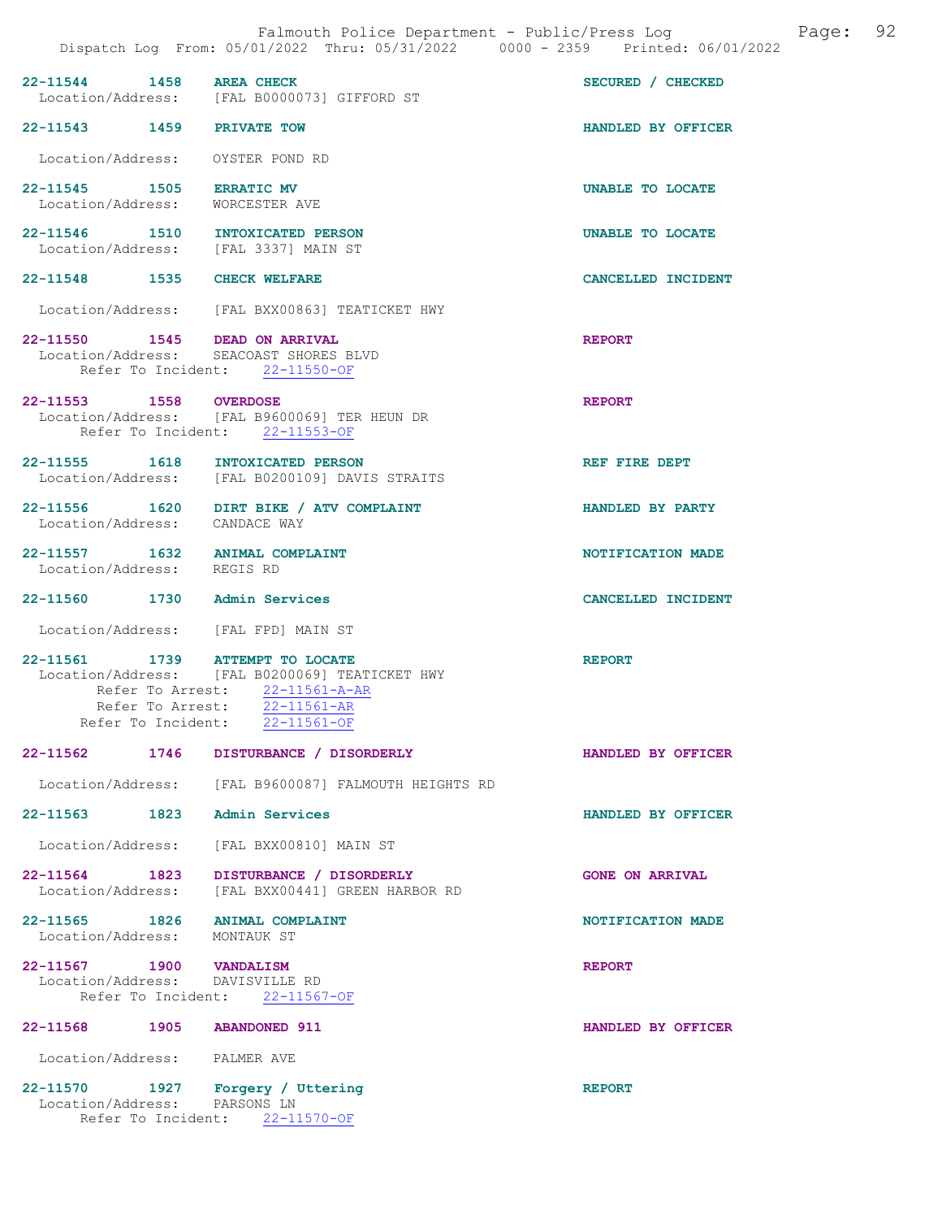22-11544 1458 **AREA CHECK** SECURED / CHECKED
Location/Address: [FAL B0000073] GIFFORD ST

22-11543 1459 **PRIVATE TOW** HANDLED BY OFFICER
Location/Address: OYSTER POND RD

22-11545 1505 **ERRATIC MV** UNABLE TO LOCATE
Location/Address: WORCESTER AVE

22-11546 1510 **INTOXICATED PERSON** UNABLE TO LOCATE
Location/Address: [FAL 3337] MAIN ST

22-11548 1535 **CHECK WELFARE** CANCELLED INCIDENT
Location/Address: [FAL BXX00863] TEATICKET HWY

22-11550 1545 **DEAD ON ARRIVAL** REPORT
Location/Address: SEACOAST SHORES BLVD
Refer To Incident: 22-11550-OF

22-11553 1558 **OVERDOSE** REPORT
Location/Address: [FAL B9600069] TER HEUN DR
Refer To Incident: 22-11553-OF

22-11555 1618 **INTOXICATED PERSON** REF FIRE DEPT
Location/Address: [FAL B0200109] DAVIS STRAITS

22-11556 1620 **DIRT BIKE / ATV COMPLAINT** HANDLED BY PARTY
Location/Address: CANDACE WAY

22-11557 1632 **ANIMAL COMPLAINT** NOTIFICATION MADE
Location/Address: REGIS RD

22-11560 1730 **Admin Services** CANCELLED INCIDENT
Location/Address: [FAL FPD] MAIN ST

22-11561 1739 **ATTEMPT TO LOCATE** REPORT
Location/Address: [FAL B0200069] TEATICKET HWY
Refer To Arrest: 22-11561-A-AR
Refer To Arrest: 22-11561-AR
Refer To Incident: 22-11561-OF

22-11562 1746 **DISTURBANCE / DISORDERLY** HANDLED BY OFFICER
Location/Address: [FAL B9600087] FALMOUTH HEIGHTS RD

22-11563 1823 **Admin Services** HANDLED BY OFFICER
Location/Address: [FAL BXX00810] MAIN ST

22-11564 1823 **DISTURBANCE / DISORDERLY** GONE ON ARRIVAL
Location/Address: [FAL BXX00441] GREEN HARBOR RD

22-11565 1826 **ANIMAL COMPLAINT** NOTIFICATION MADE
Location/Address: MONTAUK ST

22-11567 1900 **VANDALISM** REPORT
Location/Address: DAVISVILLE RD
Refer To Incident: 22-11567-OF

22-11568 1905 **ABANDONED 911** HANDLED BY OFFICER
Location/Address: PALMER AVE

22-11570 1927 **Forgery / Uttering** REPORT
Location/Address: PARSONS LN
Refer To Incident: 22-11570-OF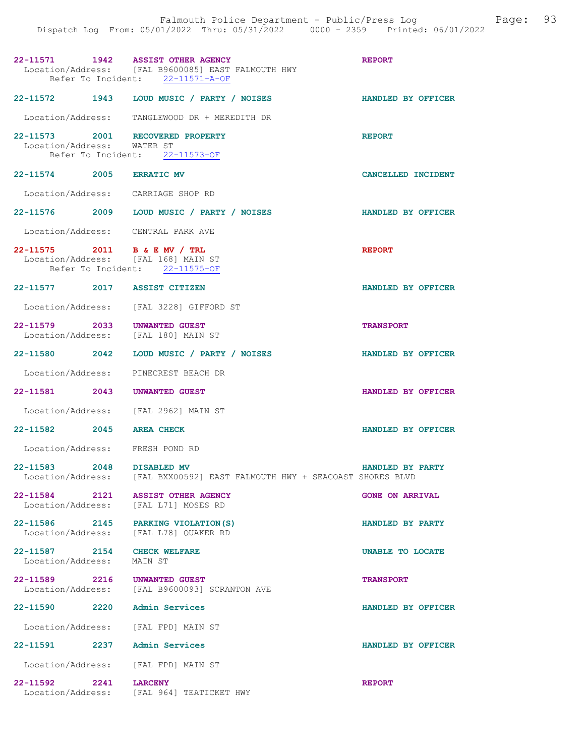**22-11571** 1942 **ASSIST OTHER AGENCY** **REPORT**
Location/Address: [FAL B9600085] EAST FALMOUTH HWY
Refer To Incident: 22-11571-A-OF

**22-11572** 1943 **LOUD MUSIC / PARTY / NOISES** **HANDLED BY OFFICER**
Location/Address: TANGLEWOOD DR + MEREDITH DR

**22-11573** 2001 **RECOVERED PROPERTY** **REPORT**
Location/Address: WATER ST
Refer To Incident: 22-11573-OF

**22-11574** 2005 **ERRATIC MV** **CANCELLED INCIDENT**
Location/Address: CARRIAGE SHOP RD

**22-11576** 2009 **LOUD MUSIC / PARTY / NOISES** **HANDLED BY OFFICER**
Location/Address: CENTRAL PARK AVE

**22-11575** 2011 **B & E MV / TRL** **REPORT**
Location/Address: [FAL 168] MAIN ST
Refer To Incident: 22-11575-OF

**22-11577** 2017 **ASSIST CITIZEN** **HANDLED BY OFFICER**
Location/Address: [FAL 3228] GIFFORD ST

**22-11579** 2033 **UNWANTED GUEST** **TRANSPORT**
Location/Address: [FAL 180] MAIN ST

**22-11580** 2042 **LOUD MUSIC / PARTY / NOISES** **HANDLED BY OFFICER**
Location/Address: PINECREST BEACH DR

**22-11581** 2043 **UNWANTED GUEST** **HANDLED BY OFFICER**
Location/Address: [FAL 2962] MAIN ST

**22-11582** 2045 **AREA CHECK** **HANDLED BY OFFICER**
Location/Address: FRESH POND RD

**22-11583** 2048 **DISABLED MV** **HANDLED BY PARTY**
Location/Address: [FAL BXX00592] EAST FALMOUTH HWY + SEACOAST SHORES BLVD

**22-11584** 2121 **ASSIST OTHER AGENCY** **GONE ON ARRIVAL**
Location/Address: [FAL L71] MOSES RD

**22-11586** 2145 **PARKING VIOLATION(S)** **HANDLED BY PARTY**
Location/Address: [FAL L78] QUAKER RD

**22-11587** 2154 **CHECK WELFARE** **UNABLE TO LOCATE**
Location/Address: MAIN ST

**22-11589** 2216 **UNWANTED GUEST** **TRANSPORT**
Location/Address: [FAL B9600093] SCRANTON AVE

**22-11590** 2220 **Admin Services** **HANDLED BY OFFICER**
Location/Address: [FAL FPD] MAIN ST

**22-11591** 2237 **Admin Services** **HANDLED BY OFFICER**
Location/Address: [FAL FPD] MAIN ST

**22-11592** 2241 **LARCENY** **REPORT**
Location/Address: [FAL 964] TEATICKET HWY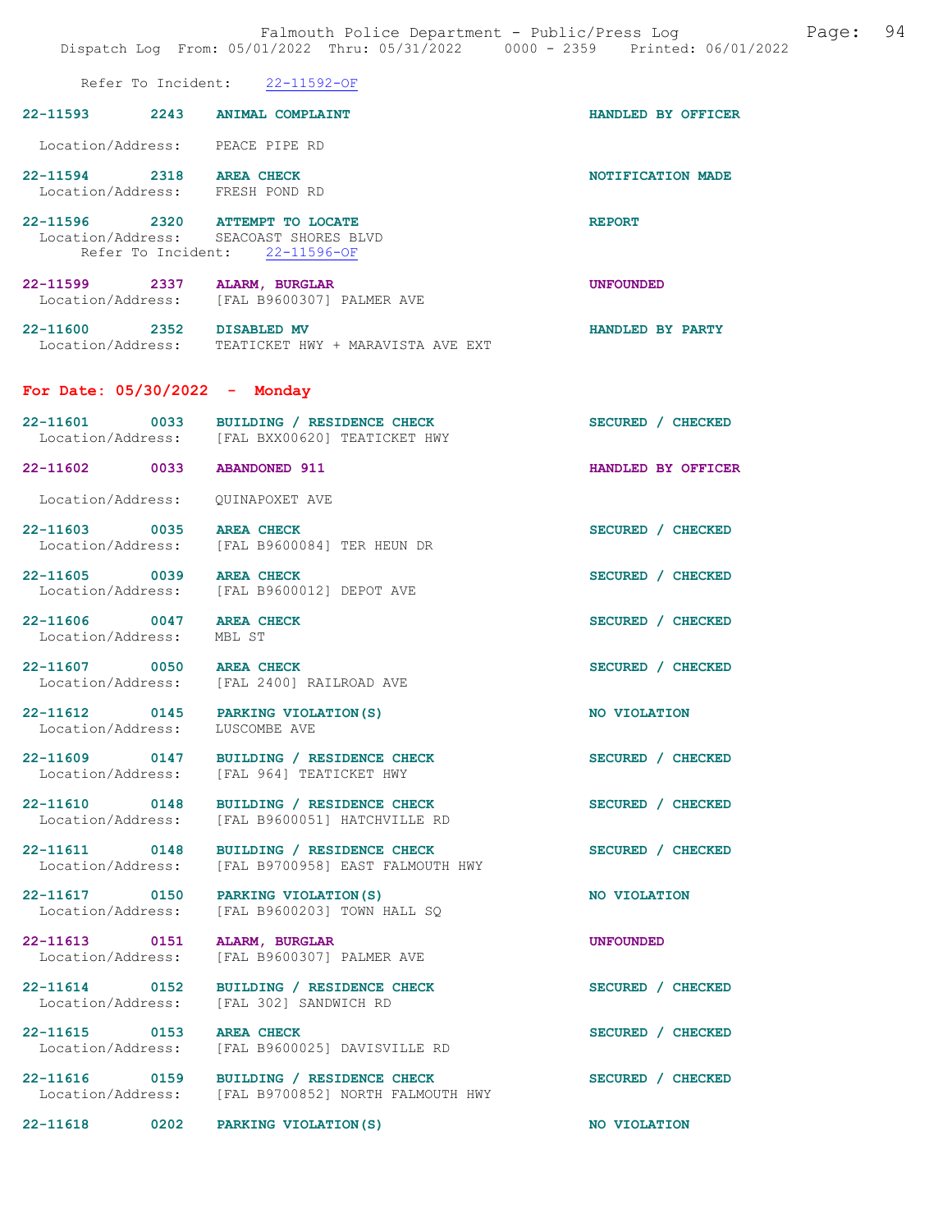Refer To Incident: 22-11592-OF

22-11593 2243 **ANIMAL COMPLAINT** HANDLED BY OFFICER

Location/Address: PEACE PIPE RD

22-11594 2318 **AREA CHECK** NOTIFICATION MADE
Location/Address: FRESH POND RD

22-11596 2320 **ATTEMPT TO LOCATE** REPORT
Location/Address: SEACOAST SHORES BLVD
Refer To Incident: 22-11596-OF

22-11599 2337 **ALARM, BURGLAR** UNFOUNDED
Location/Address: [FAL B9600307] PALMER AVE

22-11600 2352 **DISABLED MV** HANDLED BY PARTY
Location/Address: TEATICKET HWY + MARAVISTA AVE EXT

## For Date: 05/30/2022 - Monday

22-11601 0033 **BUILDING / RESIDENCE CHECK** SECURED / CHECKED
Location/Address: [FAL BXX00620] TEATICKET HWY

22-11602 0033 **ABANDONED 911** HANDLED BY OFFICER

Location/Address: QUINAPOXET AVE

22-11603 0035 **AREA CHECK** SECURED / CHECKED
Location/Address: [FAL B9600084] TER HEUN DR

22-11605 0039 **AREA CHECK** SECURED / CHECKED
Location/Address: [FAL B9600012] DEPOT AVE

22-11606 0047 **AREA CHECK** SECURED / CHECKED
Location/Address: MBL ST

22-11607 0050 **AREA CHECK** SECURED / CHECKED
Location/Address: [FAL 2400] RAILROAD AVE

22-11612 0145 **PARKING VIOLATION(S)** NO VIOLATION
Location/Address: LUSCOMBE AVE

22-11609 0147 **BUILDING / RESIDENCE CHECK** SECURED / CHECKED
Location/Address: [FAL 964] TEATICKET HWY

22-11610 0148 **BUILDING / RESIDENCE CHECK** SECURED / CHECKED
Location/Address: [FAL B9600051] HATCHVILLE RD

22-11611 0148 **BUILDING / RESIDENCE CHECK** SECURED / CHECKED
Location/Address: [FAL B9700958] EAST FALMOUTH HWY

22-11617 0150 **PARKING VIOLATION(S)** NO VIOLATION
Location/Address: [FAL B9600203] TOWN HALL SQ

22-11613 0151 **ALARM, BURGLAR** UNFOUNDED
Location/Address: [FAL B9600307] PALMER AVE

22-11614 0152 **BUILDING / RESIDENCE CHECK** SECURED / CHECKED
Location/Address: [FAL 302] SANDWICH RD

22-11615 0153 **AREA CHECK** SECURED / CHECKED
Location/Address: [FAL B9600025] DAVISVILLE RD

22-11616 0159 **BUILDING / RESIDENCE CHECK** SECURED / CHECKED
Location/Address: [FAL B9700852] NORTH FALMOUTH HWY

22-11618 0202 **PARKING VIOLATION(S)** NO VIOLATION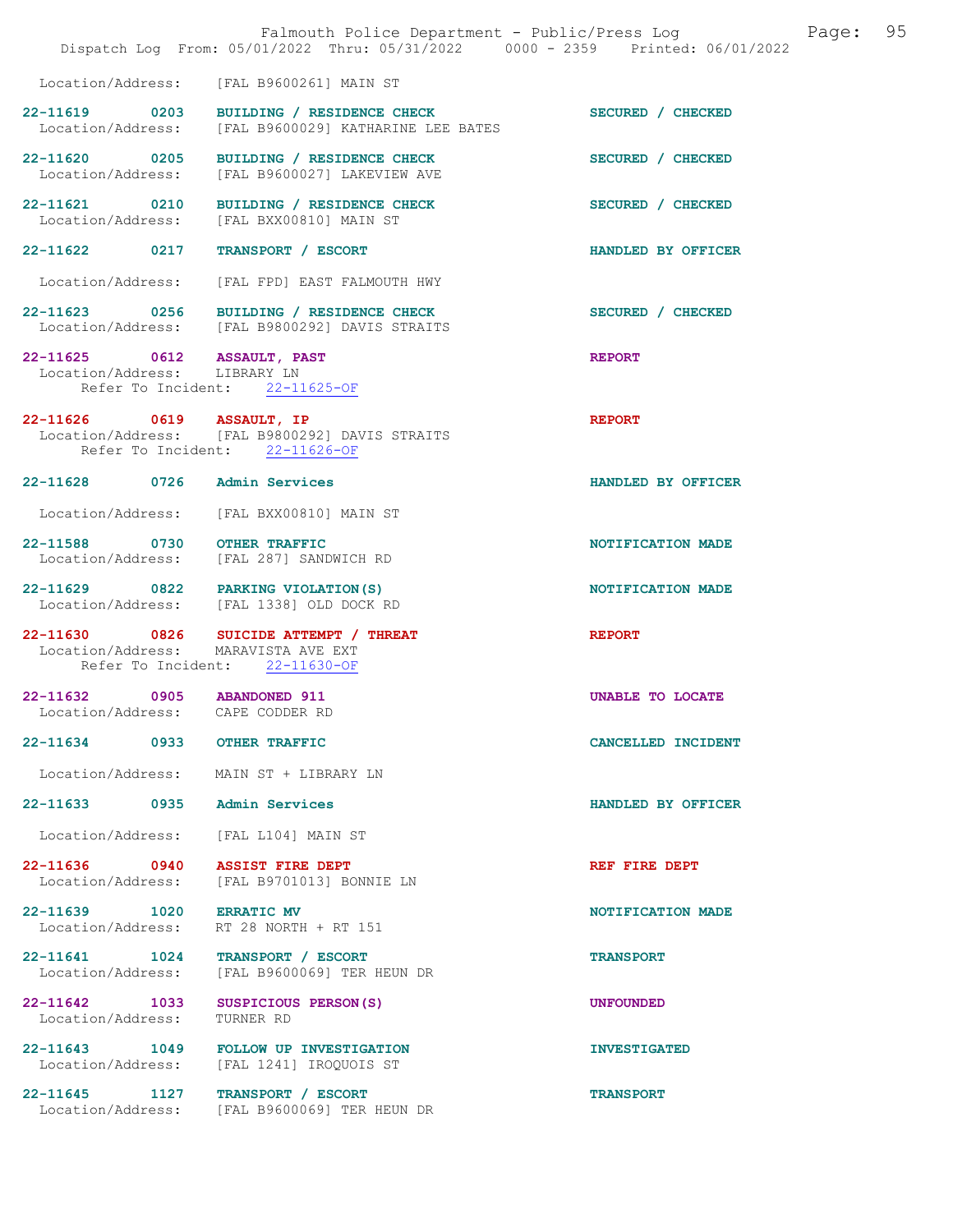Location/Address: [FAL B9600261] MAIN ST

**22-11619** 0203 **BUILDING / RESIDENCE CHECK** SECURED / CHECKED
Location/Address: [FAL B9600029] KATHARINE LEE BATES

**22-11620** 0205 **BUILDING / RESIDENCE CHECK** SECURED / CHECKED
Location/Address: [FAL B9600027] LAKEVIEW AVE

**22-11621** 0210 **BUILDING / RESIDENCE CHECK** SECURED / CHECKED
Location/Address: [FAL BXX00810] MAIN ST

**22-11622** 0217 **TRANSPORT / ESCORT** HANDLED BY OFFICER
Location/Address: [FAL FPD] EAST FALMOUTH HWY

**22-11623** 0256 **BUILDING / RESIDENCE CHECK** SECURED / CHECKED
Location/Address: [FAL B9800292] DAVIS STRAITS

**22-11625** 0612 **ASSAULT, PAST** REPORT
Location/Address: LIBRARY LN
Refer To Incident: 22-11625-OF

**22-11626** 0619 **ASSAULT, IP** REPORT
Location/Address: [FAL B9800292] DAVIS STRAITS
Refer To Incident: 22-11626-OF

**22-11628** 0726 **Admin Services** HANDLED BY OFFICER
Location/Address: [FAL BXX00810] MAIN ST

**22-11588** 0730 **OTHER TRAFFIC** NOTIFICATION MADE
Location/Address: [FAL 287] SANDWICH RD

**22-11629** 0822 **PARKING VIOLATION(S)** NOTIFICATION MADE
Location/Address: [FAL 1338] OLD DOCK RD

**22-11630** 0826 **SUICIDE ATTEMPT / THREAT** REPORT
Location/Address: MARAVISTA AVE EXT
Refer To Incident: 22-11630-OF

**22-11632** 0905 **ABANDONED 911** UNABLE TO LOCATE
Location/Address: CAPE CODDER RD

**22-11634** 0933 **OTHER TRAFFIC** CANCELLED INCIDENT
Location/Address: MAIN ST + LIBRARY LN

**22-11633** 0935 **Admin Services** HANDLED BY OFFICER
Location/Address: [FAL L104] MAIN ST

**22-11636** 0940 **ASSIST FIRE DEPT** REF FIRE DEPT
Location/Address: [FAL B9701013] BONNIE LN

**22-11639** 1020 **ERRATIC MV** NOTIFICATION MADE
Location/Address: RT 28 NORTH + RT 151

**22-11641** 1024 **TRANSPORT / ESCORT** TRANSPORT
Location/Address: [FAL B9600069] TER HEUN DR

**22-11642** 1033 **SUSPICIOUS PERSON(S)** UNFOUNDED
Location/Address: TURNER RD

**22-11643** 1049 **FOLLOW UP INVESTIGATION** INVESTIGATED
Location/Address: [FAL 1241] IROQUOIS ST

**22-11645** 1127 **TRANSPORT / ESCORT** TRANSPORT
Location/Address: [FAL B9600069] TER HEUN DR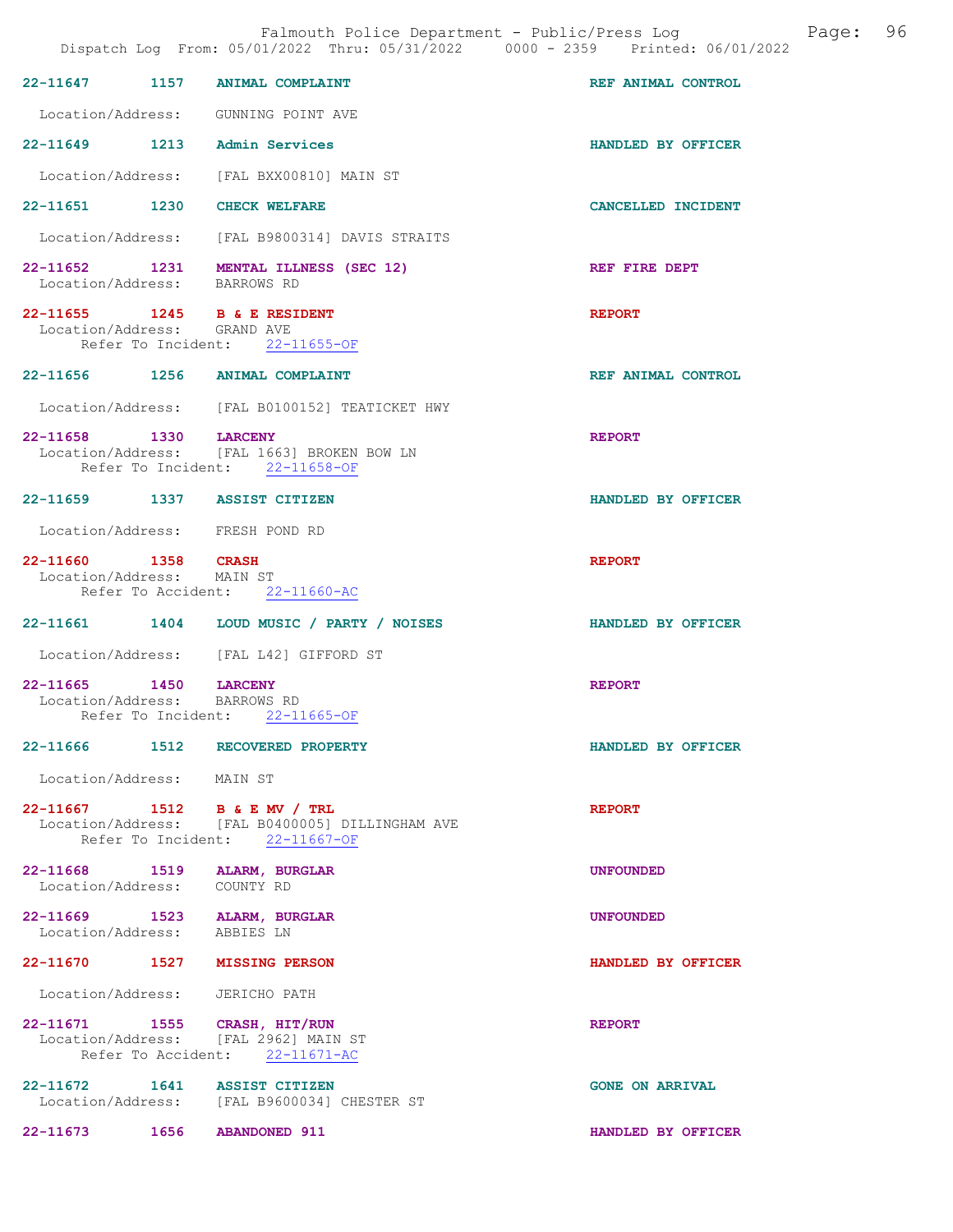Dispatch Log From: 05/01/2022 Thru: 05/31/2022 0000 - 2359 Printed: 06/01/2022

**22-11647 1157 ANIMAL COMPLAINT** REF ANIMAL CONTROL
Location/Address: GUNNING POINT AVE

**22-11649 1213 Admin Services** HANDLED BY OFFICER
Location/Address: [FAL BXX00810] MAIN ST

**22-11651 1230 CHECK WELFARE** CANCELLED INCIDENT
Location/Address: [FAL B9800314] DAVIS STRAITS

**22-11652 1231 MENTAL ILLNESS (SEC 12)** REF FIRE DEPT
Location/Address: BARROWS RD

**22-11655 1245 B & E RESIDENT** REPORT
Location/Address: GRAND AVE
Refer To Incident: 22-11655-OF

**22-11656 1256 ANIMAL COMPLAINT** REF ANIMAL CONTROL
Location/Address: [FAL B0100152] TEATICKET HWY

**22-11658 1330 LARCENY** REPORT
Location/Address: [FAL 1663] BROKEN BOW LN
Refer To Incident: 22-11658-OF

**22-11659 1337 ASSIST CITIZEN** HANDLED BY OFFICER
Location/Address: FRESH POND RD

**22-11660 1358 CRASH** REPORT
Location/Address: MAIN ST
Refer To Accident: 22-11660-AC

**22-11661 1404 LOUD MUSIC / PARTY / NOISES** HANDLED BY OFFICER
Location/Address: [FAL L42] GIFFORD ST

**22-11665 1450 LARCENY** REPORT
Location/Address: BARROWS RD
Refer To Incident: 22-11665-OF

**22-11666 1512 RECOVERED PROPERTY** HANDLED BY OFFICER
Location/Address: MAIN ST

**22-11667 1512 B & E MV / TRL** REPORT
Location/Address: [FAL B0400005] DILLINGHAM AVE
Refer To Incident: 22-11667-OF

**22-11668 1519 ALARM, BURGLAR** UNFOUNDED
Location/Address: COUNTY RD

**22-11669 1523 ALARM, BURGLAR** UNFOUNDED
Location/Address: ABBIES LN

**22-11670 1527 MISSING PERSON** HANDLED BY OFFICER
Location/Address: JERICHO PATH

**22-11671 1555 CRASH, HIT/RUN** REPORT
Location/Address: [FAL 2962] MAIN ST
Refer To Accident: 22-11671-AC

**22-11672 1641 ASSIST CITIZEN** GONE ON ARRIVAL
Location/Address: [FAL B9600034] CHESTER ST

**22-11673 1656 ABANDONED 911** HANDLED BY OFFICER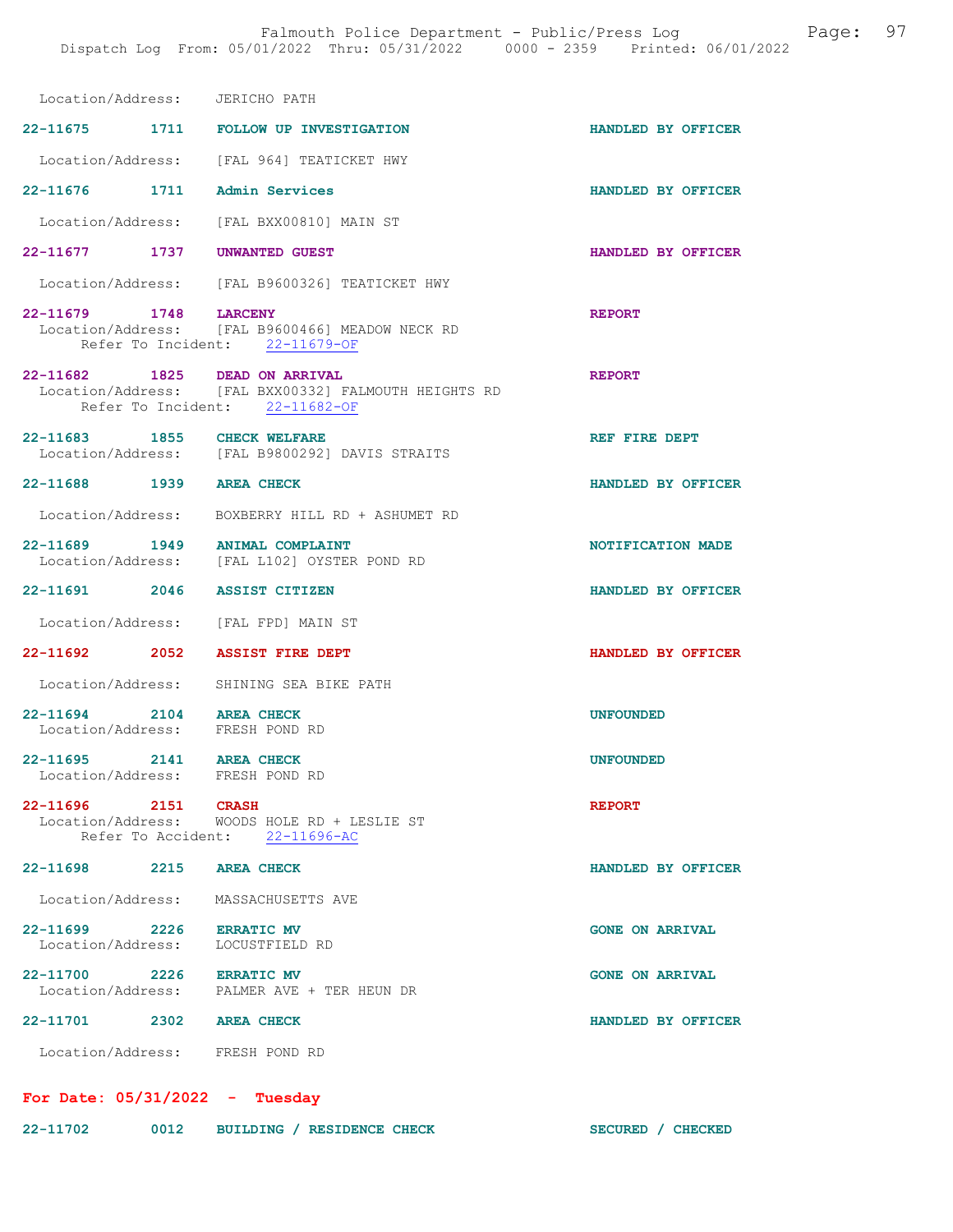Location/Address: JERICHO PATH

**22-11675 1711 FOLLOW UP INVESTIGATION** HANDLED BY OFFICER
Location/Address: [FAL 964] TEATICKET HWY

**22-11676 1711 Admin Services** HANDLED BY OFFICER
Location/Address: [FAL BXX00810] MAIN ST

**22-11677 1737 UNWANTED GUEST** HANDLED BY OFFICER
Location/Address: [FAL B9600326] TEATICKET HWY

**22-11679 1748 LARCENY** REPORT
Location/Address: [FAL B9600466] MEADOW NECK RD
Refer To Incident: 22-11679-OF

**22-11682 1825 DEAD ON ARRIVAL** REPORT
Location/Address: [FAL BXX00332] FALMOUTH HEIGHTS RD
Refer To Incident: 22-11682-OF

**22-11683 1855 CHECK WELFARE** REF FIRE DEPT
Location/Address: [FAL B9800292] DAVIS STRAITS

**22-11688 1939 AREA CHECK** HANDLED BY OFFICER
Location/Address: BOXBERRY HILL RD + ASHUMET RD

**22-11689 1949 ANIMAL COMPLAINT** NOTIFICATION MADE
Location/Address: [FAL L102] OYSTER POND RD

**22-11691 2046 ASSIST CITIZEN** HANDLED BY OFFICER
Location/Address: [FAL FPD] MAIN ST

**22-11692 2052 ASSIST FIRE DEPT** HANDLED BY OFFICER
Location/Address: SHINING SEA BIKE PATH

**22-11694 2104 AREA CHECK** UNFOUNDED
Location/Address: FRESH POND RD

**22-11695 2141 AREA CHECK** UNFOUNDED
Location/Address: FRESH POND RD

**22-11696 2151 CRASH** REPORT
Location/Address: WOODS HOLE RD + LESLIE ST
Refer To Accident: 22-11696-AC

**22-11698 2215 AREA CHECK** HANDLED BY OFFICER
Location/Address: MASSACHUSETTS AVE

**22-11699 2226 ERRATIC MV** GONE ON ARRIVAL
Location/Address: LOCUSTFIELD RD

**22-11700 2226 ERRATIC MV** GONE ON ARRIVAL
Location/Address: PALMER AVE + TER HEUN DR

**22-11701 2302 AREA CHECK** HANDLED BY OFFICER
Location/Address: FRESH POND RD

## For Date: 05/31/2022 - Tuesday

**22-11702 0012 BUILDING / RESIDENCE CHECK** SECURED / CHECKED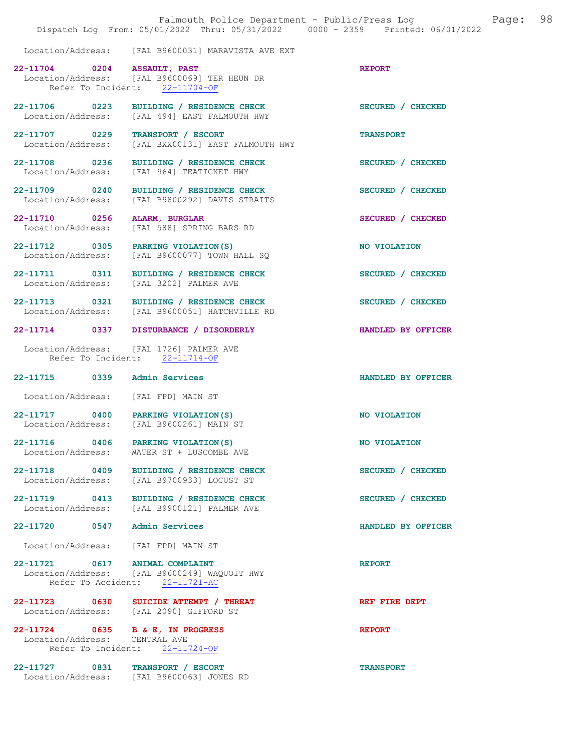Location/Address: [FAL B9600031] MARAVISTA AVE EXT

**22-11704 0204 ASSAULT, PAST** — REPORT
Location/Address: [FAL B9600069] TER HEUN DR
Refer To Incident: 22-11704-OF

**22-11706 0223 BUILDING / RESIDENCE CHECK** — SECURED / CHECKED
Location/Address: [FAL 494] EAST FALMOUTH HWY

**22-11707 0229 TRANSPORT / ESCORT** — TRANSPORT
Location/Address: [FAL BXX00131] EAST FALMOUTH HWY

**22-11708 0236 BUILDING / RESIDENCE CHECK** — SECURED / CHECKED
Location/Address: [FAL 964] TEATICKET HWY

**22-11709 0240 BUILDING / RESIDENCE CHECK** — SECURED / CHECKED
Location/Address: [FAL B9800292] DAVIS STRAITS

**22-11710 0256 ALARM, BURGLAR** — SECURED / CHECKED
Location/Address: [FAL 588] SPRING BARS RD

**22-11712 0305 PARKING VIOLATION(S)** — NO VIOLATION
Location/Address: [FAL B9600077] TOWN HALL SQ

**22-11711 0311 BUILDING / RESIDENCE CHECK** — SECURED / CHECKED
Location/Address: [FAL 3202] PALMER AVE

**22-11713 0321 BUILDING / RESIDENCE CHECK** — SECURED / CHECKED
Location/Address: [FAL B9600051] HATCHVILLE RD

**22-11714 0337 DISTURBANCE / DISORDERLY** — HANDLED BY OFFICER
Location/Address: [FAL 1726] PALMER AVE
Refer To Incident: 22-11714-OF

**22-11715 0339 Admin Services** — HANDLED BY OFFICER
Location/Address: [FAL FPD] MAIN ST

**22-11717 0400 PARKING VIOLATION(S)** — NO VIOLATION
Location/Address: [FAL B9600261] MAIN ST

**22-11716 0406 PARKING VIOLATION(S)** — NO VIOLATION
Location/Address: WATER ST + LUSCOMBE AVE

**22-11718 0409 BUILDING / RESIDENCE CHECK** — SECURED / CHECKED
Location/Address: [FAL B9700933] LOCUST ST

**22-11719 0413 BUILDING / RESIDENCE CHECK** — SECURED / CHECKED
Location/Address: [FAL B9900121] PALMER AVE

**22-11720 0547 Admin Services** — HANDLED BY OFFICER
Location/Address: [FAL FPD] MAIN ST

**22-11721 0617 ANIMAL COMPLAINT** — REPORT
Location/Address: [FAL B9600249] WAQUOIT HWY
Refer To Accident: 22-11721-AC

**22-11723 0630 SUICIDE ATTEMPT / THREAT** — REF FIRE DEPT
Location/Address: [FAL 2090] GIFFORD ST

**22-11724 0635 B & E, IN PROGRESS** — REPORT
Location/Address: CENTRAL AVE
Refer To Incident: 22-11724-OF

**22-11727 0831 TRANSPORT / ESCORT** — TRANSPORT
Location/Address: [FAL B9600063] JONES RD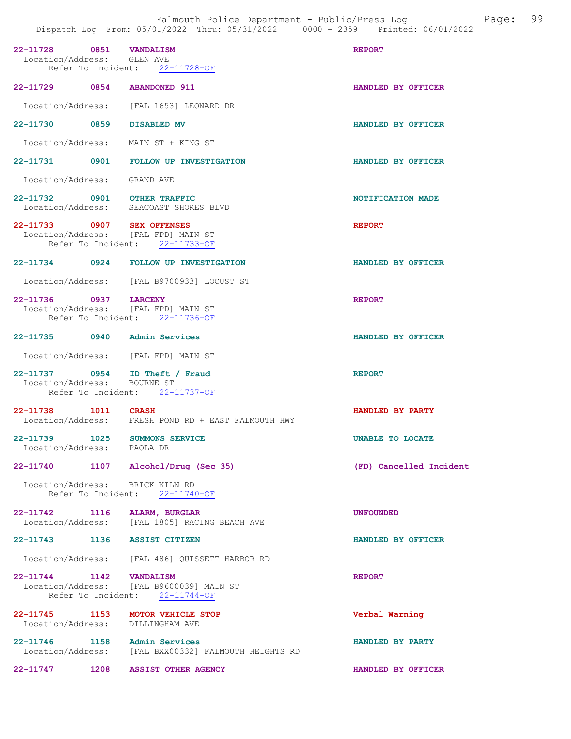22-11728 0851 VANDALISM REPORT
Location/Address: GLEN AVE
Refer To Incident: 22-11728-OF

22-11729 0854 ABANDONED 911 HANDLED BY OFFICER
Location/Address: [FAL 1653] LEONARD DR

22-11730 0859 DISABLED MV HANDLED BY OFFICER
Location/Address: MAIN ST + KING ST

22-11731 0901 FOLLOW UP INVESTIGATION HANDLED BY OFFICER
Location/Address: GRAND AVE

22-11732 0901 OTHER TRAFFIC NOTIFICATION MADE
Location/Address: SEACOAST SHORES BLVD

22-11733 0907 SEX OFFENSES REPORT
Location/Address: [FAL FPD] MAIN ST
Refer To Incident: 22-11733-OF

22-11734 0924 FOLLOW UP INVESTIGATION HANDLED BY OFFICER
Location/Address: [FAL B9700933] LOCUST ST

22-11736 0937 LARCENY REPORT
Location/Address: [FAL FPD] MAIN ST
Refer To Incident: 22-11736-OF

22-11735 0940 Admin Services HANDLED BY OFFICER
Location/Address: [FAL FPD] MAIN ST

22-11737 0954 ID Theft / Fraud REPORT
Location/Address: BOURNE ST
Refer To Incident: 22-11737-OF

22-11738 1011 CRASH HANDLED BY PARTY
Location/Address: FRESH POND RD + EAST FALMOUTH HWY

22-11739 1025 SUMMONS SERVICE UNABLE TO LOCATE
Location/Address: PAOLA DR

22-11740 1107 Alcohol/Drug (Sec 35) (FD) Cancelled Incident
Location/Address: BRICK KILN RD
Refer To Incident: 22-11740-OF

22-11742 1116 ALARM, BURGLAR UNFOUNDED
Location/Address: [FAL 1805] RACING BEACH AVE

22-11743 1136 ASSIST CITIZEN HANDLED BY OFFICER
Location/Address: [FAL 486] QUISSETT HARBOR RD

22-11744 1142 VANDALISM REPORT
Location/Address: [FAL B9600039] MAIN ST
Refer To Incident: 22-11744-OF

22-11745 1153 MOTOR VEHICLE STOP Verbal Warning
Location/Address: DILLINGHAM AVE

22-11746 1158 Admin Services HANDLED BY PARTY
Location/Address: [FAL BXX00332] FALMOUTH HEIGHTS RD

22-11747 1208 ASSIST OTHER AGENCY HANDLED BY OFFICER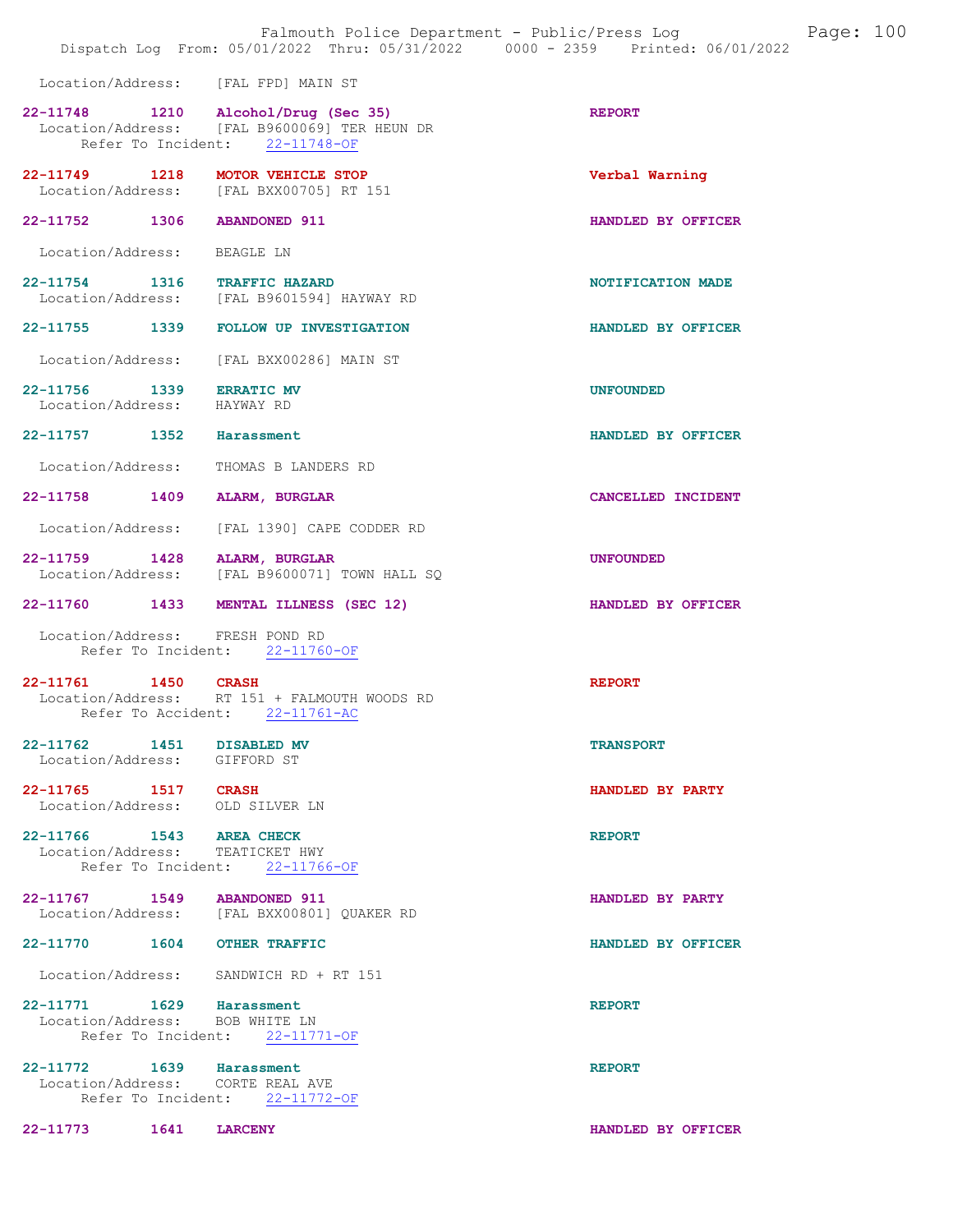Location/Address: [FAL FPD] MAIN ST

**22-11748 1210 Alcohol/Drug (Sec 35)** REPORT
Location/Address: [FAL B9600069] TER HEUN DR
Refer To Incident: 22-11748-OF

**22-11749 1218 MOTOR VEHICLE STOP** Verbal Warning
Location/Address: [FAL BXX00705] RT 151

**22-11752 1306 ABANDONED 911** HANDLED BY OFFICER
Location/Address: BEAGLE LN

**22-11754 1316 TRAFFIC HAZARD** NOTIFICATION MADE
Location/Address: [FAL B9601594] HAYWAY RD

**22-11755 1339 FOLLOW UP INVESTIGATION** HANDLED BY OFFICER
Location/Address: [FAL BXX00286] MAIN ST

**22-11756 1339 ERRATIC MV** UNFOUNDED
Location/Address: HAYWAY RD

**22-11757 1352 Harassment** HANDLED BY OFFICER
Location/Address: THOMAS B LANDERS RD

**22-11758 1409 ALARM, BURGLAR** CANCELLED INCIDENT
Location/Address: [FAL 1390] CAPE CODDER RD

**22-11759 1428 ALARM, BURGLAR** UNFOUNDED
Location/Address: [FAL B9600071] TOWN HALL SQ

**22-11760 1433 MENTAL ILLNESS (SEC 12)** HANDLED BY OFFICER
Location/Address: FRESH POND RD
Refer To Incident: 22-11760-OF

**22-11761 1450 CRASH** REPORT
Location/Address: RT 151 + FALMOUTH WOODS RD
Refer To Accident: 22-11761-AC

**22-11762 1451 DISABLED MV** TRANSPORT
Location/Address: GIFFORD ST

**22-11765 1517 CRASH** HANDLED BY PARTY
Location/Address: OLD SILVER LN

**22-11766 1543 AREA CHECK** REPORT
Location/Address: TEATICKET HWY
Refer To Incident: 22-11766-OF

**22-11767 1549 ABANDONED 911** HANDLED BY PARTY
Location/Address: [FAL BXX00801] QUAKER RD

**22-11770 1604 OTHER TRAFFIC** HANDLED BY OFFICER
Location/Address: SANDWICH RD + RT 151

**22-11771 1629 Harassment** REPORT
Location/Address: BOB WHITE LN
Refer To Incident: 22-11771-OF

**22-11772 1639 Harassment** REPORT
Location/Address: CORTE REAL AVE
Refer To Incident: 22-11772-OF

**22-11773 1641 LARCENY** HANDLED BY OFFICER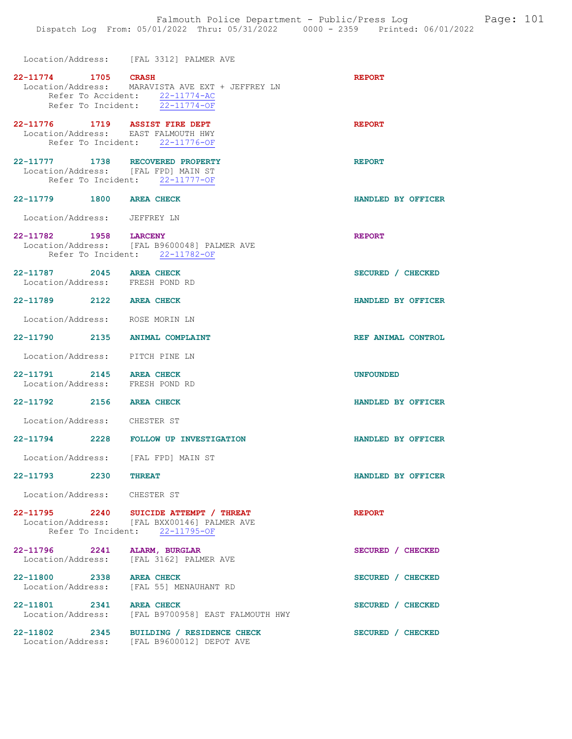Location/Address: [FAL 3312] PALMER AVE

**22-11774 1705 CRASH** — **REPORT**
Location/Address: MARAVISTA AVE EXT + JEFFREY LN
Refer To Accident: 22-11774-AC
Refer To Incident: 22-11774-OF

**22-11776 1719 ASSIST FIRE DEPT** — **REPORT**
Location/Address: EAST FALMOUTH HWY
Refer To Incident: 22-11776-OF

**22-11777 1738 RECOVERED PROPERTY** — **REPORT**
Location/Address: [FAL FPD] MAIN ST
Refer To Incident: 22-11777-OF

**22-11779 1800 AREA CHECK** — **HANDLED BY OFFICER**
Location/Address: JEFFREY LN

**22-11782 1958 LARCENY** — **REPORT**
Location/Address: [FAL B9600048] PALMER AVE
Refer To Incident: 22-11782-OF

**22-11787 2045 AREA CHECK** — **SECURED / CHECKED**
Location/Address: FRESH POND RD

**22-11789 2122 AREA CHECK** — **HANDLED BY OFFICER**
Location/Address: ROSE MORIN LN

**22-11790 2135 ANIMAL COMPLAINT** — **REF ANIMAL CONTROL**
Location/Address: PITCH PINE LN

**22-11791 2145 AREA CHECK** — **UNFOUNDED**
Location/Address: FRESH POND RD

**22-11792 2156 AREA CHECK** — **HANDLED BY OFFICER**
Location/Address: CHESTER ST

**22-11794 2228 FOLLOW UP INVESTIGATION** — **HANDLED BY OFFICER**
Location/Address: [FAL FPD] MAIN ST

**22-11793 2230 THREAT** — **HANDLED BY OFFICER**
Location/Address: CHESTER ST

**22-11795 2240 SUICIDE ATTEMPT / THREAT** — **REPORT**
Location/Address: [FAL BXX00146] PALMER AVE
Refer To Incident: 22-11795-OF

**22-11796 2241 ALARM, BURGLAR** — **SECURED / CHECKED**
Location/Address: [FAL 3162] PALMER AVE

**22-11800 2338 AREA CHECK** — **SECURED / CHECKED**
Location/Address: [FAL 55] MENAUHANT RD

**22-11801 2341 AREA CHECK** — **SECURED / CHECKED**
Location/Address: [FAL B9700958] EAST FALMOUTH HWY

**22-11802 2345 BUILDING / RESIDENCE CHECK** — **SECURED / CHECKED**
Location/Address: [FAL B9600012] DEPOT AVE